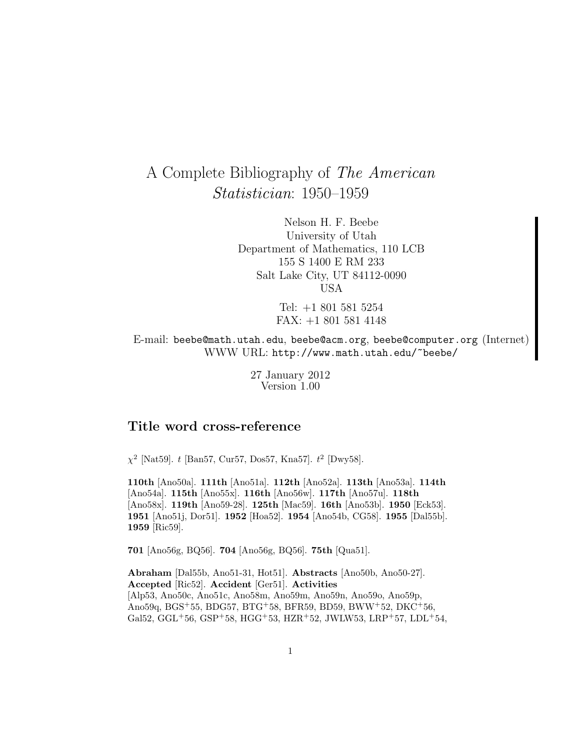# A Complete Bibliography of *The American Statistician*: 1950–1959

Nelson H. F. Beebe
University of Utah
Department of Mathematics, 110 LCB
155 S 1400 E RM 233
Salt Lake City, UT 84112-0090
USA

Tel: +1 801 581 5254
FAX: +1 801 581 4148

E-mail: `beebe@math.utah.edu`, `beebe@acm.org`, `beebe@computer.org` (Internet)
WWW URL: `http://www.math.utah.edu/~beebe/`

27 January 2012
Version 1.00

## Title word cross-reference

$\chi^2$ [Nat59]. $t$ [Ban57, Cur57, Dos57, Kna57]. $t^2$ [Dwy58].

**110th** [Ano50a]. **111th** [Ano51a]. **112th** [Ano52a]. **113th** [Ano53a]. **114th** [Ano54a]. **115th** [Ano55x]. **116th** [Ano56w]. **117th** [Ano57u]. **118th** [Ano58x]. **119th** [Ano59-28]. **125th** [Mac59]. **16th** [Ano53b]. **1950** [Eck53]. **1951** [Ano51j, Dor51]. **1952** [Hoa52]. **1954** [Ano54b, CG58]. **1955** [Dal55b]. **1959** [Ric59].

**701** [Ano56g, BQ56]. **704** [Ano56g, BQ56]. **75th** [Qua51].

**Abraham** [Dal55b, Ano51-31, Hot51]. **Abstracts** [Ano50b, Ano50-27]. **Accepted** [Ric52]. **Accident** [Ger51]. **Activities** [Alp53, Ano50c, Ano51c, Ano58m, Ano59m, Ano59n, Ano59o, Ano59p, Ano59q, BGS+55, BDG57, BTG+58, BFR59, BD59, BWW+52, DKC+56, Gal52, GGL+56, GSP+58, HGG+53, HZR+52, JWLW53, LRP+57, LDL+54,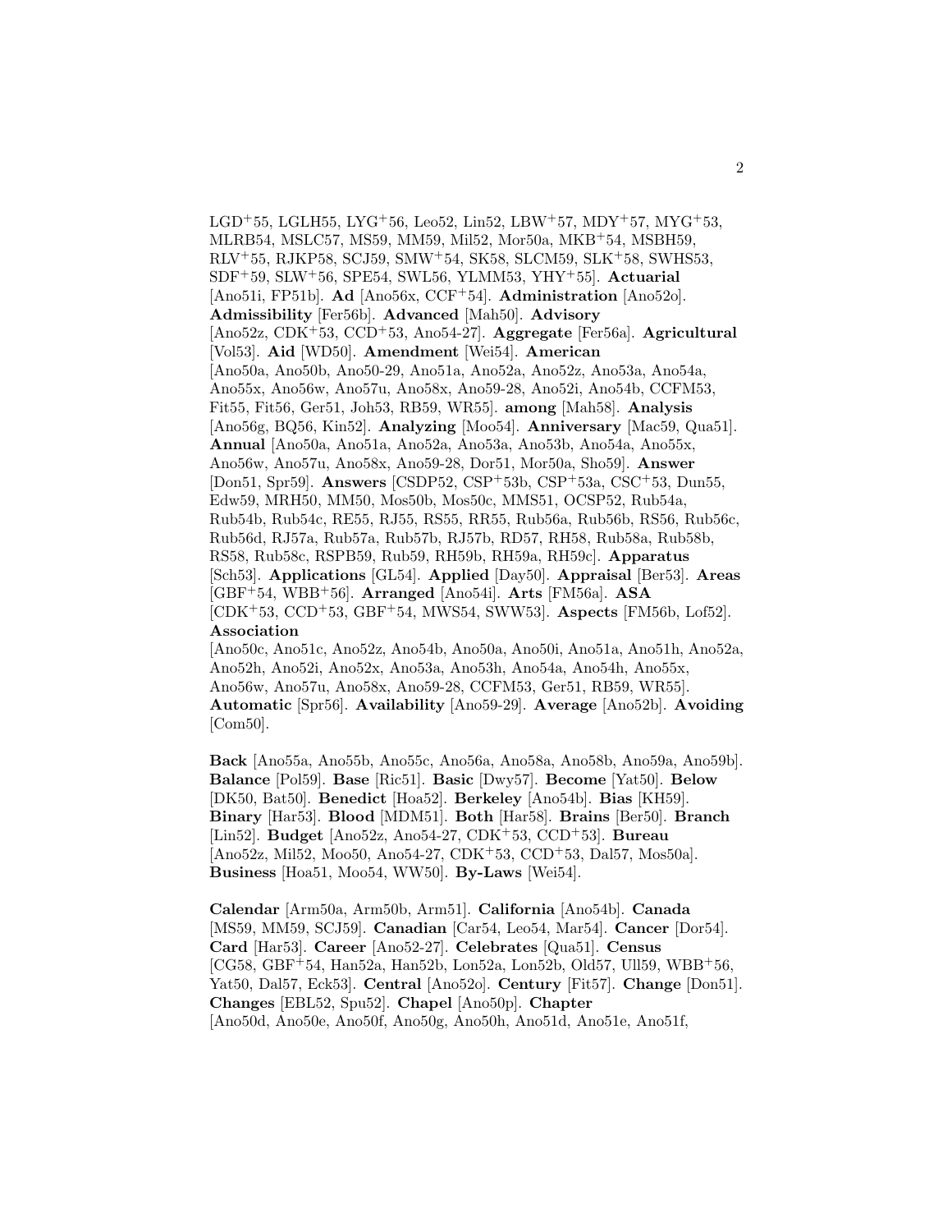LGD+55, LGLH55, LYG+56, Leo52, Lin52, LBW+57, MDY+57, MYG+53, MLRB54, MSLC57, MS59, MM59, Mil52, Mor50a, MKB+54, MSBH59, RLV+55, RJKP58, SCJ59, SMW+54, SK58, SLCM59, SLK+58, SWHS53, SDF+59, SLW+56, SPE54, SWL56, YLMM53, YHY+55]. **Actuarial** [Ano51i, FP51b]. **Ad** [Ano56x, CCF+54]. **Administration** [Ano52o]. **Admissibility** [Fer56b]. **Advanced** [Mah50]. **Advisory** [Ano52z, CDK+53, CCD+53, Ano54-27]. **Aggregate** [Fer56a]. **Agricultural** [Vol53]. **Aid** [WD50]. **Amendment** [Wei54]. **American** [Ano50a, Ano50b, Ano50-29, Ano51a, Ano52a, Ano52z, Ano53a, Ano54a, Ano55x, Ano56w, Ano57u, Ano58x, Ano59-28, Ano52i, Ano54b, CCFM53, Fit55, Fit56, Ger51, Joh53, RB59, WR55]. **among** [Mah58]. **Analysis** [Ano56g, BQ56, Kin52]. **Analyzing** [Moo54]. **Anniversary** [Mac59, Qua51]. **Annual** [Ano50a, Ano51a, Ano52a, Ano53a, Ano53b, Ano54a, Ano55x, Ano56w, Ano57u, Ano58x, Ano59-28, Dor51, Mor50a, Sho59]. **Answer** [Don51, Spr59]. **Answers** [CSDP52, CSP+53b, CSP+53a, CSC+53, Dun55, Edw59, MRH50, MM50, Mos50b, Mos50c, MMS51, OCSP52, Rub54a, Rub54b, Rub54c, RE55, RJ55, RS55, RR55, Rub56a, Rub56b, RS56, Rub56c, Rub56d, RJ57a, Rub57a, Rub57b, RJ57b, RD57, RH58, Rub58a, Rub58b, RS58, Rub58c, RSPB59, Rub59, RH59b, RH59a, RH59c]. **Apparatus** [Sch53]. **Applications** [GL54]. **Applied** [Day50]. **Appraisal** [Ber53]. **Areas** [GBF+54, WBB+56]. **Arranged** [Ano54i]. **Arts** [FM56a]. **ASA** [CDK+53, CCD+53, GBF+54, MWS54, SWW53]. **Aspects** [FM56b, Lof52]. **Association** [Ano50c, Ano51c, Ano52z, Ano54b, Ano50a, Ano50i, Ano51a, Ano51h, Ano52a, Ano52h, Ano52i, Ano52x, Ano53a, Ano53h, Ano54a, Ano54h, Ano55x, Ano56w, Ano57u, Ano58x, Ano59-28, CCFM53, Ger51, RB59, WR55]. **Automatic** [Spr56]. **Availability** [Ano59-29]. **Average** [Ano52b]. **Avoiding** [Com50].

**Back** [Ano55a, Ano55b, Ano55c, Ano56a, Ano58a, Ano58b, Ano59a, Ano59b]. **Balance** [Pol59]. **Base** [Ric51]. **Basic** [Dwy57]. **Become** [Yat50]. **Below** [DK50, Bat50]. **Benedict** [Hoa52]. **Berkeley** [Ano54b]. **Bias** [KH59]. **Binary** [Har53]. **Blood** [MDM51]. **Both** [Har58]. **Brains** [Ber50]. **Branch** [Lin52]. **Budget** [Ano52z, Ano54-27, CDK+53, CCD+53]. **Bureau** [Ano52z, Mil52, Moo50, Ano54-27, CDK+53, CCD+53, Dal57, Mos50a]. **Business** [Hoa51, Moo54, WW50]. **By-Laws** [Wei54].

**Calendar** [Arm50a, Arm50b, Arm51]. **California** [Ano54b]. **Canada** [MS59, MM59, SCJ59]. **Canadian** [Car54, Leo54, Mar54]. **Cancer** [Dor54]. **Card** [Har53]. **Career** [Ano52-27]. **Celebrates** [Qua51]. **Census** [CG58, GBF+54, Han52a, Han52b, Lon52a, Lon52b, Old57, Ull59, WBB+56, Yat50, Dal57, Eck53]. **Central** [Ano52o]. **Century** [Fit57]. **Change** [Don51]. **Changes** [EBL52, Spu52]. **Chapel** [Ano50p]. **Chapter** [Ano50d, Ano50e, Ano50f, Ano50g, Ano50h, Ano51d, Ano51e, Ano51f,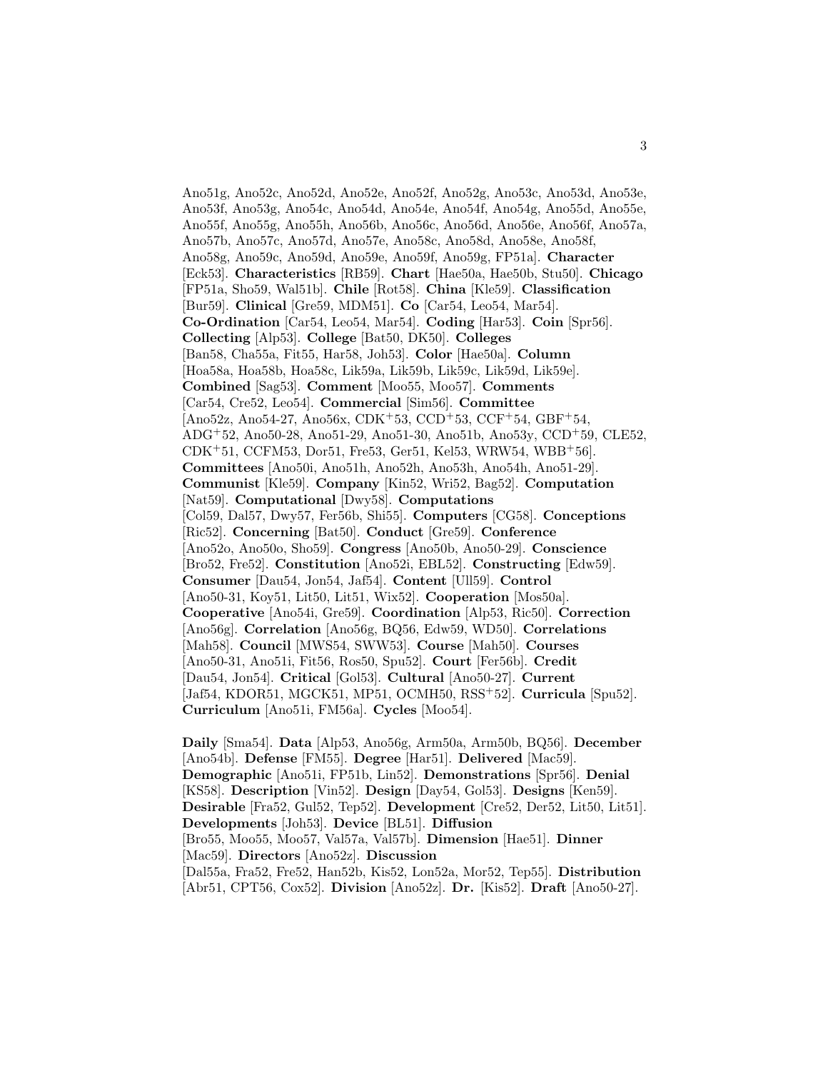Ano51g, Ano52c, Ano52d, Ano52e, Ano52f, Ano52g, Ano53c, Ano53d, Ano53e, Ano53f, Ano53g, Ano54c, Ano54d, Ano54e, Ano54f, Ano54g, Ano55d, Ano55e, Ano55f, Ano55g, Ano55h, Ano56b, Ano56c, Ano56d, Ano56e, Ano56f, Ano57a, Ano57b, Ano57c, Ano57d, Ano57e, Ano58c, Ano58d, Ano58e, Ano58f, Ano58g, Ano59c, Ano59d, Ano59e, Ano59f, Ano59g, FP51a]. **Character** [Eck53]. **Characteristics** [RB59]. **Chart** [Hae50a, Hae50b, Stu50]. **Chicago** [FP51a, Sho59, Wal51b]. **Chile** [Rot58]. **China** [Kle59]. **Classification** [Bur59]. **Clinical** [Gre59, MDM51]. **Co** [Car54, Leo54, Mar54]. **Co-Ordination** [Car54, Leo54, Mar54]. **Coding** [Har53]. **Coin** [Spr56]. **Collecting** [Alp53]. **College** [Bat50, DK50]. **Colleges** [Ban58, Cha55a, Fit55, Har58, Joh53]. **Color** [Hae50a]. **Column** [Hoa58a, Hoa58b, Hoa58c, Lik59a, Lik59b, Lik59c, Lik59d, Lik59e]. **Combined** [Sag53]. **Comment** [Moo55, Moo57]. **Comments** [Car54, Cre52, Leo54]. **Commercial** [Sim56]. **Committee** [Ano52z, Ano54-27, Ano56x, CDK+53, CCD+53, CCF+54, GBF+54, ADG+52, Ano50-28, Ano51-29, Ano51-30, Ano51b, Ano53y, CCD+59, CLE52, CDK+51, CCFM53, Dor51, Fre53, Ger51, Kel53, WRW54, WBB+56]. **Committees** [Ano50i, Ano51h, Ano52h, Ano53h, Ano54h, Ano51-29]. **Communist** [Kle59]. **Company** [Kin52, Wri52, Bag52]. **Computation** [Nat59]. **Computational** [Dwy58]. **Computations** [Col59, Dal57, Dwy57, Fer56b, Shi55]. **Computers** [CG58]. **Conceptions** [Ric52]. **Concerning** [Bat50]. **Conduct** [Gre59]. **Conference** [Ano52o, Ano50o, Sho59]. **Congress** [Ano50b, Ano50-29]. **Conscience** [Bro52, Fre52]. **Constitution** [Ano52i, EBL52]. **Constructing** [Edw59]. **Consumer** [Dau54, Jon54, Jaf54]. **Content** [Ull59]. **Control** [Ano50-31, Koy51, Lit50, Lit51, Wix52]. **Cooperation** [Mos50a]. **Cooperative** [Ano54i, Gre59]. **Coordination** [Alp53, Ric50]. **Correction** [Ano56g]. **Correlation** [Ano56g, BQ56, Edw59, WD50]. **Correlations** [Mah58]. **Council** [MWS54, SWW53]. **Course** [Mah50]. **Courses** [Ano50-31, Ano51i, Fit56, Ros50, Spu52]. **Court** [Fer56b]. **Credit** [Dau54, Jon54]. **Critical** [Gol53]. **Cultural** [Ano50-27]. **Current** [Jaf54, KDOR51, MGCK51, MP51, OCMH50, RSS+52]. **Curricula** [Spu52]. **Curriculum** [Ano51i, FM56a]. **Cycles** [Moo54].

**Daily** [Sma54]. **Data** [Alp53, Ano56g, Arm50a, Arm50b, BQ56]. **December** [Ano54b]. **Defense** [FM55]. **Degree** [Har51]. **Delivered** [Mac59]. **Demographic** [Ano51i, FP51b, Lin52]. **Demonstrations** [Spr56]. **Denial** [KS58]. **Description** [Vin52]. **Design** [Day54, Gol53]. **Designs** [Ken59]. **Desirable** [Fra52, Gul52, Tep52]. **Development** [Cre52, Der52, Lit50, Lit51]. **Developments** [Joh53]. **Device** [BL51]. **Diffusion** [Bro55, Moo55, Moo57, Val57a, Val57b]. **Dimension** [Hae51]. **Dinner** [Mac59]. **Directors** [Ano52z]. **Discussion** [Dal55a, Fra52, Fre52, Han52b, Kis52, Lon52a, Mor52, Tep55]. **Distribution** [Abr51, CPT56, Cox52]. **Division** [Ano52z]. **Dr.** [Kis52]. **Draft** [Ano50-27].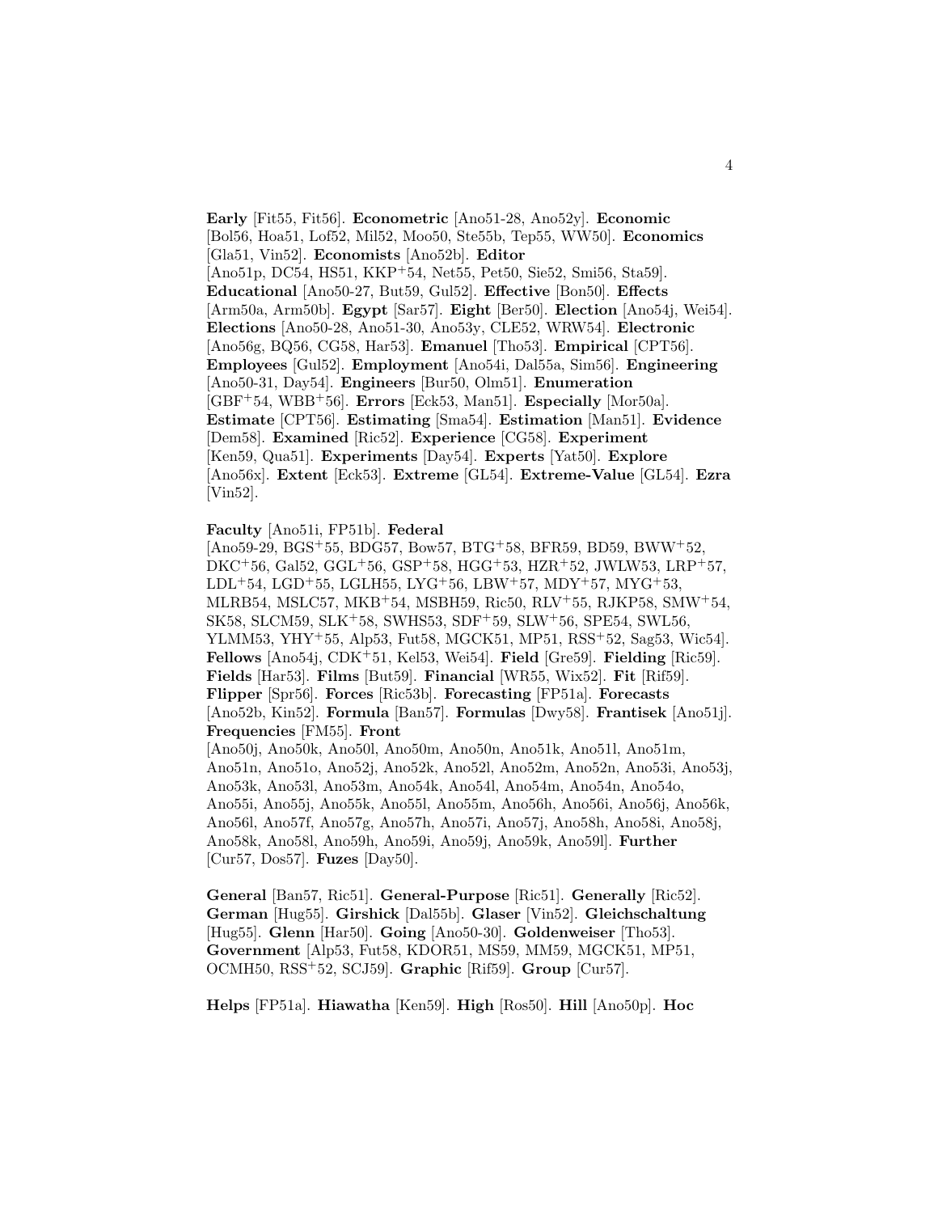**Early** [Fit55, Fit56]. **Econometric** [Ano51-28, Ano52y]. **Economic** [Bol56, Hoa51, Lof52, Mil52, Moo50, Ste55b, Tep55, WW50]. **Economics** [Gla51, Vin52]. **Economists** [Ano52b]. **Editor** [Ano51p, DC54, HS51, KKP+54, Net55, Pet50, Sie52, Smi56, Sta59]. **Educational** [Ano50-27, But59, Gul52]. **Effective** [Bon50]. **Effects** [Arm50a, Arm50b]. **Egypt** [Sar57]. **Eight** [Ber50]. **Election** [Ano54j, Wei54]. **Elections** [Ano50-28, Ano51-30, Ano53y, CLE52, WRW54]. **Electronic** [Ano56g, BQ56, CG58, Har53]. **Emanuel** [Tho53]. **Empirical** [CPT56]. **Employees** [Gul52]. **Employment** [Ano54i, Dal55a, Sim56]. **Engineering** [Ano50-31, Day54]. **Engineers** [Bur50, Olm51]. **Enumeration** [GBF+54, WBB+56]. **Errors** [Eck53, Man51]. **Especially** [Mor50a]. **Estimate** [CPT56]. **Estimating** [Sma54]. **Estimation** [Man51]. **Evidence** [Dem58]. **Examined** [Ric52]. **Experience** [CG58]. **Experiment** [Ken59, Qua51]. **Experiments** [Day54]. **Experts** [Yat50]. **Explore** [Ano56x]. **Extent** [Eck53]. **Extreme** [GL54]. **Extreme-Value** [GL54]. **Ezra** [Vin52].

**Faculty** [Ano51i, FP51b]. **Federal** [Ano59-29, BGS+55, BDG57, Bow57, BTG+58, BFR59, BD59, BWW+52, DKC+56, Gal52, GGL+56, GSP+58, HGG+53, HZR+52, JWLW53, LRP+57, LDL+54, LGD+55, LGLH55, LYG+56, LBW+57, MDY+57, MYG+53, MLRB54, MSLC57, MKB+54, MSBH59, Ric50, RLV+55, RJKP58, SMW+54, SK58, SLCM59, SLK+58, SWHS53, SDF+59, SLW+56, SPE54, SWL56, YLMM53, YHY+55, Alp53, Fut58, MGCK51, MP51, RSS+52, Sag53, Wic54]. **Fellows** [Ano54j, CDK+51, Kel53, Wei54]. **Field** [Gre59]. **Fielding** [Ric59]. **Fields** [Har53]. **Films** [But59]. **Financial** [WR55, Wix52]. **Fit** [Rif59]. **Flipper** [Spr56]. **Forces** [Ric53b]. **Forecasting** [FP51a]. **Forecasts** [Ano52b, Kin52]. **Formula** [Ban57]. **Formulas** [Dwy58]. **Frantisek** [Ano51j]. **Frequencies** [FM55]. **Front** [Ano50j, Ano50k, Ano50l, Ano50m, Ano50n, Ano51k, Ano51l, Ano51m, Ano51n, Ano51o, Ano52j, Ano52k, Ano52l, Ano52m, Ano52n, Ano53i, Ano53j, Ano53k, Ano53l, Ano53m, Ano54k, Ano54l, Ano54m, Ano54n, Ano54o, Ano55i, Ano55j, Ano55k, Ano55l, Ano55m, Ano56h, Ano56i, Ano56j, Ano56k, Ano56l, Ano57f, Ano57g, Ano57h, Ano57i, Ano57j, Ano58h, Ano58i, Ano58j, Ano58k, Ano58l, Ano59h, Ano59i, Ano59j, Ano59k, Ano59l]. **Further** [Cur57, Dos57]. **Fuzes** [Day50].

**General** [Ban57, Ric51]. **General-Purpose** [Ric51]. **Generally** [Ric52]. **German** [Hug55]. **Girshick** [Dal55b]. **Glaser** [Vin52]. **Gleichschaltung** [Hug55]. **Glenn** [Har50]. **Going** [Ano50-30]. **Goldenweiser** [Tho53]. **Government** [Alp53, Fut58, KDOR51, MS59, MM59, MGCK51, MP51, OCMH50, RSS+52, SCJ59]. **Graphic** [Rif59]. **Group** [Cur57].

**Helps** [FP51a]. **Hiawatha** [Ken59]. **High** [Ros50]. **Hill** [Ano50p]. **Hoc**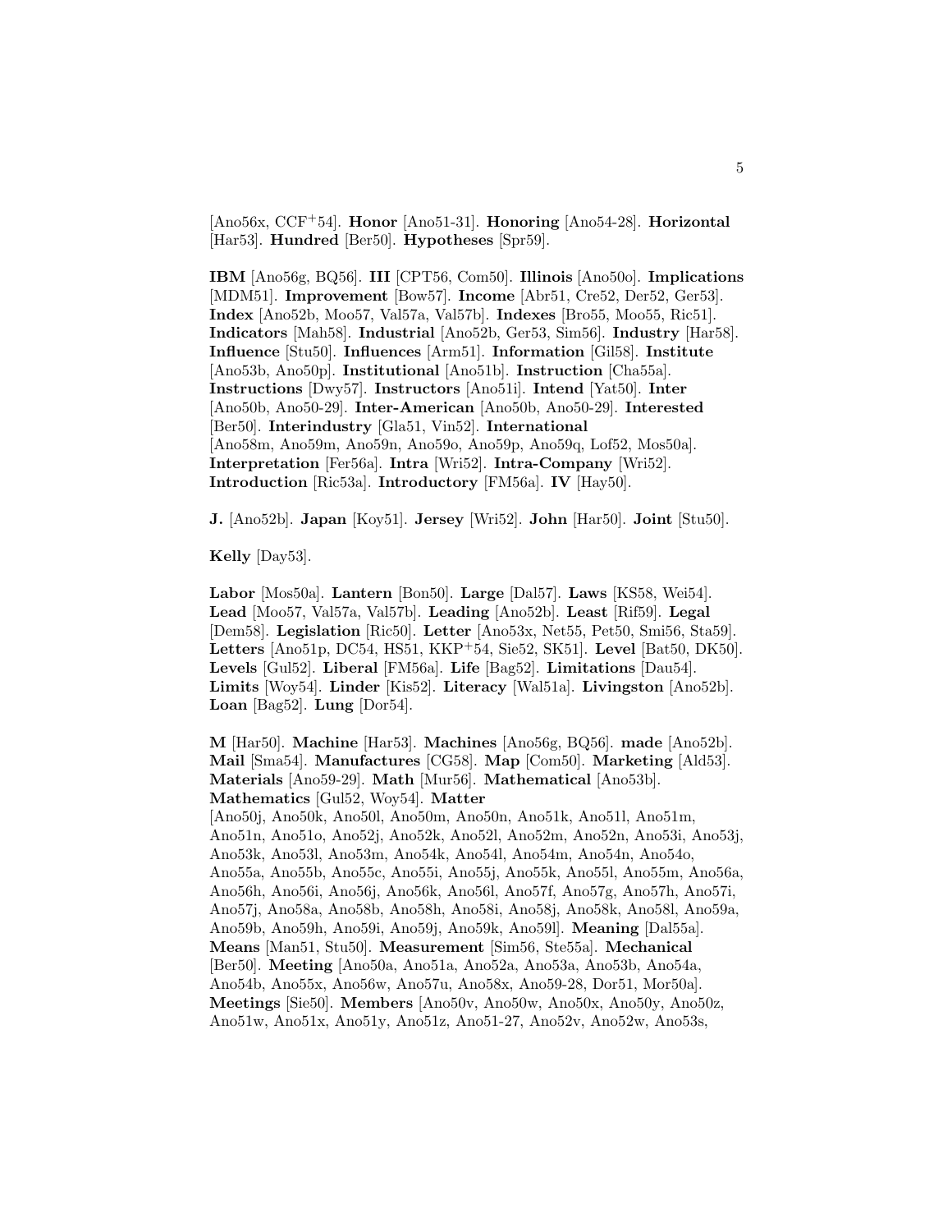[Ano56x, CCF[+]54]. **Honor** [Ano51-31]. **Honoring** [Ano54-28]. **Horizontal** [Har53]. **Hundred** [Ber50]. **Hypotheses** [Spr59].

**IBM** [Ano56g, BQ56]. **III** [CPT56, Com50]. **Illinois** [Ano50o]. **Implications** [MDM51]. **Improvement** [Bow57]. **Income** [Abr51, Cre52, Der52, Ger53]. **Index** [Ano52b, Moo57, Val57a, Val57b]. **Indexes** [Bro55, Moo55, Ric51]. **Indicators** [Mah58]. **Industrial** [Ano52b, Ger53, Sim56]. **Industry** [Har58]. **Influence** [Stu50]. **Influences** [Arm51]. **Information** [Gil58]. **Institute** [Ano53b, Ano50p]. **Institutional** [Ano51b]. **Instruction** [Cha55a]. **Instructions** [Dwy57]. **Instructors** [Ano51i]. **Intend** [Yat50]. **Inter** [Ano50b, Ano50-29]. **Inter-American** [Ano50b, Ano50-29]. **Interested** [Ber50]. **Interindustry** [Gla51, Vin52]. **International** [Ano58m, Ano59m, Ano59n, Ano59o, Ano59p, Ano59q, Lof52, Mos50a]. **Interpretation** [Fer56a]. **Intra** [Wri52]. **Intra-Company** [Wri52]. **Introduction** [Ric53a]. **Introductory** [FM56a]. **IV** [Hay50].

**J.** [Ano52b]. **Japan** [Koy51]. **Jersey** [Wri52]. **John** [Har50]. **Joint** [Stu50].

**Kelly** [Day53].

**Labor** [Mos50a]. **Lantern** [Bon50]. **Large** [Dal57]. **Laws** [KS58, Wei54]. **Lead** [Moo57, Val57a, Val57b]. **Leading** [Ano52b]. **Least** [Rif59]. **Legal** [Dem58]. **Legislation** [Ric50]. **Letter** [Ano53x, Net55, Pet50, Smi56, Sta59]. **Letters** [Ano51p, DC54, HS51, KKP[+]54, Sie52, SK51]. **Level** [Bat50, DK50]. **Levels** [Gul52]. **Liberal** [FM56a]. **Life** [Bag52]. **Limitations** [Dau54]. **Limits** [Woy54]. **Linder** [Kis52]. **Literacy** [Wal51a]. **Livingston** [Ano52b]. **Loan** [Bag52]. **Lung** [Dor54].

**M** [Har50]. **Machine** [Har53]. **Machines** [Ano56g, BQ56]. **made** [Ano52b]. **Mail** [Sma54]. **Manufactures** [CG58]. **Map** [Com50]. **Marketing** [Ald53]. **Materials** [Ano59-29]. **Math** [Mur56]. **Mathematical** [Ano53b]. **Mathematics** [Gul52, Woy54]. **Matter** [Ano50j, Ano50k, Ano50l, Ano50m, Ano50n, Ano51k, Ano51l, Ano51m, Ano51n, Ano51o, Ano52j, Ano52k, Ano52l, Ano52m, Ano52n, Ano53i, Ano53j, Ano53k, Ano53l, Ano53m, Ano54k, Ano54l, Ano54m, Ano54n, Ano54o, Ano55a, Ano55b, Ano55c, Ano55i, Ano55j, Ano55k, Ano55l, Ano55m, Ano56a, Ano56h, Ano56i, Ano56j, Ano56k, Ano56l, Ano57f, Ano57g, Ano57h, Ano57i, Ano57j, Ano58a, Ano58b, Ano58h, Ano58i, Ano58j, Ano58k, Ano58l, Ano59a, Ano59b, Ano59h, Ano59i, Ano59j, Ano59k, Ano59l]. **Meaning** [Dal55a]. **Means** [Man51, Stu50]. **Measurement** [Sim56, Ste55a]. **Mechanical** [Ber50]. **Meeting** [Ano50a, Ano51a, Ano52a, Ano53a, Ano53b, Ano54a, Ano54b, Ano55x, Ano56w, Ano57u, Ano58x, Ano59-28, Dor51, Mor50a]. **Meetings** [Sie50]. **Members** [Ano50v, Ano50w, Ano50x, Ano50y, Ano50z, Ano51w, Ano51x, Ano51y, Ano51z, Ano51-27, Ano52v, Ano52w, Ano53s,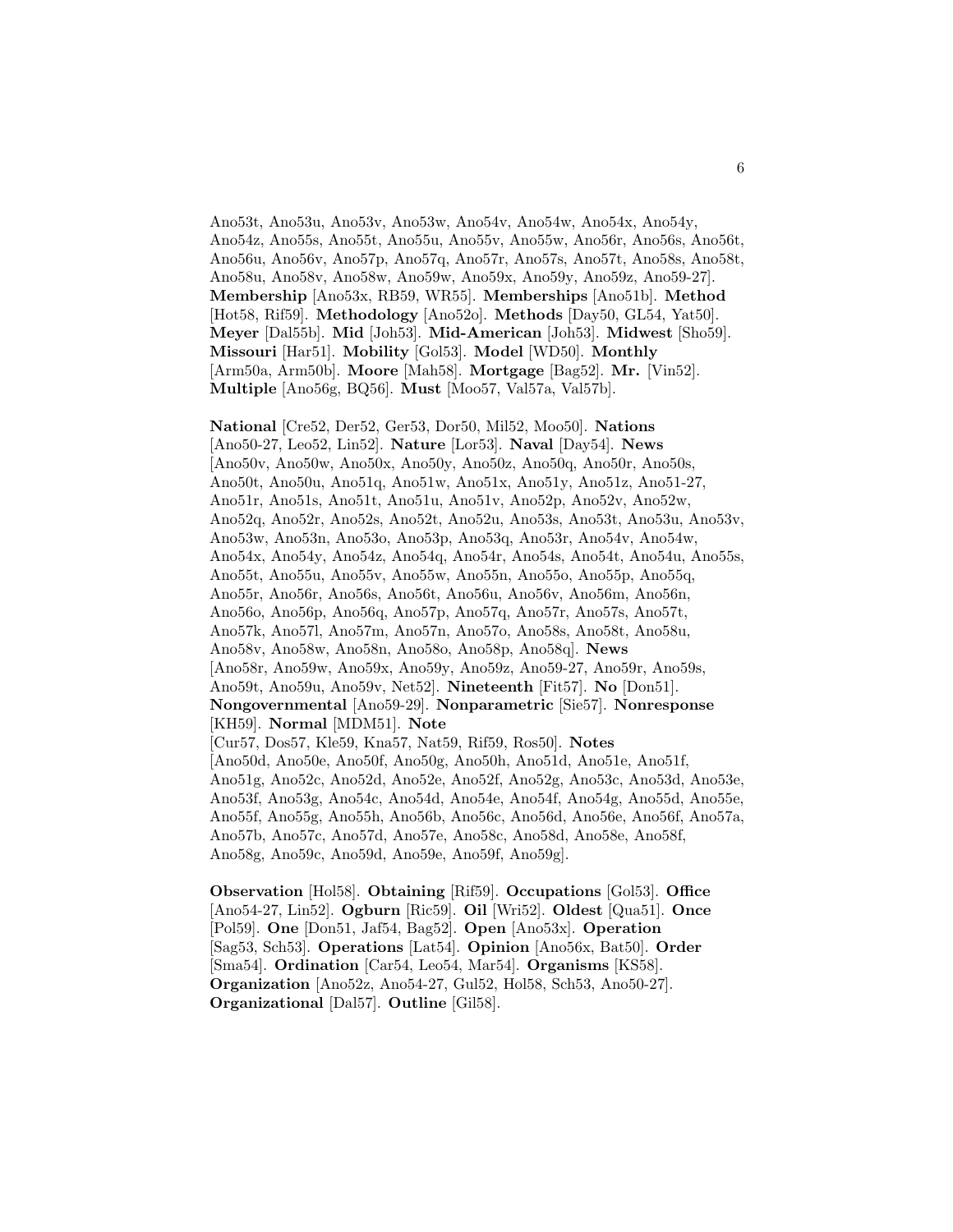Ano53t, Ano53u, Ano53v, Ano53w, Ano54v, Ano54w, Ano54x, Ano54y, Ano54z, Ano55s, Ano55t, Ano55u, Ano55v, Ano55w, Ano56r, Ano56s, Ano56t, Ano56u, Ano56v, Ano57p, Ano57q, Ano57r, Ano57s, Ano57t, Ano58s, Ano58t, Ano58u, Ano58v, Ano58w, Ano59w, Ano59x, Ano59y, Ano59z, Ano59-27]. **Membership** [Ano53x, RB59, WR55]. **Memberships** [Ano51b]. **Method** [Hot58, Rif59]. **Methodology** [Ano52o]. **Methods** [Day50, GL54, Yat50]. **Meyer** [Dal55b]. **Mid** [Joh53]. **Mid-American** [Joh53]. **Midwest** [Sho59]. **Missouri** [Har51]. **Mobility** [Gol53]. **Model** [WD50]. **Monthly** [Arm50a, Arm50b]. **Moore** [Mah58]. **Mortgage** [Bag52]. **Mr.** [Vin52]. **Multiple** [Ano56g, BQ56]. **Must** [Moo57, Val57a, Val57b].

**National** [Cre52, Der52, Ger53, Dor50, Mil52, Moo50]. **Nations** [Ano50-27, Leo52, Lin52]. **Nature** [Lor53]. **Naval** [Day54]. **News** [Ano50v, Ano50w, Ano50x, Ano50y, Ano50z, Ano50q, Ano50r, Ano50s, Ano50t, Ano50u, Ano51q, Ano51w, Ano51x, Ano51y, Ano51z, Ano51-27, Ano51r, Ano51s, Ano51t, Ano51u, Ano51v, Ano52p, Ano52v, Ano52w, Ano52q, Ano52r, Ano52s, Ano52t, Ano52u, Ano53s, Ano53t, Ano53u, Ano53v, Ano53w, Ano53n, Ano53o, Ano53p, Ano53q, Ano53r, Ano54v, Ano54w, Ano54x, Ano54y, Ano54z, Ano54q, Ano54r, Ano54s, Ano54t, Ano54u, Ano55s, Ano55t, Ano55u, Ano55v, Ano55w, Ano55n, Ano55o, Ano55p, Ano55q, Ano55r, Ano56r, Ano56s, Ano56t, Ano56u, Ano56v, Ano56m, Ano56n, Ano56o, Ano56p, Ano56q, Ano57p, Ano57q, Ano57r, Ano57s, Ano57t, Ano57k, Ano57l, Ano57m, Ano57n, Ano57o, Ano58s, Ano58t, Ano58u, Ano58v, Ano58w, Ano58n, Ano58o, Ano58p, Ano58q]. **News** [Ano58r, Ano59w, Ano59x, Ano59y, Ano59z, Ano59-27, Ano59r, Ano59s, Ano59t, Ano59u, Ano59v, Net52]. **Nineteenth** [Fit57]. **No** [Don51]. **Nongovernmental** [Ano59-29]. **Nonparametric** [Sie57]. **Nonresponse** [KH59]. **Normal** [MDM51]. **Note** [Cur57, Dos57, Kle59, Kna57, Nat59, Rif59, Ros50]. **Notes** [Ano50d, Ano50e, Ano50f, Ano50g, Ano50h, Ano51d, Ano51e, Ano51f, Ano51g, Ano52c, Ano52d, Ano52e, Ano52f, Ano52g, Ano53c, Ano53d, Ano53e, Ano53f, Ano53g, Ano54c, Ano54d, Ano54e, Ano54f, Ano54g, Ano55d, Ano55e, Ano55f, Ano55g, Ano55h, Ano56b, Ano56c, Ano56d, Ano56e, Ano56f, Ano57a, Ano57b, Ano57c, Ano57d, Ano57e, Ano58c, Ano58d, Ano58e, Ano58f, Ano58g, Ano59c, Ano59d, Ano59e, Ano59f, Ano59g].

**Observation** [Hol58]. **Obtaining** [Rif59]. **Occupations** [Gol53]. **Office** [Ano54-27, Lin52]. **Ogburn** [Ric59]. **Oil** [Wri52]. **Oldest** [Qua51]. **Once** [Pol59]. **One** [Don51, Jaf54, Bag52]. **Open** [Ano53x]. **Operation** [Sag53, Sch53]. **Operations** [Lat54]. **Opinion** [Ano56x, Bat50]. **Order** [Sma54]. **Ordination** [Car54, Leo54, Mar54]. **Organisms** [KS58]. **Organization** [Ano52z, Ano54-27, Gul52, Hol58, Sch53, Ano50-27]. **Organizational** [Dal57]. **Outline** [Gil58].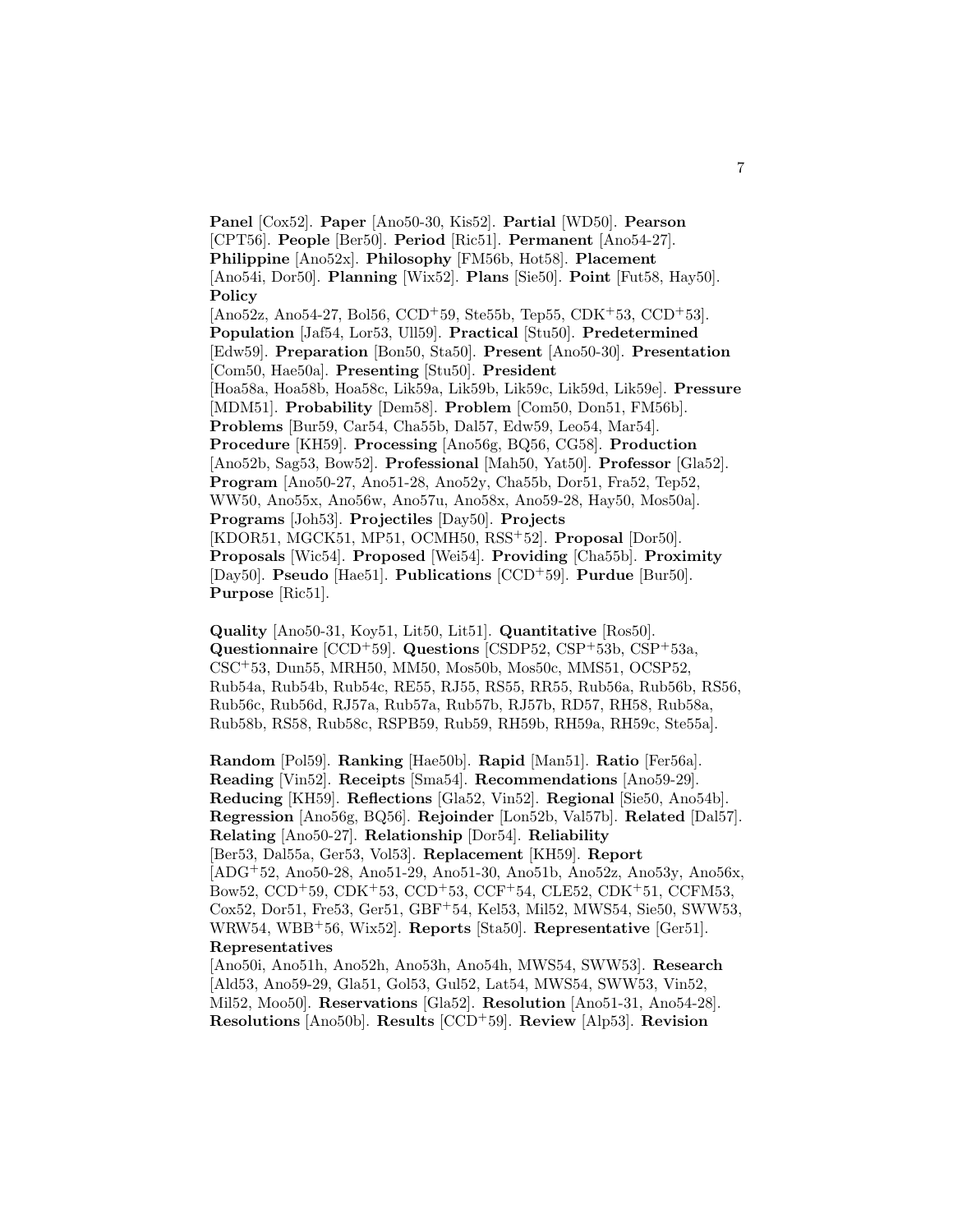**Panel** [Cox52]. **Paper** [Ano50-30, Kis52]. **Partial** [WD50]. **Pearson** [CPT56]. **People** [Ber50]. **Period** [Ric51]. **Permanent** [Ano54-27]. **Philippine** [Ano52x]. **Philosophy** [FM56b, Hot58]. **Placement** [Ano54i, Dor50]. **Planning** [Wix52]. **Plans** [Sie50]. **Point** [Fut58, Hay50]. **Policy** [Ano52z, Ano54-27, Bol56, CCD+59, Ste55b, Tep55, CDK+53, CCD+53]. **Population** [Jaf54, Lor53, Ull59]. **Practical** [Stu50]. **Predetermined** [Edw59]. **Preparation** [Bon50, Sta50]. **Present** [Ano50-30]. **Presentation** [Com50, Hae50a]. **Presenting** [Stu50]. **President** [Hoa58a, Hoa58b, Hoa58c, Lik59a, Lik59b, Lik59c, Lik59d, Lik59e]. **Pressure** [MDM51]. **Probability** [Dem58]. **Problem** [Com50, Don51, FM56b]. **Problems** [Bur59, Car54, Cha55b, Dal57, Edw59, Leo54, Mar54]. **Procedure** [KH59]. **Processing** [Ano56g, BQ56, CG58]. **Production** [Ano52b, Sag53, Bow52]. **Professional** [Mah50, Yat50]. **Professor** [Gla52]. **Program** [Ano50-27, Ano51-28, Ano52y, Cha55b, Dor51, Fra52, Tep52, WW50, Ano55x, Ano56w, Ano57u, Ano58x, Ano59-28, Hay50, Mos50a]. **Programs** [Joh53]. **Projectiles** [Day50]. **Projects** [KDOR51, MGCK51, MP51, OCMH50, RSS+52]. **Proposal** [Dor50]. **Proposals** [Wic54]. **Proposed** [Wei54]. **Providing** [Cha55b]. **Proximity** [Day50]. **Pseudo** [Hae51]. **Publications** [CCD+59]. **Purdue** [Bur50]. **Purpose** [Ric51].

**Quality** [Ano50-31, Koy51, Lit50, Lit51]. **Quantitative** [Ros50]. **Questionnaire** [CCD+59]. **Questions** [CSDP52, CSP+53b, CSP+53a, CSC+53, Dun55, MRH50, MM50, Mos50b, Mos50c, MMS51, OCSP52, Rub54a, Rub54b, Rub54c, RE55, RJ55, RS55, RR55, Rub56a, Rub56b, RS56, Rub56c, Rub56d, RJ57a, Rub57a, Rub57b, RJ57b, RD57, RH58, Rub58a, Rub58b, RS58, Rub58c, RSPB59, Rub59, RH59b, RH59a, RH59c, Ste55a].

**Random** [Pol59]. **Ranking** [Hae50b]. **Rapid** [Man51]. **Ratio** [Fer56a]. **Reading** [Vin52]. **Receipts** [Sma54]. **Recommendations** [Ano59-29]. **Reducing** [KH59]. **Reflections** [Gla52, Vin52]. **Regional** [Sie50, Ano54b]. **Regression** [Ano56g, BQ56]. **Rejoinder** [Lon52b, Val57b]. **Related** [Dal57]. **Relating** [Ano50-27]. **Relationship** [Dor54]. **Reliability** [Ber53, Dal55a, Ger53, Vol53]. **Replacement** [KH59]. **Report** [ADG+52, Ano50-28, Ano51-29, Ano51-30, Ano51b, Ano52z, Ano53y, Ano56x, Bow52, CCD+59, CDK+53, CCD+53, CCF+54, CLE52, CDK+51, CCFM53, Cox52, Dor51, Fre53, Ger51, GBF+54, Kel53, Mil52, MWS54, Sie50, SWW53, WRW54, WBB+56, Wix52]. **Reports** [Sta50]. **Representative** [Ger51]. **Representatives** [Ano50i, Ano51h, Ano52h, Ano53h, Ano54h, MWS54, SWW53]. **Research** [Ald53, Ano59-29, Gla51, Gol53, Gul52, Lat54, MWS54, SWW53, Vin52, Mil52, Moo50]. **Reservations** [Gla52]. **Resolution** [Ano51-31, Ano54-28]. **Resolutions** [Ano50b]. **Results** [CCD+59]. **Review** [Alp53]. **Revision**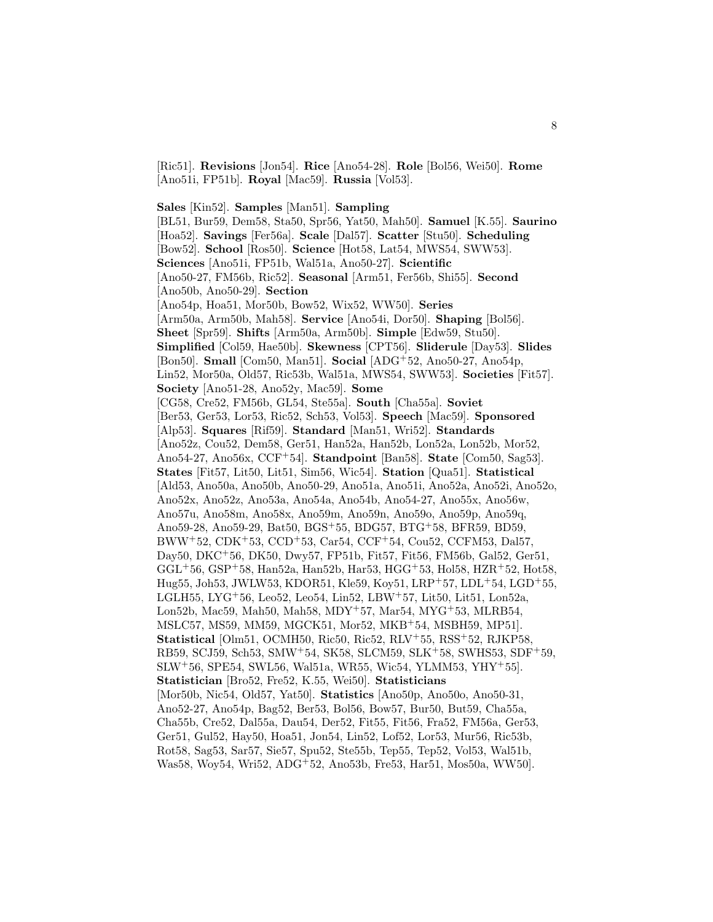[Ric51]. **Revisions** [Jon54]. **Rice** [Ano54-28]. **Role** [Bol56, Wei50]. **Rome** [Ano51i, FP51b]. **Royal** [Mac59]. **Russia** [Vol53].

**Sales** [Kin52]. **Samples** [Man51]. **Sampling** [BL51, Bur59, Dem58, Sta50, Spr56, Yat50, Mah50]. **Samuel** [K.55]. **Saurino** [Hoa52]. **Savings** [Fer56a]. **Scale** [Dal57]. **Scatter** [Stu50]. **Scheduling** [Bow52]. **School** [Ros50]. **Science** [Hot58, Lat54, MWS54, SWW53]. **Sciences** [Ano51i, FP51b, Wal51a, Ano50-27]. **Scientific** [Ano50-27, FM56b, Ric52]. **Seasonal** [Arm51, Fer56b, Shi55]. **Second** [Ano50b, Ano50-29]. **Section** [Ano54p, Hoa51, Mor50b, Bow52, Wix52, WW50]. **Series** [Arm50a, Arm50b, Mah58]. **Service** [Ano54i, Dor50]. **Shaping** [Bol56]. **Sheet** [Spr59]. **Shifts** [Arm50a, Arm50b]. **Simple** [Edw59, Stu50]. **Simplified** [Col59, Hae50b]. **Skewness** [CPT56]. **Sliderule** [Day53]. **Slides** [Bon50]. **Small** [Com50, Man51]. **Social** [ADG+52, Ano50-27, Ano54p, Lin52, Mor50a, Old57, Ric53b, Wal51a, MWS54, SWW53]. **Societies** [Fit57]. **Society** [Ano51-28, Ano52y, Mac59]. **Some** [CG58, Cre52, FM56b, GL54, Ste55a]. **South** [Cha55a]. **Soviet** [Ber53, Ger53, Lor53, Ric52, Sch53, Vol53]. **Speech** [Mac59]. **Sponsored** [Alp53]. **Squares** [Rif59]. **Standard** [Man51, Wri52]. **Standards** [Ano52z, Cou52, Dem58, Ger51, Han52a, Han52b, Lon52a, Lon52b, Mor52, Ano54-27, Ano56x, CCF+54]. **Standpoint** [Ban58]. **State** [Com50, Sag53]. **States** [Fit57, Lit50, Lit51, Sim56, Wic54]. **Station** [Qua51]. **Statistical** [Ald53, Ano50a, Ano50b, Ano50-29, Ano51a, Ano51i, Ano52a, Ano52i, Ano52o, Ano52x, Ano52z, Ano53a, Ano54a, Ano54b, Ano54-27, Ano55x, Ano56w, Ano57u, Ano58m, Ano58x, Ano59m, Ano59n, Ano59o, Ano59p, Ano59q, Ano59-28, Ano59-29, Bat50, BGS+55, BDG57, BTG+58, BFR59, BD59, BWW+52, CDK+53, CCD+53, Car54, CCF+54, Cou52, CCFM53, Dal57, Day50, DKC+56, DK50, Dwy57, FP51b, Fit57, Fit56, FM56b, Gal52, Ger51, GGL+56, GSP+58, Han52a, Han52b, Har53, HGG+53, Hol58, HZR+52, Hot58, Hug55, Joh53, JWLW53, KDOR51, Kle59, Koy51, LRP+57, LDL+54, LGD+55, LGLH55, LYG+56, Leo52, Leo54, Lin52, LBW+57, Lit50, Lit51, Lon52a, Lon52b, Mac59, Mah50, Mah58, MDY+57, Mar54, MYG+53, MLRB54, MSLC57, MS59, MM59, MGCK51, Mor52, MKB+54, MSBH59, MP51]. **Statistical** [Olm51, OCMH50, Ric50, Ric52, RLV+55, RSS+52, RJKP58, RB59, SCJ59, Sch53, SMW+54, SK58, SLCM59, SLK+58, SWHS53, SDF+59, SLW+56, SPE54, SWL56, Wal51a, WR55, Wic54, YLMM53, YHY+55]. **Statistician** [Bro52, Fre52, K.55, Wei50]. **Statisticians** [Mor50b, Nic54, Old57, Yat50]. **Statistics** [Ano50p, Ano50o, Ano50-31, Ano52-27, Ano54p, Bag52, Ber53, Bol56, Bow57, Bur50, But59, Cha55a, Cha55b, Cre52, Dal55a, Dau54, Der52, Fit55, Fit56, Fra52, FM56a, Ger53, Ger51, Gul52, Hay50, Hoa51, Jon54, Lin52, Lof52, Lor53, Mur56, Ric53b, Rot58, Sag53, Sar57, Sie57, Spu52, Ste55b, Tep55, Tep52, Vol53, Wal51b, Was58, Woy54, Wri52, ADG+52, Ano53b, Fre53, Har51, Mos50a, WW50].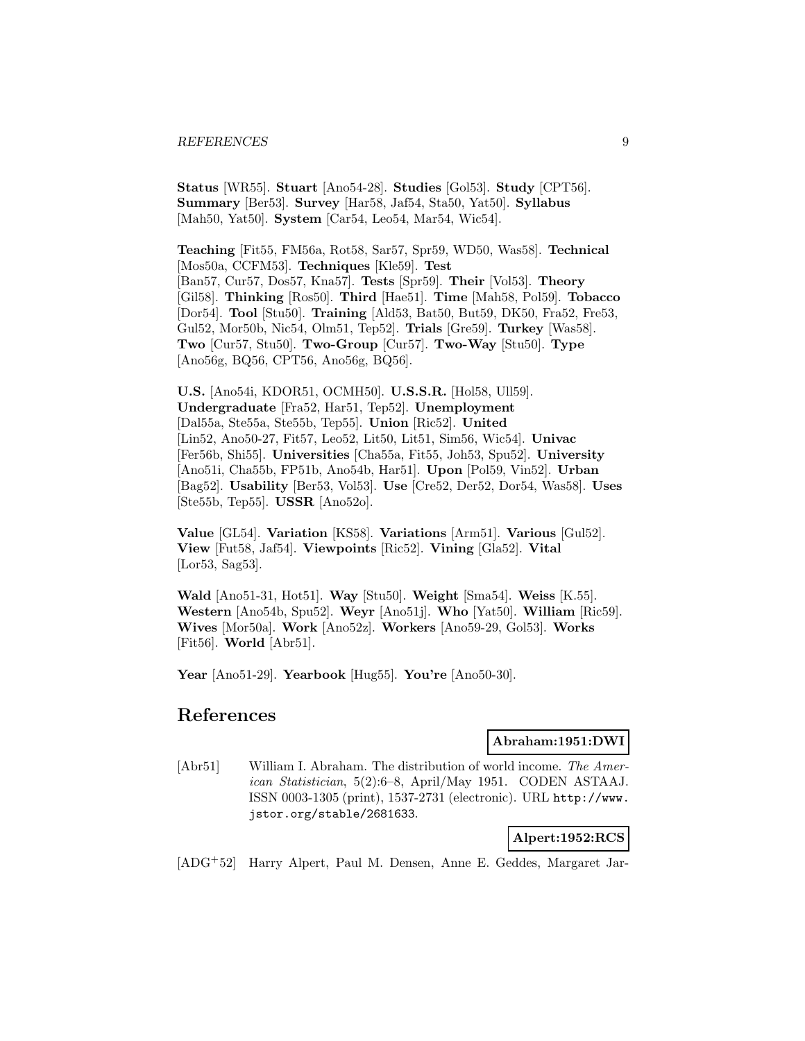**Status** [WR55]. **Stuart** [Ano54-28]. **Studies** [Gol53]. **Study** [CPT56]. **Summary** [Ber53]. **Survey** [Har58, Jaf54, Sta50, Yat50]. **Syllabus** [Mah50, Yat50]. **System** [Car54, Leo54, Mar54, Wic54].

**Teaching** [Fit55, FM56a, Rot58, Sar57, Spr59, WD50, Was58]. **Technical** [Mos50a, CCFM53]. **Techniques** [Kle59]. **Test** [Ban57, Cur57, Dos57, Kna57]. **Tests** [Spr59]. **Their** [Vol53]. **Theory** [Gil58]. **Thinking** [Ros50]. **Third** [Hae51]. **Time** [Mah58, Pol59]. **Tobacco** [Dor54]. **Tool** [Stu50]. **Training** [Ald53, Bat50, But59, DK50, Fra52, Fre53, Gul52, Mor50b, Nic54, Olm51, Tep52]. **Trials** [Gre59]. **Turkey** [Was58]. **Two** [Cur57, Stu50]. **Two-Group** [Cur57]. **Two-Way** [Stu50]. **Type** [Ano56g, BQ56, CPT56, Ano56g, BQ56].

**U.S.** [Ano54i, KDOR51, OCMH50]. **U.S.S.R.** [Hol58, Ull59]. **Undergraduate** [Fra52, Har51, Tep52]. **Unemployment** [Dal55a, Ste55a, Ste55b, Tep55]. **Union** [Ric52]. **United** [Lin52, Ano50-27, Fit57, Leo52, Lit50, Lit51, Sim56, Wic54]. **Univac** [Fer56b, Shi55]. **Universities** [Cha55a, Fit55, Joh53, Spu52]. **University** [Ano51i, Cha55b, FP51b, Ano54b, Har51]. **Upon** [Pol59, Vin52]. **Urban** [Bag52]. **Usability** [Ber53, Vol53]. **Use** [Cre52, Der52, Dor54, Was58]. **Uses** [Ste55b, Tep55]. **USSR** [Ano52o].

**Value** [GL54]. **Variation** [KS58]. **Variations** [Arm51]. **Various** [Gul52]. **View** [Fut58, Jaf54]. **Viewpoints** [Ric52]. **Vining** [Gla52]. **Vital** [Lor53, Sag53].

**Wald** [Ano51-31, Hot51]. **Way** [Stu50]. **Weight** [Sma54]. **Weiss** [K.55]. **Western** [Ano54b, Spu52]. **Weyr** [Ano51j]. **Who** [Yat50]. **William** [Ric59]. **Wives** [Mor50a]. **Work** [Ano52z]. **Workers** [Ano59-29, Gol53]. **Works** [Fit56]. **World** [Abr51].

**Year** [Ano51-29]. **Yearbook** [Hug55]. **You're** [Ano50-30].

# References

**Abraham:1951:DWI**

[Abr51] William I. Abraham. The distribution of world income. *The American Statistician*, 5(2):6–8, April/May 1951. CODEN ASTAAJ. ISSN 0003-1305 (print), 1537-2731 (electronic). URL http://www.jstor.org/stable/2681633.

**Alpert:1952:RCS**

[ADG+52] Harry Alpert, Paul M. Densen, Anne E. Geddes, Margaret Jar-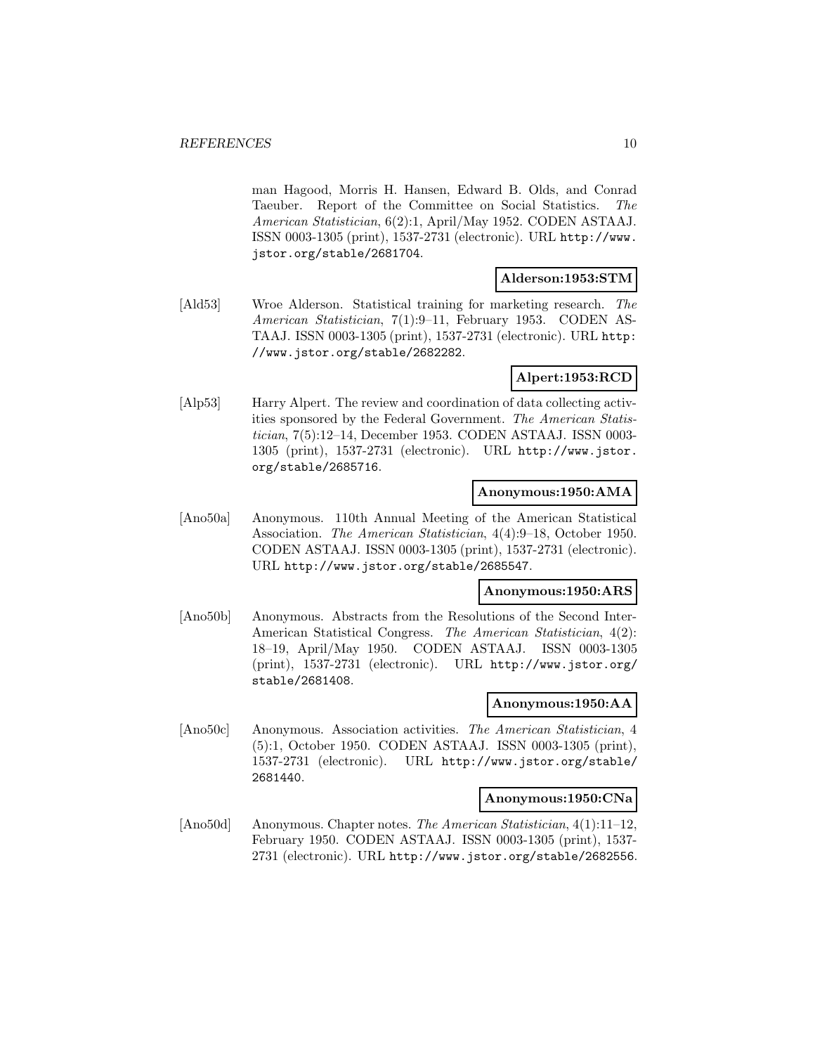man Hagood, Morris H. Hansen, Edward B. Olds, and Conrad Taeuber. Report of the Committee on Social Statistics. *The American Statistician*, 6(2):1, April/May 1952. CODEN ASTAAJ. ISSN 0003-1305 (print), 1537-2731 (electronic). URL http://www.jstor.org/stable/2681704.

**Alderson:1953:STM**

[Ald53] Wroe Alderson. Statistical training for marketing research. *The American Statistician*, 7(1):9–11, February 1953. CODEN ASTAAJ. ISSN 0003-1305 (print), 1537-2731 (electronic). URL http://www.jstor.org/stable/2682282.

**Alpert:1953:RCD**

[Alp53] Harry Alpert. The review and coordination of data collecting activities sponsored by the Federal Government. *The American Statistician*, 7(5):12–14, December 1953. CODEN ASTAAJ. ISSN 0003-1305 (print), 1537-2731 (electronic). URL http://www.jstor.org/stable/2685716.

**Anonymous:1950:AMA**

[Ano50a] Anonymous. 110th Annual Meeting of the American Statistical Association. *The American Statistician*, 4(4):9–18, October 1950. CODEN ASTAAJ. ISSN 0003-1305 (print), 1537-2731 (electronic). URL http://www.jstor.org/stable/2685547.

**Anonymous:1950:ARS**

[Ano50b] Anonymous. Abstracts from the Resolutions of the Second Inter-American Statistical Congress. *The American Statistician*, 4(2): 18–19, April/May 1950. CODEN ASTAAJ. ISSN 0003-1305 (print), 1537-2731 (electronic). URL http://www.jstor.org/stable/2681408.

**Anonymous:1950:AA**

[Ano50c] Anonymous. Association activities. *The American Statistician*, 4 (5):1, October 1950. CODEN ASTAAJ. ISSN 0003-1305 (print), 1537-2731 (electronic). URL http://www.jstor.org/stable/2681440.

**Anonymous:1950:CNa**

[Ano50d] Anonymous. Chapter notes. *The American Statistician*, 4(1):11–12, February 1950. CODEN ASTAAJ. ISSN 0003-1305 (print), 1537-2731 (electronic). URL http://www.jstor.org/stable/2682556.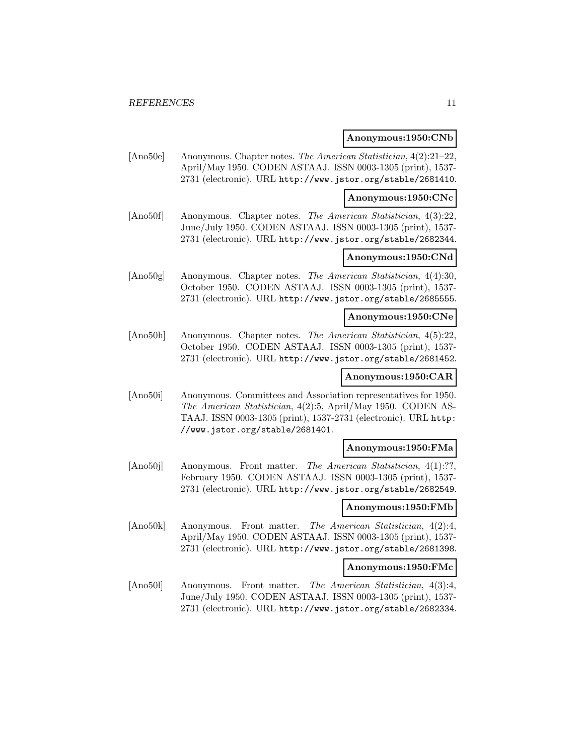**Anonymous:1950:CNb**

[Ano50e] Anonymous. Chapter notes. *The American Statistician*, 4(2):21–22, April/May 1950. CODEN ASTAAJ. ISSN 0003-1305 (print), 1537-2731 (electronic). URL http://www.jstor.org/stable/2681410.

**Anonymous:1950:CNc**

[Ano50f] Anonymous. Chapter notes. *The American Statistician*, 4(3):22, June/July 1950. CODEN ASTAAJ. ISSN 0003-1305 (print), 1537-2731 (electronic). URL http://www.jstor.org/stable/2682344.

**Anonymous:1950:CNd**

[Ano50g] Anonymous. Chapter notes. *The American Statistician*, 4(4):30, October 1950. CODEN ASTAAJ. ISSN 0003-1305 (print), 1537-2731 (electronic). URL http://www.jstor.org/stable/2685555.

**Anonymous:1950:CNe**

[Ano50h] Anonymous. Chapter notes. *The American Statistician*, 4(5):22, October 1950. CODEN ASTAAJ. ISSN 0003-1305 (print), 1537-2731 (electronic). URL http://www.jstor.org/stable/2681452.

**Anonymous:1950:CAR**

[Ano50i] Anonymous. Committees and Association representatives for 1950. *The American Statistician*, 4(2):5, April/May 1950. CODEN ASTAAJ. ISSN 0003-1305 (print), 1537-2731 (electronic). URL http://www.jstor.org/stable/2681401.

**Anonymous:1950:FMa**

[Ano50j] Anonymous. Front matter. *The American Statistician*, 4(1):??, February 1950. CODEN ASTAAJ. ISSN 0003-1305 (print), 1537-2731 (electronic). URL http://www.jstor.org/stable/2682549.

**Anonymous:1950:FMb**

[Ano50k] Anonymous. Front matter. *The American Statistician*, 4(2):4, April/May 1950. CODEN ASTAAJ. ISSN 0003-1305 (print), 1537-2731 (electronic). URL http://www.jstor.org/stable/2681398.

**Anonymous:1950:FMc**

[Ano50l] Anonymous. Front matter. *The American Statistician*, 4(3):4, June/July 1950. CODEN ASTAAJ. ISSN 0003-1305 (print), 1537-2731 (electronic). URL http://www.jstor.org/stable/2682334.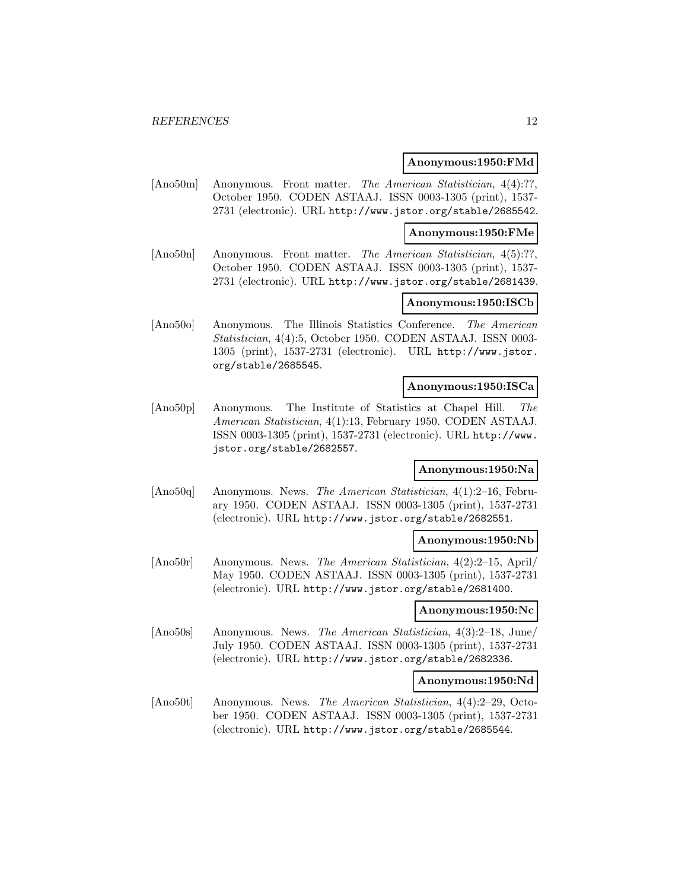**Anonymous:1950:FMd**

[Ano50m] Anonymous. Front matter. *The American Statistician*, 4(4):??, October 1950. CODEN ASTAAJ. ISSN 0003-1305 (print), 1537-2731 (electronic). URL http://www.jstor.org/stable/2685542.

**Anonymous:1950:FMe**

[Ano50n] Anonymous. Front matter. *The American Statistician*, 4(5):??, October 1950. CODEN ASTAAJ. ISSN 0003-1305 (print), 1537-2731 (electronic). URL http://www.jstor.org/stable/2681439.

**Anonymous:1950:ISCb**

[Ano50o] Anonymous. The Illinois Statistics Conference. *The American Statistician*, 4(4):5, October 1950. CODEN ASTAAJ. ISSN 0003-1305 (print), 1537-2731 (electronic). URL http://www.jstor.org/stable/2685545.

**Anonymous:1950:ISCa**

[Ano50p] Anonymous. The Institute of Statistics at Chapel Hill. *The American Statistician*, 4(1):13, February 1950. CODEN ASTAAJ. ISSN 0003-1305 (print), 1537-2731 (electronic). URL http://www.jstor.org/stable/2682557.

**Anonymous:1950:Na**

[Ano50q] Anonymous. News. *The American Statistician*, 4(1):2–16, February 1950. CODEN ASTAAJ. ISSN 0003-1305 (print), 1537-2731 (electronic). URL http://www.jstor.org/stable/2682551.

**Anonymous:1950:Nb**

[Ano50r] Anonymous. News. *The American Statistician*, 4(2):2–15, April/May 1950. CODEN ASTAAJ. ISSN 0003-1305 (print), 1537-2731 (electronic). URL http://www.jstor.org/stable/2681400.

**Anonymous:1950:Nc**

[Ano50s] Anonymous. News. *The American Statistician*, 4(3):2–18, June/July 1950. CODEN ASTAAJ. ISSN 0003-1305 (print), 1537-2731 (electronic). URL http://www.jstor.org/stable/2682336.

**Anonymous:1950:Nd**

[Ano50t] Anonymous. News. *The American Statistician*, 4(4):2–29, October 1950. CODEN ASTAAJ. ISSN 0003-1305 (print), 1537-2731 (electronic). URL http://www.jstor.org/stable/2685544.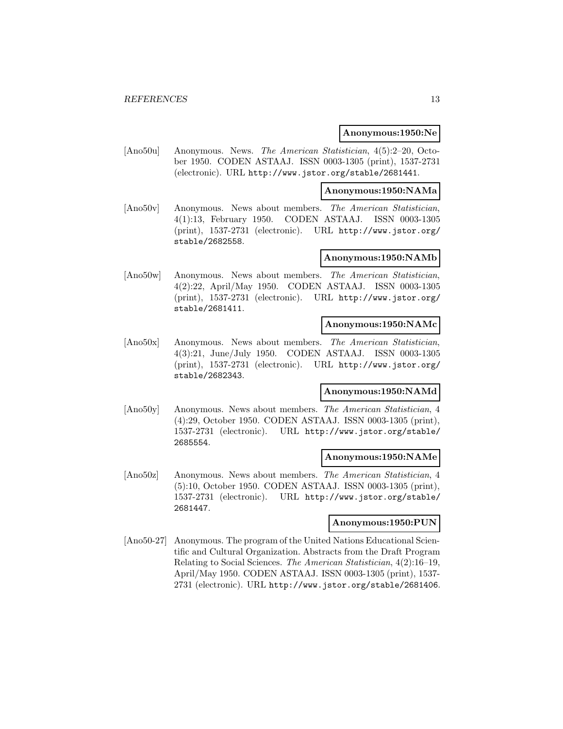**Anonymous:1950:Ne**

[Ano50u] Anonymous. News. *The American Statistician*, 4(5):2–20, October 1950. CODEN ASTAAJ. ISSN 0003-1305 (print), 1537-2731 (electronic). URL http://www.jstor.org/stable/2681441.

**Anonymous:1950:NAMa**

[Ano50v] Anonymous. News about members. *The American Statistician*, 4(1):13, February 1950. CODEN ASTAAJ. ISSN 0003-1305 (print), 1537-2731 (electronic). URL http://www.jstor.org/stable/2682558.

**Anonymous:1950:NAMb**

[Ano50w] Anonymous. News about members. *The American Statistician*, 4(2):22, April/May 1950. CODEN ASTAAJ. ISSN 0003-1305 (print), 1537-2731 (electronic). URL http://www.jstor.org/stable/2681411.

**Anonymous:1950:NAMc**

[Ano50x] Anonymous. News about members. *The American Statistician*, 4(3):21, June/July 1950. CODEN ASTAAJ. ISSN 0003-1305 (print), 1537-2731 (electronic). URL http://www.jstor.org/stable/2682343.

**Anonymous:1950:NAMd**

[Ano50y] Anonymous. News about members. *The American Statistician*, 4 (4):29, October 1950. CODEN ASTAAJ. ISSN 0003-1305 (print), 1537-2731 (electronic). URL http://www.jstor.org/stable/2685554.

**Anonymous:1950:NAMe**

[Ano50z] Anonymous. News about members. *The American Statistician*, 4 (5):10, October 1950. CODEN ASTAAJ. ISSN 0003-1305 (print), 1537-2731 (electronic). URL http://www.jstor.org/stable/2681447.

**Anonymous:1950:PUN**

[Ano50-27] Anonymous. The program of the United Nations Educational Scientific and Cultural Organization. Abstracts from the Draft Program Relating to Social Sciences. *The American Statistician*, 4(2):16–19, April/May 1950. CODEN ASTAAJ. ISSN 0003-1305 (print), 1537-2731 (electronic). URL http://www.jstor.org/stable/2681406.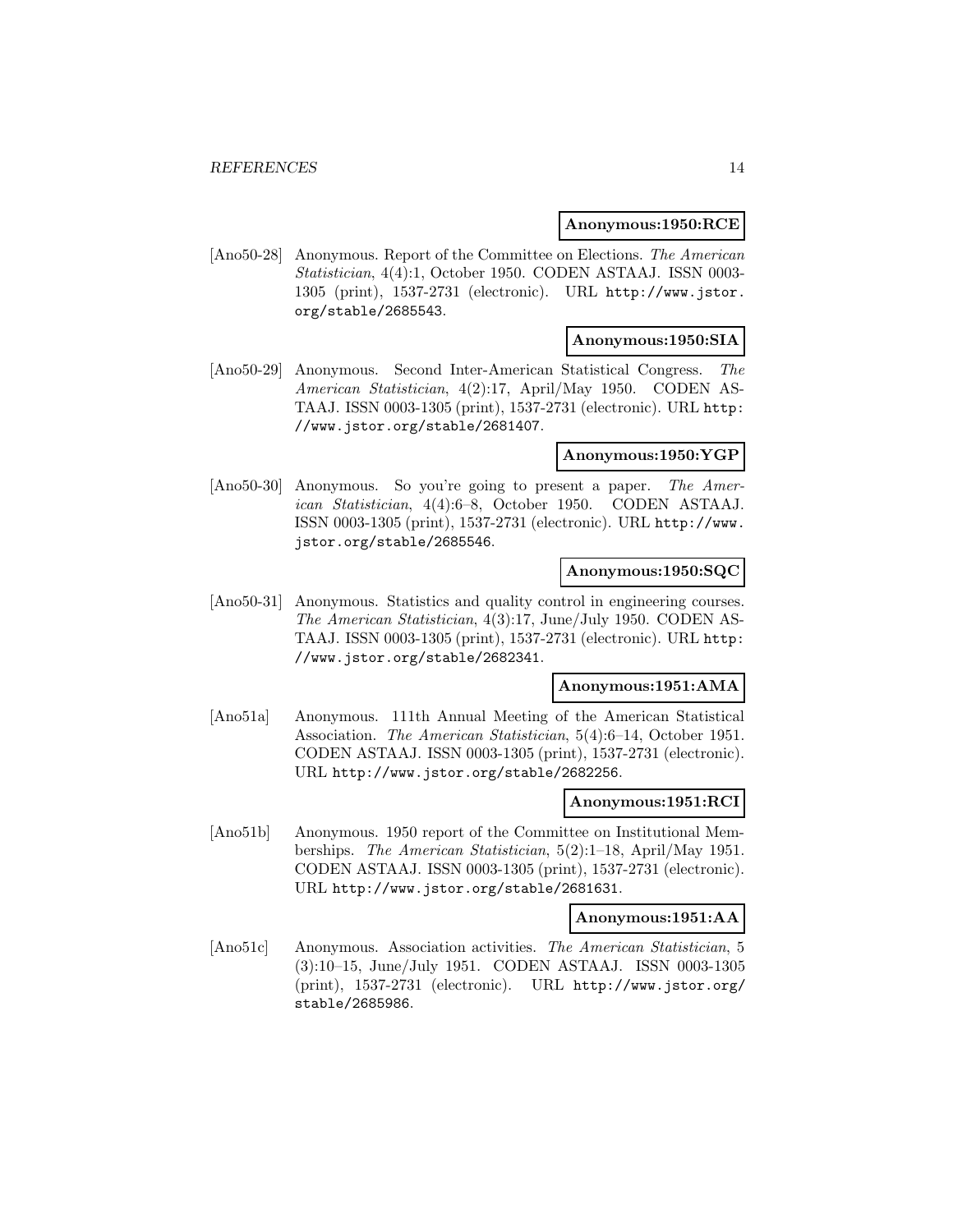**Anonymous:1950:RCE**

[Ano50-28] Anonymous. Report of the Committee on Elections. *The American Statistician*, 4(4):1, October 1950. CODEN ASTAAJ. ISSN 0003-1305 (print), 1537-2731 (electronic). URL http://www.jstor.org/stable/2685543.

**Anonymous:1950:SIA**

[Ano50-29] Anonymous. Second Inter-American Statistical Congress. *The American Statistician*, 4(2):17, April/May 1950. CODEN ASTAAJ. ISSN 0003-1305 (print), 1537-2731 (electronic). URL http://www.jstor.org/stable/2681407.

**Anonymous:1950:YGP**

[Ano50-30] Anonymous. So you're going to present a paper. *The American Statistician*, 4(4):6–8, October 1950. CODEN ASTAAJ. ISSN 0003-1305 (print), 1537-2731 (electronic). URL http://www.jstor.org/stable/2685546.

**Anonymous:1950:SQC**

[Ano50-31] Anonymous. Statistics and quality control in engineering courses. *The American Statistician*, 4(3):17, June/July 1950. CODEN ASTAAJ. ISSN 0003-1305 (print), 1537-2731 (electronic). URL http://www.jstor.org/stable/2682341.

**Anonymous:1951:AMA**

[Ano51a] Anonymous. 111th Annual Meeting of the American Statistical Association. *The American Statistician*, 5(4):6–14, October 1951. CODEN ASTAAJ. ISSN 0003-1305 (print), 1537-2731 (electronic). URL http://www.jstor.org/stable/2682256.

**Anonymous:1951:RCI**

[Ano51b] Anonymous. 1950 report of the Committee on Institutional Memberships. *The American Statistician*, 5(2):1–18, April/May 1951. CODEN ASTAAJ. ISSN 0003-1305 (print), 1537-2731 (electronic). URL http://www.jstor.org/stable/2681631.

**Anonymous:1951:AA**

[Ano51c] Anonymous. Association activities. *The American Statistician*, 5 (3):10–15, June/July 1951. CODEN ASTAAJ. ISSN 0003-1305 (print), 1537-2731 (electronic). URL http://www.jstor.org/stable/2685986.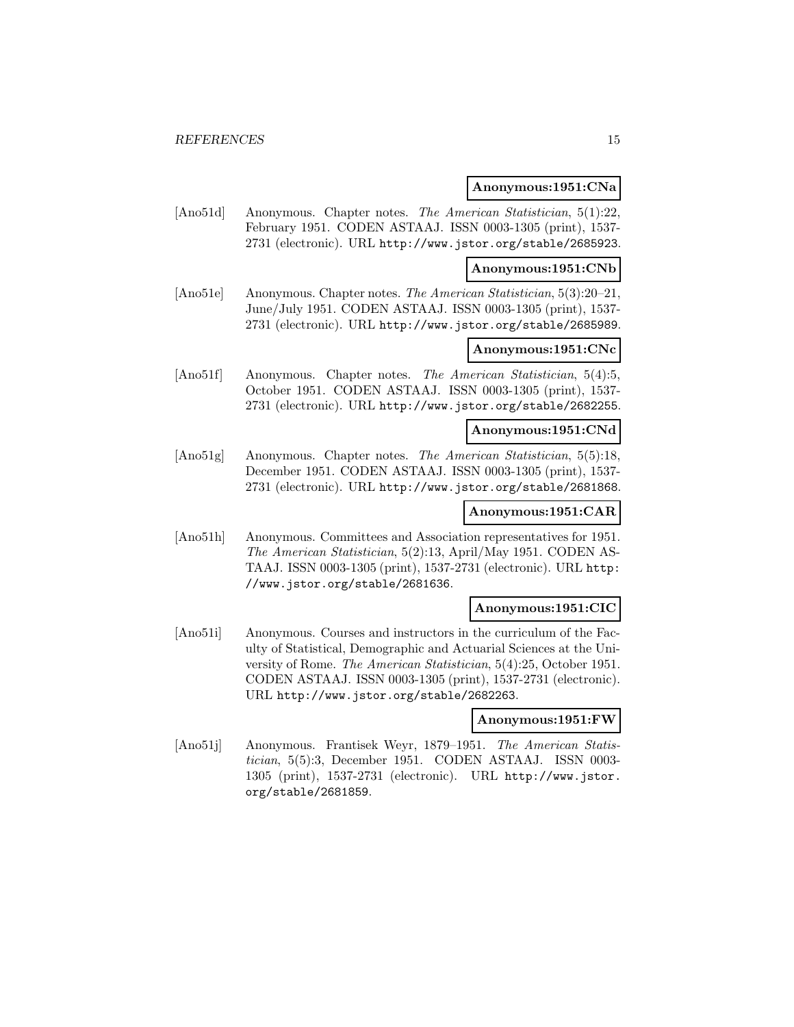**Anonymous:1951:CNa**

[Ano51d] Anonymous. Chapter notes. *The American Statistician*, 5(1):22, February 1951. CODEN ASTAAJ. ISSN 0003-1305 (print), 1537-2731 (electronic). URL http://www.jstor.org/stable/2685923.

**Anonymous:1951:CNb**

[Ano51e] Anonymous. Chapter notes. *The American Statistician*, 5(3):20–21, June/July 1951. CODEN ASTAAJ. ISSN 0003-1305 (print), 1537-2731 (electronic). URL http://www.jstor.org/stable/2685989.

**Anonymous:1951:CNc**

[Ano51f] Anonymous. Chapter notes. *The American Statistician*, 5(4):5, October 1951. CODEN ASTAAJ. ISSN 0003-1305 (print), 1537-2731 (electronic). URL http://www.jstor.org/stable/2682255.

**Anonymous:1951:CNd**

[Ano51g] Anonymous. Chapter notes. *The American Statistician*, 5(5):18, December 1951. CODEN ASTAAJ. ISSN 0003-1305 (print), 1537-2731 (electronic). URL http://www.jstor.org/stable/2681868.

**Anonymous:1951:CAR**

[Ano51h] Anonymous. Committees and Association representatives for 1951. *The American Statistician*, 5(2):13, April/May 1951. CODEN ASTAAJ. ISSN 0003-1305 (print), 1537-2731 (electronic). URL http://www.jstor.org/stable/2681636.

**Anonymous:1951:CIC**

[Ano51i] Anonymous. Courses and instructors in the curriculum of the Faculty of Statistical, Demographic and Actuarial Sciences at the University of Rome. *The American Statistician*, 5(4):25, October 1951. CODEN ASTAAJ. ISSN 0003-1305 (print), 1537-2731 (electronic). URL http://www.jstor.org/stable/2682263.

**Anonymous:1951:FW**

[Ano51j] Anonymous. Frantisek Weyr, 1879–1951. *The American Statistician*, 5(5):3, December 1951. CODEN ASTAAJ. ISSN 0003-1305 (print), 1537-2731 (electronic). URL http://www.jstor.org/stable/2681859.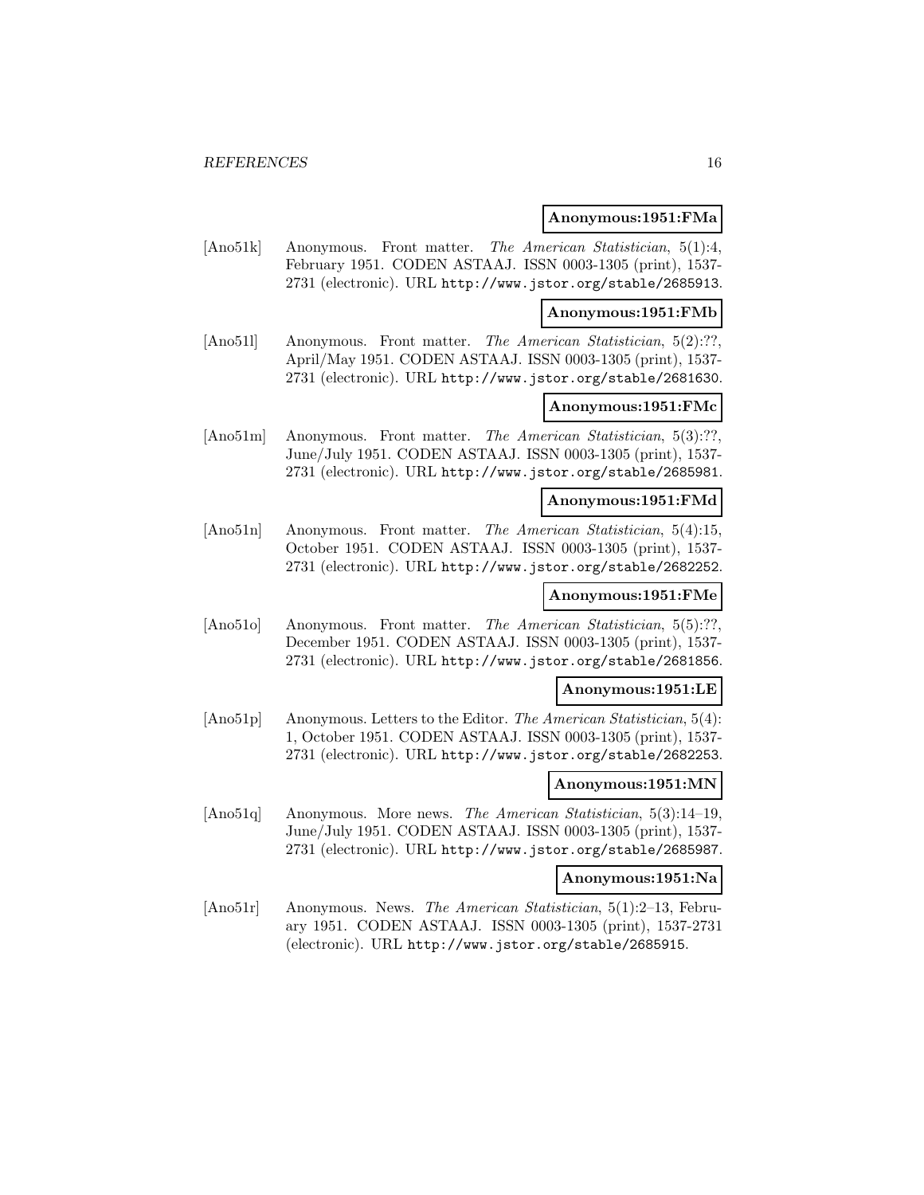**Anonymous:1951:FMa**

[Ano51k] Anonymous. Front matter. *The American Statistician*, 5(1):4, February 1951. CODEN ASTAAJ. ISSN 0003-1305 (print), 1537-2731 (electronic). URL http://www.jstor.org/stable/2685913.

**Anonymous:1951:FMb**

[Ano51l] Anonymous. Front matter. *The American Statistician*, 5(2):??, April/May 1951. CODEN ASTAAJ. ISSN 0003-1305 (print), 1537-2731 (electronic). URL http://www.jstor.org/stable/2681630.

**Anonymous:1951:FMc**

[Ano51m] Anonymous. Front matter. *The American Statistician*, 5(3):??, June/July 1951. CODEN ASTAAJ. ISSN 0003-1305 (print), 1537-2731 (electronic). URL http://www.jstor.org/stable/2685981.

**Anonymous:1951:FMd**

[Ano51n] Anonymous. Front matter. *The American Statistician*, 5(4):15, October 1951. CODEN ASTAAJ. ISSN 0003-1305 (print), 1537-2731 (electronic). URL http://www.jstor.org/stable/2682252.

**Anonymous:1951:FMe**

[Ano51o] Anonymous. Front matter. *The American Statistician*, 5(5):??, December 1951. CODEN ASTAAJ. ISSN 0003-1305 (print), 1537-2731 (electronic). URL http://www.jstor.org/stable/2681856.

**Anonymous:1951:LE**

[Ano51p] Anonymous. Letters to the Editor. *The American Statistician*, 5(4): 1, October 1951. CODEN ASTAAJ. ISSN 0003-1305 (print), 1537-2731 (electronic). URL http://www.jstor.org/stable/2682253.

**Anonymous:1951:MN**

[Ano51q] Anonymous. More news. *The American Statistician*, 5(3):14–19, June/July 1951. CODEN ASTAAJ. ISSN 0003-1305 (print), 1537-2731 (electronic). URL http://www.jstor.org/stable/2685987.

**Anonymous:1951:Na**

[Ano51r] Anonymous. News. *The American Statistician*, 5(1):2–13, February 1951. CODEN ASTAAJ. ISSN 0003-1305 (print), 1537-2731 (electronic). URL http://www.jstor.org/stable/2685915.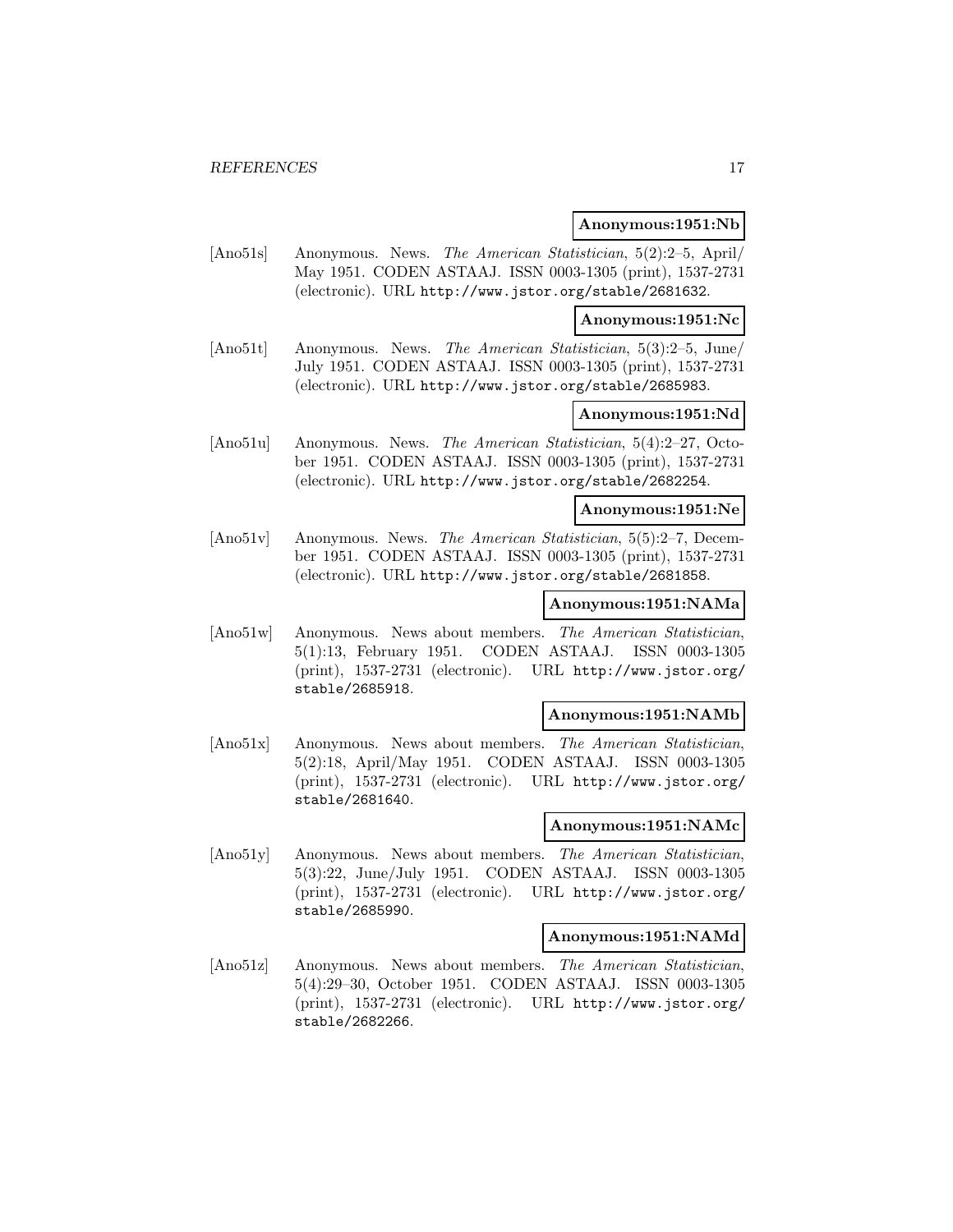**Anonymous:1951:Nb**

[Ano51s] Anonymous. News. *The American Statistician*, 5(2):2–5, April/May 1951. CODEN ASTAAJ. ISSN 0003-1305 (print), 1537-2731 (electronic). URL http://www.jstor.org/stable/2681632.

**Anonymous:1951:Nc**

[Ano51t] Anonymous. News. *The American Statistician*, 5(3):2–5, June/July 1951. CODEN ASTAAJ. ISSN 0003-1305 (print), 1537-2731 (electronic). URL http://www.jstor.org/stable/2685983.

**Anonymous:1951:Nd**

[Ano51u] Anonymous. News. *The American Statistician*, 5(4):2–27, October 1951. CODEN ASTAAJ. ISSN 0003-1305 (print), 1537-2731 (electronic). URL http://www.jstor.org/stable/2682254.

**Anonymous:1951:Ne**

[Ano51v] Anonymous. News. *The American Statistician*, 5(5):2–7, December 1951. CODEN ASTAAJ. ISSN 0003-1305 (print), 1537-2731 (electronic). URL http://www.jstor.org/stable/2681858.

**Anonymous:1951:NAMa**

[Ano51w] Anonymous. News about members. *The American Statistician*, 5(1):13, February 1951. CODEN ASTAAJ. ISSN 0003-1305 (print), 1537-2731 (electronic). URL http://www.jstor.org/stable/2685918.

**Anonymous:1951:NAMb**

[Ano51x] Anonymous. News about members. *The American Statistician*, 5(2):18, April/May 1951. CODEN ASTAAJ. ISSN 0003-1305 (print), 1537-2731 (electronic). URL http://www.jstor.org/stable/2681640.

**Anonymous:1951:NAMc**

[Ano51y] Anonymous. News about members. *The American Statistician*, 5(3):22, June/July 1951. CODEN ASTAAJ. ISSN 0003-1305 (print), 1537-2731 (electronic). URL http://www.jstor.org/stable/2685990.

**Anonymous:1951:NAMd**

[Ano51z] Anonymous. News about members. *The American Statistician*, 5(4):29–30, October 1951. CODEN ASTAAJ. ISSN 0003-1305 (print), 1537-2731 (electronic). URL http://www.jstor.org/stable/2682266.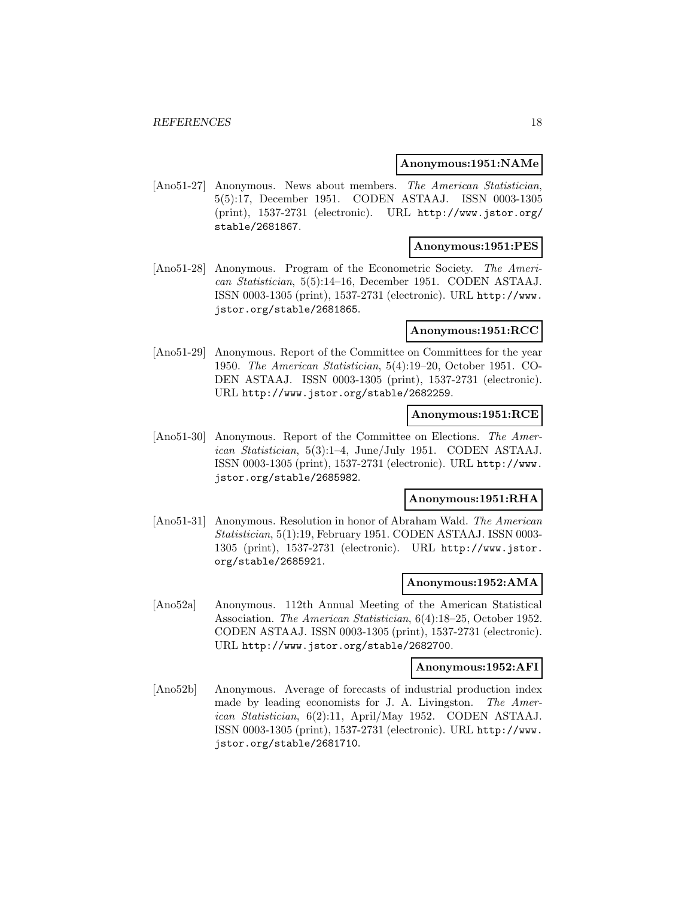**Anonymous:1951:NAMe**

[Ano51-27] Anonymous. News about members. *The American Statistician*, 5(5):17, December 1951. CODEN ASTAAJ. ISSN 0003-1305 (print), 1537-2731 (electronic). URL http://www.jstor.org/stable/2681867.

**Anonymous:1951:PES**

[Ano51-28] Anonymous. Program of the Econometric Society. *The American Statistician*, 5(5):14–16, December 1951. CODEN ASTAAJ. ISSN 0003-1305 (print), 1537-2731 (electronic). URL http://www.jstor.org/stable/2681865.

**Anonymous:1951:RCC**

[Ano51-29] Anonymous. Report of the Committee on Committees for the year 1950. *The American Statistician*, 5(4):19–20, October 1951. CODEN ASTAAJ. ISSN 0003-1305 (print), 1537-2731 (electronic). URL http://www.jstor.org/stable/2682259.

**Anonymous:1951:RCE**

[Ano51-30] Anonymous. Report of the Committee on Elections. *The American Statistician*, 5(3):1–4, June/July 1951. CODEN ASTAAJ. ISSN 0003-1305 (print), 1537-2731 (electronic). URL http://www.jstor.org/stable/2685982.

**Anonymous:1951:RHA**

[Ano51-31] Anonymous. Resolution in honor of Abraham Wald. *The American Statistician*, 5(1):19, February 1951. CODEN ASTAAJ. ISSN 0003-1305 (print), 1537-2731 (electronic). URL http://www.jstor.org/stable/2685921.

**Anonymous:1952:AMA**

[Ano52a] Anonymous. 112th Annual Meeting of the American Statistical Association. *The American Statistician*, 6(4):18–25, October 1952. CODEN ASTAAJ. ISSN 0003-1305 (print), 1537-2731 (electronic). URL http://www.jstor.org/stable/2682700.

**Anonymous:1952:AFI**

[Ano52b] Anonymous. Average of forecasts of industrial production index made by leading economists for J. A. Livingston. *The American Statistician*, 6(2):11, April/May 1952. CODEN ASTAAJ. ISSN 0003-1305 (print), 1537-2731 (electronic). URL http://www.jstor.org/stable/2681710.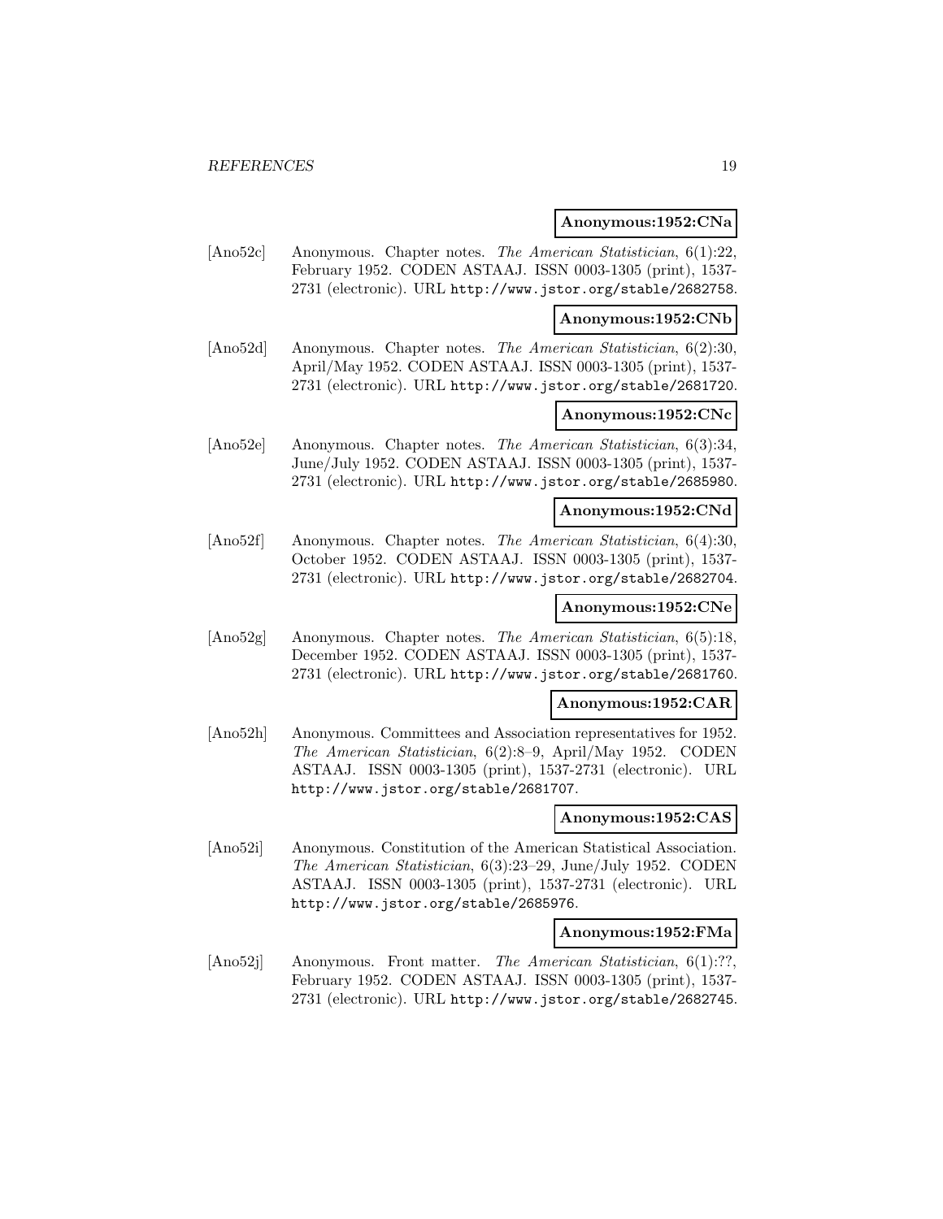**Anonymous:1952:CNa**

[Ano52c] Anonymous. Chapter notes. *The American Statistician*, 6(1):22, February 1952. CODEN ASTAAJ. ISSN 0003-1305 (print), 1537-2731 (electronic). URL http://www.jstor.org/stable/2682758.

**Anonymous:1952:CNb**

[Ano52d] Anonymous. Chapter notes. *The American Statistician*, 6(2):30, April/May 1952. CODEN ASTAAJ. ISSN 0003-1305 (print), 1537-2731 (electronic). URL http://www.jstor.org/stable/2681720.

**Anonymous:1952:CNc**

[Ano52e] Anonymous. Chapter notes. *The American Statistician*, 6(3):34, June/July 1952. CODEN ASTAAJ. ISSN 0003-1305 (print), 1537-2731 (electronic). URL http://www.jstor.org/stable/2685980.

**Anonymous:1952:CNd**

[Ano52f] Anonymous. Chapter notes. *The American Statistician*, 6(4):30, October 1952. CODEN ASTAAJ. ISSN 0003-1305 (print), 1537-2731 (electronic). URL http://www.jstor.org/stable/2682704.

**Anonymous:1952:CNe**

[Ano52g] Anonymous. Chapter notes. *The American Statistician*, 6(5):18, December 1952. CODEN ASTAAJ. ISSN 0003-1305 (print), 1537-2731 (electronic). URL http://www.jstor.org/stable/2681760.

**Anonymous:1952:CAR**

[Ano52h] Anonymous. Committees and Association representatives for 1952. *The American Statistician*, 6(2):8–9, April/May 1952. CODEN ASTAAJ. ISSN 0003-1305 (print), 1537-2731 (electronic). URL http://www.jstor.org/stable/2681707.

**Anonymous:1952:CAS**

[Ano52i] Anonymous. Constitution of the American Statistical Association. *The American Statistician*, 6(3):23–29, June/July 1952. CODEN ASTAAJ. ISSN 0003-1305 (print), 1537-2731 (electronic). URL http://www.jstor.org/stable/2685976.

**Anonymous:1952:FMa**

[Ano52j] Anonymous. Front matter. *The American Statistician*, 6(1):??, February 1952. CODEN ASTAAJ. ISSN 0003-1305 (print), 1537-2731 (electronic). URL http://www.jstor.org/stable/2682745.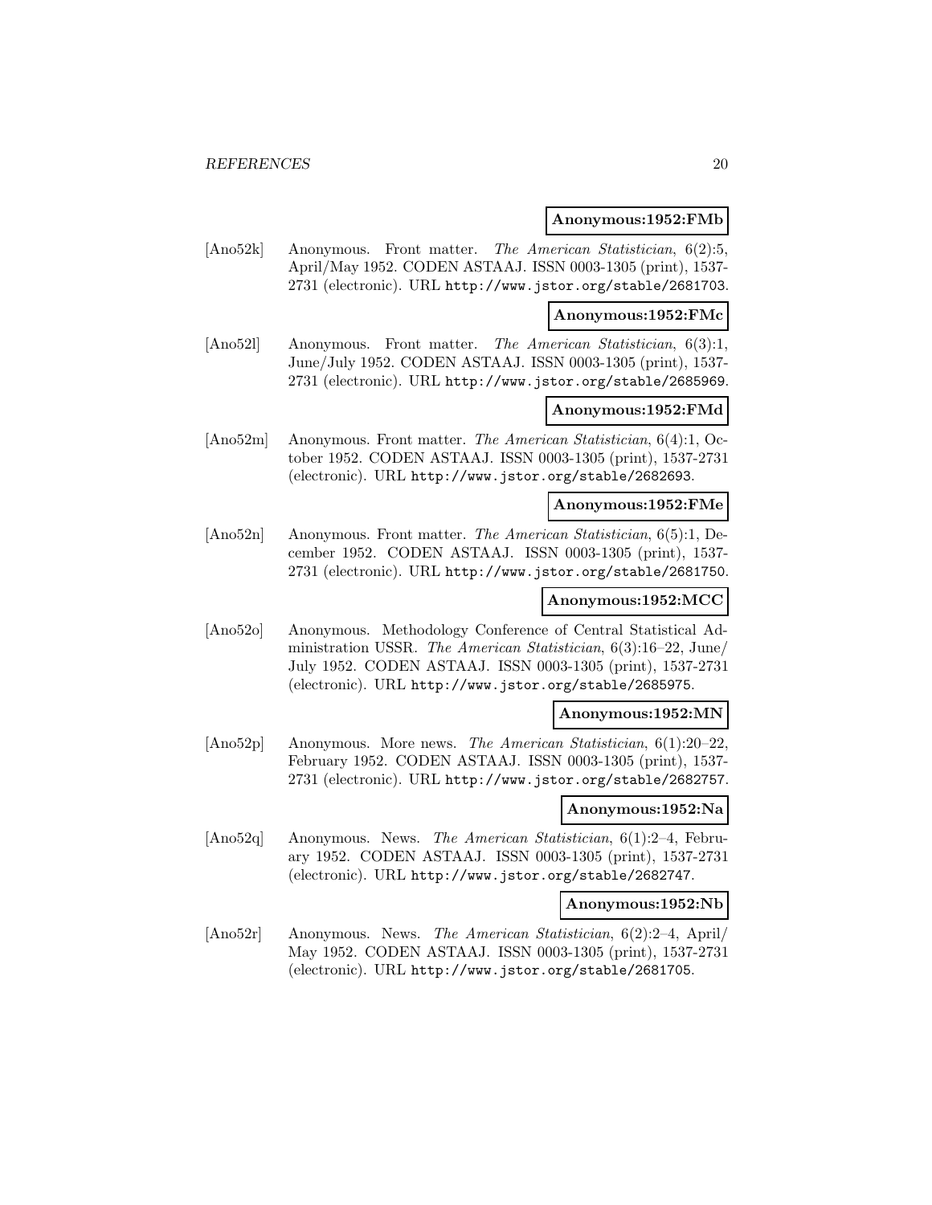**Anonymous:1952:FMb**

[Ano52k] Anonymous. Front matter. *The American Statistician*, 6(2):5, April/May 1952. CODEN ASTAAJ. ISSN 0003-1305 (print), 1537-2731 (electronic). URL http://www.jstor.org/stable/2681703.

**Anonymous:1952:FMc**

[Ano52l] Anonymous. Front matter. *The American Statistician*, 6(3):1, June/July 1952. CODEN ASTAAJ. ISSN 0003-1305 (print), 1537-2731 (electronic). URL http://www.jstor.org/stable/2685969.

**Anonymous:1952:FMd**

[Ano52m] Anonymous. Front matter. *The American Statistician*, 6(4):1, October 1952. CODEN ASTAAJ. ISSN 0003-1305 (print), 1537-2731 (electronic). URL http://www.jstor.org/stable/2682693.

**Anonymous:1952:FMe**

[Ano52n] Anonymous. Front matter. *The American Statistician*, 6(5):1, December 1952. CODEN ASTAAJ. ISSN 0003-1305 (print), 1537-2731 (electronic). URL http://www.jstor.org/stable/2681750.

**Anonymous:1952:MCC**

[Ano52o] Anonymous. Methodology Conference of Central Statistical Administration USSR. *The American Statistician*, 6(3):16–22, June/July 1952. CODEN ASTAAJ. ISSN 0003-1305 (print), 1537-2731 (electronic). URL http://www.jstor.org/stable/2685975.

**Anonymous:1952:MN**

[Ano52p] Anonymous. More news. *The American Statistician*, 6(1):20–22, February 1952. CODEN ASTAAJ. ISSN 0003-1305 (print), 1537-2731 (electronic). URL http://www.jstor.org/stable/2682757.

**Anonymous:1952:Na**

[Ano52q] Anonymous. News. *The American Statistician*, 6(1):2–4, February 1952. CODEN ASTAAJ. ISSN 0003-1305 (print), 1537-2731 (electronic). URL http://www.jstor.org/stable/2682747.

**Anonymous:1952:Nb**

[Ano52r] Anonymous. News. *The American Statistician*, 6(2):2–4, April/May 1952. CODEN ASTAAJ. ISSN 0003-1305 (print), 1537-2731 (electronic). URL http://www.jstor.org/stable/2681705.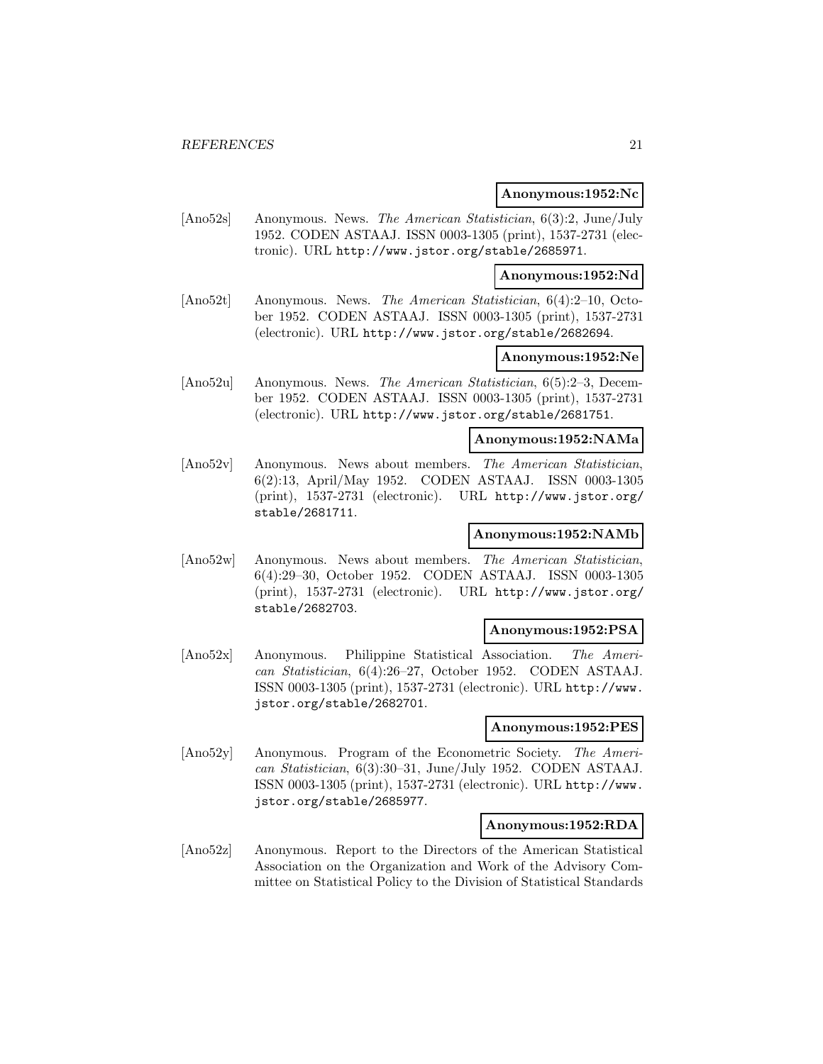**Anonymous:1952:Nc**

[Ano52s] Anonymous. News. *The American Statistician*, 6(3):2, June/July 1952. CODEN ASTAAJ. ISSN 0003-1305 (print), 1537-2731 (electronic). URL http://www.jstor.org/stable/2685971.

**Anonymous:1952:Nd**

[Ano52t] Anonymous. News. *The American Statistician*, 6(4):2–10, October 1952. CODEN ASTAAJ. ISSN 0003-1305 (print), 1537-2731 (electronic). URL http://www.jstor.org/stable/2682694.

**Anonymous:1952:Ne**

[Ano52u] Anonymous. News. *The American Statistician*, 6(5):2–3, December 1952. CODEN ASTAAJ. ISSN 0003-1305 (print), 1537-2731 (electronic). URL http://www.jstor.org/stable/2681751.

**Anonymous:1952:NAMa**

[Ano52v] Anonymous. News about members. *The American Statistician*, 6(2):13, April/May 1952. CODEN ASTAAJ. ISSN 0003-1305 (print), 1537-2731 (electronic). URL http://www.jstor.org/stable/2681711.

**Anonymous:1952:NAMb**

[Ano52w] Anonymous. News about members. *The American Statistician*, 6(4):29–30, October 1952. CODEN ASTAAJ. ISSN 0003-1305 (print), 1537-2731 (electronic). URL http://www.jstor.org/stable/2682703.

**Anonymous:1952:PSA**

[Ano52x] Anonymous. Philippine Statistical Association. *The American Statistician*, 6(4):26–27, October 1952. CODEN ASTAAJ. ISSN 0003-1305 (print), 1537-2731 (electronic). URL http://www.jstor.org/stable/2682701.

**Anonymous:1952:PES**

[Ano52y] Anonymous. Program of the Econometric Society. *The American Statistician*, 6(3):30–31, June/July 1952. CODEN ASTAAJ. ISSN 0003-1305 (print), 1537-2731 (electronic). URL http://www.jstor.org/stable/2685977.

**Anonymous:1952:RDA**

[Ano52z] Anonymous. Report to the Directors of the American Statistical Association on the Organization and Work of the Advisory Committee on Statistical Policy to the Division of Statistical Standards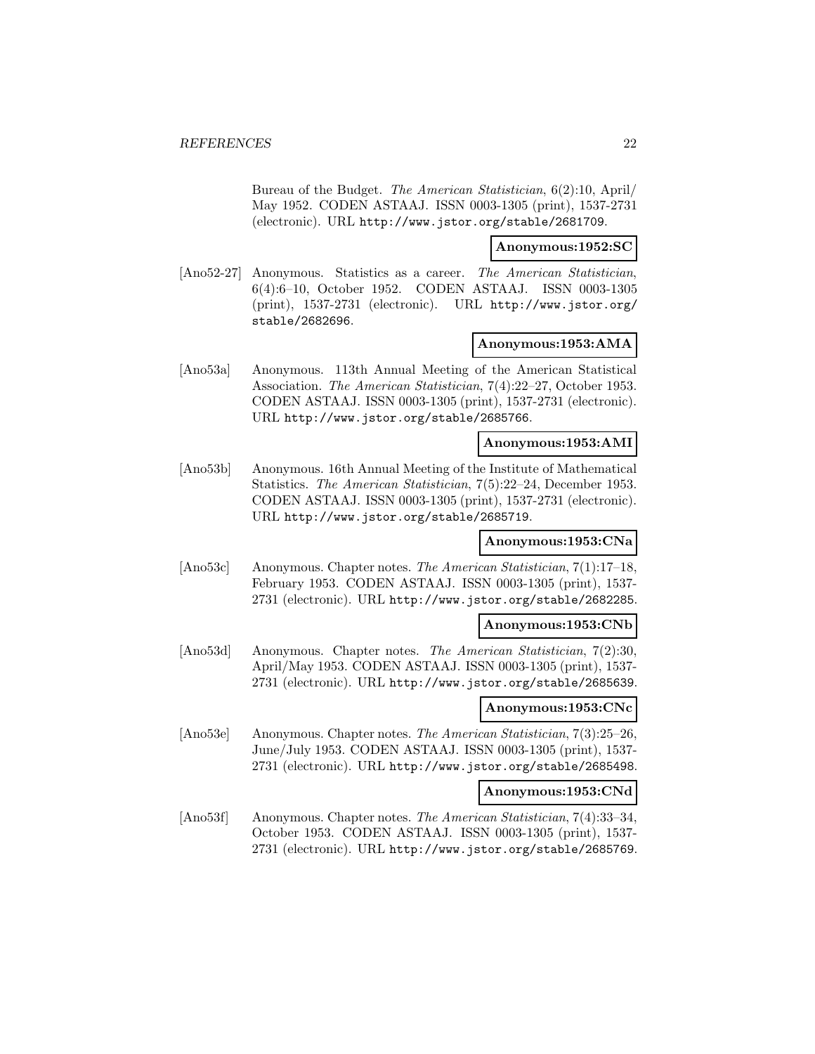Bureau of the Budget. *The American Statistician*, 6(2):10, April/ May 1952. CODEN ASTAAJ. ISSN 0003-1305 (print), 1537-2731 (electronic). URL http://www.jstor.org/stable/2681709.

**Anonymous:1952:SC**

[Ano52-27] Anonymous. Statistics as a career. *The American Statistician*, 6(4):6–10, October 1952. CODEN ASTAAJ. ISSN 0003-1305 (print), 1537-2731 (electronic). URL http://www.jstor.org/stable/2682696.

**Anonymous:1953:AMA**

[Ano53a] Anonymous. 113th Annual Meeting of the American Statistical Association. *The American Statistician*, 7(4):22–27, October 1953. CODEN ASTAAJ. ISSN 0003-1305 (print), 1537-2731 (electronic). URL http://www.jstor.org/stable/2685766.

**Anonymous:1953:AMI**

[Ano53b] Anonymous. 16th Annual Meeting of the Institute of Mathematical Statistics. *The American Statistician*, 7(5):22–24, December 1953. CODEN ASTAAJ. ISSN 0003-1305 (print), 1537-2731 (electronic). URL http://www.jstor.org/stable/2685719.

**Anonymous:1953:CNa**

[Ano53c] Anonymous. Chapter notes. *The American Statistician*, 7(1):17–18, February 1953. CODEN ASTAAJ. ISSN 0003-1305 (print), 1537-2731 (electronic). URL http://www.jstor.org/stable/2682285.

**Anonymous:1953:CNb**

[Ano53d] Anonymous. Chapter notes. *The American Statistician*, 7(2):30, April/May 1953. CODEN ASTAAJ. ISSN 0003-1305 (print), 1537-2731 (electronic). URL http://www.jstor.org/stable/2685639.

**Anonymous:1953:CNc**

[Ano53e] Anonymous. Chapter notes. *The American Statistician*, 7(3):25–26, June/July 1953. CODEN ASTAAJ. ISSN 0003-1305 (print), 1537-2731 (electronic). URL http://www.jstor.org/stable/2685498.

**Anonymous:1953:CNd**

[Ano53f] Anonymous. Chapter notes. *The American Statistician*, 7(4):33–34, October 1953. CODEN ASTAAJ. ISSN 0003-1305 (print), 1537-2731 (electronic). URL http://www.jstor.org/stable/2685769.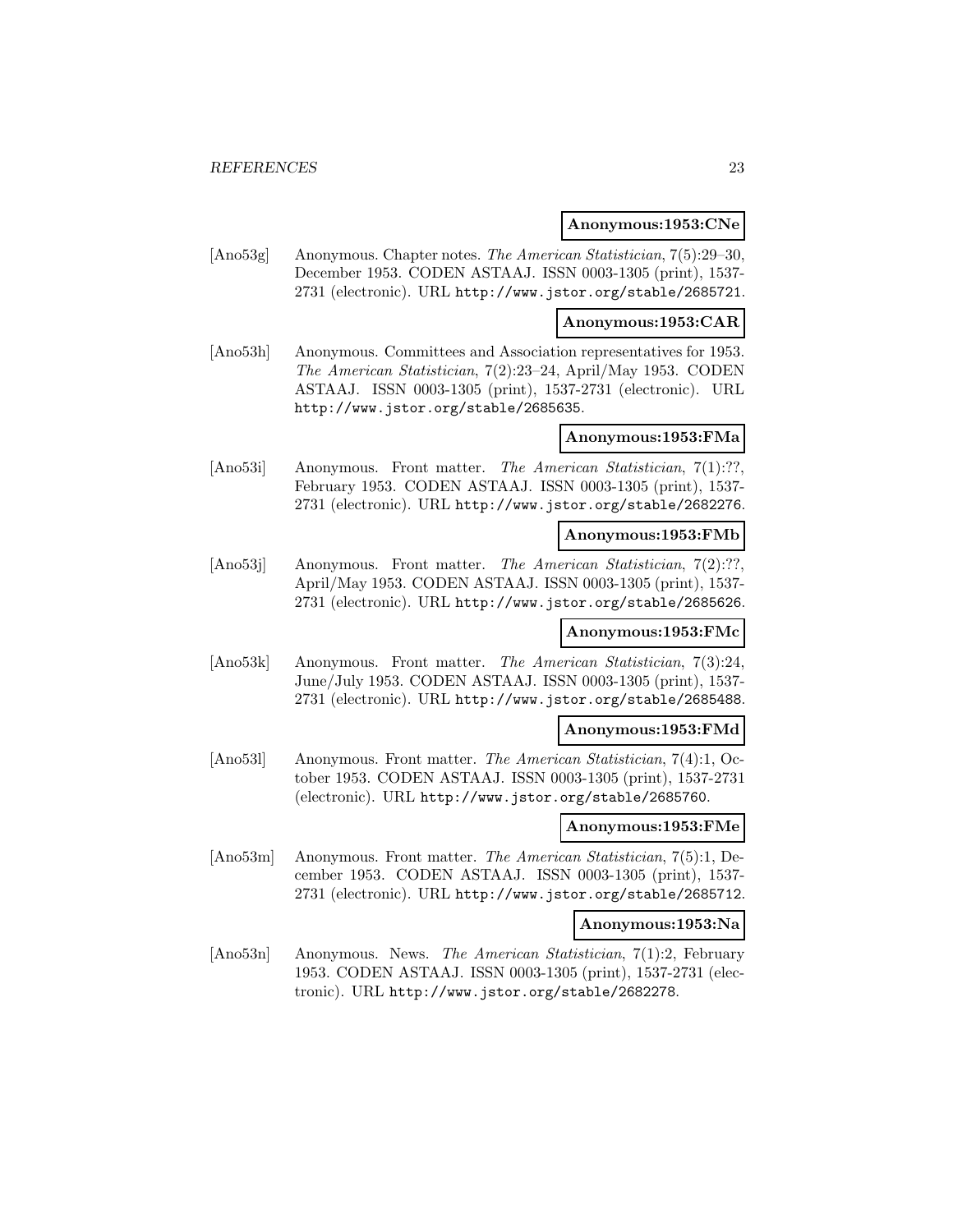**Anonymous:1953:CNe**

[Ano53g] Anonymous. Chapter notes. *The American Statistician*, 7(5):29–30, December 1953. CODEN ASTAAJ. ISSN 0003-1305 (print), 1537-2731 (electronic). URL http://www.jstor.org/stable/2685721.

**Anonymous:1953:CAR**

[Ano53h] Anonymous. Committees and Association representatives for 1953. *The American Statistician*, 7(2):23–24, April/May 1953. CODEN ASTAAJ. ISSN 0003-1305 (print), 1537-2731 (electronic). URL http://www.jstor.org/stable/2685635.

**Anonymous:1953:FMa**

[Ano53i] Anonymous. Front matter. *The American Statistician*, 7(1):??, February 1953. CODEN ASTAAJ. ISSN 0003-1305 (print), 1537-2731 (electronic). URL http://www.jstor.org/stable/2682276.

**Anonymous:1953:FMb**

[Ano53j] Anonymous. Front matter. *The American Statistician*, 7(2):??, April/May 1953. CODEN ASTAAJ. ISSN 0003-1305 (print), 1537-2731 (electronic). URL http://www.jstor.org/stable/2685626.

**Anonymous:1953:FMc**

[Ano53k] Anonymous. Front matter. *The American Statistician*, 7(3):24, June/July 1953. CODEN ASTAAJ. ISSN 0003-1305 (print), 1537-2731 (electronic). URL http://www.jstor.org/stable/2685488.

**Anonymous:1953:FMd**

[Ano53l] Anonymous. Front matter. *The American Statistician*, 7(4):1, October 1953. CODEN ASTAAJ. ISSN 0003-1305 (print), 1537-2731 (electronic). URL http://www.jstor.org/stable/2685760.

**Anonymous:1953:FMe**

[Ano53m] Anonymous. Front matter. *The American Statistician*, 7(5):1, December 1953. CODEN ASTAAJ. ISSN 0003-1305 (print), 1537-2731 (electronic). URL http://www.jstor.org/stable/2685712.

**Anonymous:1953:Na**

[Ano53n] Anonymous. News. *The American Statistician*, 7(1):2, February 1953. CODEN ASTAAJ. ISSN 0003-1305 (print), 1537-2731 (electronic). URL http://www.jstor.org/stable/2682278.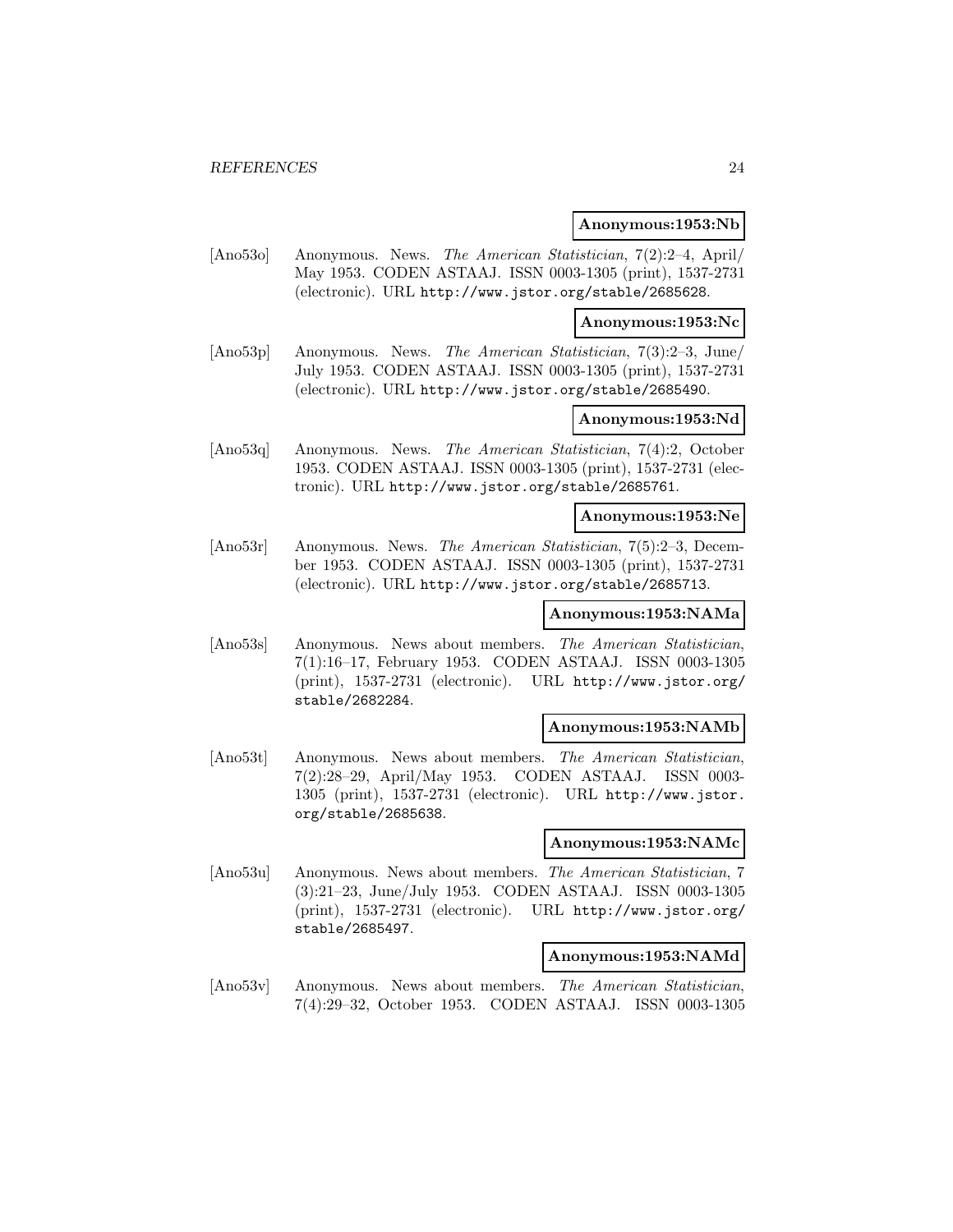**Anonymous:1953:Nb**

[Ano53o] Anonymous. News. *The American Statistician*, 7(2):2–4, April/ May 1953. CODEN ASTAAJ. ISSN 0003-1305 (print), 1537-2731 (electronic). URL http://www.jstor.org/stable/2685628.

**Anonymous:1953:Nc**

[Ano53p] Anonymous. News. *The American Statistician*, 7(3):2–3, June/ July 1953. CODEN ASTAAJ. ISSN 0003-1305 (print), 1537-2731 (electronic). URL http://www.jstor.org/stable/2685490.

**Anonymous:1953:Nd**

[Ano53q] Anonymous. News. *The American Statistician*, 7(4):2, October 1953. CODEN ASTAAJ. ISSN 0003-1305 (print), 1537-2731 (electronic). URL http://www.jstor.org/stable/2685761.

**Anonymous:1953:Ne**

[Ano53r] Anonymous. News. *The American Statistician*, 7(5):2–3, December 1953. CODEN ASTAAJ. ISSN 0003-1305 (print), 1537-2731 (electronic). URL http://www.jstor.org/stable/2685713.

**Anonymous:1953:NAMa**

[Ano53s] Anonymous. News about members. *The American Statistician*, 7(1):16–17, February 1953. CODEN ASTAAJ. ISSN 0003-1305 (print), 1537-2731 (electronic). URL http://www.jstor.org/stable/2682284.

**Anonymous:1953:NAMb**

[Ano53t] Anonymous. News about members. *The American Statistician*, 7(2):28–29, April/May 1953. CODEN ASTAAJ. ISSN 0003-1305 (print), 1537-2731 (electronic). URL http://www.jstor.org/stable/2685638.

**Anonymous:1953:NAMc**

[Ano53u] Anonymous. News about members. *The American Statistician*, 7 (3):21–23, June/July 1953. CODEN ASTAAJ. ISSN 0003-1305 (print), 1537-2731 (electronic). URL http://www.jstor.org/stable/2685497.

**Anonymous:1953:NAMd**

[Ano53v] Anonymous. News about members. *The American Statistician*, 7(4):29–32, October 1953. CODEN ASTAAJ. ISSN 0003-1305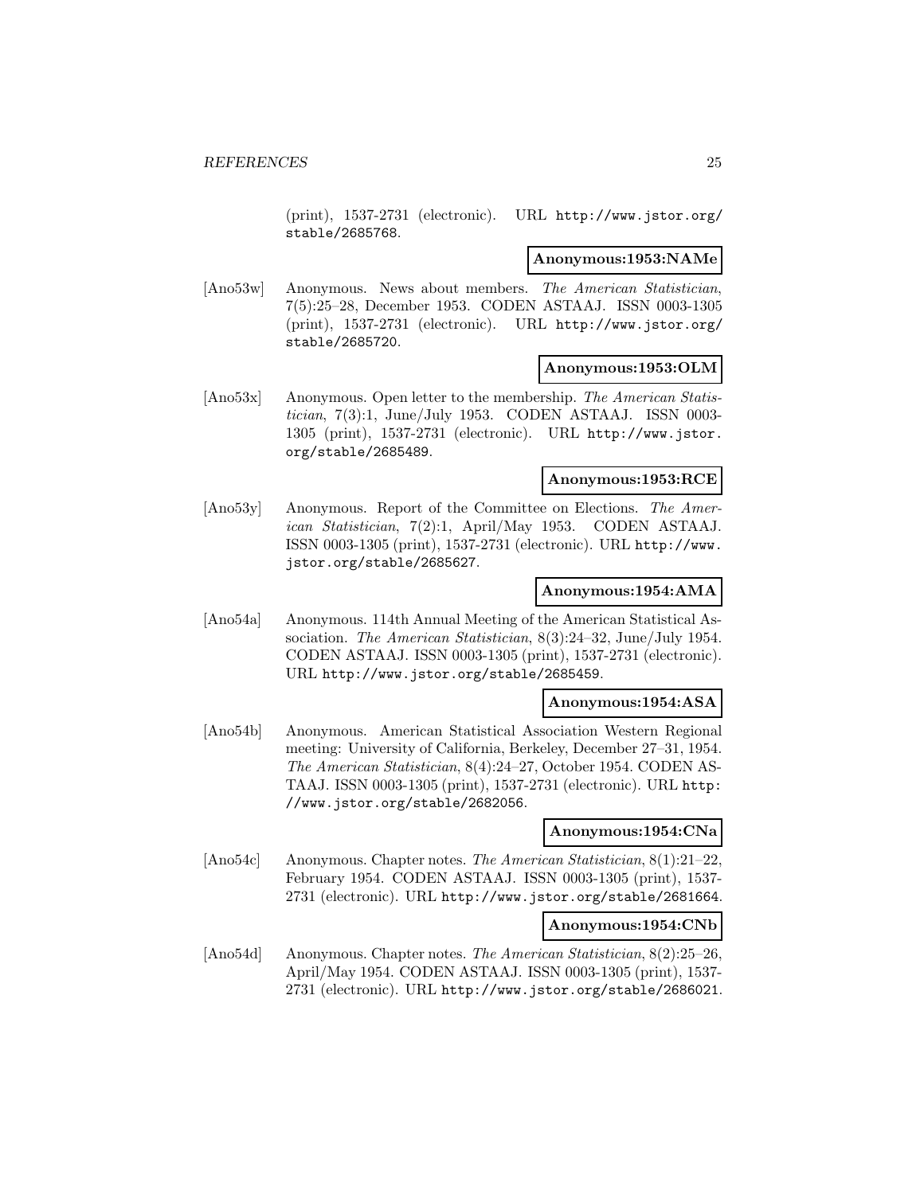(print), 1537-2731 (electronic). URL http://www.jstor.org/stable/2685768.

**Anonymous:1953:NAMe**

[Ano53w] Anonymous. News about members. *The American Statistician*, 7(5):25–28, December 1953. CODEN ASTAAJ. ISSN 0003-1305 (print), 1537-2731 (electronic). URL http://www.jstor.org/stable/2685720.

**Anonymous:1953:OLM**

[Ano53x] Anonymous. Open letter to the membership. *The American Statistician*, 7(3):1, June/July 1953. CODEN ASTAAJ. ISSN 0003-1305 (print), 1537-2731 (electronic). URL http://www.jstor.org/stable/2685489.

**Anonymous:1953:RCE**

[Ano53y] Anonymous. Report of the Committee on Elections. *The American Statistician*, 7(2):1, April/May 1953. CODEN ASTAAJ. ISSN 0003-1305 (print), 1537-2731 (electronic). URL http://www.jstor.org/stable/2685627.

**Anonymous:1954:AMA**

[Ano54a] Anonymous. 114th Annual Meeting of the American Statistical Association. *The American Statistician*, 8(3):24–32, June/July 1954. CODEN ASTAAJ. ISSN 0003-1305 (print), 1537-2731 (electronic). URL http://www.jstor.org/stable/2685459.

**Anonymous:1954:ASA**

[Ano54b] Anonymous. American Statistical Association Western Regional meeting: University of California, Berkeley, December 27–31, 1954. *The American Statistician*, 8(4):24–27, October 1954. CODEN ASTAAJ. ISSN 0003-1305 (print), 1537-2731 (electronic). URL http://www.jstor.org/stable/2682056.

**Anonymous:1954:CNa**

[Ano54c] Anonymous. Chapter notes. *The American Statistician*, 8(1):21–22, February 1954. CODEN ASTAAJ. ISSN 0003-1305 (print), 1537-2731 (electronic). URL http://www.jstor.org/stable/2681664.

**Anonymous:1954:CNb**

[Ano54d] Anonymous. Chapter notes. *The American Statistician*, 8(2):25–26, April/May 1954. CODEN ASTAAJ. ISSN 0003-1305 (print), 1537-2731 (electronic). URL http://www.jstor.org/stable/2686021.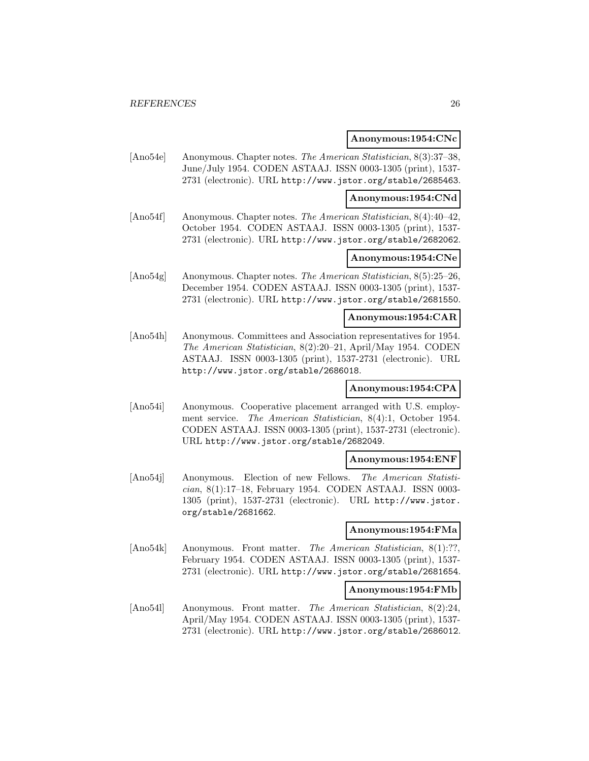**Anonymous:1954:CNc**

[Ano54e] Anonymous. Chapter notes. *The American Statistician*, 8(3):37–38, June/July 1954. CODEN ASTAAJ. ISSN 0003-1305 (print), 1537-2731 (electronic). URL http://www.jstor.org/stable/2685463.

**Anonymous:1954:CNd**

[Ano54f] Anonymous. Chapter notes. *The American Statistician*, 8(4):40–42, October 1954. CODEN ASTAAJ. ISSN 0003-1305 (print), 1537-2731 (electronic). URL http://www.jstor.org/stable/2682062.

**Anonymous:1954:CNe**

[Ano54g] Anonymous. Chapter notes. *The American Statistician*, 8(5):25–26, December 1954. CODEN ASTAAJ. ISSN 0003-1305 (print), 1537-2731 (electronic). URL http://www.jstor.org/stable/2681550.

**Anonymous:1954:CAR**

[Ano54h] Anonymous. Committees and Association representatives for 1954. *The American Statistician*, 8(2):20–21, April/May 1954. CODEN ASTAAJ. ISSN 0003-1305 (print), 1537-2731 (electronic). URL http://www.jstor.org/stable/2686018.

**Anonymous:1954:CPA**

[Ano54i] Anonymous. Cooperative placement arranged with U.S. employment service. *The American Statistician*, 8(4):1, October 1954. CODEN ASTAAJ. ISSN 0003-1305 (print), 1537-2731 (electronic). URL http://www.jstor.org/stable/2682049.

**Anonymous:1954:ENF**

[Ano54j] Anonymous. Election of new Fellows. *The American Statistician*, 8(1):17–18, February 1954. CODEN ASTAAJ. ISSN 0003-1305 (print), 1537-2731 (electronic). URL http://www.jstor.org/stable/2681662.

**Anonymous:1954:FMa**

[Ano54k] Anonymous. Front matter. *The American Statistician*, 8(1):??, February 1954. CODEN ASTAAJ. ISSN 0003-1305 (print), 1537-2731 (electronic). URL http://www.jstor.org/stable/2681654.

**Anonymous:1954:FMb**

[Ano54l] Anonymous. Front matter. *The American Statistician*, 8(2):24, April/May 1954. CODEN ASTAAJ. ISSN 0003-1305 (print), 1537-2731 (electronic). URL http://www.jstor.org/stable/2686012.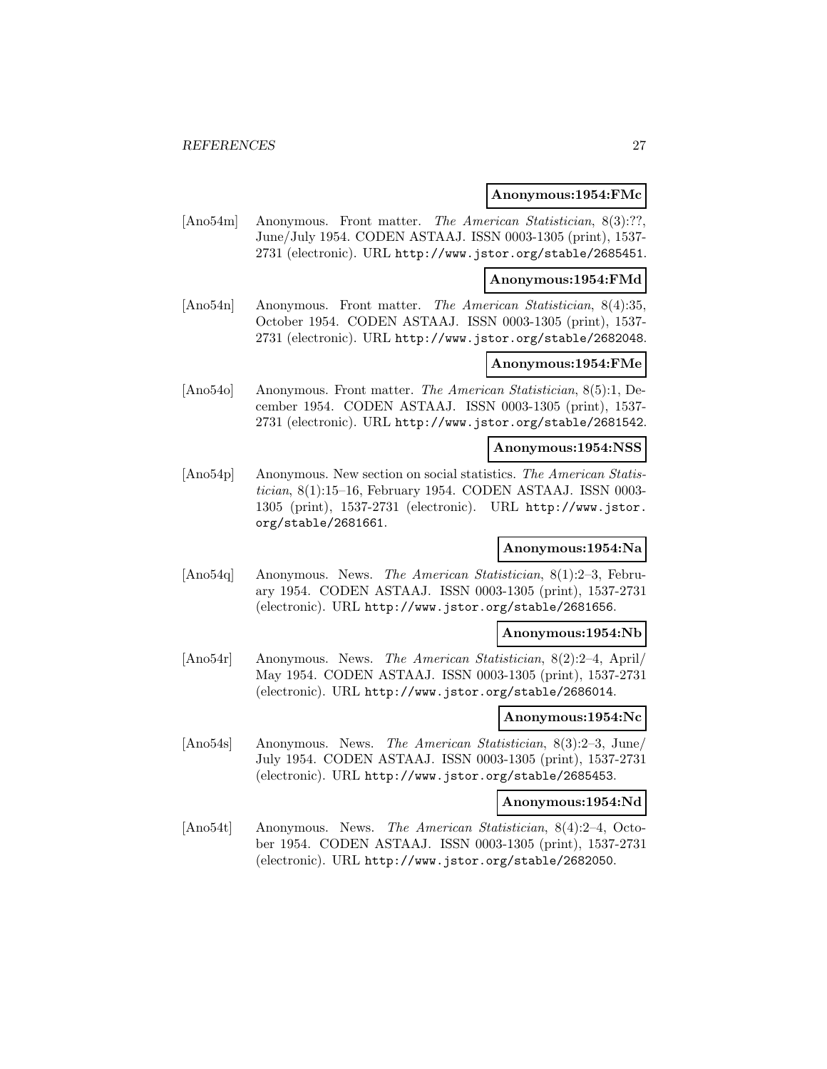**Anonymous:1954:FMc**

[Ano54m] Anonymous. Front matter. *The American Statistician*, 8(3):??, June/July 1954. CODEN ASTAAJ. ISSN 0003-1305 (print), 1537-2731 (electronic). URL http://www.jstor.org/stable/2685451.

**Anonymous:1954:FMd**

[Ano54n] Anonymous. Front matter. *The American Statistician*, 8(4):35, October 1954. CODEN ASTAAJ. ISSN 0003-1305 (print), 1537-2731 (electronic). URL http://www.jstor.org/stable/2682048.

**Anonymous:1954:FMe**

[Ano54o] Anonymous. Front matter. *The American Statistician*, 8(5):1, December 1954. CODEN ASTAAJ. ISSN 0003-1305 (print), 1537-2731 (electronic). URL http://www.jstor.org/stable/2681542.

**Anonymous:1954:NSS**

[Ano54p] Anonymous. New section on social statistics. *The American Statistician*, 8(1):15–16, February 1954. CODEN ASTAAJ. ISSN 0003-1305 (print), 1537-2731 (electronic). URL http://www.jstor.org/stable/2681661.

**Anonymous:1954:Na**

[Ano54q] Anonymous. News. *The American Statistician*, 8(1):2–3, February 1954. CODEN ASTAAJ. ISSN 0003-1305 (print), 1537-2731 (electronic). URL http://www.jstor.org/stable/2681656.

**Anonymous:1954:Nb**

[Ano54r] Anonymous. News. *The American Statistician*, 8(2):2–4, April/May 1954. CODEN ASTAAJ. ISSN 0003-1305 (print), 1537-2731 (electronic). URL http://www.jstor.org/stable/2686014.

**Anonymous:1954:Nc**

[Ano54s] Anonymous. News. *The American Statistician*, 8(3):2–3, June/July 1954. CODEN ASTAAJ. ISSN 0003-1305 (print), 1537-2731 (electronic). URL http://www.jstor.org/stable/2685453.

**Anonymous:1954:Nd**

[Ano54t] Anonymous. News. *The American Statistician*, 8(4):2–4, October 1954. CODEN ASTAAJ. ISSN 0003-1305 (print), 1537-2731 (electronic). URL http://www.jstor.org/stable/2682050.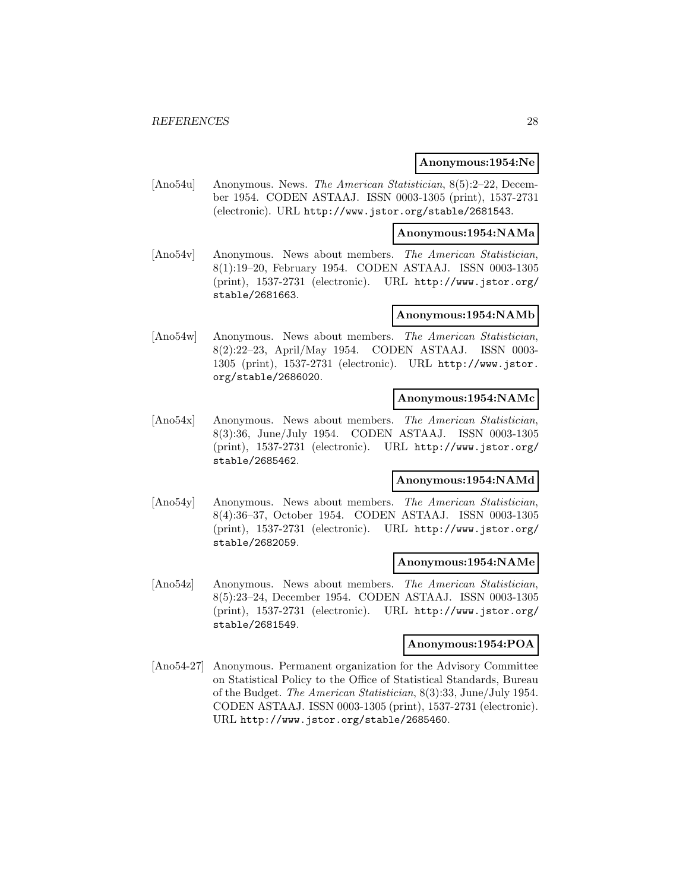**Anonymous:1954:Ne**

[Ano54u] Anonymous. News. *The American Statistician*, 8(5):2–22, December 1954. CODEN ASTAAJ. ISSN 0003-1305 (print), 1537-2731 (electronic). URL http://www.jstor.org/stable/2681543.

**Anonymous:1954:NAMa**

[Ano54v] Anonymous. News about members. *The American Statistician*, 8(1):19–20, February 1954. CODEN ASTAAJ. ISSN 0003-1305 (print), 1537-2731 (electronic). URL http://www.jstor.org/stable/2681663.

**Anonymous:1954:NAMb**

[Ano54w] Anonymous. News about members. *The American Statistician*, 8(2):22–23, April/May 1954. CODEN ASTAAJ. ISSN 0003-1305 (print), 1537-2731 (electronic). URL http://www.jstor.org/stable/2686020.

**Anonymous:1954:NAMc**

[Ano54x] Anonymous. News about members. *The American Statistician*, 8(3):36, June/July 1954. CODEN ASTAAJ. ISSN 0003-1305 (print), 1537-2731 (electronic). URL http://www.jstor.org/stable/2685462.

**Anonymous:1954:NAMd**

[Ano54y] Anonymous. News about members. *The American Statistician*, 8(4):36–37, October 1954. CODEN ASTAAJ. ISSN 0003-1305 (print), 1537-2731 (electronic). URL http://www.jstor.org/stable/2682059.

**Anonymous:1954:NAMe**

[Ano54z] Anonymous. News about members. *The American Statistician*, 8(5):23–24, December 1954. CODEN ASTAAJ. ISSN 0003-1305 (print), 1537-2731 (electronic). URL http://www.jstor.org/stable/2681549.

**Anonymous:1954:POA**

[Ano54-27] Anonymous. Permanent organization for the Advisory Committee on Statistical Policy to the Office of Statistical Standards, Bureau of the Budget. *The American Statistician*, 8(3):33, June/July 1954. CODEN ASTAAJ. ISSN 0003-1305 (print), 1537-2731 (electronic). URL http://www.jstor.org/stable/2685460.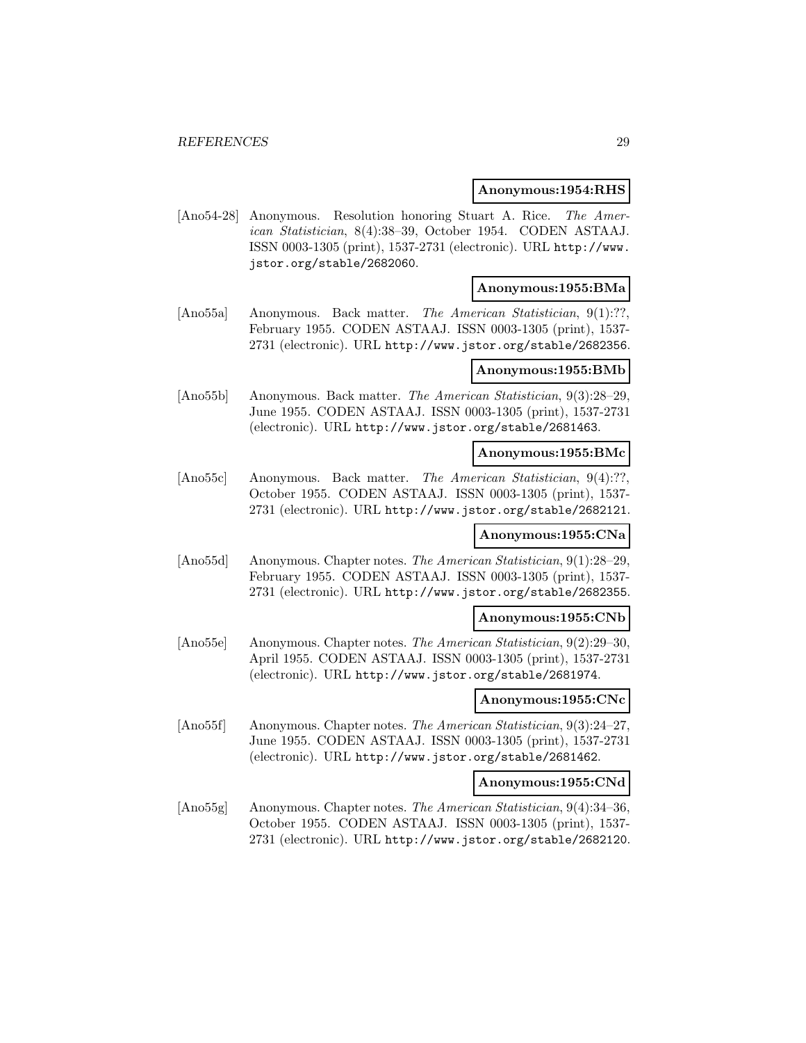**Anonymous:1954:RHS**

[Ano54-28] Anonymous. Resolution honoring Stuart A. Rice. *The American Statistician*, 8(4):38–39, October 1954. CODEN ASTAAJ. ISSN 0003-1305 (print), 1537-2731 (electronic). URL http://www.jstor.org/stable/2682060.

**Anonymous:1955:BMa**

[Ano55a] Anonymous. Back matter. *The American Statistician*, 9(1):??, February 1955. CODEN ASTAAJ. ISSN 0003-1305 (print), 1537-2731 (electronic). URL http://www.jstor.org/stable/2682356.

**Anonymous:1955:BMb**

[Ano55b] Anonymous. Back matter. *The American Statistician*, 9(3):28–29, June 1955. CODEN ASTAAJ. ISSN 0003-1305 (print), 1537-2731 (electronic). URL http://www.jstor.org/stable/2681463.

**Anonymous:1955:BMc**

[Ano55c] Anonymous. Back matter. *The American Statistician*, 9(4):??, October 1955. CODEN ASTAAJ. ISSN 0003-1305 (print), 1537-2731 (electronic). URL http://www.jstor.org/stable/2682121.

**Anonymous:1955:CNa**

[Ano55d] Anonymous. Chapter notes. *The American Statistician*, 9(1):28–29, February 1955. CODEN ASTAAJ. ISSN 0003-1305 (print), 1537-2731 (electronic). URL http://www.jstor.org/stable/2682355.

**Anonymous:1955:CNb**

[Ano55e] Anonymous. Chapter notes. *The American Statistician*, 9(2):29–30, April 1955. CODEN ASTAAJ. ISSN 0003-1305 (print), 1537-2731 (electronic). URL http://www.jstor.org/stable/2681974.

**Anonymous:1955:CNc**

[Ano55f] Anonymous. Chapter notes. *The American Statistician*, 9(3):24–27, June 1955. CODEN ASTAAJ. ISSN 0003-1305 (print), 1537-2731 (electronic). URL http://www.jstor.org/stable/2681462.

**Anonymous:1955:CNd**

[Ano55g] Anonymous. Chapter notes. *The American Statistician*, 9(4):34–36, October 1955. CODEN ASTAAJ. ISSN 0003-1305 (print), 1537-2731 (electronic). URL http://www.jstor.org/stable/2682120.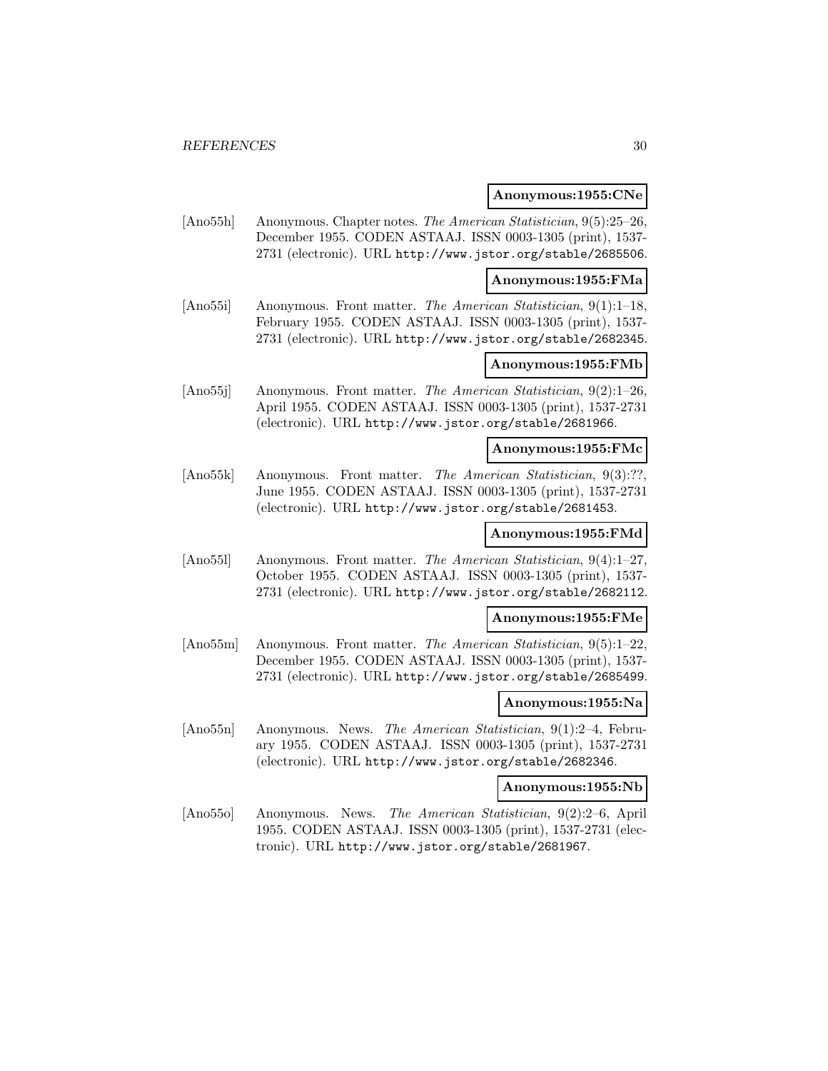**Anonymous:1955:CNe**

[Ano55h] Anonymous. Chapter notes. *The American Statistician*, 9(5):25–26, December 1955. CODEN ASTAAJ. ISSN 0003-1305 (print), 1537-2731 (electronic). URL `http://www.jstor.org/stable/2685506`.

**Anonymous:1955:FMa**

[Ano55i] Anonymous. Front matter. *The American Statistician*, 9(1):1–18, February 1955. CODEN ASTAAJ. ISSN 0003-1305 (print), 1537-2731 (electronic). URL `http://www.jstor.org/stable/2682345`.

**Anonymous:1955:FMb**

[Ano55j] Anonymous. Front matter. *The American Statistician*, 9(2):1–26, April 1955. CODEN ASTAAJ. ISSN 0003-1305 (print), 1537-2731 (electronic). URL `http://www.jstor.org/stable/2681966`.

**Anonymous:1955:FMc**

[Ano55k] Anonymous. Front matter. *The American Statistician*, 9(3):??, June 1955. CODEN ASTAAJ. ISSN 0003-1305 (print), 1537-2731 (electronic). URL `http://www.jstor.org/stable/2681453`.

**Anonymous:1955:FMd**

[Ano55l] Anonymous. Front matter. *The American Statistician*, 9(4):1–27, October 1955. CODEN ASTAAJ. ISSN 0003-1305 (print), 1537-2731 (electronic). URL `http://www.jstor.org/stable/2682112`.

**Anonymous:1955:FMe**

[Ano55m] Anonymous. Front matter. *The American Statistician*, 9(5):1–22, December 1955. CODEN ASTAAJ. ISSN 0003-1305 (print), 1537-2731 (electronic). URL `http://www.jstor.org/stable/2685499`.

**Anonymous:1955:Na**

[Ano55n] Anonymous. News. *The American Statistician*, 9(1):2–4, February 1955. CODEN ASTAAJ. ISSN 0003-1305 (print), 1537-2731 (electronic). URL `http://www.jstor.org/stable/2682346`.

**Anonymous:1955:Nb**

[Ano55o] Anonymous. News. *The American Statistician*, 9(2):2–6, April 1955. CODEN ASTAAJ. ISSN 0003-1305 (print), 1537-2731 (electronic). URL `http://www.jstor.org/stable/2681967`.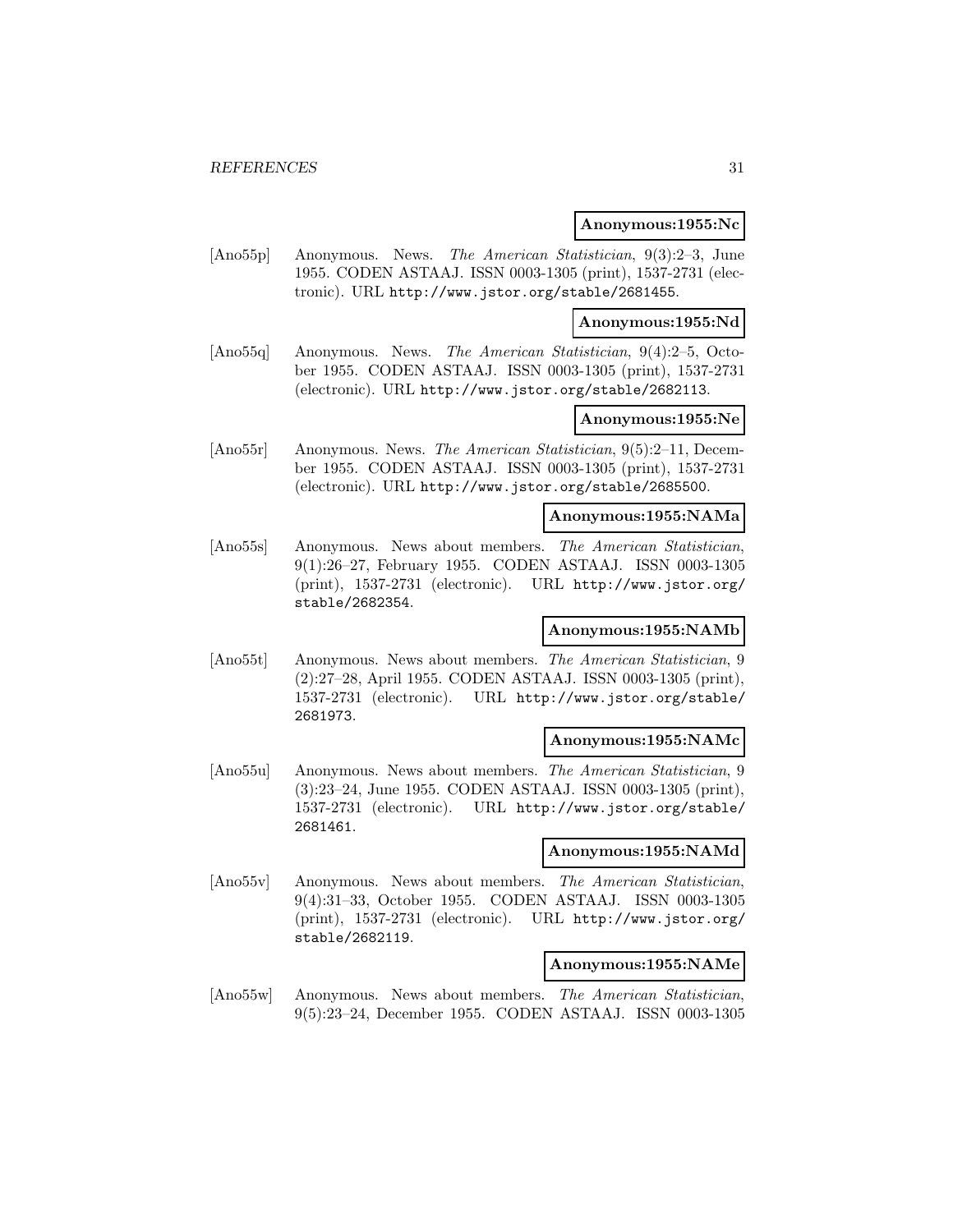**Anonymous:1955:Nc**

[Ano55p] Anonymous. News. *The American Statistician*, 9(3):2–3, June 1955. CODEN ASTAAJ. ISSN 0003-1305 (print), 1537-2731 (electronic). URL http://www.jstor.org/stable/2681455.

**Anonymous:1955:Nd**

[Ano55q] Anonymous. News. *The American Statistician*, 9(4):2–5, October 1955. CODEN ASTAAJ. ISSN 0003-1305 (print), 1537-2731 (electronic). URL http://www.jstor.org/stable/2682113.

**Anonymous:1955:Ne**

[Ano55r] Anonymous. News. *The American Statistician*, 9(5):2–11, December 1955. CODEN ASTAAJ. ISSN 0003-1305 (print), 1537-2731 (electronic). URL http://www.jstor.org/stable/2685500.

**Anonymous:1955:NAMa**

[Ano55s] Anonymous. News about members. *The American Statistician*, 9(1):26–27, February 1955. CODEN ASTAAJ. ISSN 0003-1305 (print), 1537-2731 (electronic). URL http://www.jstor.org/stable/2682354.

**Anonymous:1955:NAMb**

[Ano55t] Anonymous. News about members. *The American Statistician*, 9 (2):27–28, April 1955. CODEN ASTAAJ. ISSN 0003-1305 (print), 1537-2731 (electronic). URL http://www.jstor.org/stable/2681973.

**Anonymous:1955:NAMc**

[Ano55u] Anonymous. News about members. *The American Statistician*, 9 (3):23–24, June 1955. CODEN ASTAAJ. ISSN 0003-1305 (print), 1537-2731 (electronic). URL http://www.jstor.org/stable/2681461.

**Anonymous:1955:NAMd**

[Ano55v] Anonymous. News about members. *The American Statistician*, 9(4):31–33, October 1955. CODEN ASTAAJ. ISSN 0003-1305 (print), 1537-2731 (electronic). URL http://www.jstor.org/stable/2682119.

**Anonymous:1955:NAMe**

[Ano55w] Anonymous. News about members. *The American Statistician*, 9(5):23–24, December 1955. CODEN ASTAAJ. ISSN 0003-1305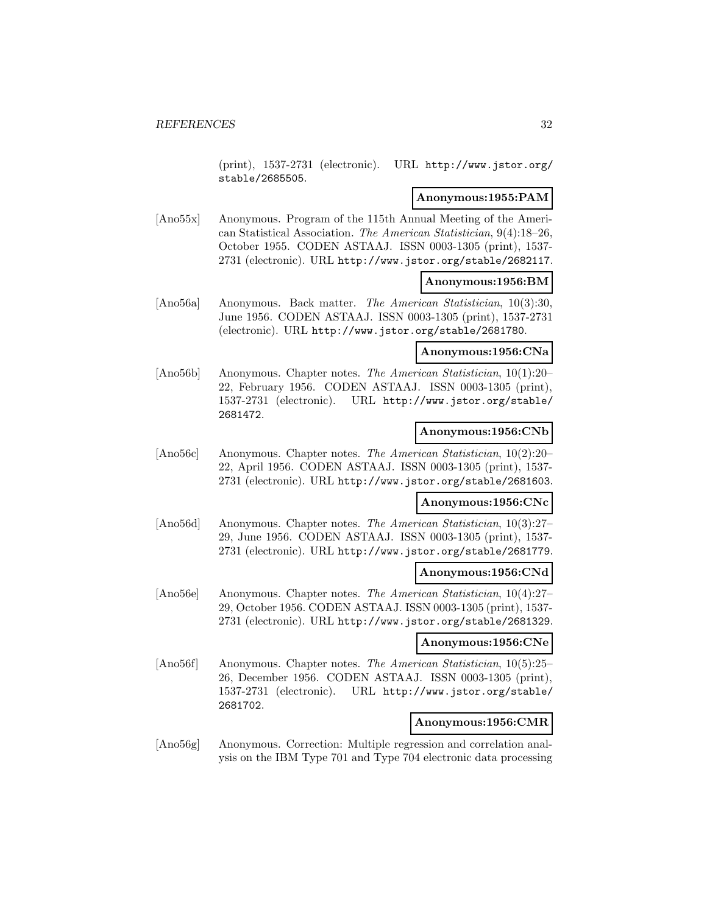(print), 1537-2731 (electronic). URL http://www.jstor.org/stable/2685505.

**Anonymous:1955:PAM**

[Ano55x] Anonymous. Program of the 115th Annual Meeting of the American Statistical Association. *The American Statistician*, 9(4):18–26, October 1955. CODEN ASTAAJ. ISSN 0003-1305 (print), 1537-2731 (electronic). URL http://www.jstor.org/stable/2682117.

**Anonymous:1956:BM**

[Ano56a] Anonymous. Back matter. *The American Statistician*, 10(3):30, June 1956. CODEN ASTAAJ. ISSN 0003-1305 (print), 1537-2731 (electronic). URL http://www.jstor.org/stable/2681780.

**Anonymous:1956:CNa**

[Ano56b] Anonymous. Chapter notes. *The American Statistician*, 10(1):20–22, February 1956. CODEN ASTAAJ. ISSN 0003-1305 (print), 1537-2731 (electronic). URL http://www.jstor.org/stable/2681472.

**Anonymous:1956:CNb**

[Ano56c] Anonymous. Chapter notes. *The American Statistician*, 10(2):20–22, April 1956. CODEN ASTAAJ. ISSN 0003-1305 (print), 1537-2731 (electronic). URL http://www.jstor.org/stable/2681603.

**Anonymous:1956:CNc**

[Ano56d] Anonymous. Chapter notes. *The American Statistician*, 10(3):27–29, June 1956. CODEN ASTAAJ. ISSN 0003-1305 (print), 1537-2731 (electronic). URL http://www.jstor.org/stable/2681779.

**Anonymous:1956:CNd**

[Ano56e] Anonymous. Chapter notes. *The American Statistician*, 10(4):27–29, October 1956. CODEN ASTAAJ. ISSN 0003-1305 (print), 1537-2731 (electronic). URL http://www.jstor.org/stable/2681329.

**Anonymous:1956:CNe**

[Ano56f] Anonymous. Chapter notes. *The American Statistician*, 10(5):25–26, December 1956. CODEN ASTAAJ. ISSN 0003-1305 (print), 1537-2731 (electronic). URL http://www.jstor.org/stable/2681702.

**Anonymous:1956:CMR**

[Ano56g] Anonymous. Correction: Multiple regression and correlation analysis on the IBM Type 701 and Type 704 electronic data processing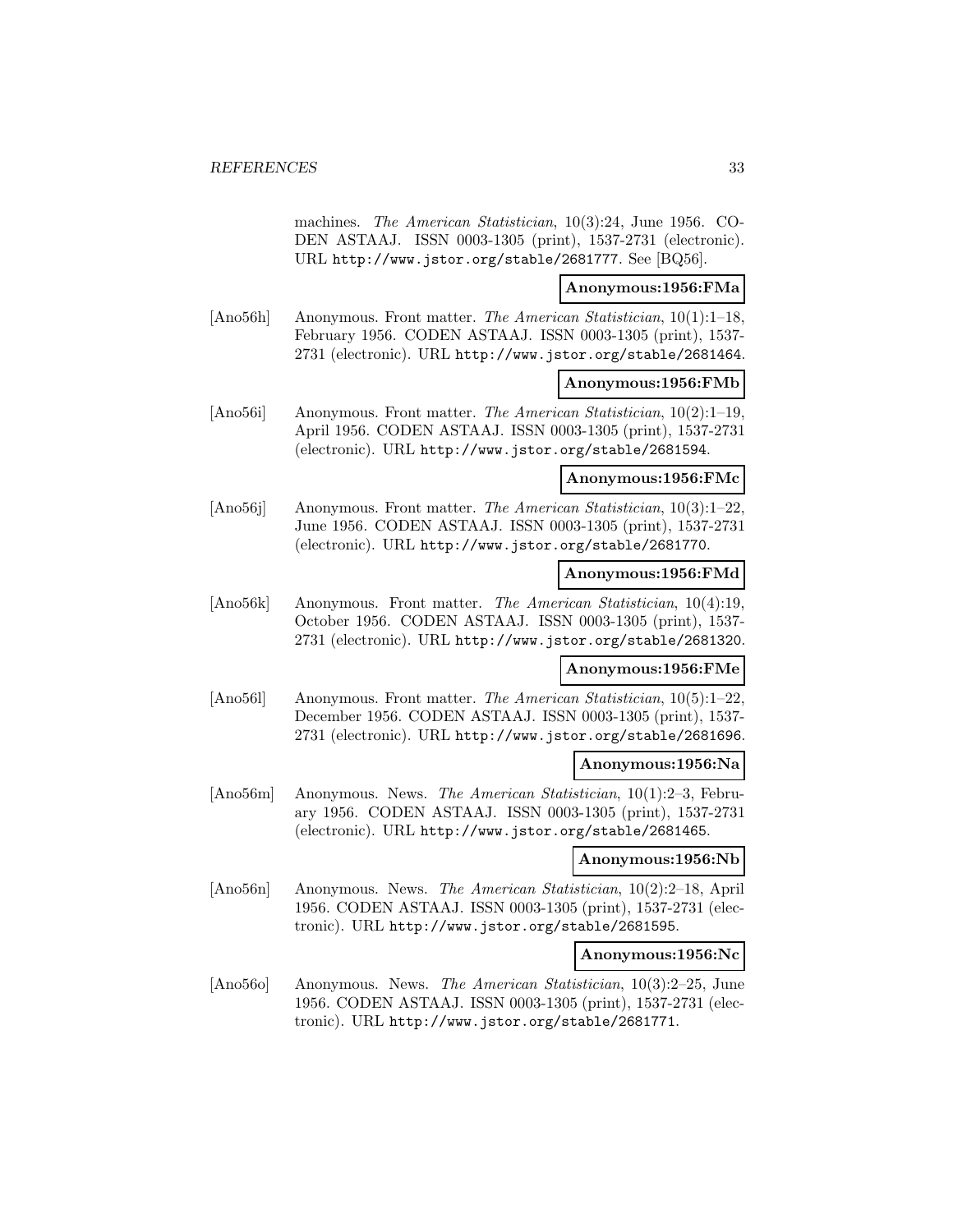machines. *The American Statistician*, 10(3):24, June 1956. CODEN ASTAAJ. ISSN 0003-1305 (print), 1537-2731 (electronic). URL http://www.jstor.org/stable/2681777. See [BQ56].

**Anonymous:1956:FMa**

[Ano56h] Anonymous. Front matter. *The American Statistician*, 10(1):1–18, February 1956. CODEN ASTAAJ. ISSN 0003-1305 (print), 1537-2731 (electronic). URL http://www.jstor.org/stable/2681464.

**Anonymous:1956:FMb**

[Ano56i] Anonymous. Front matter. *The American Statistician*, 10(2):1–19, April 1956. CODEN ASTAAJ. ISSN 0003-1305 (print), 1537-2731 (electronic). URL http://www.jstor.org/stable/2681594.

**Anonymous:1956:FMc**

[Ano56j] Anonymous. Front matter. *The American Statistician*, 10(3):1–22, June 1956. CODEN ASTAAJ. ISSN 0003-1305 (print), 1537-2731 (electronic). URL http://www.jstor.org/stable/2681770.

**Anonymous:1956:FMd**

[Ano56k] Anonymous. Front matter. *The American Statistician*, 10(4):19, October 1956. CODEN ASTAAJ. ISSN 0003-1305 (print), 1537-2731 (electronic). URL http://www.jstor.org/stable/2681320.

**Anonymous:1956:FMe**

[Ano56l] Anonymous. Front matter. *The American Statistician*, 10(5):1–22, December 1956. CODEN ASTAAJ. ISSN 0003-1305 (print), 1537-2731 (electronic). URL http://www.jstor.org/stable/2681696.

**Anonymous:1956:Na**

[Ano56m] Anonymous. News. *The American Statistician*, 10(1):2–3, February 1956. CODEN ASTAAJ. ISSN 0003-1305 (print), 1537-2731 (electronic). URL http://www.jstor.org/stable/2681465.

**Anonymous:1956:Nb**

[Ano56n] Anonymous. News. *The American Statistician*, 10(2):2–18, April 1956. CODEN ASTAAJ. ISSN 0003-1305 (print), 1537-2731 (electronic). URL http://www.jstor.org/stable/2681595.

**Anonymous:1956:Nc**

[Ano56o] Anonymous. News. *The American Statistician*, 10(3):2–25, June 1956. CODEN ASTAAJ. ISSN 0003-1305 (print), 1537-2731 (electronic). URL http://www.jstor.org/stable/2681771.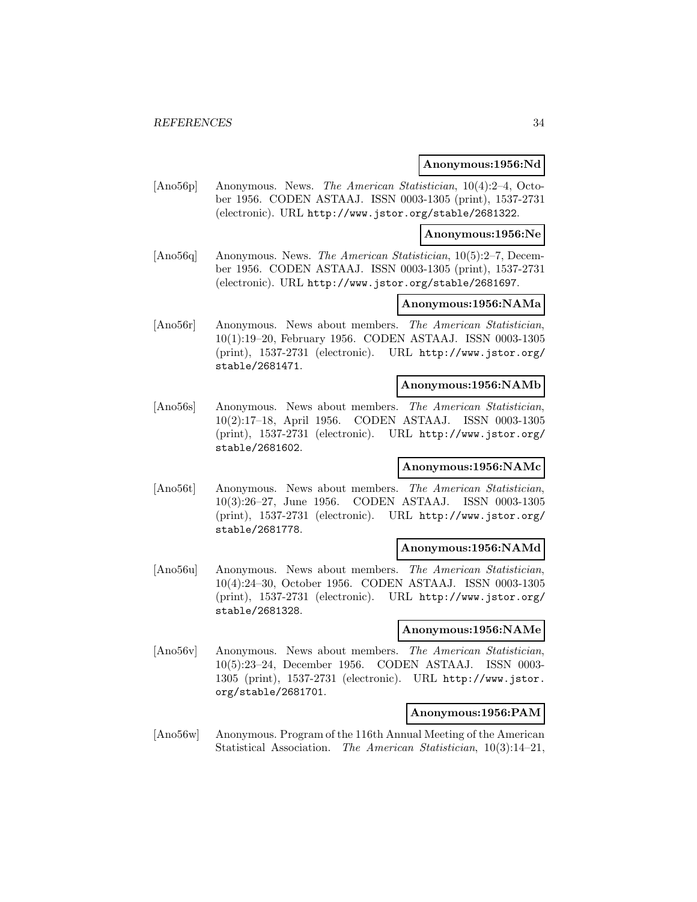**Anonymous:1956:Nd**

[Ano56p] Anonymous. News. *The American Statistician*, 10(4):2–4, October 1956. CODEN ASTAAJ. ISSN 0003-1305 (print), 1537-2731 (electronic). URL http://www.jstor.org/stable/2681322.

**Anonymous:1956:Ne**

[Ano56q] Anonymous. News. *The American Statistician*, 10(5):2–7, December 1956. CODEN ASTAAJ. ISSN 0003-1305 (print), 1537-2731 (electronic). URL http://www.jstor.org/stable/2681697.

**Anonymous:1956:NAMa**

[Ano56r] Anonymous. News about members. *The American Statistician*, 10(1):19–20, February 1956. CODEN ASTAAJ. ISSN 0003-1305 (print), 1537-2731 (electronic). URL http://www.jstor.org/stable/2681471.

**Anonymous:1956:NAMb**

[Ano56s] Anonymous. News about members. *The American Statistician*, 10(2):17–18, April 1956. CODEN ASTAAJ. ISSN 0003-1305 (print), 1537-2731 (electronic). URL http://www.jstor.org/stable/2681602.

**Anonymous:1956:NAMc**

[Ano56t] Anonymous. News about members. *The American Statistician*, 10(3):26–27, June 1956. CODEN ASTAAJ. ISSN 0003-1305 (print), 1537-2731 (electronic). URL http://www.jstor.org/stable/2681778.

**Anonymous:1956:NAMd**

[Ano56u] Anonymous. News about members. *The American Statistician*, 10(4):24–30, October 1956. CODEN ASTAAJ. ISSN 0003-1305 (print), 1537-2731 (electronic). URL http://www.jstor.org/stable/2681328.

**Anonymous:1956:NAMe**

[Ano56v] Anonymous. News about members. *The American Statistician*, 10(5):23–24, December 1956. CODEN ASTAAJ. ISSN 0003-1305 (print), 1537-2731 (electronic). URL http://www.jstor.org/stable/2681701.

**Anonymous:1956:PAM**

[Ano56w] Anonymous. Program of the 116th Annual Meeting of the American Statistical Association. *The American Statistician*, 10(3):14–21,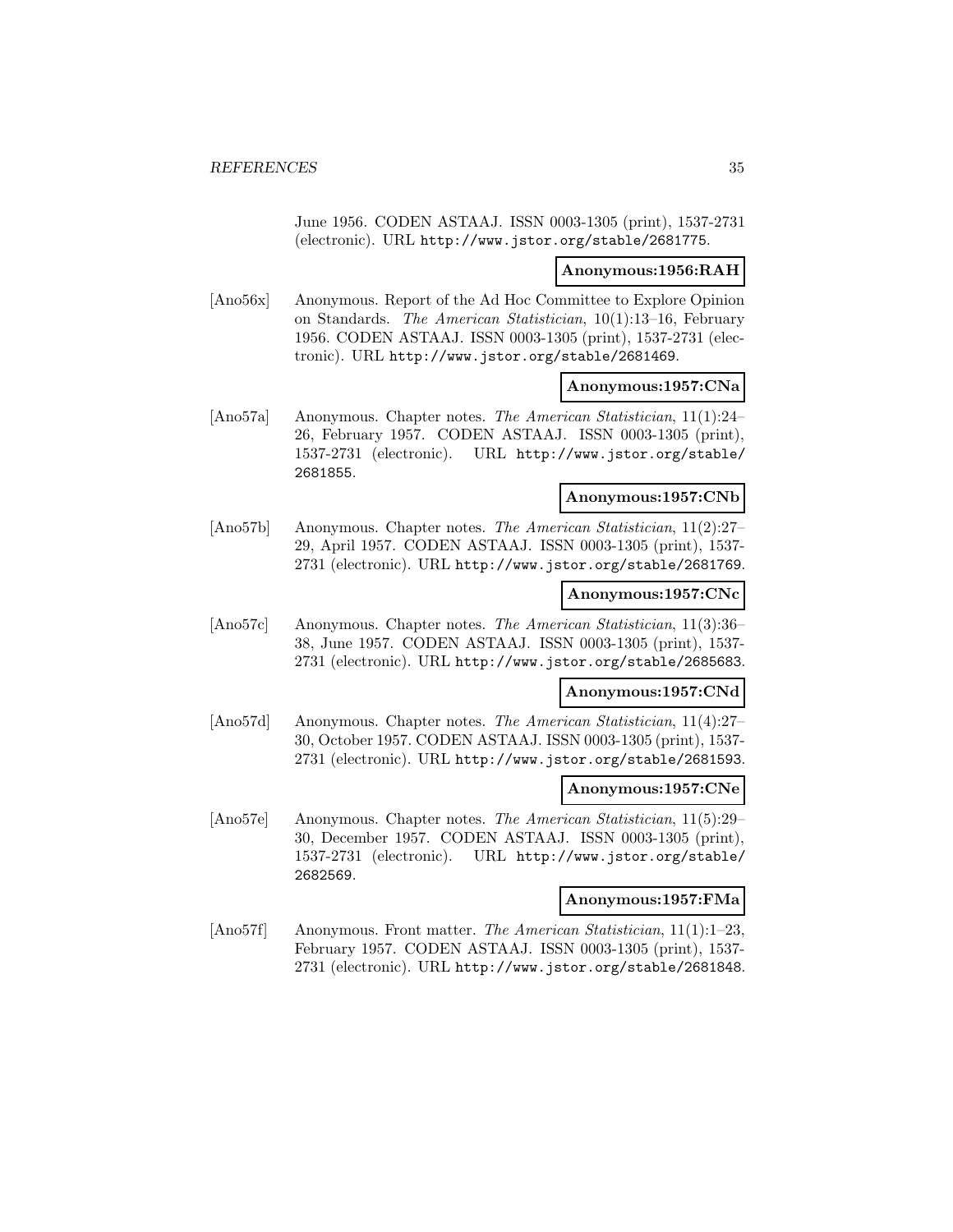June 1956. CODEN ASTAAJ. ISSN 0003-1305 (print), 1537-2731 (electronic). URL http://www.jstor.org/stable/2681775.

**Anonymous:1956:RAH**

[Ano56x] Anonymous. Report of the Ad Hoc Committee to Explore Opinion on Standards. *The American Statistician*, 10(1):13–16, February 1956. CODEN ASTAAJ. ISSN 0003-1305 (print), 1537-2731 (electronic). URL http://www.jstor.org/stable/2681469.

**Anonymous:1957:CNa**

[Ano57a] Anonymous. Chapter notes. *The American Statistician*, 11(1):24–26, February 1957. CODEN ASTAAJ. ISSN 0003-1305 (print), 1537-2731 (electronic). URL http://www.jstor.org/stable/2681855.

**Anonymous:1957:CNb**

[Ano57b] Anonymous. Chapter notes. *The American Statistician*, 11(2):27–29, April 1957. CODEN ASTAAJ. ISSN 0003-1305 (print), 1537-2731 (electronic). URL http://www.jstor.org/stable/2681769.

**Anonymous:1957:CNc**

[Ano57c] Anonymous. Chapter notes. *The American Statistician*, 11(3):36–38, June 1957. CODEN ASTAAJ. ISSN 0003-1305 (print), 1537-2731 (electronic). URL http://www.jstor.org/stable/2685683.

**Anonymous:1957:CNd**

[Ano57d] Anonymous. Chapter notes. *The American Statistician*, 11(4):27–30, October 1957. CODEN ASTAAJ. ISSN 0003-1305 (print), 1537-2731 (electronic). URL http://www.jstor.org/stable/2681593.

**Anonymous:1957:CNe**

[Ano57e] Anonymous. Chapter notes. *The American Statistician*, 11(5):29–30, December 1957. CODEN ASTAAJ. ISSN 0003-1305 (print), 1537-2731 (electronic). URL http://www.jstor.org/stable/2682569.

**Anonymous:1957:FMa**

[Ano57f] Anonymous. Front matter. *The American Statistician*, 11(1):1–23, February 1957. CODEN ASTAAJ. ISSN 0003-1305 (print), 1537-2731 (electronic). URL http://www.jstor.org/stable/2681848.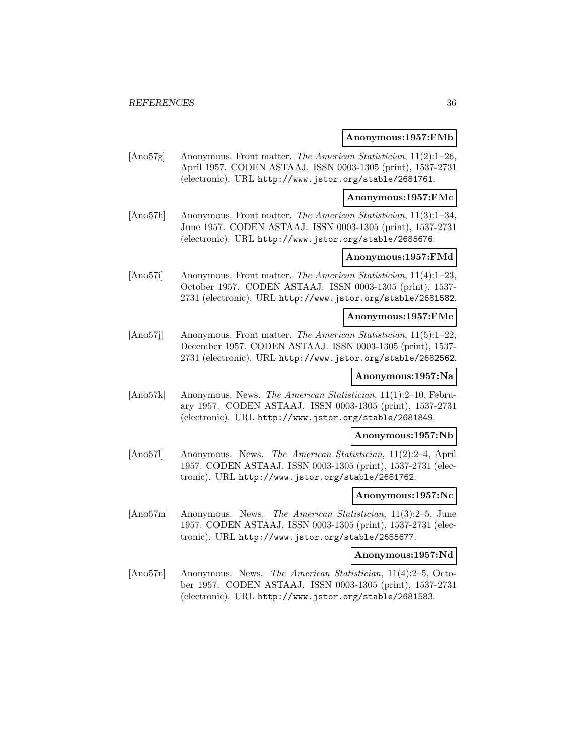**Anonymous:1957:FMb**

[Ano57g] Anonymous. Front matter. *The American Statistician*, 11(2):1–26, April 1957. CODEN ASTAAJ. ISSN 0003-1305 (print), 1537-2731 (electronic). URL http://www.jstor.org/stable/2681761.

**Anonymous:1957:FMc**

[Ano57h] Anonymous. Front matter. *The American Statistician*, 11(3):1–34, June 1957. CODEN ASTAAJ. ISSN 0003-1305 (print), 1537-2731 (electronic). URL http://www.jstor.org/stable/2685676.

**Anonymous:1957:FMd**

[Ano57i] Anonymous. Front matter. *The American Statistician*, 11(4):1–23, October 1957. CODEN ASTAAJ. ISSN 0003-1305 (print), 1537-2731 (electronic). URL http://www.jstor.org/stable/2681582.

**Anonymous:1957:FMe**

[Ano57j] Anonymous. Front matter. *The American Statistician*, 11(5):1–22, December 1957. CODEN ASTAAJ. ISSN 0003-1305 (print), 1537-2731 (electronic). URL http://www.jstor.org/stable/2682562.

**Anonymous:1957:Na**

[Ano57k] Anonymous. News. *The American Statistician*, 11(1):2–10, February 1957. CODEN ASTAAJ. ISSN 0003-1305 (print), 1537-2731 (electronic). URL http://www.jstor.org/stable/2681849.

**Anonymous:1957:Nb**

[Ano57l] Anonymous. News. *The American Statistician*, 11(2):2–4, April 1957. CODEN ASTAAJ. ISSN 0003-1305 (print), 1537-2731 (electronic). URL http://www.jstor.org/stable/2681762.

**Anonymous:1957:Nc**

[Ano57m] Anonymous. News. *The American Statistician*, 11(3):2–5, June 1957. CODEN ASTAAJ. ISSN 0003-1305 (print), 1537-2731 (electronic). URL http://www.jstor.org/stable/2685677.

**Anonymous:1957:Nd**

[Ano57n] Anonymous. News. *The American Statistician*, 11(4):2–5, October 1957. CODEN ASTAAJ. ISSN 0003-1305 (print), 1537-2731 (electronic). URL http://www.jstor.org/stable/2681583.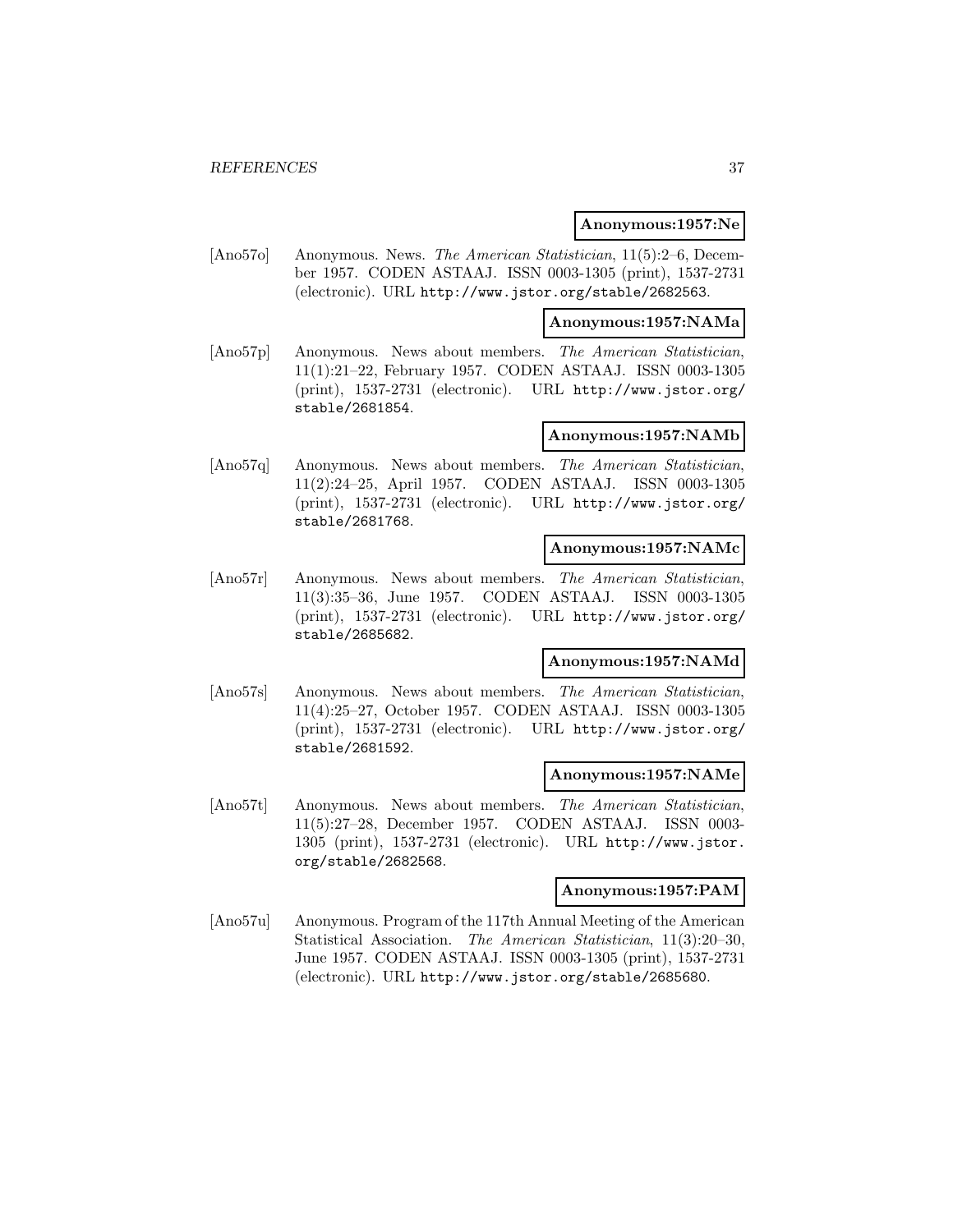**Anonymous:1957:Ne**

[Ano57o] Anonymous. News. *The American Statistician*, 11(5):2–6, December 1957. CODEN ASTAAJ. ISSN 0003-1305 (print), 1537-2731 (electronic). URL http://www.jstor.org/stable/2682563.

**Anonymous:1957:NAMa**

[Ano57p] Anonymous. News about members. *The American Statistician*, 11(1):21–22, February 1957. CODEN ASTAAJ. ISSN 0003-1305 (print), 1537-2731 (electronic). URL http://www.jstor.org/stable/2681854.

**Anonymous:1957:NAMb**

[Ano57q] Anonymous. News about members. *The American Statistician*, 11(2):24–25, April 1957. CODEN ASTAAJ. ISSN 0003-1305 (print), 1537-2731 (electronic). URL http://www.jstor.org/stable/2681768.

**Anonymous:1957:NAMc**

[Ano57r] Anonymous. News about members. *The American Statistician*, 11(3):35–36, June 1957. CODEN ASTAAJ. ISSN 0003-1305 (print), 1537-2731 (electronic). URL http://www.jstor.org/stable/2685682.

**Anonymous:1957:NAMd**

[Ano57s] Anonymous. News about members. *The American Statistician*, 11(4):25–27, October 1957. CODEN ASTAAJ. ISSN 0003-1305 (print), 1537-2731 (electronic). URL http://www.jstor.org/stable/2681592.

**Anonymous:1957:NAMe**

[Ano57t] Anonymous. News about members. *The American Statistician*, 11(5):27–28, December 1957. CODEN ASTAAJ. ISSN 0003-1305 (print), 1537-2731 (electronic). URL http://www.jstor.org/stable/2682568.

**Anonymous:1957:PAM**

[Ano57u] Anonymous. Program of the 117th Annual Meeting of the American Statistical Association. *The American Statistician*, 11(3):20–30, June 1957. CODEN ASTAAJ. ISSN 0003-1305 (print), 1537-2731 (electronic). URL http://www.jstor.org/stable/2685680.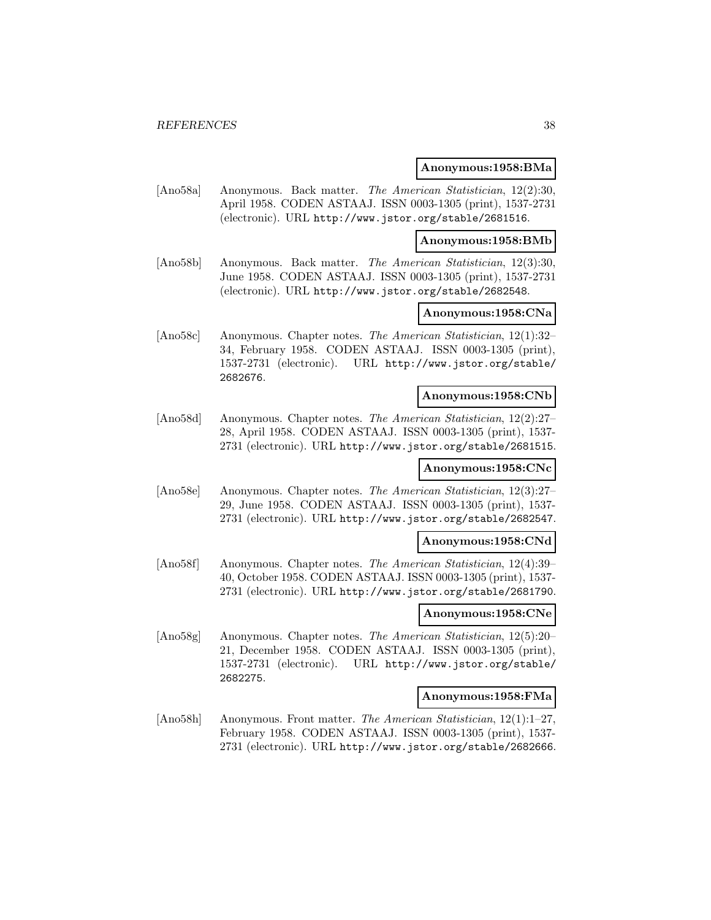**Anonymous:1958:BMa**

[Ano58a] Anonymous. Back matter. *The American Statistician*, 12(2):30, April 1958. CODEN ASTAAJ. ISSN 0003-1305 (print), 1537-2731 (electronic). URL http://www.jstor.org/stable/2681516.

**Anonymous:1958:BMb**

[Ano58b] Anonymous. Back matter. *The American Statistician*, 12(3):30, June 1958. CODEN ASTAAJ. ISSN 0003-1305 (print), 1537-2731 (electronic). URL http://www.jstor.org/stable/2682548.

**Anonymous:1958:CNa**

[Ano58c] Anonymous. Chapter notes. *The American Statistician*, 12(1):32–34, February 1958. CODEN ASTAAJ. ISSN 0003-1305 (print), 1537-2731 (electronic). URL http://www.jstor.org/stable/2682676.

**Anonymous:1958:CNb**

[Ano58d] Anonymous. Chapter notes. *The American Statistician*, 12(2):27–28, April 1958. CODEN ASTAAJ. ISSN 0003-1305 (print), 1537-2731 (electronic). URL http://www.jstor.org/stable/2681515.

**Anonymous:1958:CNc**

[Ano58e] Anonymous. Chapter notes. *The American Statistician*, 12(3):27–29, June 1958. CODEN ASTAAJ. ISSN 0003-1305 (print), 1537-2731 (electronic). URL http://www.jstor.org/stable/2682547.

**Anonymous:1958:CNd**

[Ano58f] Anonymous. Chapter notes. *The American Statistician*, 12(4):39–40, October 1958. CODEN ASTAAJ. ISSN 0003-1305 (print), 1537-2731 (electronic). URL http://www.jstor.org/stable/2681790.

**Anonymous:1958:CNe**

[Ano58g] Anonymous. Chapter notes. *The American Statistician*, 12(5):20–21, December 1958. CODEN ASTAAJ. ISSN 0003-1305 (print), 1537-2731 (electronic). URL http://www.jstor.org/stable/2682275.

**Anonymous:1958:FMa**

[Ano58h] Anonymous. Front matter. *The American Statistician*, 12(1):1–27, February 1958. CODEN ASTAAJ. ISSN 0003-1305 (print), 1537-2731 (electronic). URL http://www.jstor.org/stable/2682666.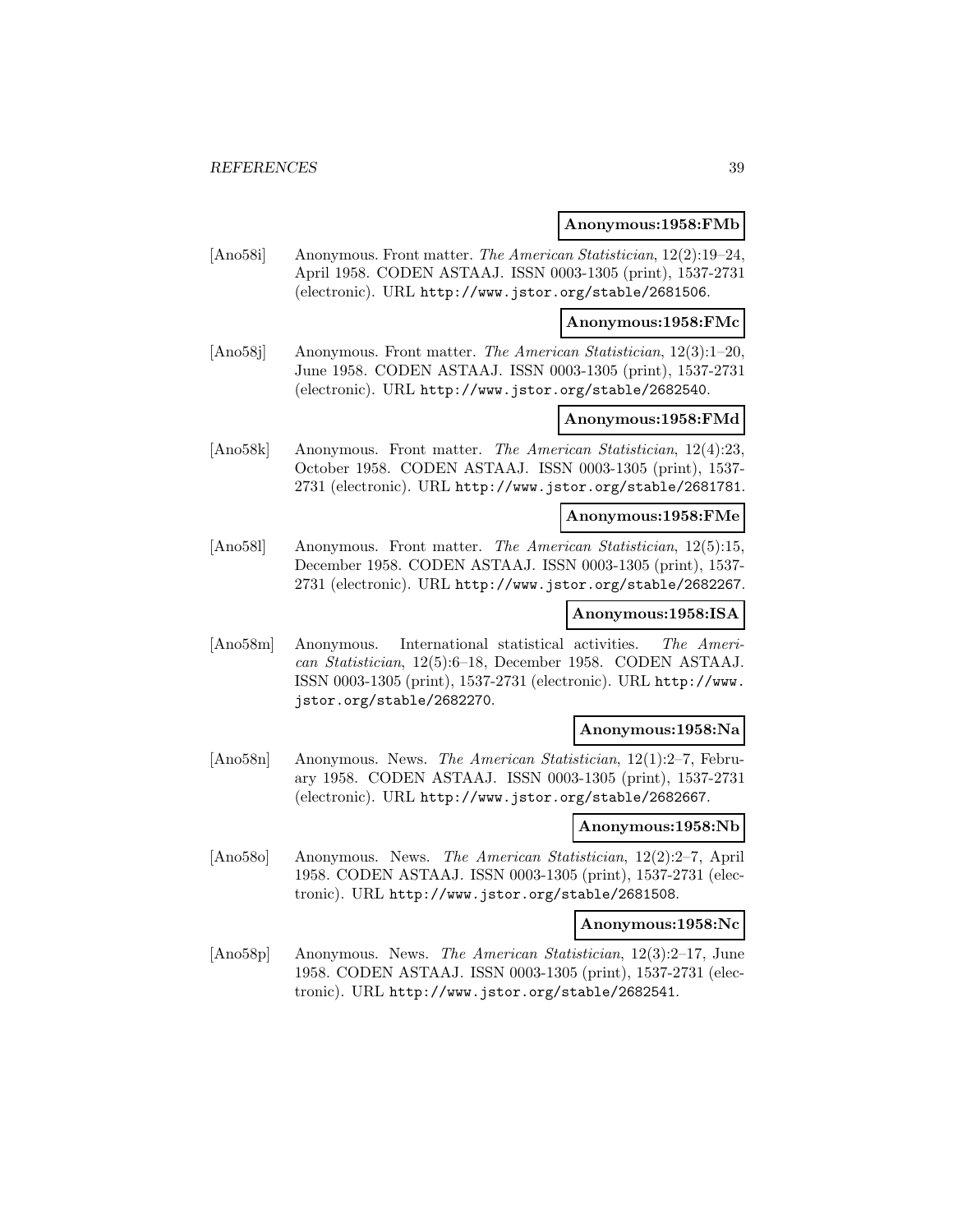**Anonymous:1958:FMb**

[Ano58i] Anonymous. Front matter. *The American Statistician*, 12(2):19–24, April 1958. CODEN ASTAAJ. ISSN 0003-1305 (print), 1537-2731 (electronic). URL http://www.jstor.org/stable/2681506.

**Anonymous:1958:FMc**

[Ano58j] Anonymous. Front matter. *The American Statistician*, 12(3):1–20, June 1958. CODEN ASTAAJ. ISSN 0003-1305 (print), 1537-2731 (electronic). URL http://www.jstor.org/stable/2682540.

**Anonymous:1958:FMd**

[Ano58k] Anonymous. Front matter. *The American Statistician*, 12(4):23, October 1958. CODEN ASTAAJ. ISSN 0003-1305 (print), 1537-2731 (electronic). URL http://www.jstor.org/stable/2681781.

**Anonymous:1958:FMe**

[Ano58l] Anonymous. Front matter. *The American Statistician*, 12(5):15, December 1958. CODEN ASTAAJ. ISSN 0003-1305 (print), 1537-2731 (electronic). URL http://www.jstor.org/stable/2682267.

**Anonymous:1958:ISA**

[Ano58m] Anonymous. International statistical activities. *The American Statistician*, 12(5):6–18, December 1958. CODEN ASTAAJ. ISSN 0003-1305 (print), 1537-2731 (electronic). URL http://www.jstor.org/stable/2682270.

**Anonymous:1958:Na**

[Ano58n] Anonymous. News. *The American Statistician*, 12(1):2–7, February 1958. CODEN ASTAAJ. ISSN 0003-1305 (print), 1537-2731 (electronic). URL http://www.jstor.org/stable/2682667.

**Anonymous:1958:Nb**

[Ano58o] Anonymous. News. *The American Statistician*, 12(2):2–7, April 1958. CODEN ASTAAJ. ISSN 0003-1305 (print), 1537-2731 (electronic). URL http://www.jstor.org/stable/2681508.

**Anonymous:1958:Nc**

[Ano58p] Anonymous. News. *The American Statistician*, 12(3):2–17, June 1958. CODEN ASTAAJ. ISSN 0003-1305 (print), 1537-2731 (electronic). URL http://www.jstor.org/stable/2682541.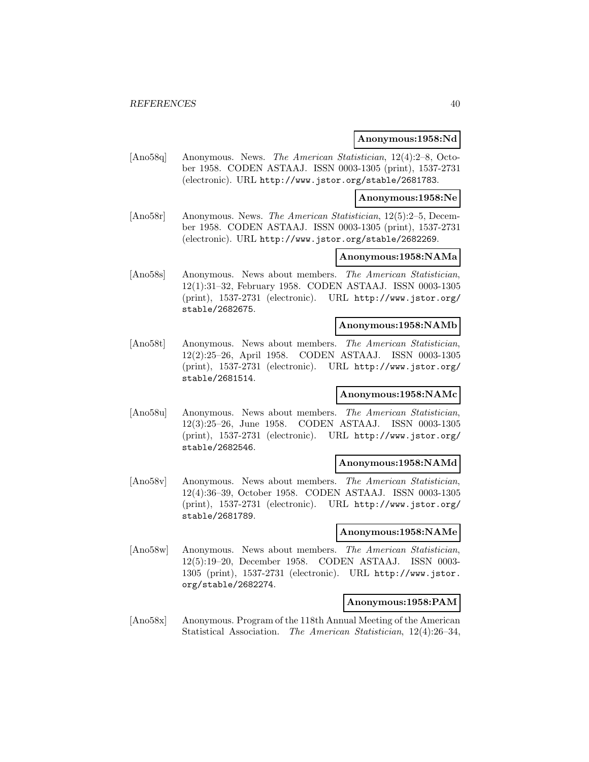**Anonymous:1958:Nd**

[Ano58q] Anonymous. News. *The American Statistician*, 12(4):2–8, October 1958. CODEN ASTAAJ. ISSN 0003-1305 (print), 1537-2731 (electronic). URL http://www.jstor.org/stable/2681783.

**Anonymous:1958:Ne**

[Ano58r] Anonymous. News. *The American Statistician*, 12(5):2–5, December 1958. CODEN ASTAAJ. ISSN 0003-1305 (print), 1537-2731 (electronic). URL http://www.jstor.org/stable/2682269.

**Anonymous:1958:NAMa**

[Ano58s] Anonymous. News about members. *The American Statistician*, 12(1):31–32, February 1958. CODEN ASTAAJ. ISSN 0003-1305 (print), 1537-2731 (electronic). URL http://www.jstor.org/stable/2682675.

**Anonymous:1958:NAMb**

[Ano58t] Anonymous. News about members. *The American Statistician*, 12(2):25–26, April 1958. CODEN ASTAAJ. ISSN 0003-1305 (print), 1537-2731 (electronic). URL http://www.jstor.org/stable/2681514.

**Anonymous:1958:NAMc**

[Ano58u] Anonymous. News about members. *The American Statistician*, 12(3):25–26, June 1958. CODEN ASTAAJ. ISSN 0003-1305 (print), 1537-2731 (electronic). URL http://www.jstor.org/stable/2682546.

**Anonymous:1958:NAMd**

[Ano58v] Anonymous. News about members. *The American Statistician*, 12(4):36–39, October 1958. CODEN ASTAAJ. ISSN 0003-1305 (print), 1537-2731 (electronic). URL http://www.jstor.org/stable/2681789.

**Anonymous:1958:NAMe**

[Ano58w] Anonymous. News about members. *The American Statistician*, 12(5):19–20, December 1958. CODEN ASTAAJ. ISSN 0003-1305 (print), 1537-2731 (electronic). URL http://www.jstor.org/stable/2682274.

**Anonymous:1958:PAM**

[Ano58x] Anonymous. Program of the 118th Annual Meeting of the American Statistical Association. *The American Statistician*, 12(4):26–34,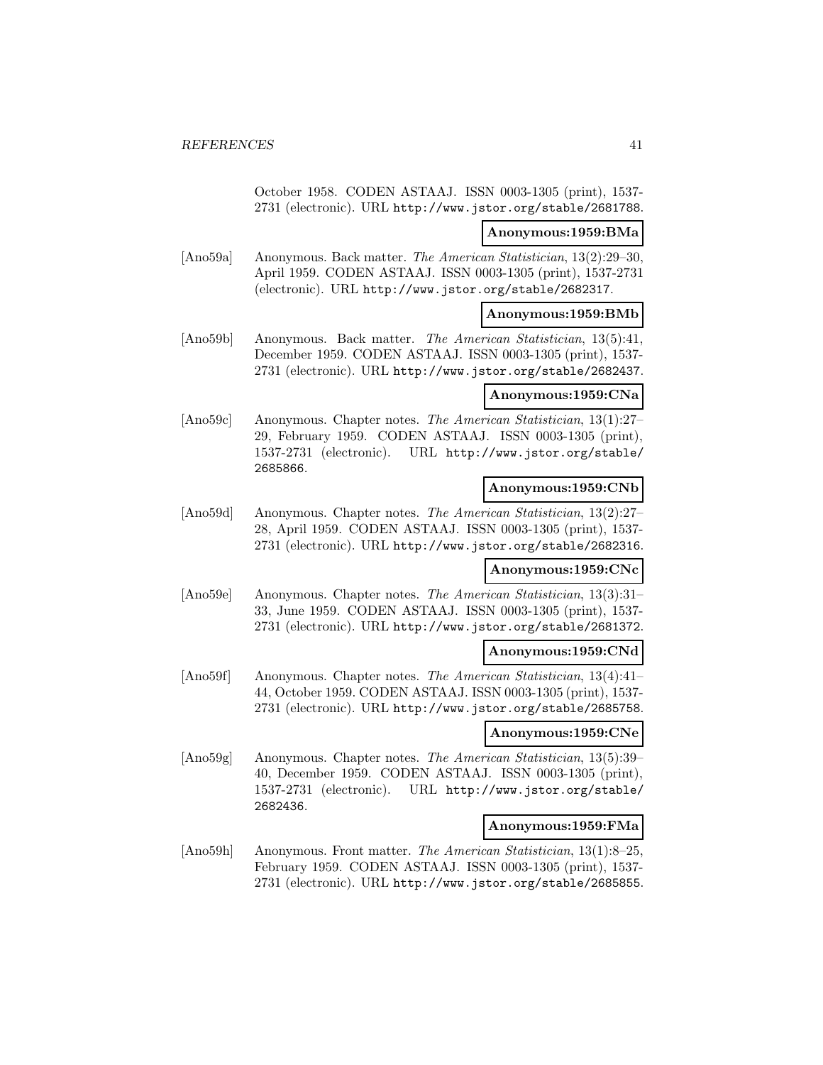October 1958. CODEN ASTAAJ. ISSN 0003-1305 (print), 1537-2731 (electronic). URL http://www.jstor.org/stable/2681788.

**Anonymous:1959:BMa**

[Ano59a] Anonymous. Back matter. *The American Statistician*, 13(2):29–30, April 1959. CODEN ASTAAJ. ISSN 0003-1305 (print), 1537-2731 (electronic). URL http://www.jstor.org/stable/2682317.

**Anonymous:1959:BMb**

[Ano59b] Anonymous. Back matter. *The American Statistician*, 13(5):41, December 1959. CODEN ASTAAJ. ISSN 0003-1305 (print), 1537-2731 (electronic). URL http://www.jstor.org/stable/2682437.

**Anonymous:1959:CNa**

[Ano59c] Anonymous. Chapter notes. *The American Statistician*, 13(1):27–29, February 1959. CODEN ASTAAJ. ISSN 0003-1305 (print), 1537-2731 (electronic). URL http://www.jstor.org/stable/2685866.

**Anonymous:1959:CNb**

[Ano59d] Anonymous. Chapter notes. *The American Statistician*, 13(2):27–28, April 1959. CODEN ASTAAJ. ISSN 0003-1305 (print), 1537-2731 (electronic). URL http://www.jstor.org/stable/2682316.

**Anonymous:1959:CNc**

[Ano59e] Anonymous. Chapter notes. *The American Statistician*, 13(3):31–33, June 1959. CODEN ASTAAJ. ISSN 0003-1305 (print), 1537-2731 (electronic). URL http://www.jstor.org/stable/2681372.

**Anonymous:1959:CNd**

[Ano59f] Anonymous. Chapter notes. *The American Statistician*, 13(4):41–44, October 1959. CODEN ASTAAJ. ISSN 0003-1305 (print), 1537-2731 (electronic). URL http://www.jstor.org/stable/2685758.

**Anonymous:1959:CNe**

[Ano59g] Anonymous. Chapter notes. *The American Statistician*, 13(5):39–40, December 1959. CODEN ASTAAJ. ISSN 0003-1305 (print), 1537-2731 (electronic). URL http://www.jstor.org/stable/2682436.

**Anonymous:1959:FMa**

[Ano59h] Anonymous. Front matter. *The American Statistician*, 13(1):8–25, February 1959. CODEN ASTAAJ. ISSN 0003-1305 (print), 1537-2731 (electronic). URL http://www.jstor.org/stable/2685855.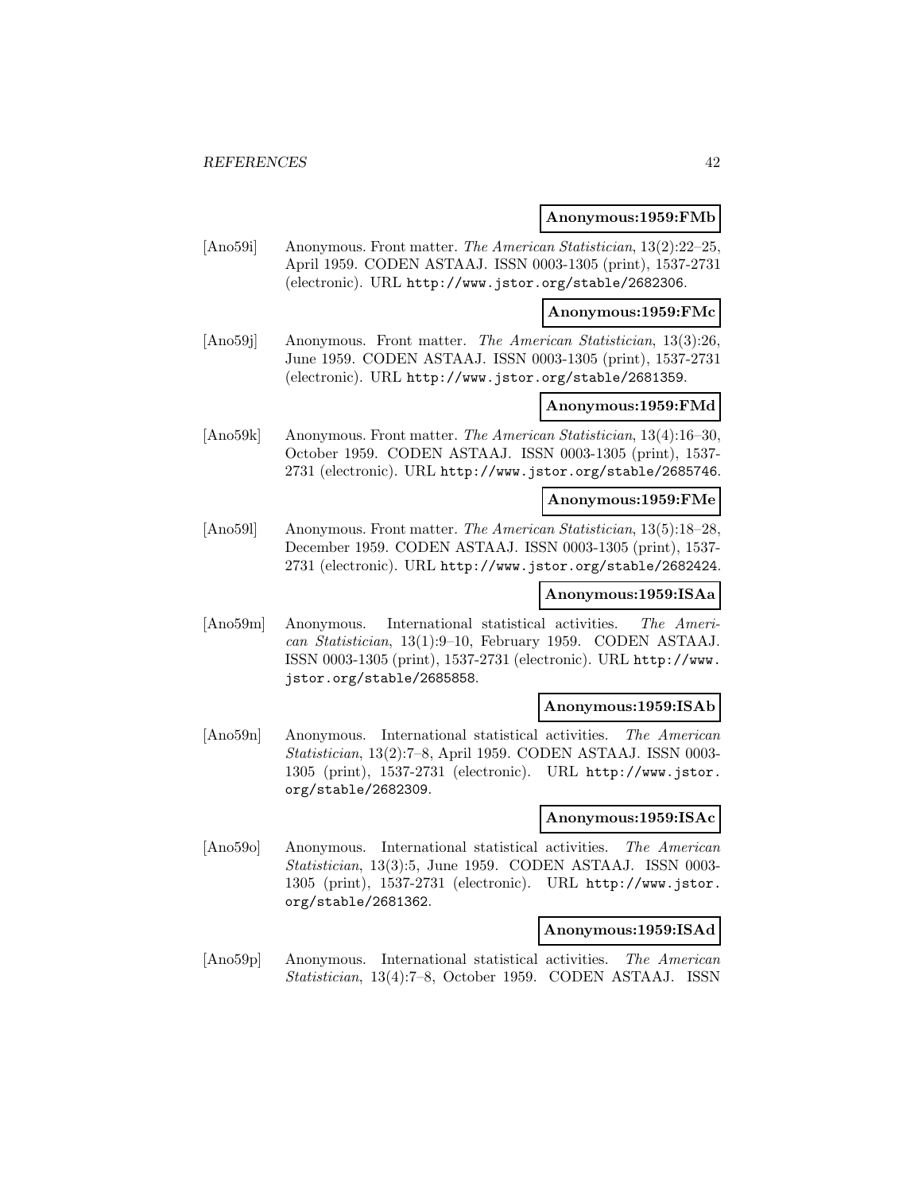**Anonymous:1959:FMb**

[Ano59i] Anonymous. Front matter. *The American Statistician*, 13(2):22–25, April 1959. CODEN ASTAAJ. ISSN 0003-1305 (print), 1537-2731 (electronic). URL http://www.jstor.org/stable/2682306.

**Anonymous:1959:FMc**

[Ano59j] Anonymous. Front matter. *The American Statistician*, 13(3):26, June 1959. CODEN ASTAAJ. ISSN 0003-1305 (print), 1537-2731 (electronic). URL http://www.jstor.org/stable/2681359.

**Anonymous:1959:FMd**

[Ano59k] Anonymous. Front matter. *The American Statistician*, 13(4):16–30, October 1959. CODEN ASTAAJ. ISSN 0003-1305 (print), 1537-2731 (electronic). URL http://www.jstor.org/stable/2685746.

**Anonymous:1959:FMe**

[Ano59l] Anonymous. Front matter. *The American Statistician*, 13(5):18–28, December 1959. CODEN ASTAAJ. ISSN 0003-1305 (print), 1537-2731 (electronic). URL http://www.jstor.org/stable/2682424.

**Anonymous:1959:ISAa**

[Ano59m] Anonymous. International statistical activities. *The American Statistician*, 13(1):9–10, February 1959. CODEN ASTAAJ. ISSN 0003-1305 (print), 1537-2731 (electronic). URL http://www.jstor.org/stable/2685858.

**Anonymous:1959:ISAb**

[Ano59n] Anonymous. International statistical activities. *The American Statistician*, 13(2):7–8, April 1959. CODEN ASTAAJ. ISSN 0003-1305 (print), 1537-2731 (electronic). URL http://www.jstor.org/stable/2682309.

**Anonymous:1959:ISAc**

[Ano59o] Anonymous. International statistical activities. *The American Statistician*, 13(3):5, June 1959. CODEN ASTAAJ. ISSN 0003-1305 (print), 1537-2731 (electronic). URL http://www.jstor.org/stable/2681362.

**Anonymous:1959:ISAd**

[Ano59p] Anonymous. International statistical activities. *The American Statistician*, 13(4):7–8, October 1959. CODEN ASTAAJ. ISSN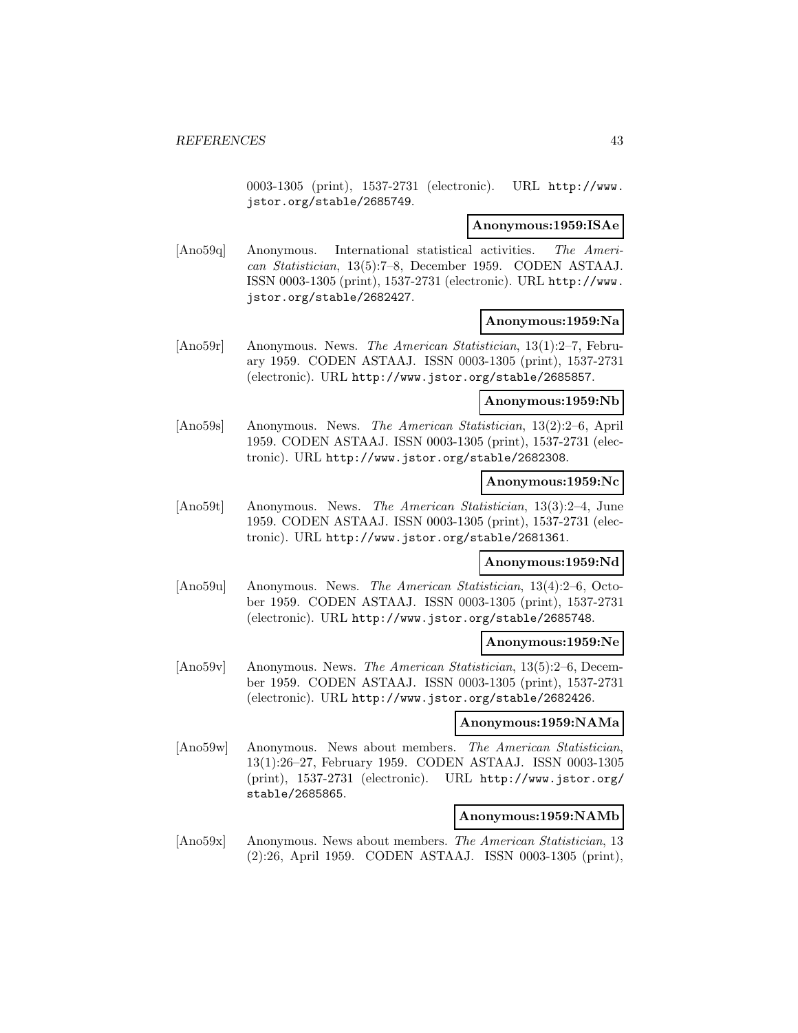0003-1305 (print), 1537-2731 (electronic). URL http://www.jstor.org/stable/2685749.

**Anonymous:1959:ISAe**

[Ano59q] Anonymous. International statistical activities. *The American Statistician*, 13(5):7–8, December 1959. CODEN ASTAAJ. ISSN 0003-1305 (print), 1537-2731 (electronic). URL http://www.jstor.org/stable/2682427.

**Anonymous:1959:Na**

[Ano59r] Anonymous. News. *The American Statistician*, 13(1):2–7, February 1959. CODEN ASTAAJ. ISSN 0003-1305 (print), 1537-2731 (electronic). URL http://www.jstor.org/stable/2685857.

**Anonymous:1959:Nb**

[Ano59s] Anonymous. News. *The American Statistician*, 13(2):2–6, April 1959. CODEN ASTAAJ. ISSN 0003-1305 (print), 1537-2731 (electronic). URL http://www.jstor.org/stable/2682308.

**Anonymous:1959:Nc**

[Ano59t] Anonymous. News. *The American Statistician*, 13(3):2–4, June 1959. CODEN ASTAAJ. ISSN 0003-1305 (print), 1537-2731 (electronic). URL http://www.jstor.org/stable/2681361.

**Anonymous:1959:Nd**

[Ano59u] Anonymous. News. *The American Statistician*, 13(4):2–6, October 1959. CODEN ASTAAJ. ISSN 0003-1305 (print), 1537-2731 (electronic). URL http://www.jstor.org/stable/2685748.

**Anonymous:1959:Ne**

[Ano59v] Anonymous. News. *The American Statistician*, 13(5):2–6, December 1959. CODEN ASTAAJ. ISSN 0003-1305 (print), 1537-2731 (electronic). URL http://www.jstor.org/stable/2682426.

**Anonymous:1959:NAMa**

[Ano59w] Anonymous. News about members. *The American Statistician*, 13(1):26–27, February 1959. CODEN ASTAAJ. ISSN 0003-1305 (print), 1537-2731 (electronic). URL http://www.jstor.org/stable/2685865.

**Anonymous:1959:NAMb**

[Ano59x] Anonymous. News about members. *The American Statistician*, 13 (2):26, April 1959. CODEN ASTAAJ. ISSN 0003-1305 (print),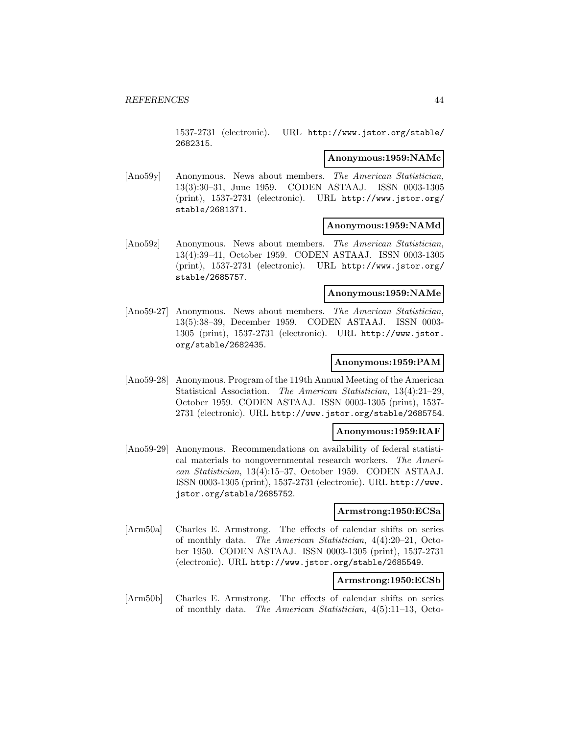1537-2731 (electronic). URL http://www.jstor.org/stable/2682315.

**Anonymous:1959:NAMc**

[Ano59y] Anonymous. News about members. *The American Statistician*, 13(3):30–31, June 1959. CODEN ASTAAJ. ISSN 0003-1305 (print), 1537-2731 (electronic). URL http://www.jstor.org/stable/2681371.

**Anonymous:1959:NAMd**

[Ano59z] Anonymous. News about members. *The American Statistician*, 13(4):39–41, October 1959. CODEN ASTAAJ. ISSN 0003-1305 (print), 1537-2731 (electronic). URL http://www.jstor.org/stable/2685757.

**Anonymous:1959:NAMe**

[Ano59-27] Anonymous. News about members. *The American Statistician*, 13(5):38–39, December 1959. CODEN ASTAAJ. ISSN 0003-1305 (print), 1537-2731 (electronic). URL http://www.jstor.org/stable/2682435.

**Anonymous:1959:PAM**

[Ano59-28] Anonymous. Program of the 119th Annual Meeting of the American Statistical Association. *The American Statistician*, 13(4):21–29, October 1959. CODEN ASTAAJ. ISSN 0003-1305 (print), 1537-2731 (electronic). URL http://www.jstor.org/stable/2685754.

**Anonymous:1959:RAF**

[Ano59-29] Anonymous. Recommendations on availability of federal statistical materials to nongovernmental research workers. *The American Statistician*, 13(4):15–37, October 1959. CODEN ASTAAJ. ISSN 0003-1305 (print), 1537-2731 (electronic). URL http://www.jstor.org/stable/2685752.

**Armstrong:1950:ECSa**

[Arm50a] Charles E. Armstrong. The effects of calendar shifts on series of monthly data. *The American Statistician*, 4(4):20–21, October 1950. CODEN ASTAAJ. ISSN 0003-1305 (print), 1537-2731 (electronic). URL http://www.jstor.org/stable/2685549.

**Armstrong:1950:ECSb**

[Arm50b] Charles E. Armstrong. The effects of calendar shifts on series of monthly data. *The American Statistician*, 4(5):11–13, Octo-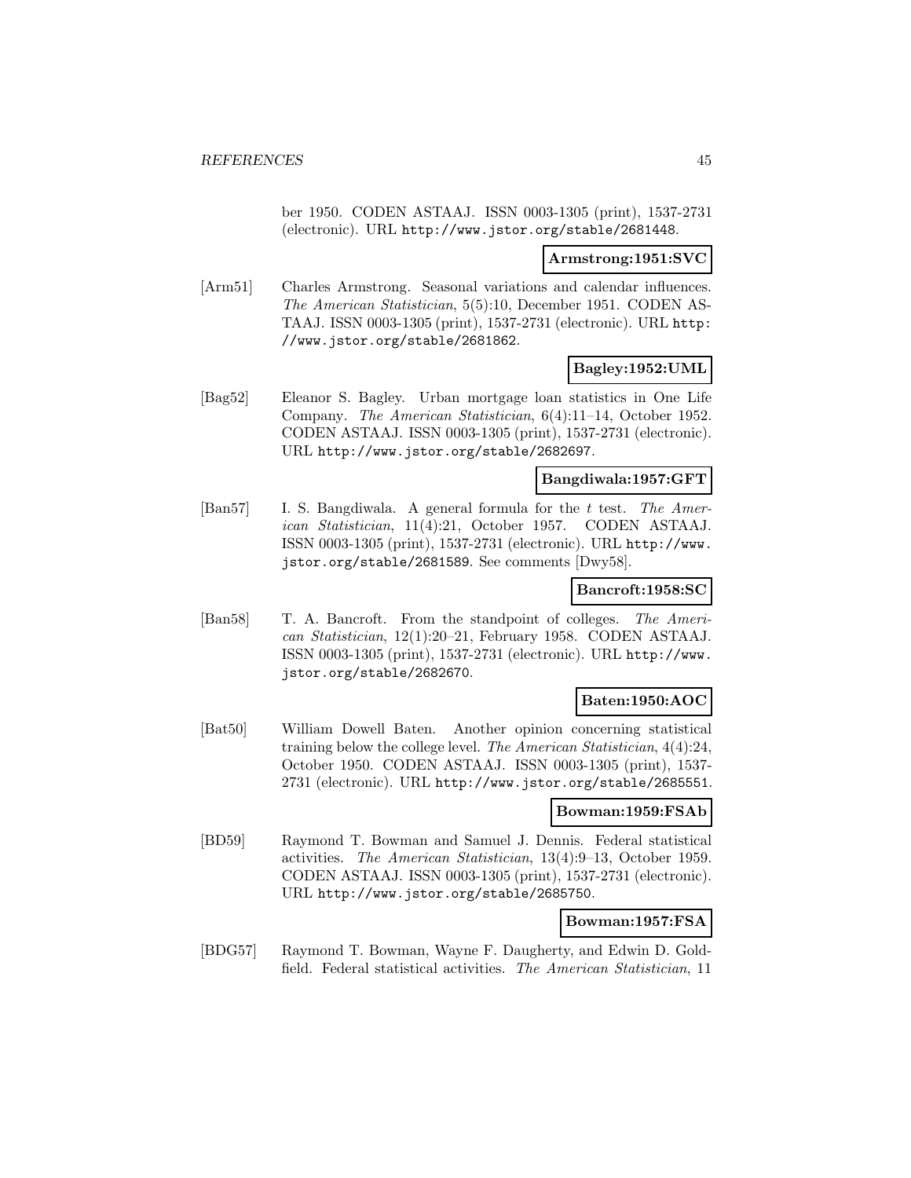ber 1950. CODEN ASTAAJ. ISSN 0003-1305 (print), 1537-2731 (electronic). URL http://www.jstor.org/stable/2681448.

**Armstrong:1951:SVC**

[Arm51] Charles Armstrong. Seasonal variations and calendar influences. *The American Statistician*, 5(5):10, December 1951. CODEN ASTAAJ. ISSN 0003-1305 (print), 1537-2731 (electronic). URL http://www.jstor.org/stable/2681862.

**Bagley:1952:UML**

[Bag52] Eleanor S. Bagley. Urban mortgage loan statistics in One Life Company. *The American Statistician*, 6(4):11–14, October 1952. CODEN ASTAAJ. ISSN 0003-1305 (print), 1537-2731 (electronic). URL http://www.jstor.org/stable/2682697.

**Bangdiwala:1957:GFT**

[Ban57] I. S. Bangdiwala. A general formula for the $t$ test. *The American Statistician*, 11(4):21, October 1957. CODEN ASTAAJ. ISSN 0003-1305 (print), 1537-2731 (electronic). URL http://www.jstor.org/stable/2681589. See comments [Dwy58].

**Bancroft:1958:SC**

[Ban58] T. A. Bancroft. From the standpoint of colleges. *The American Statistician*, 12(1):20–21, February 1958. CODEN ASTAAJ. ISSN 0003-1305 (print), 1537-2731 (electronic). URL http://www.jstor.org/stable/2682670.

**Baten:1950:AOC**

[Bat50] William Dowell Baten. Another opinion concerning statistical training below the college level. *The American Statistician*, 4(4):24, October 1950. CODEN ASTAAJ. ISSN 0003-1305 (print), 1537-2731 (electronic). URL http://www.jstor.org/stable/2685551.

**Bowman:1959:FSAb**

[BD59] Raymond T. Bowman and Samuel J. Dennis. Federal statistical activities. *The American Statistician*, 13(4):9–13, October 1959. CODEN ASTAAJ. ISSN 0003-1305 (print), 1537-2731 (electronic). URL http://www.jstor.org/stable/2685750.

**Bowman:1957:FSA**

[BDG57] Raymond T. Bowman, Wayne F. Daugherty, and Edwin D. Goldfield. Federal statistical activities. *The American Statistician*, 11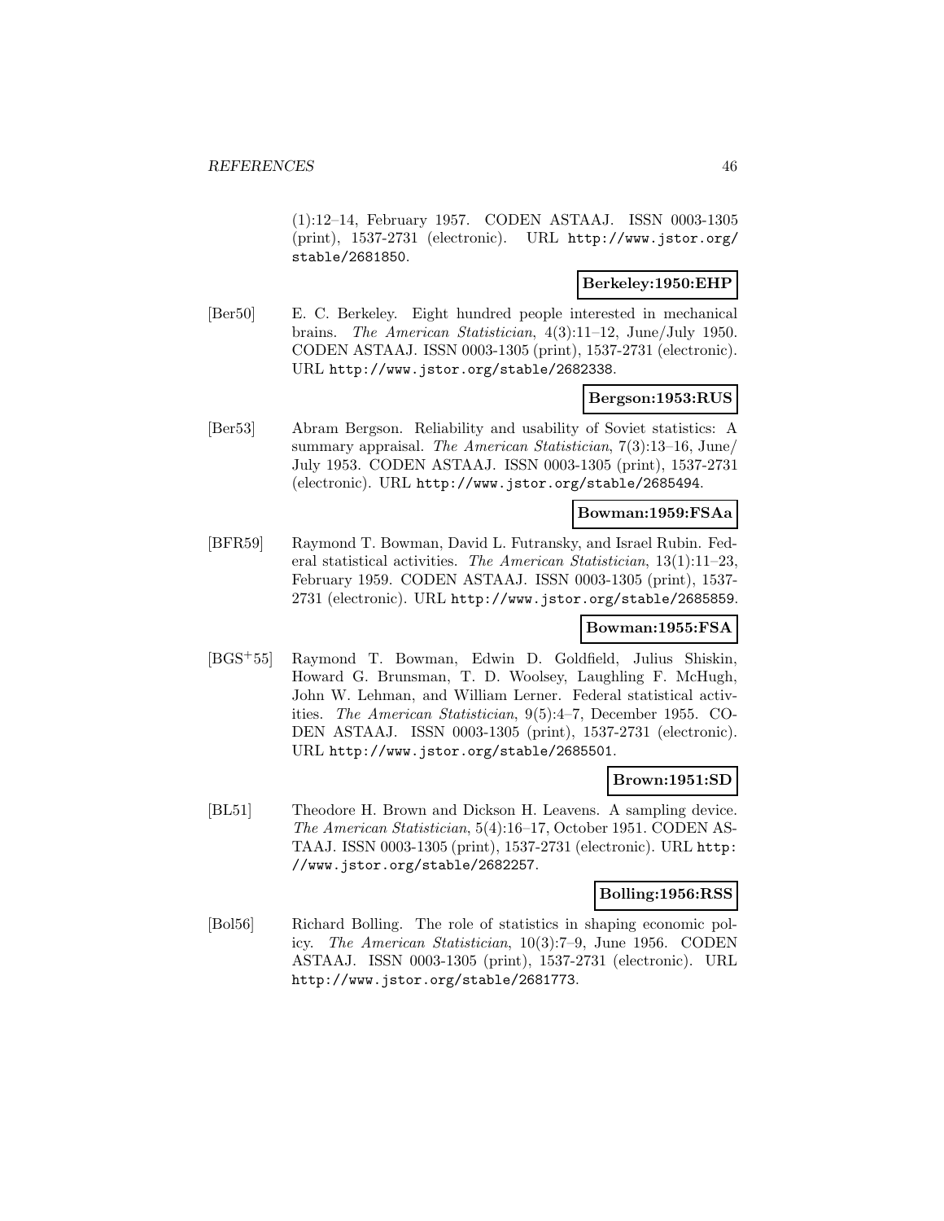(1):12–14, February 1957. CODEN ASTAAJ. ISSN 0003-1305 (print), 1537-2731 (electronic). URL http://www.jstor.org/stable/2681850.

**Berkeley:1950:EHP**

[Ber50] E. C. Berkeley. Eight hundred people interested in mechanical brains. *The American Statistician*, 4(3):11–12, June/July 1950. CODEN ASTAAJ. ISSN 0003-1305 (print), 1537-2731 (electronic). URL http://www.jstor.org/stable/2682338.

**Bergson:1953:RUS**

[Ber53] Abram Bergson. Reliability and usability of Soviet statistics: A summary appraisal. *The American Statistician*, 7(3):13–16, June/July 1953. CODEN ASTAAJ. ISSN 0003-1305 (print), 1537-2731 (electronic). URL http://www.jstor.org/stable/2685494.

**Bowman:1959:FSAa**

[BFR59] Raymond T. Bowman, David L. Futransky, and Israel Rubin. Federal statistical activities. *The American Statistician*, 13(1):11–23, February 1959. CODEN ASTAAJ. ISSN 0003-1305 (print), 1537-2731 (electronic). URL http://www.jstor.org/stable/2685859.

**Bowman:1955:FSA**

[BGS+55] Raymond T. Bowman, Edwin D. Goldfield, Julius Shiskin, Howard G. Brunsman, T. D. Woolsey, Laughling F. McHugh, John W. Lehman, and William Lerner. Federal statistical activities. *The American Statistician*, 9(5):4–7, December 1955. CODEN ASTAAJ. ISSN 0003-1305 (print), 1537-2731 (electronic). URL http://www.jstor.org/stable/2685501.

**Brown:1951:SD**

[BL51] Theodore H. Brown and Dickson H. Leavens. A sampling device. *The American Statistician*, 5(4):16–17, October 1951. CODEN ASTAAJ. ISSN 0003-1305 (print), 1537-2731 (electronic). URL http://www.jstor.org/stable/2682257.

**Bolling:1956:RSS**

[Bol56] Richard Bolling. The role of statistics in shaping economic policy. *The American Statistician*, 10(3):7–9, June 1956. CODEN ASTAAJ. ISSN 0003-1305 (print), 1537-2731 (electronic). URL http://www.jstor.org/stable/2681773.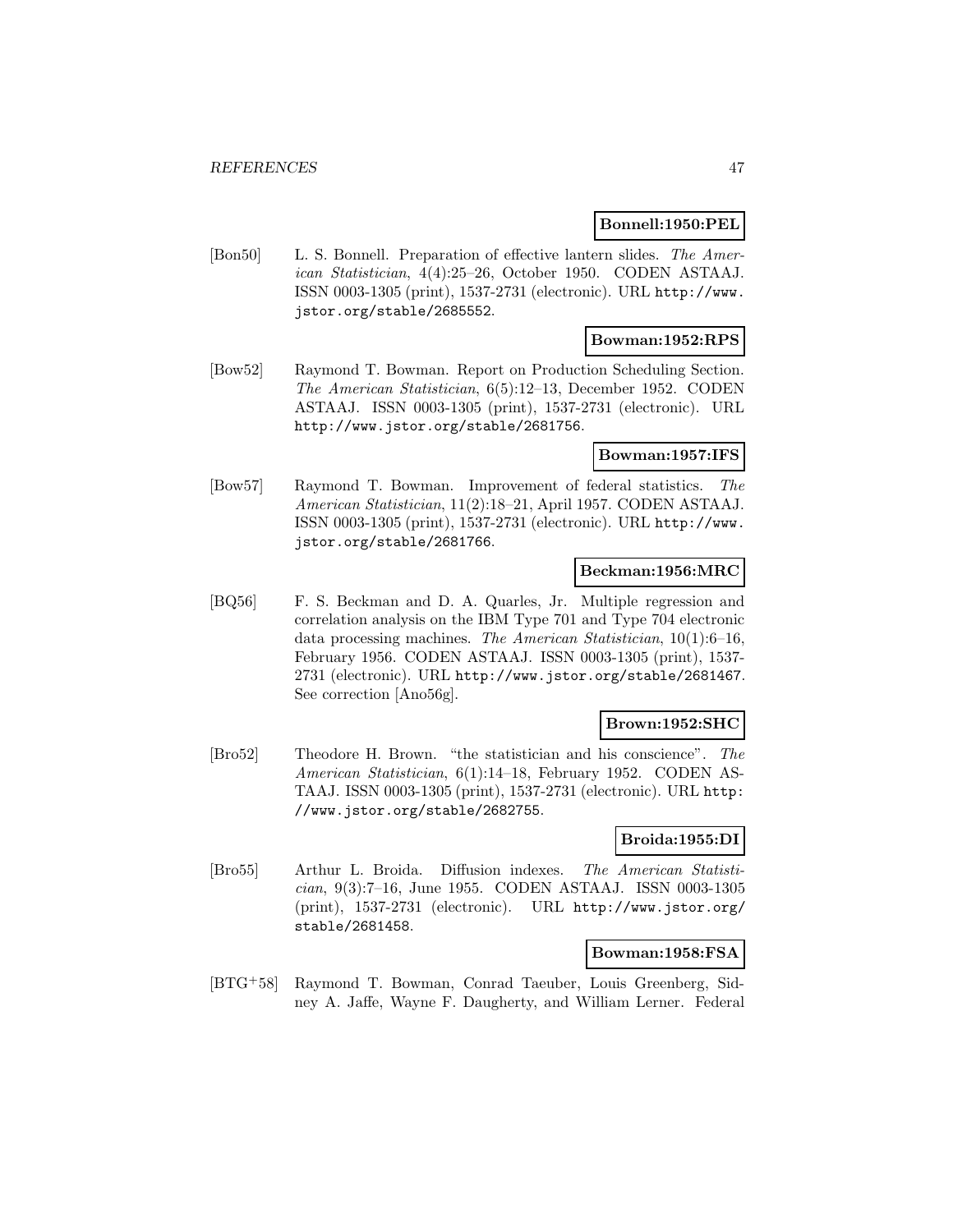**Bonnell:1950:PEL**

[Bon50] L. S. Bonnell. Preparation of effective lantern slides. *The American Statistician*, 4(4):25–26, October 1950. CODEN ASTAAJ. ISSN 0003-1305 (print), 1537-2731 (electronic). URL http://www.jstor.org/stable/2685552.

**Bowman:1952:RPS**

[Bow52] Raymond T. Bowman. Report on Production Scheduling Section. *The American Statistician*, 6(5):12–13, December 1952. CODEN ASTAAJ. ISSN 0003-1305 (print), 1537-2731 (electronic). URL http://www.jstor.org/stable/2681756.

**Bowman:1957:IFS**

[Bow57] Raymond T. Bowman. Improvement of federal statistics. *The American Statistician*, 11(2):18–21, April 1957. CODEN ASTAAJ. ISSN 0003-1305 (print), 1537-2731 (electronic). URL http://www.jstor.org/stable/2681766.

**Beckman:1956:MRC**

[BQ56] F. S. Beckman and D. A. Quarles, Jr. Multiple regression and correlation analysis on the IBM Type 701 and Type 704 electronic data processing machines. *The American Statistician*, 10(1):6–16, February 1956. CODEN ASTAAJ. ISSN 0003-1305 (print), 1537-2731 (electronic). URL http://www.jstor.org/stable/2681467. See correction [Ano56g].

**Brown:1952:SHC**

[Bro52] Theodore H. Brown. "the statistician and his conscience". *The American Statistician*, 6(1):14–18, February 1952. CODEN ASTAAJ. ISSN 0003-1305 (print), 1537-2731 (electronic). URL http://www.jstor.org/stable/2682755.

**Broida:1955:DI**

[Bro55] Arthur L. Broida. Diffusion indexes. *The American Statistician*, 9(3):7–16, June 1955. CODEN ASTAAJ. ISSN 0003-1305 (print), 1537-2731 (electronic). URL http://www.jstor.org/stable/2681458.

**Bowman:1958:FSA**

[BTG+58] Raymond T. Bowman, Conrad Taeuber, Louis Greenberg, Sidney A. Jaffe, Wayne F. Daugherty, and William Lerner. Federal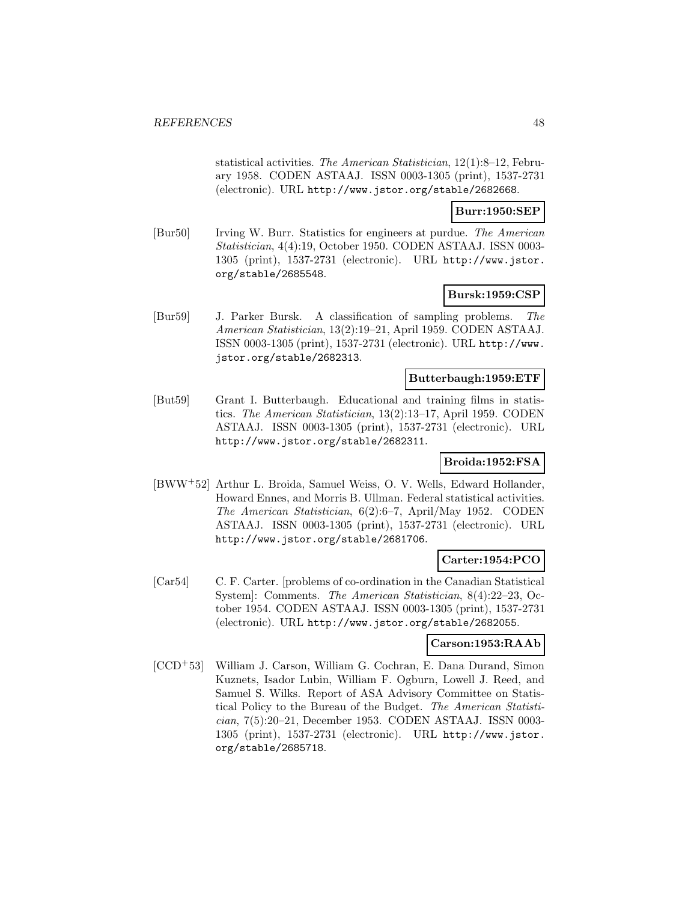statistical activities. *The American Statistician*, 12(1):8–12, February 1958. CODEN ASTAAJ. ISSN 0003-1305 (print), 1537-2731 (electronic). URL http://www.jstor.org/stable/2682668.

**Burr:1950:SEP**

[Bur50] Irving W. Burr. Statistics for engineers at purdue. *The American Statistician*, 4(4):19, October 1950. CODEN ASTAAJ. ISSN 0003-1305 (print), 1537-2731 (electronic). URL http://www.jstor.org/stable/2685548.

**Bursk:1959:CSP**

[Bur59] J. Parker Bursk. A classification of sampling problems. *The American Statistician*, 13(2):19–21, April 1959. CODEN ASTAAJ. ISSN 0003-1305 (print), 1537-2731 (electronic). URL http://www.jstor.org/stable/2682313.

**Butterbaugh:1959:ETF**

[But59] Grant I. Butterbaugh. Educational and training films in statistics. *The American Statistician*, 13(2):13–17, April 1959. CODEN ASTAAJ. ISSN 0003-1305 (print), 1537-2731 (electronic). URL http://www.jstor.org/stable/2682311.

**Broida:1952:FSA**

[BWW+52] Arthur L. Broida, Samuel Weiss, O. V. Wells, Edward Hollander, Howard Ennes, and Morris B. Ullman. Federal statistical activities. *The American Statistician*, 6(2):6–7, April/May 1952. CODEN ASTAAJ. ISSN 0003-1305 (print), 1537-2731 (electronic). URL http://www.jstor.org/stable/2681706.

**Carter:1954:PCO**

[Car54] C. F. Carter. [problems of co-ordination in the Canadian Statistical System]: Comments. *The American Statistician*, 8(4):22–23, October 1954. CODEN ASTAAJ. ISSN 0003-1305 (print), 1537-2731 (electronic). URL http://www.jstor.org/stable/2682055.

**Carson:1953:RAAb**

[CCD+53] William J. Carson, William G. Cochran, E. Dana Durand, Simon Kuznets, Isador Lubin, William F. Ogburn, Lowell J. Reed, and Samuel S. Wilks. Report of ASA Advisory Committee on Statistical Policy to the Bureau of the Budget. *The American Statistician*, 7(5):20–21, December 1953. CODEN ASTAAJ. ISSN 0003-1305 (print), 1537-2731 (electronic). URL http://www.jstor.org/stable/2685718.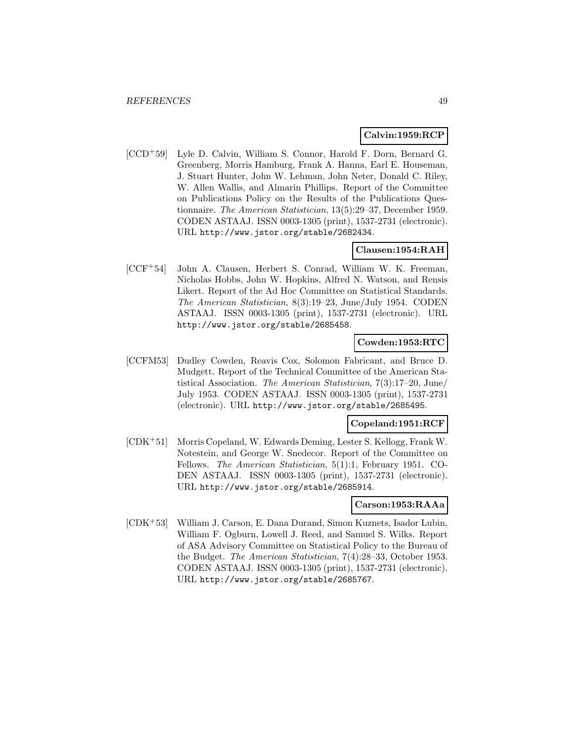**Calvin:1959:RCP**

[CCD+59] Lyle D. Calvin, William S. Connor, Harold F. Dorn, Bernard G. Greenberg, Morris Hamburg, Frank A. Hanna, Earl E. Houseman, J. Stuart Hunter, John W. Lehman, John Neter, Donald C. Riley, W. Allen Wallis, and Almarin Phillips. Report of the Committee on Publications Policy on the Results of the Publications Questionnaire. *The American Statistician*, 13(5):29–37, December 1959. CODEN ASTAAJ. ISSN 0003-1305 (print), 1537-2731 (electronic). URL http://www.jstor.org/stable/2682434.

**Clausen:1954:RAH**

[CCF+54] John A. Clausen, Herbert S. Conrad, William W. K. Freeman, Nicholas Hobbs, John W. Hopkins, Alfred N. Watson, and Rensis Likert. Report of the Ad Hoc Committee on Statistical Standards. *The American Statistician*, 8(3):19–23, June/July 1954. CODEN ASTAAJ. ISSN 0003-1305 (print), 1537-2731 (electronic). URL http://www.jstor.org/stable/2685458.

**Cowden:1953:RTC**

[CCFM53] Dudley Cowden, Reavis Cox, Solomon Fabricant, and Bruce D. Mudgett. Report of the Technical Committee of the American Statistical Association. *The American Statistician*, 7(3):17–20, June/July 1953. CODEN ASTAAJ. ISSN 0003-1305 (print), 1537-2731 (electronic). URL http://www.jstor.org/stable/2685495.

**Copeland:1951:RCF**

[CDK+51] Morris Copeland, W. Edwards Deming, Lester S. Kellogg, Frank W. Notestein, and George W. Snedecor. Report of the Committee on Fellows. *The American Statistician*, 5(1):1, February 1951. CODEN ASTAAJ. ISSN 0003-1305 (print), 1537-2731 (electronic). URL http://www.jstor.org/stable/2685914.

**Carson:1953:RAAa**

[CDK+53] William J. Carson, E. Dana Durand, Simon Kuznets, Isador Lubin, William F. Ogburn, Lowell J. Reed, and Samuel S. Wilks. Report of ASA Advisory Committee on Statistical Policy to the Bureau of the Budget. *The American Statistician*, 7(4):28–33, October 1953. CODEN ASTAAJ. ISSN 0003-1305 (print), 1537-2731 (electronic). URL http://www.jstor.org/stable/2685767.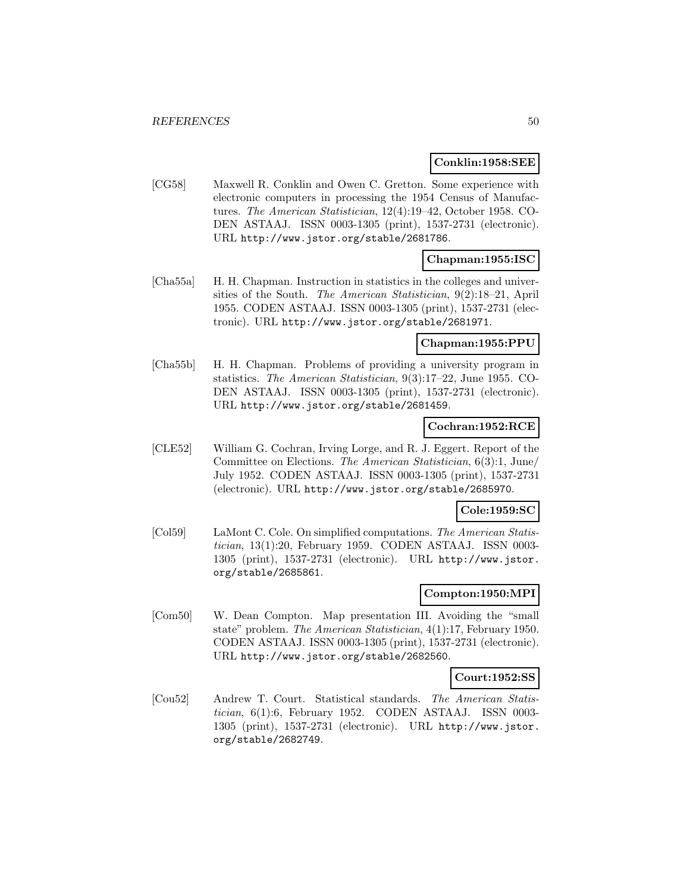**Conklin:1958:SEE**

[CG58] Maxwell R. Conklin and Owen C. Gretton. Some experience with electronic computers in processing the 1954 Census of Manufactures. *The American Statistician*, 12(4):19–42, October 1958. CODEN ASTAAJ. ISSN 0003-1305 (print), 1537-2731 (electronic). URL http://www.jstor.org/stable/2681786.

**Chapman:1955:ISC**

[Cha55a] H. H. Chapman. Instruction in statistics in the colleges and universities of the South. *The American Statistician*, 9(2):18–21, April 1955. CODEN ASTAAJ. ISSN 0003-1305 (print), 1537-2731 (electronic). URL http://www.jstor.org/stable/2681971.

**Chapman:1955:PPU**

[Cha55b] H. H. Chapman. Problems of providing a university program in statistics. *The American Statistician*, 9(3):17–22, June 1955. CODEN ASTAAJ. ISSN 0003-1305 (print), 1537-2731 (electronic). URL http://www.jstor.org/stable/2681459.

**Cochran:1952:RCE**

[CLE52] William G. Cochran, Irving Lorge, and R. J. Eggert. Report of the Committee on Elections. *The American Statistician*, 6(3):1, June/July 1952. CODEN ASTAAJ. ISSN 0003-1305 (print), 1537-2731 (electronic). URL http://www.jstor.org/stable/2685970.

**Cole:1959:SC**

[Col59] LaMont C. Cole. On simplified computations. *The American Statistician*, 13(1):20, February 1959. CODEN ASTAAJ. ISSN 0003-1305 (print), 1537-2731 (electronic). URL http://www.jstor.org/stable/2685861.

**Compton:1950:MPI**

[Com50] W. Dean Compton. Map presentation III. Avoiding the "small state" problem. *The American Statistician*, 4(1):17, February 1950. CODEN ASTAAJ. ISSN 0003-1305 (print), 1537-2731 (electronic). URL http://www.jstor.org/stable/2682560.

**Court:1952:SS**

[Cou52] Andrew T. Court. Statistical standards. *The American Statistician*, 6(1):6, February 1952. CODEN ASTAAJ. ISSN 0003-1305 (print), 1537-2731 (electronic). URL http://www.jstor.org/stable/2682749.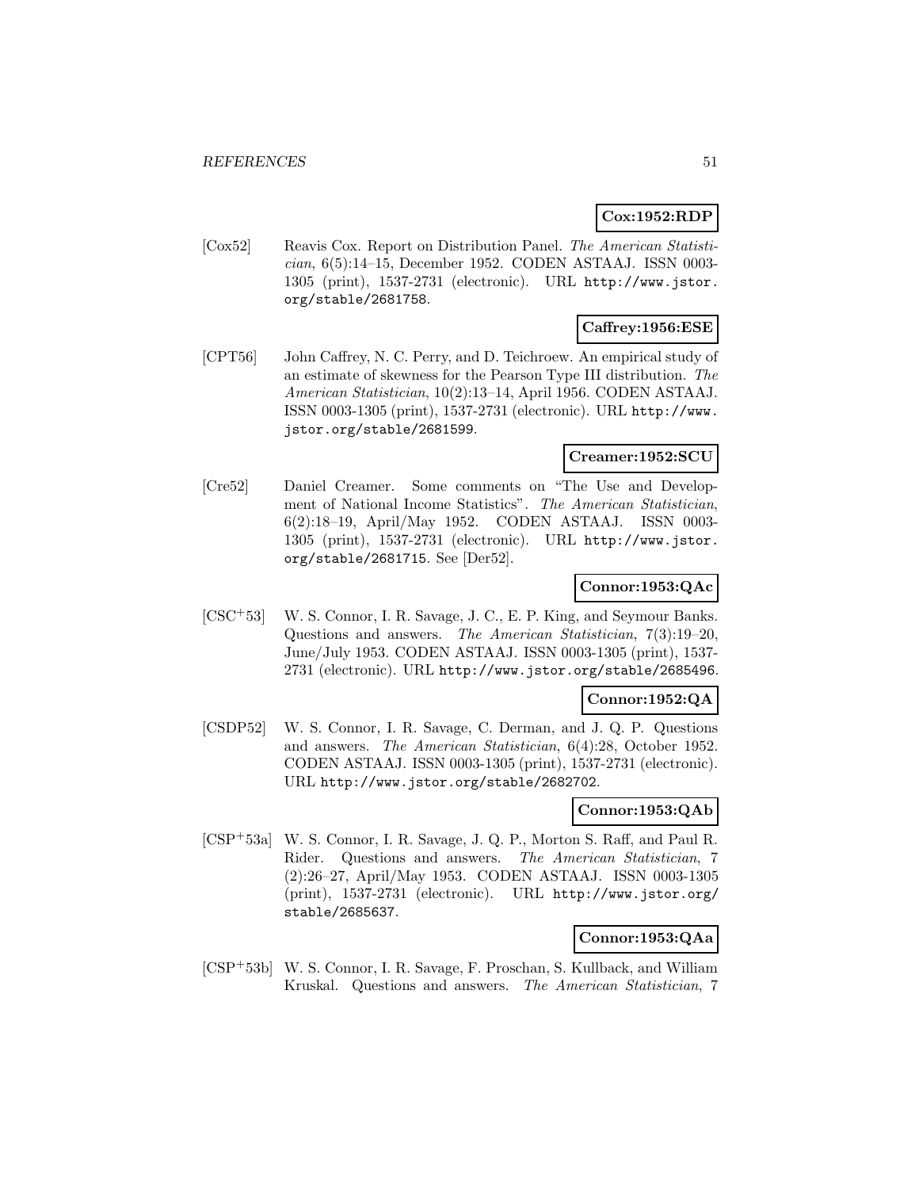**Cox:1952:RDP**

[Cox52] Reavis Cox. Report on Distribution Panel. *The American Statistician*, 6(5):14–15, December 1952. CODEN ASTAAJ. ISSN 0003-1305 (print), 1537-2731 (electronic). URL http://www.jstor.org/stable/2681758.

**Caffrey:1956:ESE**

[CPT56] John Caffrey, N. C. Perry, and D. Teichroew. An empirical study of an estimate of skewness for the Pearson Type III distribution. *The American Statistician*, 10(2):13–14, April 1956. CODEN ASTAAJ. ISSN 0003-1305 (print), 1537-2731 (electronic). URL http://www.jstor.org/stable/2681599.

**Creamer:1952:SCU**

[Cre52] Daniel Creamer. Some comments on "The Use and Development of National Income Statistics". *The American Statistician*, 6(2):18–19, April/May 1952. CODEN ASTAAJ. ISSN 0003-1305 (print), 1537-2731 (electronic). URL http://www.jstor.org/stable/2681715. See [Der52].

**Connor:1953:QAc**

[CSC+53] W. S. Connor, I. R. Savage, J. C., E. P. King, and Seymour Banks. Questions and answers. *The American Statistician*, 7(3):19–20, June/July 1953. CODEN ASTAAJ. ISSN 0003-1305 (print), 1537-2731 (electronic). URL http://www.jstor.org/stable/2685496.

**Connor:1952:QA**

[CSDP52] W. S. Connor, I. R. Savage, C. Derman, and J. Q. P. Questions and answers. *The American Statistician*, 6(4):28, October 1952. CODEN ASTAAJ. ISSN 0003-1305 (print), 1537-2731 (electronic). URL http://www.jstor.org/stable/2682702.

**Connor:1953:QAb**

[CSP+53a] W. S. Connor, I. R. Savage, J. Q. P., Morton S. Raff, and Paul R. Rider. Questions and answers. *The American Statistician*, 7 (2):26–27, April/May 1953. CODEN ASTAAJ. ISSN 0003-1305 (print), 1537-2731 (electronic). URL http://www.jstor.org/stable/2685637.

**Connor:1953:QAa**

[CSP+53b] W. S. Connor, I. R. Savage, F. Proschan, S. Kullback, and William Kruskal. Questions and answers. *The American Statistician*, 7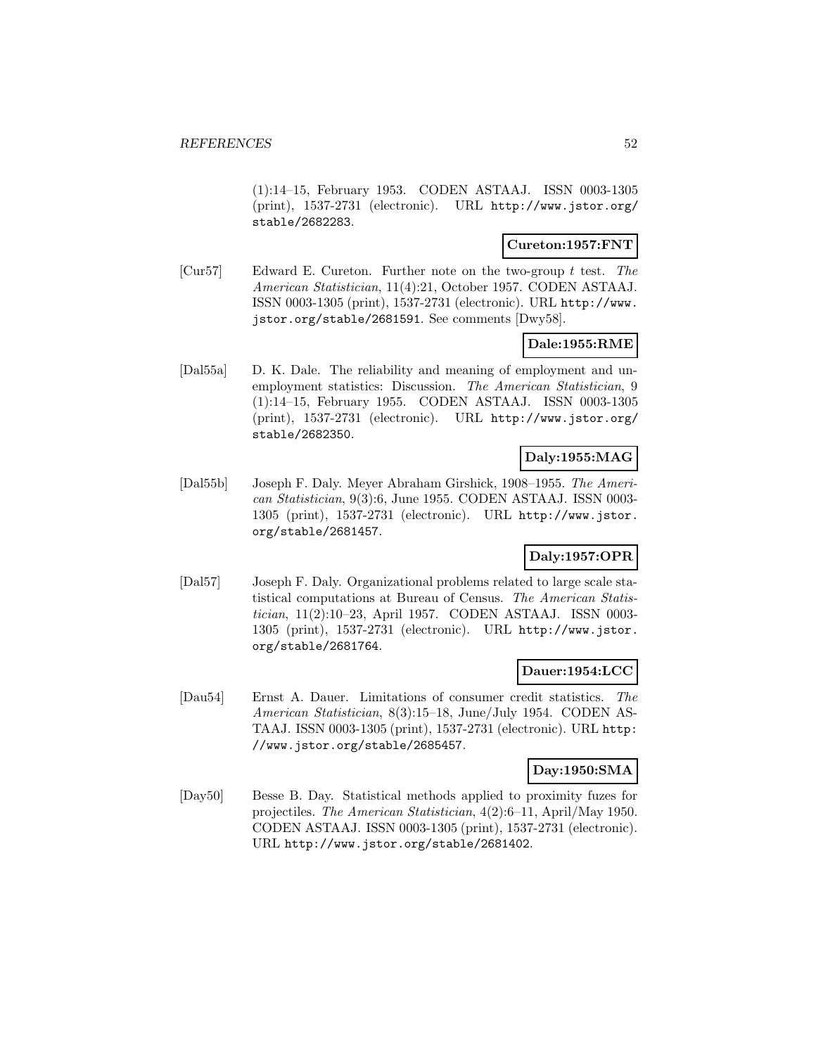(1):14–15, February 1953. CODEN ASTAAJ. ISSN 0003-1305 (print), 1537-2731 (electronic). URL http://www.jstor.org/stable/2682283.

**Cureton:1957:FNT**

[Cur57] Edward E. Cureton. Further note on the two-group $t$ test. *The American Statistician*, 11(4):21, October 1957. CODEN ASTAAJ. ISSN 0003-1305 (print), 1537-2731 (electronic). URL http://www.jstor.org/stable/2681591. See comments [Dwy58].

**Dale:1955:RME**

[Dal55a] D. K. Dale. The reliability and meaning of employment and unemployment statistics: Discussion. *The American Statistician*, 9 (1):14–15, February 1955. CODEN ASTAAJ. ISSN 0003-1305 (print), 1537-2731 (electronic). URL http://www.jstor.org/stable/2682350.

**Daly:1955:MAG**

[Dal55b] Joseph F. Daly. Meyer Abraham Girshick, 1908–1955. *The American Statistician*, 9(3):6, June 1955. CODEN ASTAAJ. ISSN 0003-1305 (print), 1537-2731 (electronic). URL http://www.jstor.org/stable/2681457.

**Daly:1957:OPR**

[Dal57] Joseph F. Daly. Organizational problems related to large scale statistical computations at Bureau of Census. *The American Statistician*, 11(2):10–23, April 1957. CODEN ASTAAJ. ISSN 0003-1305 (print), 1537-2731 (electronic). URL http://www.jstor.org/stable/2681764.

**Dauer:1954:LCC**

[Dau54] Ernst A. Dauer. Limitations of consumer credit statistics. *The American Statistician*, 8(3):15–18, June/July 1954. CODEN ASTAAJ. ISSN 0003-1305 (print), 1537-2731 (electronic). URL http://www.jstor.org/stable/2685457.

**Day:1950:SMA**

[Day50] Besse B. Day. Statistical methods applied to proximity fuzes for projectiles. *The American Statistician*, 4(2):6–11, April/May 1950. CODEN ASTAAJ. ISSN 0003-1305 (print), 1537-2731 (electronic). URL http://www.jstor.org/stable/2681402.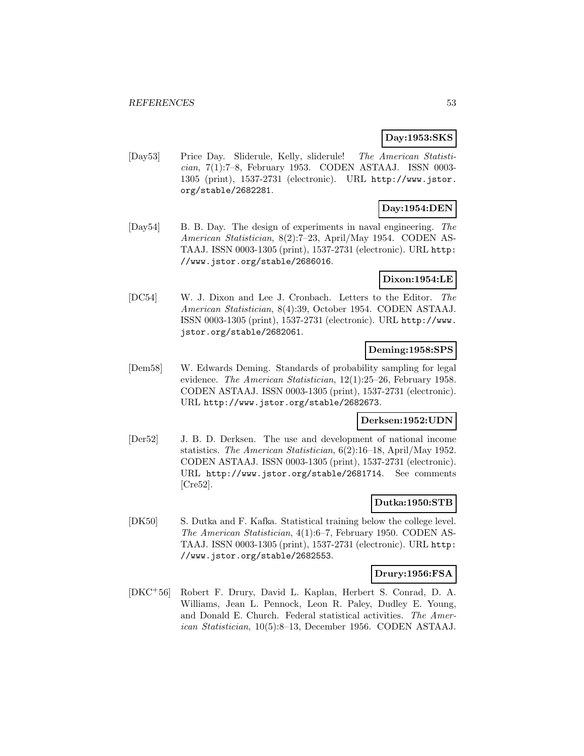**Day:1953:SKS**

[Day53] Price Day. Sliderule, Kelly, sliderule! *The American Statistician*, 7(1):7–8, February 1953. CODEN ASTAAJ. ISSN 0003-1305 (print), 1537-2731 (electronic). URL http://www.jstor.org/stable/2682281.

**Day:1954:DEN**

[Day54] B. B. Day. The design of experiments in naval engineering. *The American Statistician*, 8(2):7–23, April/May 1954. CODEN ASTAAJ. ISSN 0003-1305 (print), 1537-2731 (electronic). URL http://www.jstor.org/stable/2686016.

**Dixon:1954:LE**

[DC54] W. J. Dixon and Lee J. Cronbach. Letters to the Editor. *The American Statistician*, 8(4):39, October 1954. CODEN ASTAAJ. ISSN 0003-1305 (print), 1537-2731 (electronic). URL http://www.jstor.org/stable/2682061.

**Deming:1958:SPS**

[Dem58] W. Edwards Deming. Standards of probability sampling for legal evidence. *The American Statistician*, 12(1):25–26, February 1958. CODEN ASTAAJ. ISSN 0003-1305 (print), 1537-2731 (electronic). URL http://www.jstor.org/stable/2682673.

**Derksen:1952:UDN**

[Der52] J. B. D. Derksen. The use and development of national income statistics. *The American Statistician*, 6(2):16–18, April/May 1952. CODEN ASTAAJ. ISSN 0003-1305 (print), 1537-2731 (electronic). URL http://www.jstor.org/stable/2681714. See comments [Cre52].

**Dutka:1950:STB**

[DK50] S. Dutka and F. Kafka. Statistical training below the college level. *The American Statistician*, 4(1):6–7, February 1950. CODEN ASTAAJ. ISSN 0003-1305 (print), 1537-2731 (electronic). URL http://www.jstor.org/stable/2682553.

**Drury:1956:FSA**

[DKC+56] Robert F. Drury, David L. Kaplan, Herbert S. Conrad, D. A. Williams, Jean L. Pennock, Leon R. Paley, Dudley E. Young, and Donald E. Church. Federal statistical activities. *The American Statistician*, 10(5):8–13, December 1956. CODEN ASTAAJ.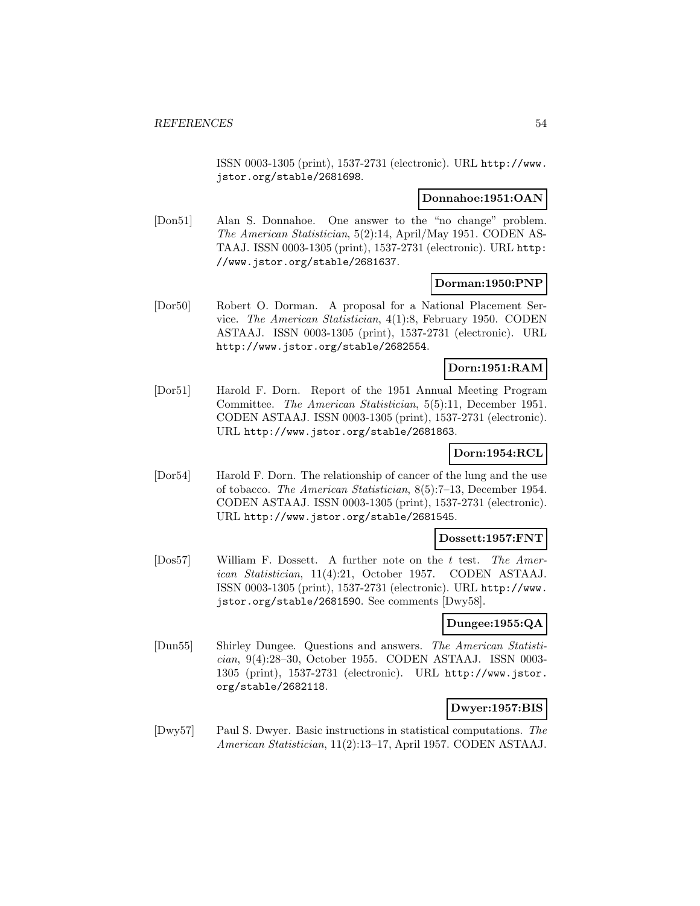ISSN 0003-1305 (print), 1537-2731 (electronic). URL http://www.jstor.org/stable/2681698.

**Donnahoe:1951:OAN**

[Don51] Alan S. Donnahoe. One answer to the "no change" problem. *The American Statistician*, 5(2):14, April/May 1951. CODEN ASTAAJ. ISSN 0003-1305 (print), 1537-2731 (electronic). URL http://www.jstor.org/stable/2681637.

**Dorman:1950:PNP**

[Dor50] Robert O. Dorman. A proposal for a National Placement Service. *The American Statistician*, 4(1):8, February 1950. CODEN ASTAAJ. ISSN 0003-1305 (print), 1537-2731 (electronic). URL http://www.jstor.org/stable/2682554.

**Dorn:1951:RAM**

[Dor51] Harold F. Dorn. Report of the 1951 Annual Meeting Program Committee. *The American Statistician*, 5(5):11, December 1951. CODEN ASTAAJ. ISSN 0003-1305 (print), 1537-2731 (electronic). URL http://www.jstor.org/stable/2681863.

**Dorn:1954:RCL**

[Dor54] Harold F. Dorn. The relationship of cancer of the lung and the use of tobacco. *The American Statistician*, 8(5):7–13, December 1954. CODEN ASTAAJ. ISSN 0003-1305 (print), 1537-2731 (electronic). URL http://www.jstor.org/stable/2681545.

**Dossett:1957:FNT**

[Dos57] William F. Dossett. A further note on the $t$ test. *The American Statistician*, 11(4):21, October 1957. CODEN ASTAAJ. ISSN 0003-1305 (print), 1537-2731 (electronic). URL http://www.jstor.org/stable/2681590. See comments [Dwy58].

**Dungee:1955:QA**

[Dun55] Shirley Dungee. Questions and answers. *The American Statistician*, 9(4):28–30, October 1955. CODEN ASTAAJ. ISSN 0003-1305 (print), 1537-2731 (electronic). URL http://www.jstor.org/stable/2682118.

**Dwyer:1957:BIS**

[Dwy57] Paul S. Dwyer. Basic instructions in statistical computations. *The American Statistician*, 11(2):13–17, April 1957. CODEN ASTAAJ.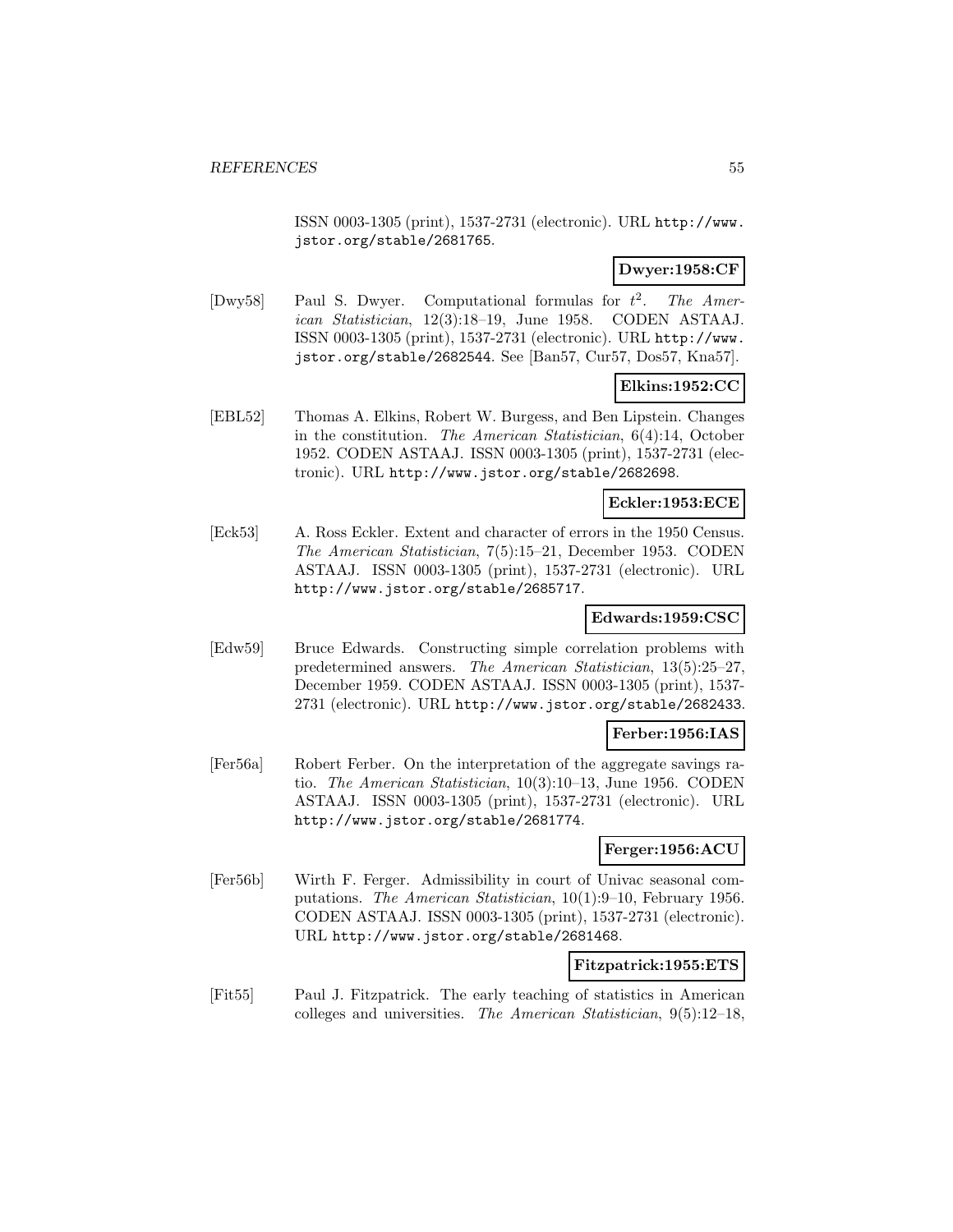ISSN 0003-1305 (print), 1537-2731 (electronic). URL http://www.jstor.org/stable/2681765.

**Dwyer:1958:CF**

[Dwy58] Paul S. Dwyer. Computational formulas for $t^2$. *The American Statistician*, 12(3):18–19, June 1958. CODEN ASTAAJ. ISSN 0003-1305 (print), 1537-2731 (electronic). URL http://www.jstor.org/stable/2682544. See [Ban57, Cur57, Dos57, Kna57].

**Elkins:1952:CC**

[EBL52] Thomas A. Elkins, Robert W. Burgess, and Ben Lipstein. Changes in the constitution. *The American Statistician*, 6(4):14, October 1952. CODEN ASTAAJ. ISSN 0003-1305 (print), 1537-2731 (electronic). URL http://www.jstor.org/stable/2682698.

**Eckler:1953:ECE**

[Eck53] A. Ross Eckler. Extent and character of errors in the 1950 Census. *The American Statistician*, 7(5):15–21, December 1953. CODEN ASTAAJ. ISSN 0003-1305 (print), 1537-2731 (electronic). URL http://www.jstor.org/stable/2685717.

**Edwards:1959:CSC**

[Edw59] Bruce Edwards. Constructing simple correlation problems with predetermined answers. *The American Statistician*, 13(5):25–27, December 1959. CODEN ASTAAJ. ISSN 0003-1305 (print), 1537-2731 (electronic). URL http://www.jstor.org/stable/2682433.

**Ferber:1956:IAS**

[Fer56a] Robert Ferber. On the interpretation of the aggregate savings ratio. *The American Statistician*, 10(3):10–13, June 1956. CODEN ASTAAJ. ISSN 0003-1305 (print), 1537-2731 (electronic). URL http://www.jstor.org/stable/2681774.

**Ferger:1956:ACU**

[Fer56b] Wirth F. Ferger. Admissibility in court of Univac seasonal computations. *The American Statistician*, 10(1):9–10, February 1956. CODEN ASTAAJ. ISSN 0003-1305 (print), 1537-2731 (electronic). URL http://www.jstor.org/stable/2681468.

**Fitzpatrick:1955:ETS**

[Fit55] Paul J. Fitzpatrick. The early teaching of statistics in American colleges and universities. *The American Statistician*, 9(5):12–18,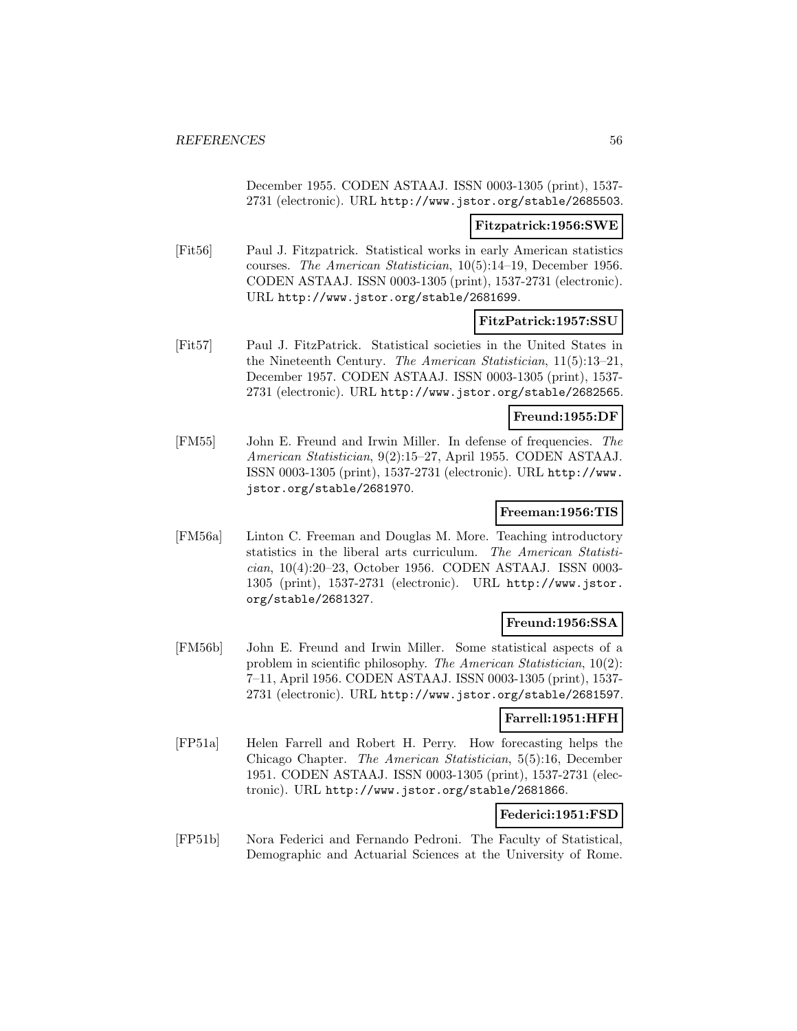December 1955. CODEN ASTAAJ. ISSN 0003-1305 (print), 1537-2731 (electronic). URL http://www.jstor.org/stable/2685503.

**Fitzpatrick:1956:SWE**

[Fit56] Paul J. Fitzpatrick. Statistical works in early American statistics courses. *The American Statistician*, 10(5):14–19, December 1956. CODEN ASTAAJ. ISSN 0003-1305 (print), 1537-2731 (electronic). URL http://www.jstor.org/stable/2681699.

**FitzPatrick:1957:SSU**

[Fit57] Paul J. FitzPatrick. Statistical societies in the United States in the Nineteenth Century. *The American Statistician*, 11(5):13–21, December 1957. CODEN ASTAAJ. ISSN 0003-1305 (print), 1537-2731 (electronic). URL http://www.jstor.org/stable/2682565.

**Freund:1955:DF**

[FM55] John E. Freund and Irwin Miller. In defense of frequencies. *The American Statistician*, 9(2):15–27, April 1955. CODEN ASTAAJ. ISSN 0003-1305 (print), 1537-2731 (electronic). URL http://www.jstor.org/stable/2681970.

**Freeman:1956:TIS**

[FM56a] Linton C. Freeman and Douglas M. More. Teaching introductory statistics in the liberal arts curriculum. *The American Statistician*, 10(4):20–23, October 1956. CODEN ASTAAJ. ISSN 0003-1305 (print), 1537-2731 (electronic). URL http://www.jstor.org/stable/2681327.

**Freund:1956:SSA**

[FM56b] John E. Freund and Irwin Miller. Some statistical aspects of a problem in scientific philosophy. *The American Statistician*, 10(2):7–11, April 1956. CODEN ASTAAJ. ISSN 0003-1305 (print), 1537-2731 (electronic). URL http://www.jstor.org/stable/2681597.

**Farrell:1951:HFH**

[FP51a] Helen Farrell and Robert H. Perry. How forecasting helps the Chicago Chapter. *The American Statistician*, 5(5):16, December 1951. CODEN ASTAAJ. ISSN 0003-1305 (print), 1537-2731 (electronic). URL http://www.jstor.org/stable/2681866.

**Federici:1951:FSD**

[FP51b] Nora Federici and Fernando Pedroni. The Faculty of Statistical, Demographic and Actuarial Sciences at the University of Rome.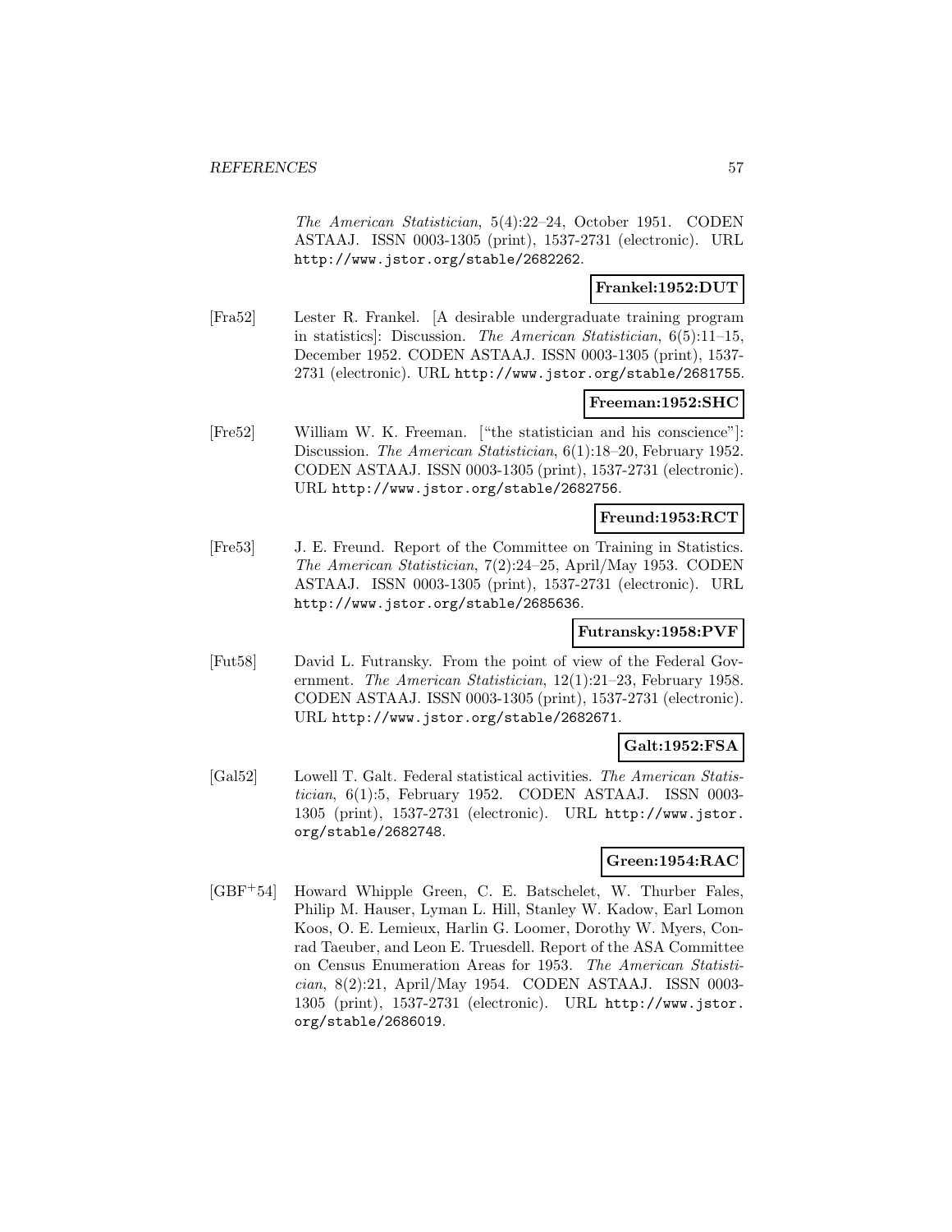*The American Statistician*, 5(4):22–24, October 1951. CODEN ASTAAJ. ISSN 0003-1305 (print), 1537-2731 (electronic). URL http://www.jstor.org/stable/2682262.

**Frankel:1952:DUT**

[Fra52] Lester R. Frankel. [A desirable undergraduate training program in statistics]: Discussion. *The American Statistician*, 6(5):11–15, December 1952. CODEN ASTAAJ. ISSN 0003-1305 (print), 1537-2731 (electronic). URL http://www.jstor.org/stable/2681755.

**Freeman:1952:SHC**

[Fre52] William W. K. Freeman. ["the statistician and his conscience"]: Discussion. *The American Statistician*, 6(1):18–20, February 1952. CODEN ASTAAJ. ISSN 0003-1305 (print), 1537-2731 (electronic). URL http://www.jstor.org/stable/2682756.

**Freund:1953:RCT**

[Fre53] J. E. Freund. Report of the Committee on Training in Statistics. *The American Statistician*, 7(2):24–25, April/May 1953. CODEN ASTAAJ. ISSN 0003-1305 (print), 1537-2731 (electronic). URL http://www.jstor.org/stable/2685636.

**Futransky:1958:PVF**

[Fut58] David L. Futransky. From the point of view of the Federal Government. *The American Statistician*, 12(1):21–23, February 1958. CODEN ASTAAJ. ISSN 0003-1305 (print), 1537-2731 (electronic). URL http://www.jstor.org/stable/2682671.

**Galt:1952:FSA**

[Gal52] Lowell T. Galt. Federal statistical activities. *The American Statistician*, 6(1):5, February 1952. CODEN ASTAAJ. ISSN 0003-1305 (print), 1537-2731 (electronic). URL http://www.jstor.org/stable/2682748.

**Green:1954:RAC**

[GBF+54] Howard Whipple Green, C. E. Batschelet, W. Thurber Fales, Philip M. Hauser, Lyman L. Hill, Stanley W. Kadow, Earl Lomon Koos, O. E. Lemieux, Harlin G. Loomer, Dorothy W. Myers, Conrad Taeuber, and Leon E. Truesdell. Report of the ASA Committee on Census Enumeration Areas for 1953. *The American Statistician*, 8(2):21, April/May 1954. CODEN ASTAAJ. ISSN 0003-1305 (print), 1537-2731 (electronic). URL http://www.jstor.org/stable/2686019.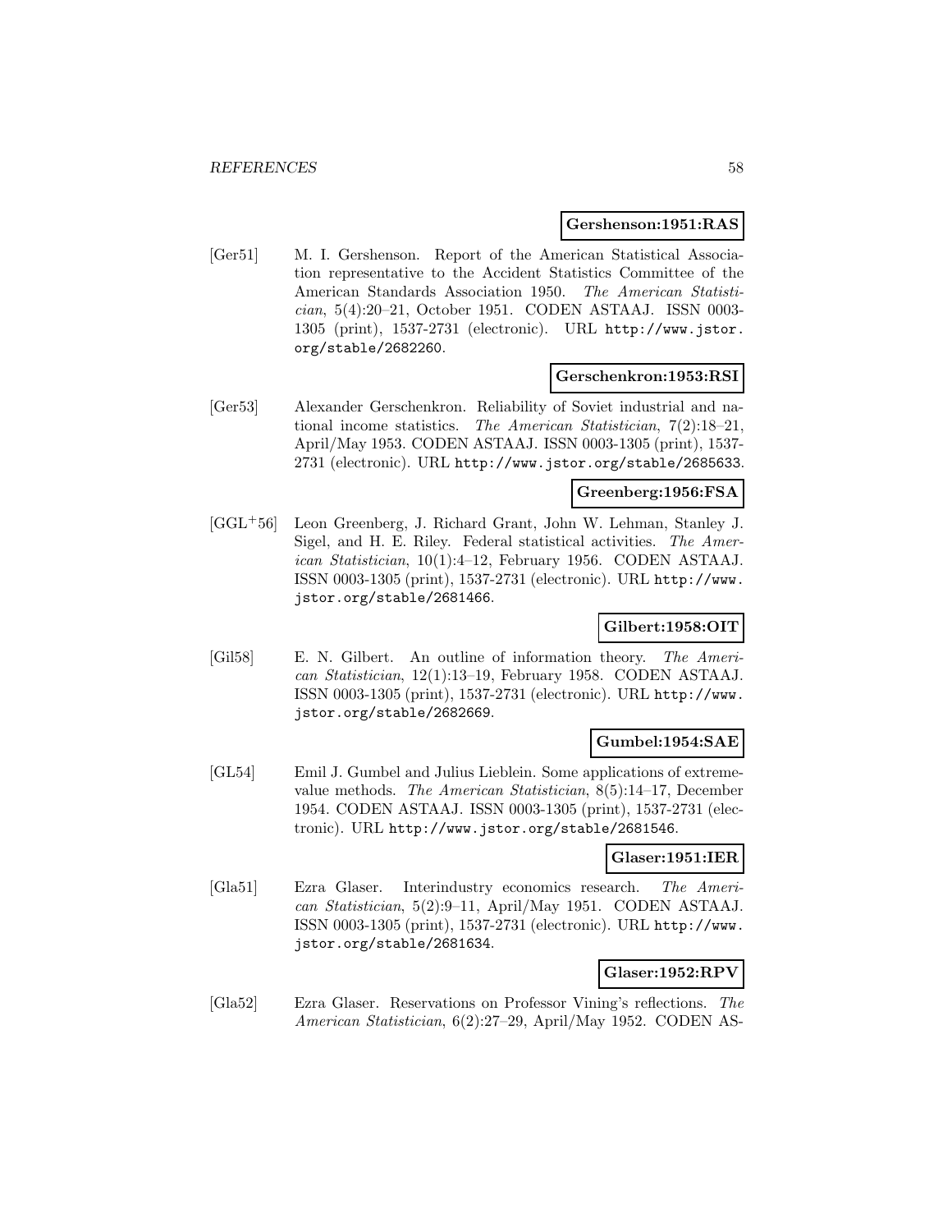**Gershenson:1951:RAS**

[Ger51] M. I. Gershenson. Report of the American Statistical Association representative to the Accident Statistics Committee of the American Standards Association 1950. *The American Statistician*, 5(4):20–21, October 1951. CODEN ASTAAJ. ISSN 0003-1305 (print), 1537-2731 (electronic). URL http://www.jstor.org/stable/2682260.

**Gerschenkron:1953:RSI**

[Ger53] Alexander Gerschenkron. Reliability of Soviet industrial and national income statistics. *The American Statistician*, 7(2):18–21, April/May 1953. CODEN ASTAAJ. ISSN 0003-1305 (print), 1537-2731 (electronic). URL http://www.jstor.org/stable/2685633.

**Greenberg:1956:FSA**

[GGL+56] Leon Greenberg, J. Richard Grant, John W. Lehman, Stanley J. Sigel, and H. E. Riley. Federal statistical activities. *The American Statistician*, 10(1):4–12, February 1956. CODEN ASTAAJ. ISSN 0003-1305 (print), 1537-2731 (electronic). URL http://www.jstor.org/stable/2681466.

**Gilbert:1958:OIT**

[Gil58] E. N. Gilbert. An outline of information theory. *The American Statistician*, 12(1):13–19, February 1958. CODEN ASTAAJ. ISSN 0003-1305 (print), 1537-2731 (electronic). URL http://www.jstor.org/stable/2682669.

**Gumbel:1954:SAE**

[GL54] Emil J. Gumbel and Julius Lieblein. Some applications of extreme-value methods. *The American Statistician*, 8(5):14–17, December 1954. CODEN ASTAAJ. ISSN 0003-1305 (print), 1537-2731 (electronic). URL http://www.jstor.org/stable/2681546.

**Glaser:1951:IER**

[Gla51] Ezra Glaser. Interindustry economics research. *The American Statistician*, 5(2):9–11, April/May 1951. CODEN ASTAAJ. ISSN 0003-1305 (print), 1537-2731 (electronic). URL http://www.jstor.org/stable/2681634.

**Glaser:1952:RPV**

[Gla52] Ezra Glaser. Reservations on Professor Vining's reflections. *The American Statistician*, 6(2):27–29, April/May 1952. CODEN AS-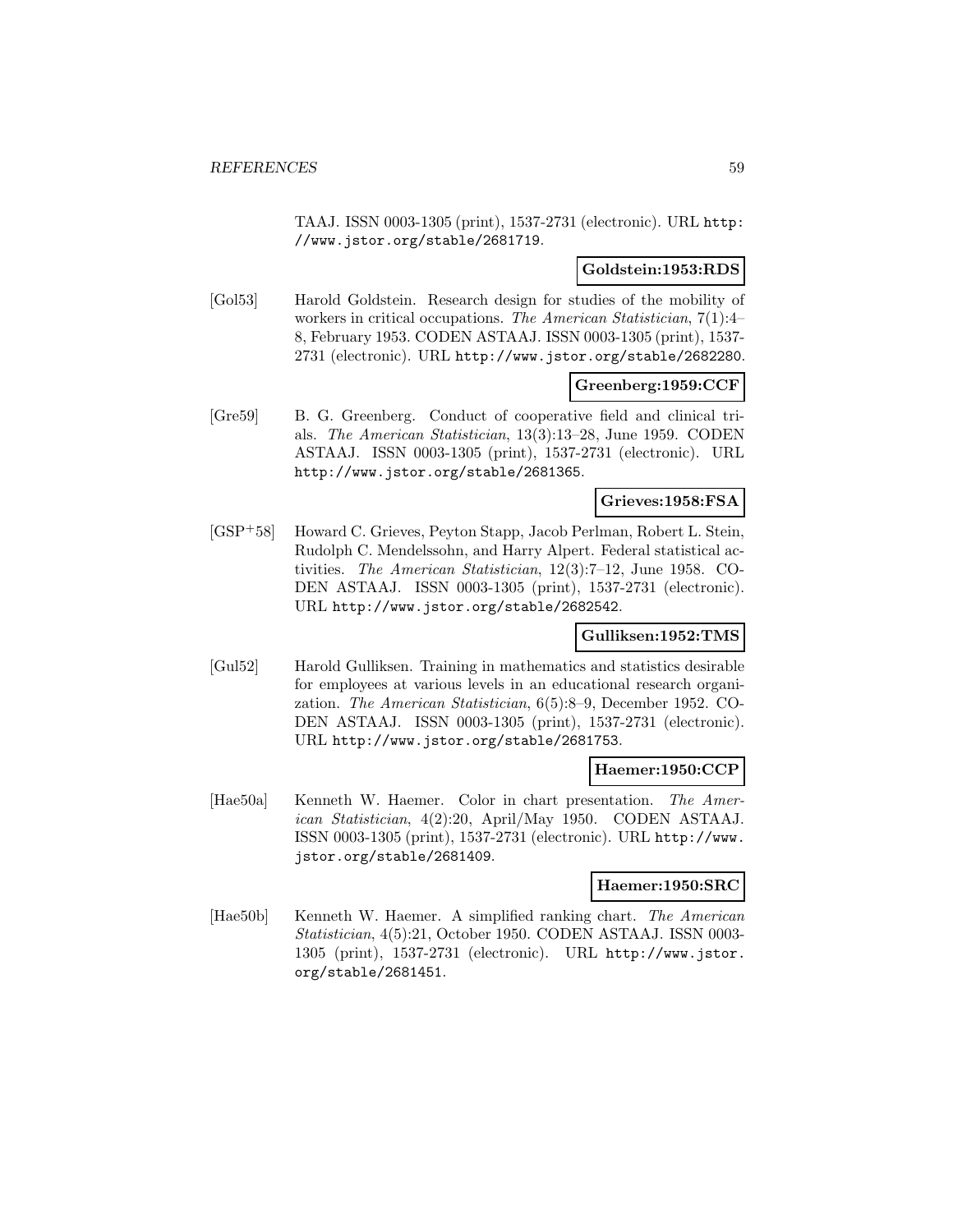TAAJ. ISSN 0003-1305 (print), 1537-2731 (electronic). URL http://www.jstor.org/stable/2681719.

**Goldstein:1953:RDS**

[Gol53] Harold Goldstein. Research design for studies of the mobility of workers in critical occupations. *The American Statistician*, 7(1):4–8, February 1953. CODEN ASTAAJ. ISSN 0003-1305 (print), 1537-2731 (electronic). URL http://www.jstor.org/stable/2682280.

**Greenberg:1959:CCF**

[Gre59] B. G. Greenberg. Conduct of cooperative field and clinical trials. *The American Statistician*, 13(3):13–28, June 1959. CODEN ASTAAJ. ISSN 0003-1305 (print), 1537-2731 (electronic). URL http://www.jstor.org/stable/2681365.

**Grieves:1958:FSA**

[GSP+58] Howard C. Grieves, Peyton Stapp, Jacob Perlman, Robert L. Stein, Rudolph C. Mendelssohn, and Harry Alpert. Federal statistical activities. *The American Statistician*, 12(3):7–12, June 1958. CODEN ASTAAJ. ISSN 0003-1305 (print), 1537-2731 (electronic). URL http://www.jstor.org/stable/2682542.

**Gulliksen:1952:TMS**

[Gul52] Harold Gulliksen. Training in mathematics and statistics desirable for employees at various levels in an educational research organization. *The American Statistician*, 6(5):8–9, December 1952. CODEN ASTAAJ. ISSN 0003-1305 (print), 1537-2731 (electronic). URL http://www.jstor.org/stable/2681753.

**Haemer:1950:CCP**

[Hae50a] Kenneth W. Haemer. Color in chart presentation. *The American Statistician*, 4(2):20, April/May 1950. CODEN ASTAAJ. ISSN 0003-1305 (print), 1537-2731 (electronic). URL http://www.jstor.org/stable/2681409.

**Haemer:1950:SRC**

[Hae50b] Kenneth W. Haemer. A simplified ranking chart. *The American Statistician*, 4(5):21, October 1950. CODEN ASTAAJ. ISSN 0003-1305 (print), 1537-2731 (electronic). URL http://www.jstor.org/stable/2681451.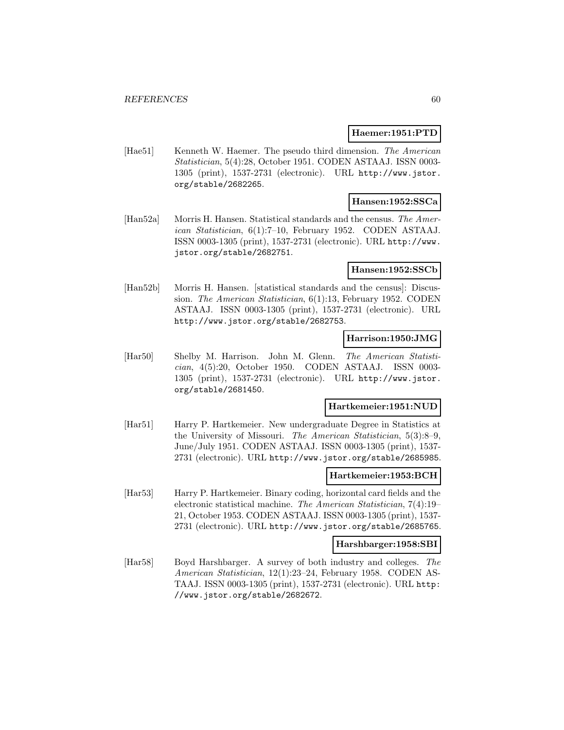**Haemer:1951:PTD**

[Hae51] Kenneth W. Haemer. The pseudo third dimension. *The American Statistician*, 5(4):28, October 1951. CODEN ASTAAJ. ISSN 0003-1305 (print), 1537-2731 (electronic). URL http://www.jstor.org/stable/2682265.

**Hansen:1952:SSCa**

[Han52a] Morris H. Hansen. Statistical standards and the census. *The American Statistician*, 6(1):7–10, February 1952. CODEN ASTAAJ. ISSN 0003-1305 (print), 1537-2731 (electronic). URL http://www.jstor.org/stable/2682751.

**Hansen:1952:SSCb**

[Han52b] Morris H. Hansen. [statistical standards and the census]: Discussion. *The American Statistician*, 6(1):13, February 1952. CODEN ASTAAJ. ISSN 0003-1305 (print), 1537-2731 (electronic). URL http://www.jstor.org/stable/2682753.

**Harrison:1950:JMG**

[Har50] Shelby M. Harrison. John M. Glenn. *The American Statistician*, 4(5):20, October 1950. CODEN ASTAAJ. ISSN 0003-1305 (print), 1537-2731 (electronic). URL http://www.jstor.org/stable/2681450.

**Hartkemeier:1951:NUD**

[Har51] Harry P. Hartkemeier. New undergraduate Degree in Statistics at the University of Missouri. *The American Statistician*, 5(3):8–9, June/July 1951. CODEN ASTAAJ. ISSN 0003-1305 (print), 1537-2731 (electronic). URL http://www.jstor.org/stable/2685985.

**Hartkemeier:1953:BCH**

[Har53] Harry P. Hartkemeier. Binary coding, horizontal card fields and the electronic statistical machine. *The American Statistician*, 7(4):19–21, October 1953. CODEN ASTAAJ. ISSN 0003-1305 (print), 1537-2731 (electronic). URL http://www.jstor.org/stable/2685765.

**Harshbarger:1958:SBI**

[Har58] Boyd Harshbarger. A survey of both industry and colleges. *The American Statistician*, 12(1):23–24, February 1958. CODEN ASTAAJ. ISSN 0003-1305 (print), 1537-2731 (electronic). URL http://www.jstor.org/stable/2682672.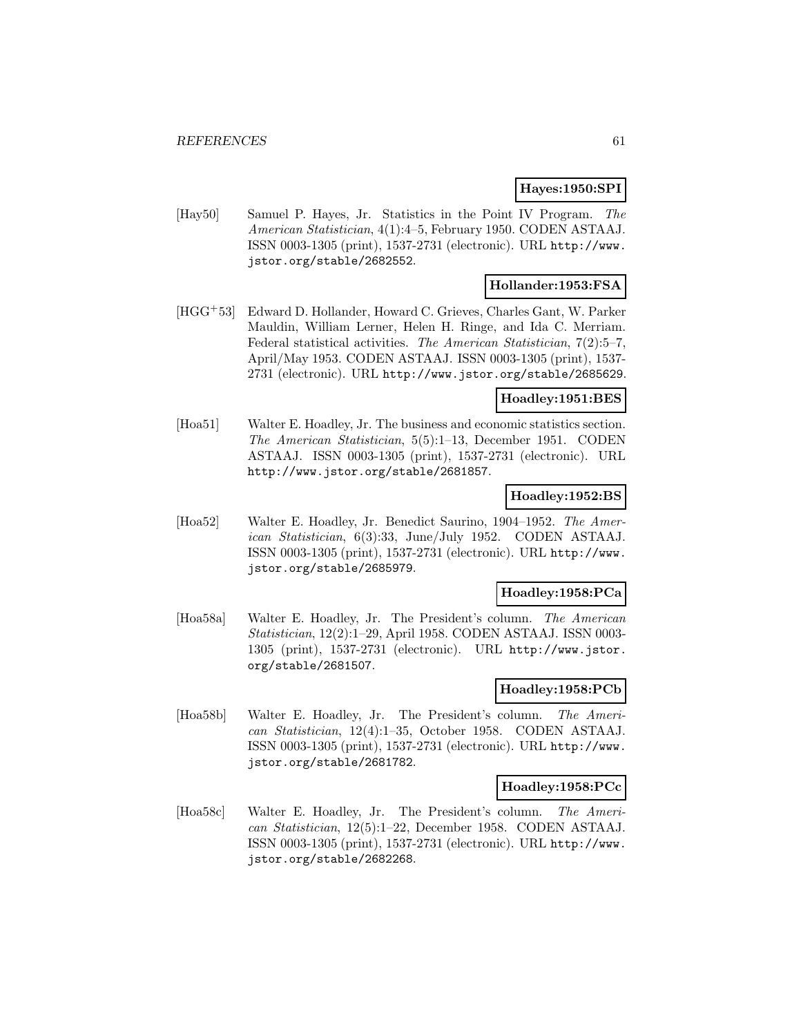**Hayes:1950:SPI**

[Hay50] Samuel P. Hayes, Jr. Statistics in the Point IV Program. *The American Statistician*, 4(1):4–5, February 1950. CODEN ASTAAJ. ISSN 0003-1305 (print), 1537-2731 (electronic). URL http://www.jstor.org/stable/2682552.

**Hollander:1953:FSA**

[HGG+53] Edward D. Hollander, Howard C. Grieves, Charles Gant, W. Parker Mauldin, William Lerner, Helen H. Ringe, and Ida C. Merriam. Federal statistical activities. *The American Statistician*, 7(2):5–7, April/May 1953. CODEN ASTAAJ. ISSN 0003-1305 (print), 1537-2731 (electronic). URL http://www.jstor.org/stable/2685629.

**Hoadley:1951:BES**

[Hoa51] Walter E. Hoadley, Jr. The business and economic statistics section. *The American Statistician*, 5(5):1–13, December 1951. CODEN ASTAAJ. ISSN 0003-1305 (print), 1537-2731 (electronic). URL http://www.jstor.org/stable/2681857.

**Hoadley:1952:BS**

[Hoa52] Walter E. Hoadley, Jr. Benedict Saurino, 1904–1952. *The American Statistician*, 6(3):33, June/July 1952. CODEN ASTAAJ. ISSN 0003-1305 (print), 1537-2731 (electronic). URL http://www.jstor.org/stable/2685979.

**Hoadley:1958:PCa**

[Hoa58a] Walter E. Hoadley, Jr. The President's column. *The American Statistician*, 12(2):1–29, April 1958. CODEN ASTAAJ. ISSN 0003-1305 (print), 1537-2731 (electronic). URL http://www.jstor.org/stable/2681507.

**Hoadley:1958:PCb**

[Hoa58b] Walter E. Hoadley, Jr. The President's column. *The American Statistician*, 12(4):1–35, October 1958. CODEN ASTAAJ. ISSN 0003-1305 (print), 1537-2731 (electronic). URL http://www.jstor.org/stable/2681782.

**Hoadley:1958:PCc**

[Hoa58c] Walter E. Hoadley, Jr. The President's column. *The American Statistician*, 12(5):1–22, December 1958. CODEN ASTAAJ. ISSN 0003-1305 (print), 1537-2731 (electronic). URL http://www.jstor.org/stable/2682268.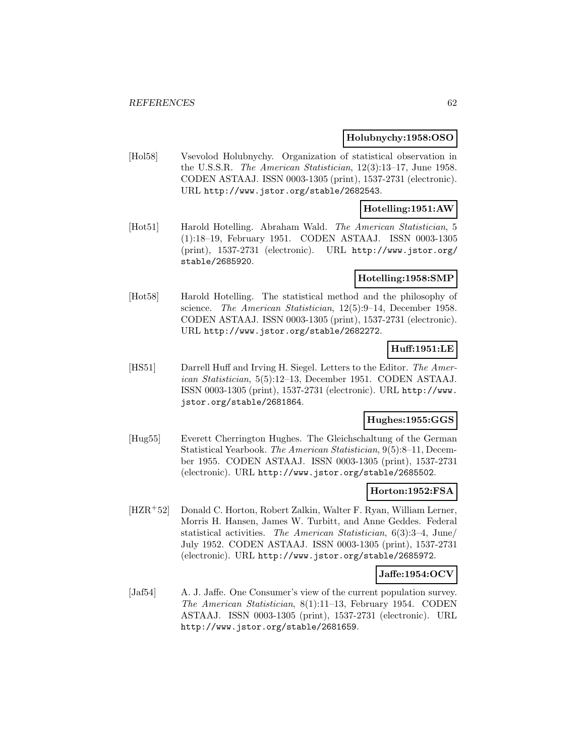**Holubnychy:1958:OSO**

[Hol58] Vsevolod Holubnychy. Organization of statistical observation in the U.S.S.R. *The American Statistician*, 12(3):13–17, June 1958. CODEN ASTAAJ. ISSN 0003-1305 (print), 1537-2731 (electronic). URL http://www.jstor.org/stable/2682543.

**Hotelling:1951:AW**

[Hot51] Harold Hotelling. Abraham Wald. *The American Statistician*, 5 (1):18–19, February 1951. CODEN ASTAAJ. ISSN 0003-1305 (print), 1537-2731 (electronic). URL http://www.jstor.org/stable/2685920.

**Hotelling:1958:SMP**

[Hot58] Harold Hotelling. The statistical method and the philosophy of science. *The American Statistician*, 12(5):9–14, December 1958. CODEN ASTAAJ. ISSN 0003-1305 (print), 1537-2731 (electronic). URL http://www.jstor.org/stable/2682272.

**Huff:1951:LE**

[HS51] Darrell Huff and Irving H. Siegel. Letters to the Editor. *The American Statistician*, 5(5):12–13, December 1951. CODEN ASTAAJ. ISSN 0003-1305 (print), 1537-2731 (electronic). URL http://www.jstor.org/stable/2681864.

**Hughes:1955:GGS**

[Hug55] Everett Cherrington Hughes. The Gleichschaltung of the German Statistical Yearbook. *The American Statistician*, 9(5):8–11, December 1955. CODEN ASTAAJ. ISSN 0003-1305 (print), 1537-2731 (electronic). URL http://www.jstor.org/stable/2685502.

**Horton:1952:FSA**

[HZR+52] Donald C. Horton, Robert Zalkin, Walter F. Ryan, William Lerner, Morris H. Hansen, James W. Turbitt, and Anne Geddes. Federal statistical activities. *The American Statistician*, 6(3):3–4, June/July 1952. CODEN ASTAAJ. ISSN 0003-1305 (print), 1537-2731 (electronic). URL http://www.jstor.org/stable/2685972.

**Jaffe:1954:OCV**

[Jaf54] A. J. Jaffe. One Consumer's view of the current population survey. *The American Statistician*, 8(1):11–13, February 1954. CODEN ASTAAJ. ISSN 0003-1305 (print), 1537-2731 (electronic). URL http://www.jstor.org/stable/2681659.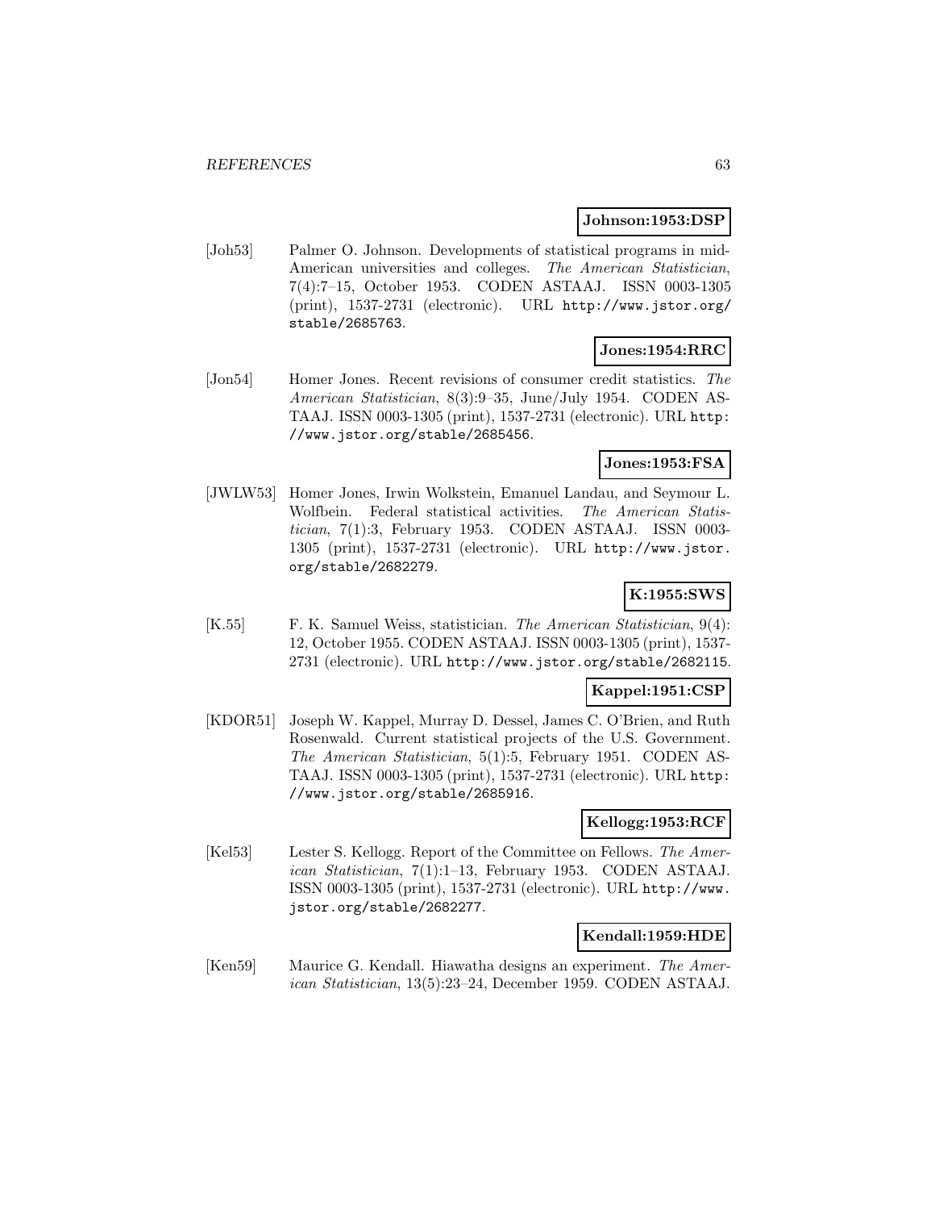**Johnson:1953:DSP**

[Joh53] Palmer O. Johnson. Developments of statistical programs in mid-American universities and colleges. *The American Statistician*, 7(4):7–15, October 1953. CODEN ASTAAJ. ISSN 0003-1305 (print), 1537-2731 (electronic). URL http://www.jstor.org/stable/2685763.

**Jones:1954:RRC**

[Jon54] Homer Jones. Recent revisions of consumer credit statistics. *The American Statistician*, 8(3):9–35, June/July 1954. CODEN ASTAAJ. ISSN 0003-1305 (print), 1537-2731 (electronic). URL http://www.jstor.org/stable/2685456.

**Jones:1953:FSA**

[JWLW53] Homer Jones, Irwin Wolkstein, Emanuel Landau, and Seymour L. Wolfbein. Federal statistical activities. *The American Statistician*, 7(1):3, February 1953. CODEN ASTAAJ. ISSN 0003-1305 (print), 1537-2731 (electronic). URL http://www.jstor.org/stable/2682279.

**K:1955:SWS**

[K.55] F. K. Samuel Weiss, statistician. *The American Statistician*, 9(4):12, October 1955. CODEN ASTAAJ. ISSN 0003-1305 (print), 1537-2731 (electronic). URL http://www.jstor.org/stable/2682115.

**Kappel:1951:CSP**

[KDOR51] Joseph W. Kappel, Murray D. Dessel, James C. O'Brien, and Ruth Rosenwald. Current statistical projects of the U.S. Government. *The American Statistician*, 5(1):5, February 1951. CODEN ASTAAJ. ISSN 0003-1305 (print), 1537-2731 (electronic). URL http://www.jstor.org/stable/2685916.

**Kellogg:1953:RCF**

[Kel53] Lester S. Kellogg. Report of the Committee on Fellows. *The American Statistician*, 7(1):1–13, February 1953. CODEN ASTAAJ. ISSN 0003-1305 (print), 1537-2731 (electronic). URL http://www.jstor.org/stable/2682277.

**Kendall:1959:HDE**

[Ken59] Maurice G. Kendall. Hiawatha designs an experiment. *The American Statistician*, 13(5):23–24, December 1959. CODEN ASTAAJ.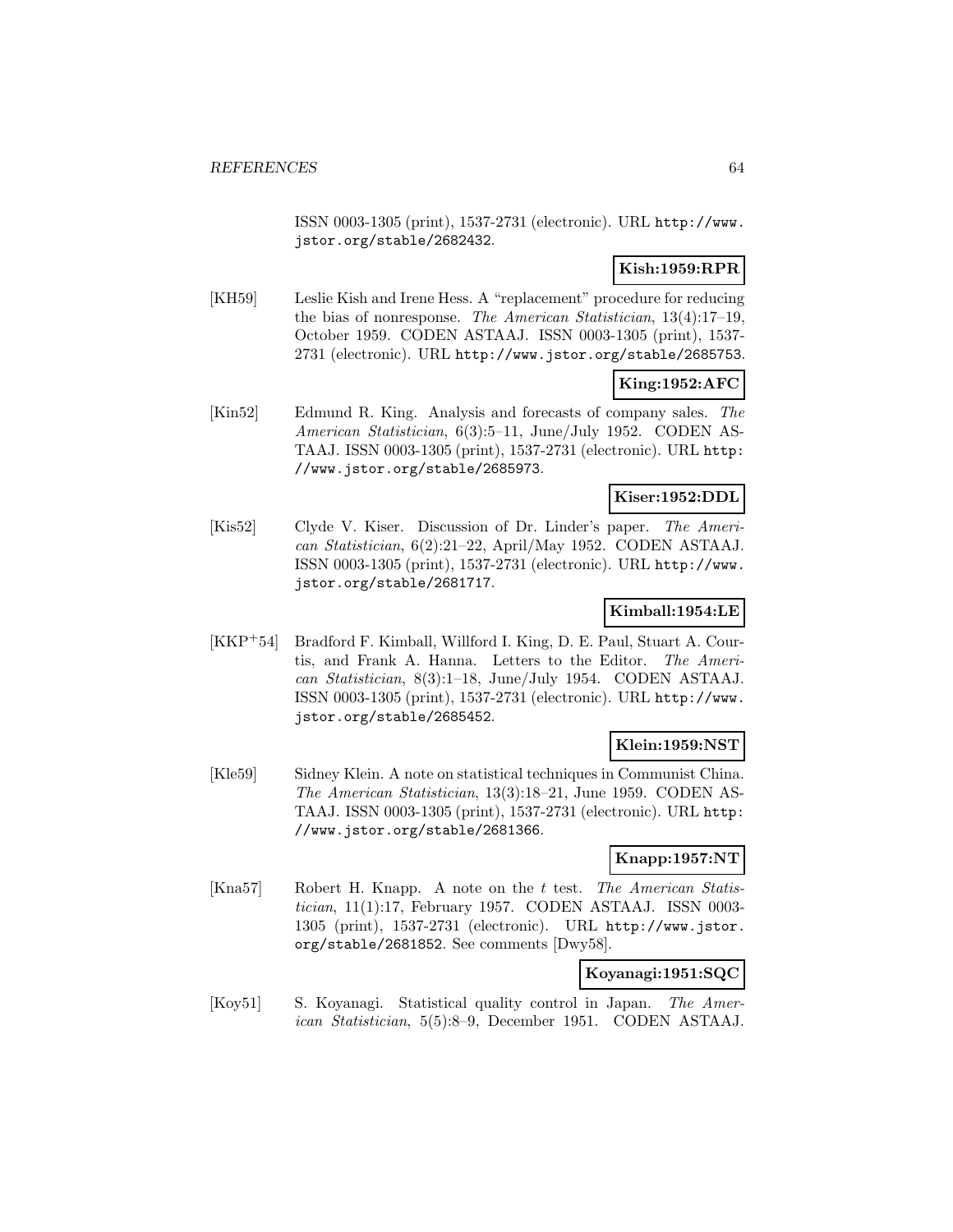ISSN 0003-1305 (print), 1537-2731 (electronic). URL http://www.jstor.org/stable/2682432.

**Kish:1959:RPR**

[KH59] Leslie Kish and Irene Hess. A "replacement" procedure for reducing the bias of nonresponse. *The American Statistician*, 13(4):17–19, October 1959. CODEN ASTAAJ. ISSN 0003-1305 (print), 1537-2731 (electronic). URL http://www.jstor.org/stable/2685753.

**King:1952:AFC**

[Kin52] Edmund R. King. Analysis and forecasts of company sales. *The American Statistician*, 6(3):5–11, June/July 1952. CODEN ASTAAJ. ISSN 0003-1305 (print), 1537-2731 (electronic). URL http://www.jstor.org/stable/2685973.

**Kiser:1952:DDL**

[Kis52] Clyde V. Kiser. Discussion of Dr. Linder's paper. *The American Statistician*, 6(2):21–22, April/May 1952. CODEN ASTAAJ. ISSN 0003-1305 (print), 1537-2731 (electronic). URL http://www.jstor.org/stable/2681717.

**Kimball:1954:LE**

[KKP+54] Bradford F. Kimball, Willford I. King, D. E. Paul, Stuart A. Courtis, and Frank A. Hanna. Letters to the Editor. *The American Statistician*, 8(3):1–18, June/July 1954. CODEN ASTAAJ. ISSN 0003-1305 (print), 1537-2731 (electronic). URL http://www.jstor.org/stable/2685452.

**Klein:1959:NST**

[Kle59] Sidney Klein. A note on statistical techniques in Communist China. *The American Statistician*, 13(3):18–21, June 1959. CODEN ASTAAJ. ISSN 0003-1305 (print), 1537-2731 (electronic). URL http://www.jstor.org/stable/2681366.

**Knapp:1957:NT**

[Kna57] Robert H. Knapp. A note on the $t$ test. *The American Statistician*, 11(1):17, February 1957. CODEN ASTAAJ. ISSN 0003-1305 (print), 1537-2731 (electronic). URL http://www.jstor.org/stable/2681852. See comments [Dwy58].

**Koyanagi:1951:SQC**

[Koy51] S. Koyanagi. Statistical quality control in Japan. *The American Statistician*, 5(5):8–9, December 1951. CODEN ASTAAJ.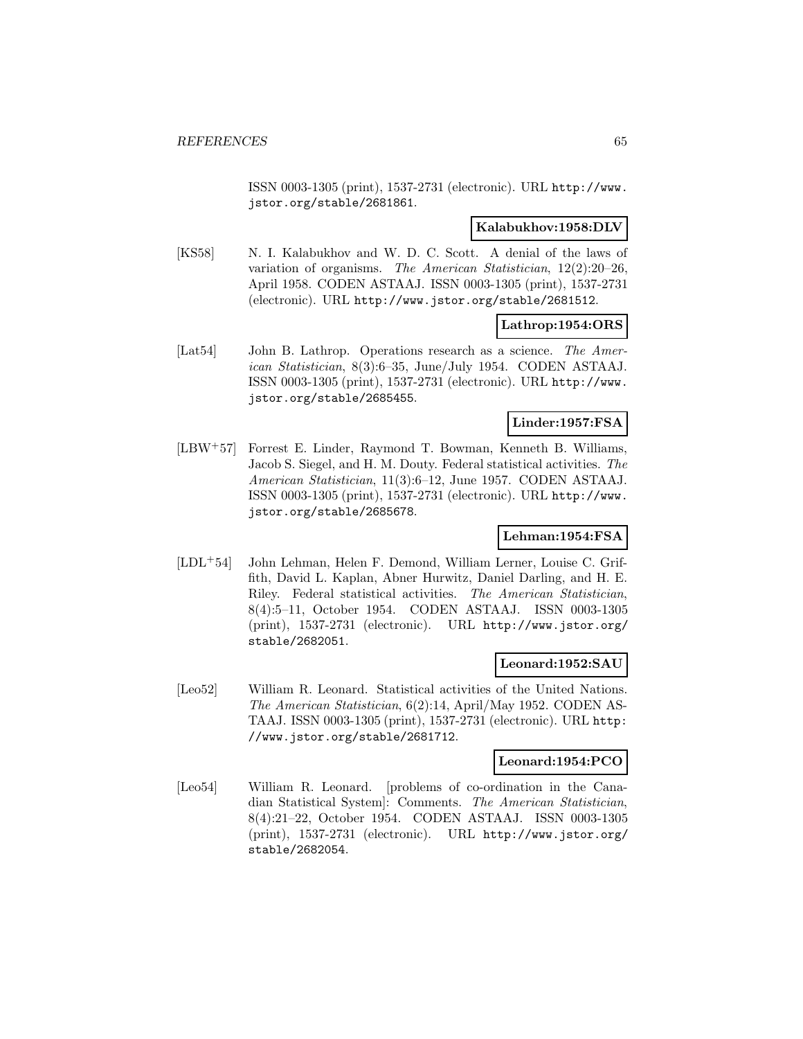ISSN 0003-1305 (print), 1537-2731 (electronic). URL http://www.jstor.org/stable/2681861.

**Kalabukhov:1958:DLV**

[KS58] N. I. Kalabukhov and W. D. C. Scott. A denial of the laws of variation of organisms. *The American Statistician*, 12(2):20–26, April 1958. CODEN ASTAAJ. ISSN 0003-1305 (print), 1537-2731 (electronic). URL http://www.jstor.org/stable/2681512.

**Lathrop:1954:ORS**

[Lat54] John B. Lathrop. Operations research as a science. *The American Statistician*, 8(3):6–35, June/July 1954. CODEN ASTAAJ. ISSN 0003-1305 (print), 1537-2731 (electronic). URL http://www.jstor.org/stable/2685455.

**Linder:1957:FSA**

[LBW+57] Forrest E. Linder, Raymond T. Bowman, Kenneth B. Williams, Jacob S. Siegel, and H. M. Douty. Federal statistical activities. *The American Statistician*, 11(3):6–12, June 1957. CODEN ASTAAJ. ISSN 0003-1305 (print), 1537-2731 (electronic). URL http://www.jstor.org/stable/2685678.

**Lehman:1954:FSA**

[LDL+54] John Lehman, Helen F. Demond, William Lerner, Louise C. Griffith, David L. Kaplan, Abner Hurwitz, Daniel Darling, and H. E. Riley. Federal statistical activities. *The American Statistician*, 8(4):5–11, October 1954. CODEN ASTAAJ. ISSN 0003-1305 (print), 1537-2731 (electronic). URL http://www.jstor.org/stable/2682051.

**Leonard:1952:SAU**

[Leo52] William R. Leonard. Statistical activities of the United Nations. *The American Statistician*, 6(2):14, April/May 1952. CODEN ASTAAJ. ISSN 0003-1305 (print), 1537-2731 (electronic). URL http://www.jstor.org/stable/2681712.

**Leonard:1954:PCO**

[Leo54] William R. Leonard. [problems of co-ordination in the Canadian Statistical System]: Comments. *The American Statistician*, 8(4):21–22, October 1954. CODEN ASTAAJ. ISSN 0003-1305 (print), 1537-2731 (electronic). URL http://www.jstor.org/stable/2682054.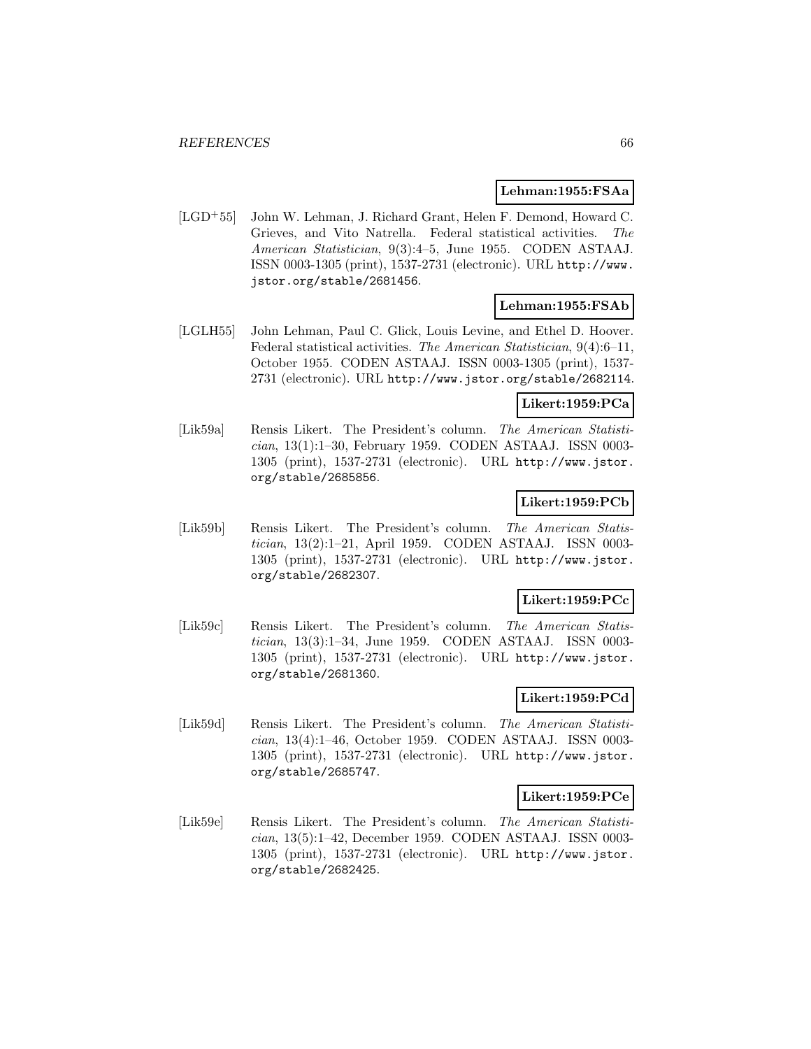**Lehman:1955:FSAa**

[LGD+55] John W. Lehman, J. Richard Grant, Helen F. Demond, Howard C. Grieves, and Vito Natrella. Federal statistical activities. *The American Statistician*, 9(3):4–5, June 1955. CODEN ASTAAJ. ISSN 0003-1305 (print), 1537-2731 (electronic). URL http://www.jstor.org/stable/2681456.

**Lehman:1955:FSAb**

[LGLH55] John Lehman, Paul C. Glick, Louis Levine, and Ethel D. Hoover. Federal statistical activities. *The American Statistician*, 9(4):6–11, October 1955. CODEN ASTAAJ. ISSN 0003-1305 (print), 1537-2731 (electronic). URL http://www.jstor.org/stable/2682114.

**Likert:1959:PCa**

[Lik59a] Rensis Likert. The President's column. *The American Statistician*, 13(1):1–30, February 1959. CODEN ASTAAJ. ISSN 0003-1305 (print), 1537-2731 (electronic). URL http://www.jstor.org/stable/2685856.

**Likert:1959:PCb**

[Lik59b] Rensis Likert. The President's column. *The American Statistician*, 13(2):1–21, April 1959. CODEN ASTAAJ. ISSN 0003-1305 (print), 1537-2731 (electronic). URL http://www.jstor.org/stable/2682307.

**Likert:1959:PCc**

[Lik59c] Rensis Likert. The President's column. *The American Statistician*, 13(3):1–34, June 1959. CODEN ASTAAJ. ISSN 0003-1305 (print), 1537-2731 (electronic). URL http://www.jstor.org/stable/2681360.

**Likert:1959:PCd**

[Lik59d] Rensis Likert. The President's column. *The American Statistician*, 13(4):1–46, October 1959. CODEN ASTAAJ. ISSN 0003-1305 (print), 1537-2731 (electronic). URL http://www.jstor.org/stable/2685747.

**Likert:1959:PCe**

[Lik59e] Rensis Likert. The President's column. *The American Statistician*, 13(5):1–42, December 1959. CODEN ASTAAJ. ISSN 0003-1305 (print), 1537-2731 (electronic). URL http://www.jstor.org/stable/2682425.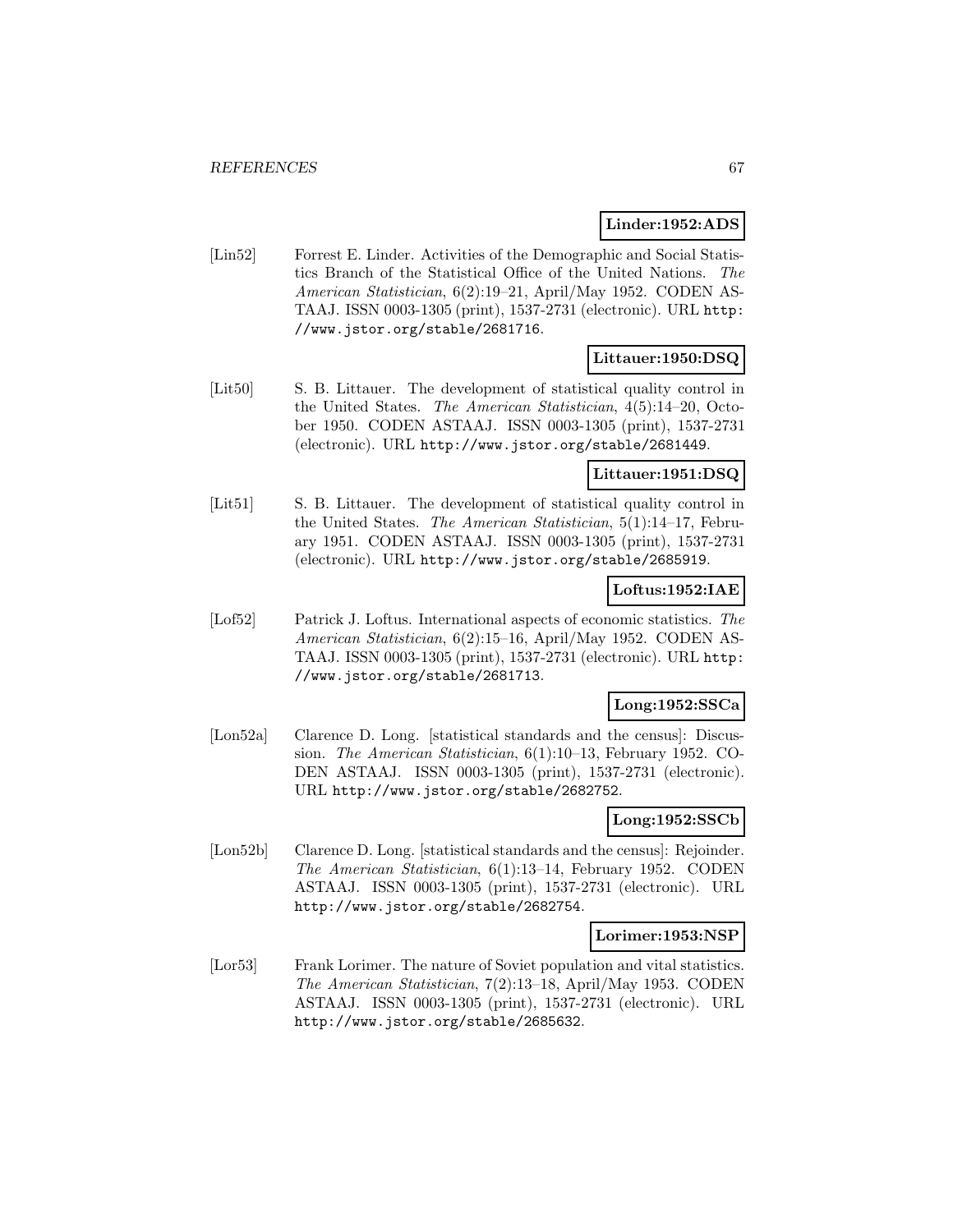**Linder:1952:ADS**

[Lin52] Forrest E. Linder. Activities of the Demographic and Social Statistics Branch of the Statistical Office of the United Nations. *The American Statistician*, 6(2):19–21, April/May 1952. CODEN ASTAAJ. ISSN 0003-1305 (print), 1537-2731 (electronic). URL http://www.jstor.org/stable/2681716.

**Littauer:1950:DSQ**

[Lit50] S. B. Littauer. The development of statistical quality control in the United States. *The American Statistician*, 4(5):14–20, October 1950. CODEN ASTAAJ. ISSN 0003-1305 (print), 1537-2731 (electronic). URL http://www.jstor.org/stable/2681449.

**Littauer:1951:DSQ**

[Lit51] S. B. Littauer. The development of statistical quality control in the United States. *The American Statistician*, 5(1):14–17, February 1951. CODEN ASTAAJ. ISSN 0003-1305 (print), 1537-2731 (electronic). URL http://www.jstor.org/stable/2685919.

**Loftus:1952:IAE**

[Lof52] Patrick J. Loftus. International aspects of economic statistics. *The American Statistician*, 6(2):15–16, April/May 1952. CODEN ASTAAJ. ISSN 0003-1305 (print), 1537-2731 (electronic). URL http://www.jstor.org/stable/2681713.

**Long:1952:SSCa**

[Lon52a] Clarence D. Long. [statistical standards and the census]: Discussion. *The American Statistician*, 6(1):10–13, February 1952. CODEN ASTAAJ. ISSN 0003-1305 (print), 1537-2731 (electronic). URL http://www.jstor.org/stable/2682752.

**Long:1952:SSCb**

[Lon52b] Clarence D. Long. [statistical standards and the census]: Rejoinder. *The American Statistician*, 6(1):13–14, February 1952. CODEN ASTAAJ. ISSN 0003-1305 (print), 1537-2731 (electronic). URL http://www.jstor.org/stable/2682754.

**Lorimer:1953:NSP**

[Lor53] Frank Lorimer. The nature of Soviet population and vital statistics. *The American Statistician*, 7(2):13–18, April/May 1953. CODEN ASTAAJ. ISSN 0003-1305 (print), 1537-2731 (electronic). URL http://www.jstor.org/stable/2685632.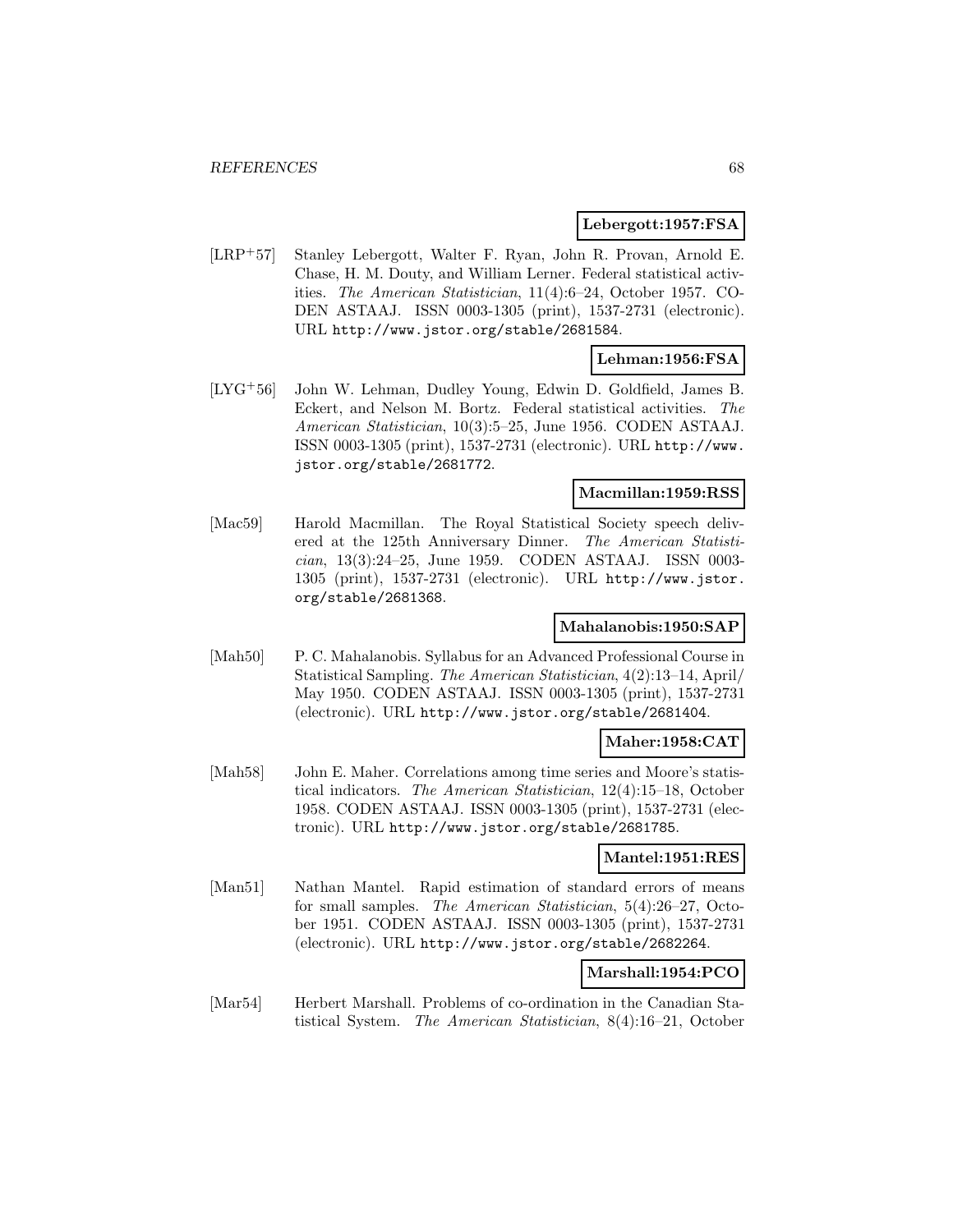**Lebergott:1957:FSA**

[LRP+57] Stanley Lebergott, Walter F. Ryan, John R. Provan, Arnold E. Chase, H. M. Douty, and William Lerner. Federal statistical activities. *The American Statistician*, 11(4):6–24, October 1957. CODEN ASTAAJ. ISSN 0003-1305 (print), 1537-2731 (electronic). URL http://www.jstor.org/stable/2681584.

**Lehman:1956:FSA**

[LYG+56] John W. Lehman, Dudley Young, Edwin D. Goldfield, James B. Eckert, and Nelson M. Bortz. Federal statistical activities. *The American Statistician*, 10(3):5–25, June 1956. CODEN ASTAAJ. ISSN 0003-1305 (print), 1537-2731 (electronic). URL http://www.jstor.org/stable/2681772.

**Macmillan:1959:RSS**

[Mac59] Harold Macmillan. The Royal Statistical Society speech delivered at the 125th Anniversary Dinner. *The American Statistician*, 13(3):24–25, June 1959. CODEN ASTAAJ. ISSN 0003-1305 (print), 1537-2731 (electronic). URL http://www.jstor.org/stable/2681368.

**Mahalanobis:1950:SAP**

[Mah50] P. C. Mahalanobis. Syllabus for an Advanced Professional Course in Statistical Sampling. *The American Statistician*, 4(2):13–14, April/May 1950. CODEN ASTAAJ. ISSN 0003-1305 (print), 1537-2731 (electronic). URL http://www.jstor.org/stable/2681404.

**Maher:1958:CAT**

[Mah58] John E. Maher. Correlations among time series and Moore's statistical indicators. *The American Statistician*, 12(4):15–18, October 1958. CODEN ASTAAJ. ISSN 0003-1305 (print), 1537-2731 (electronic). URL http://www.jstor.org/stable/2681785.

**Mantel:1951:RES**

[Man51] Nathan Mantel. Rapid estimation of standard errors of means for small samples. *The American Statistician*, 5(4):26–27, October 1951. CODEN ASTAAJ. ISSN 0003-1305 (print), 1537-2731 (electronic). URL http://www.jstor.org/stable/2682264.

**Marshall:1954:PCO**

[Mar54] Herbert Marshall. Problems of co-ordination in the Canadian Statistical System. *The American Statistician*, 8(4):16–21, October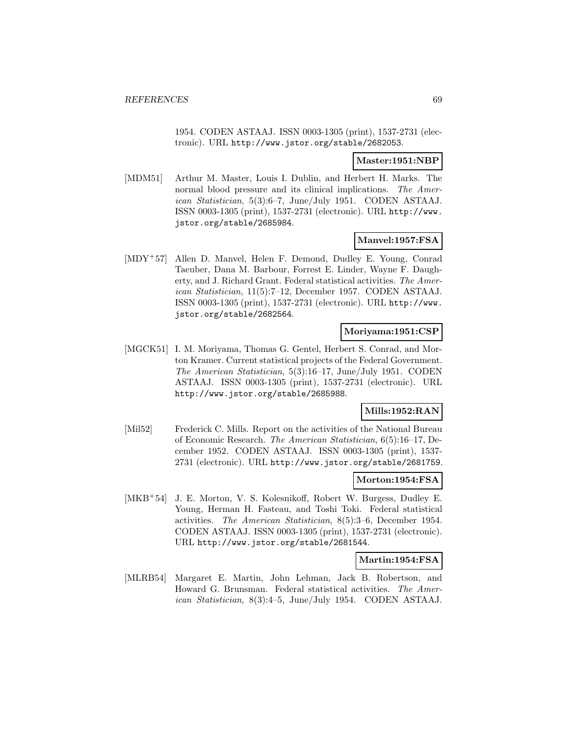1954. CODEN ASTAAJ. ISSN 0003-1305 (print), 1537-2731 (electronic). URL http://www.jstor.org/stable/2682053.

**Master:1951:NBP**

[MDM51] Arthur M. Master, Louis I. Dublin, and Herbert H. Marks. The normal blood pressure and its clinical implications. *The American Statistician*, 5(3):6–7, June/July 1951. CODEN ASTAAJ. ISSN 0003-1305 (print), 1537-2731 (electronic). URL http://www.jstor.org/stable/2685984.

**Manvel:1957:FSA**

[MDY+57] Allen D. Manvel, Helen F. Demond, Dudley E. Young, Conrad Taeuber, Dana M. Barbour, Forrest E. Linder, Wayne F. Daugherty, and J. Richard Grant. Federal statistical activities. *The American Statistician*, 11(5):7–12, December 1957. CODEN ASTAAJ. ISSN 0003-1305 (print), 1537-2731 (electronic). URL http://www.jstor.org/stable/2682564.

**Moriyama:1951:CSP**

[MGCK51] I. M. Moriyama, Thomas G. Gentel, Herbert S. Conrad, and Morton Kramer. Current statistical projects of the Federal Government. *The American Statistician*, 5(3):16–17, June/July 1951. CODEN ASTAAJ. ISSN 0003-1305 (print), 1537-2731 (electronic). URL http://www.jstor.org/stable/2685988.

**Mills:1952:RAN**

[Mil52] Frederick C. Mills. Report on the activities of the National Bureau of Economic Research. *The American Statistician*, 6(5):16–17, December 1952. CODEN ASTAAJ. ISSN 0003-1305 (print), 1537-2731 (electronic). URL http://www.jstor.org/stable/2681759.

**Morton:1954:FSA**

[MKB+54] J. E. Morton, V. S. Kolesnikoff, Robert W. Burgess, Dudley E. Young, Herman H. Fasteau, and Toshi Toki. Federal statistical activities. *The American Statistician*, 8(5):3–6, December 1954. CODEN ASTAAJ. ISSN 0003-1305 (print), 1537-2731 (electronic). URL http://www.jstor.org/stable/2681544.

**Martin:1954:FSA**

[MLRB54] Margaret E. Martin, John Lehman, Jack B. Robertson, and Howard G. Brunsman. Federal statistical activities. *The American Statistician*, 8(3):4–5, June/July 1954. CODEN ASTAAJ.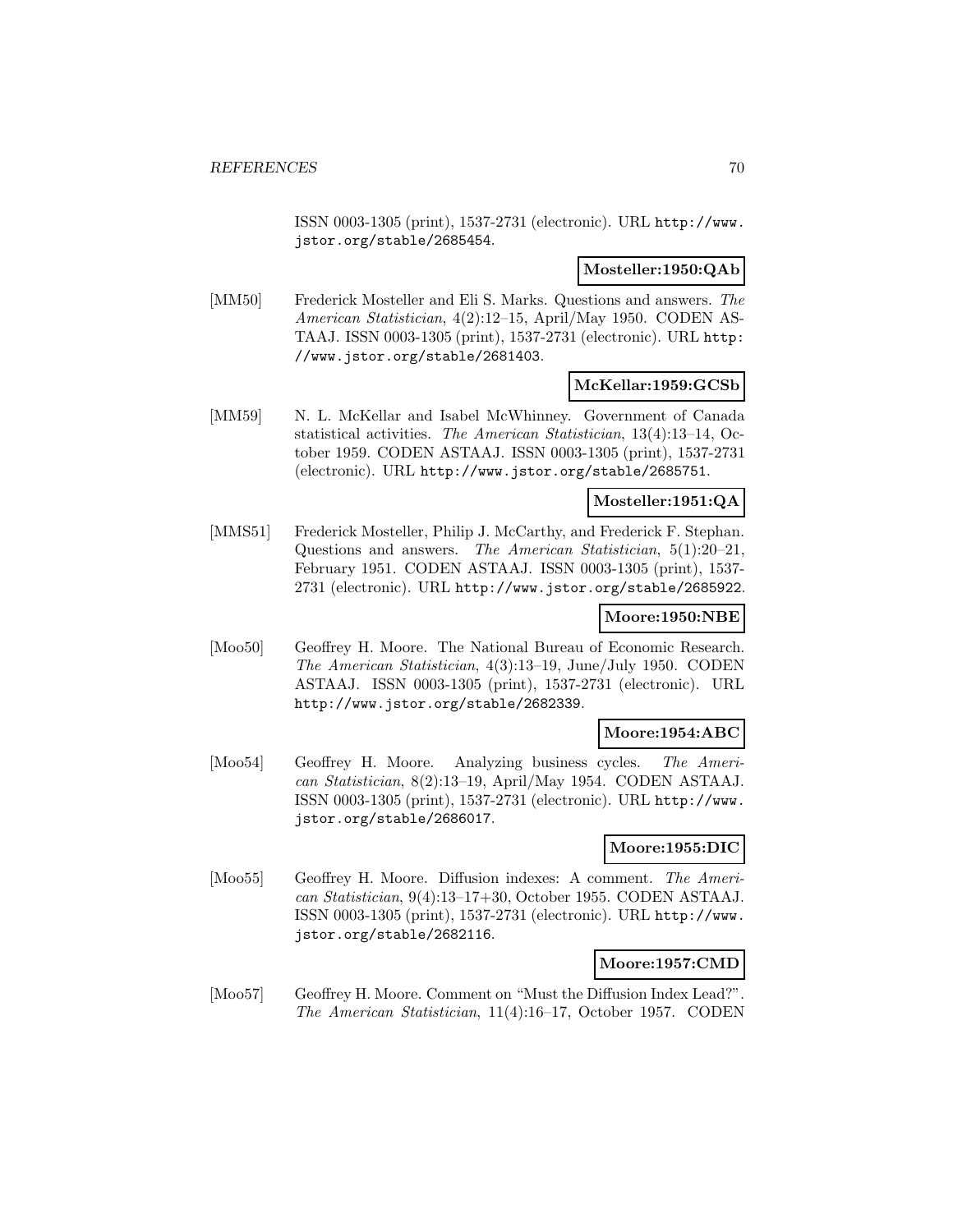ISSN 0003-1305 (print), 1537-2731 (electronic). URL http://www.jstor.org/stable/2685454.

**Mosteller:1950:QAb**

[MM50] Frederick Mosteller and Eli S. Marks. Questions and answers. *The American Statistician*, 4(2):12–15, April/May 1950. CODEN ASTAAJ. ISSN 0003-1305 (print), 1537-2731 (electronic). URL http://www.jstor.org/stable/2681403.

**McKellar:1959:GCSb**

[MM59] N. L. McKellar and Isabel McWhinney. Government of Canada statistical activities. *The American Statistician*, 13(4):13–14, October 1959. CODEN ASTAAJ. ISSN 0003-1305 (print), 1537-2731 (electronic). URL http://www.jstor.org/stable/2685751.

**Mosteller:1951:QA**

[MMS51] Frederick Mosteller, Philip J. McCarthy, and Frederick F. Stephan. Questions and answers. *The American Statistician*, 5(1):20–21, February 1951. CODEN ASTAAJ. ISSN 0003-1305 (print), 1537-2731 (electronic). URL http://www.jstor.org/stable/2685922.

**Moore:1950:NBE**

[Moo50] Geoffrey H. Moore. The National Bureau of Economic Research. *The American Statistician*, 4(3):13–19, June/July 1950. CODEN ASTAAJ. ISSN 0003-1305 (print), 1537-2731 (electronic). URL http://www.jstor.org/stable/2682339.

**Moore:1954:ABC**

[Moo54] Geoffrey H. Moore. Analyzing business cycles. *The American Statistician*, 8(2):13–19, April/May 1954. CODEN ASTAAJ. ISSN 0003-1305 (print), 1537-2731 (electronic). URL http://www.jstor.org/stable/2686017.

**Moore:1955:DIC**

[Moo55] Geoffrey H. Moore. Diffusion indexes: A comment. *The American Statistician*, 9(4):13–17+30, October 1955. CODEN ASTAAJ. ISSN 0003-1305 (print), 1537-2731 (electronic). URL http://www.jstor.org/stable/2682116.

**Moore:1957:CMD**

[Moo57] Geoffrey H. Moore. Comment on "Must the Diffusion Index Lead?". *The American Statistician*, 11(4):16–17, October 1957. CODEN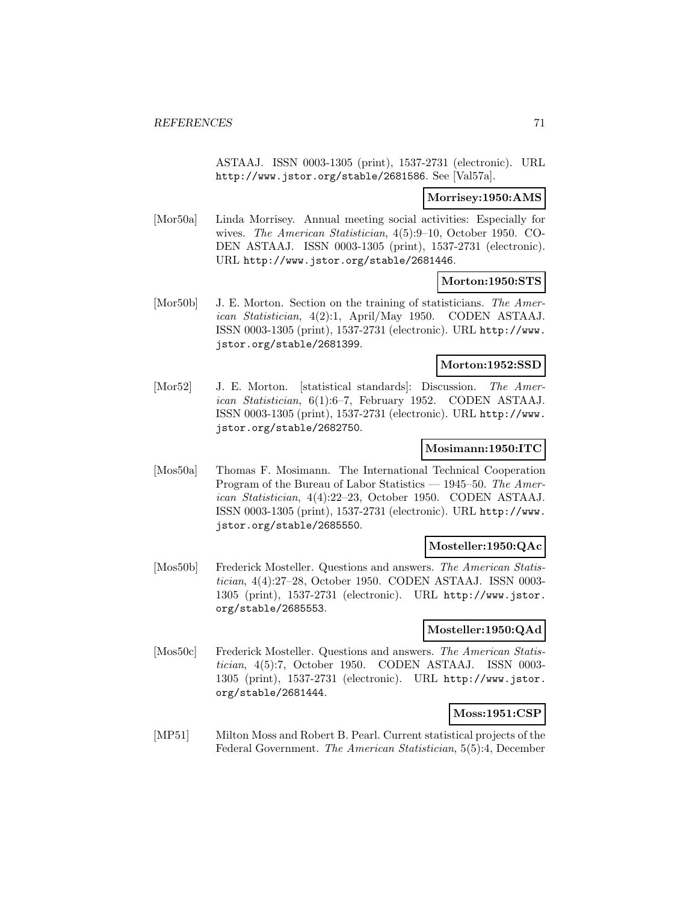ASTAAJ. ISSN 0003-1305 (print), 1537-2731 (electronic). URL http://www.jstor.org/stable/2681586. See [Val57a].

**Morrisey:1950:AMS**

[Mor50a] Linda Morrisey. Annual meeting social activities: Especially for wives. *The American Statistician*, 4(5):9–10, October 1950. CODEN ASTAAJ. ISSN 0003-1305 (print), 1537-2731 (electronic). URL http://www.jstor.org/stable/2681446.

**Morton:1950:STS**

[Mor50b] J. E. Morton. Section on the training of statisticians. *The American Statistician*, 4(2):1, April/May 1950. CODEN ASTAAJ. ISSN 0003-1305 (print), 1537-2731 (electronic). URL http://www.jstor.org/stable/2681399.

**Morton:1952:SSD**

[Mor52] J. E. Morton. [statistical standards]: Discussion. *The American Statistician*, 6(1):6–7, February 1952. CODEN ASTAAJ. ISSN 0003-1305 (print), 1537-2731 (electronic). URL http://www.jstor.org/stable/2682750.

**Mosimann:1950:ITC**

[Mos50a] Thomas F. Mosimann. The International Technical Cooperation Program of the Bureau of Labor Statistics — 1945–50. *The American Statistician*, 4(4):22–23, October 1950. CODEN ASTAAJ. ISSN 0003-1305 (print), 1537-2731 (electronic). URL http://www.jstor.org/stable/2685550.

**Mosteller:1950:QAc**

[Mos50b] Frederick Mosteller. Questions and answers. *The American Statistician*, 4(4):27–28, October 1950. CODEN ASTAAJ. ISSN 0003-1305 (print), 1537-2731 (electronic). URL http://www.jstor.org/stable/2685553.

**Mosteller:1950:QAd**

[Mos50c] Frederick Mosteller. Questions and answers. *The American Statistician*, 4(5):7, October 1950. CODEN ASTAAJ. ISSN 0003-1305 (print), 1537-2731 (electronic). URL http://www.jstor.org/stable/2681444.

**Moss:1951:CSP**

[MP51] Milton Moss and Robert B. Pearl. Current statistical projects of the Federal Government. *The American Statistician*, 5(5):4, December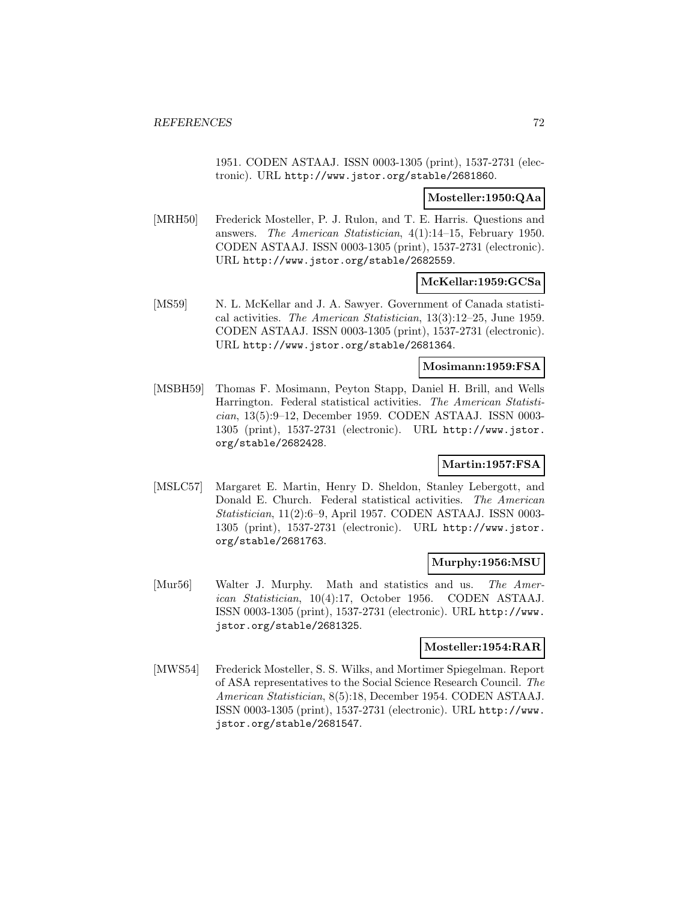1951. CODEN ASTAAJ. ISSN 0003-1305 (print), 1537-2731 (electronic). URL http://www.jstor.org/stable/2681860.

**Mosteller:1950:QAa**

[MRH50] Frederick Mosteller, P. J. Rulon, and T. E. Harris. Questions and answers. *The American Statistician*, 4(1):14–15, February 1950. CODEN ASTAAJ. ISSN 0003-1305 (print), 1537-2731 (electronic). URL http://www.jstor.org/stable/2682559.

**McKellar:1959:GCSa**

[MS59] N. L. McKellar and J. A. Sawyer. Government of Canada statistical activities. *The American Statistician*, 13(3):12–25, June 1959. CODEN ASTAAJ. ISSN 0003-1305 (print), 1537-2731 (electronic). URL http://www.jstor.org/stable/2681364.

**Mosimann:1959:FSA**

[MSBH59] Thomas F. Mosimann, Peyton Stapp, Daniel H. Brill, and Wells Harrington. Federal statistical activities. *The American Statistician*, 13(5):9–12, December 1959. CODEN ASTAAJ. ISSN 0003-1305 (print), 1537-2731 (electronic). URL http://www.jstor.org/stable/2682428.

**Martin:1957:FSA**

[MSLC57] Margaret E. Martin, Henry D. Sheldon, Stanley Lebergott, and Donald E. Church. Federal statistical activities. *The American Statistician*, 11(2):6–9, April 1957. CODEN ASTAAJ. ISSN 0003-1305 (print), 1537-2731 (electronic). URL http://www.jstor.org/stable/2681763.

**Murphy:1956:MSU**

[Mur56] Walter J. Murphy. Math and statistics and us. *The American Statistician*, 10(4):17, October 1956. CODEN ASTAAJ. ISSN 0003-1305 (print), 1537-2731 (electronic). URL http://www.jstor.org/stable/2681325.

**Mosteller:1954:RAR**

[MWS54] Frederick Mosteller, S. S. Wilks, and Mortimer Spiegelman. Report of ASA representatives to the Social Science Research Council. *The American Statistician*, 8(5):18, December 1954. CODEN ASTAAJ. ISSN 0003-1305 (print), 1537-2731 (electronic). URL http://www.jstor.org/stable/2681547.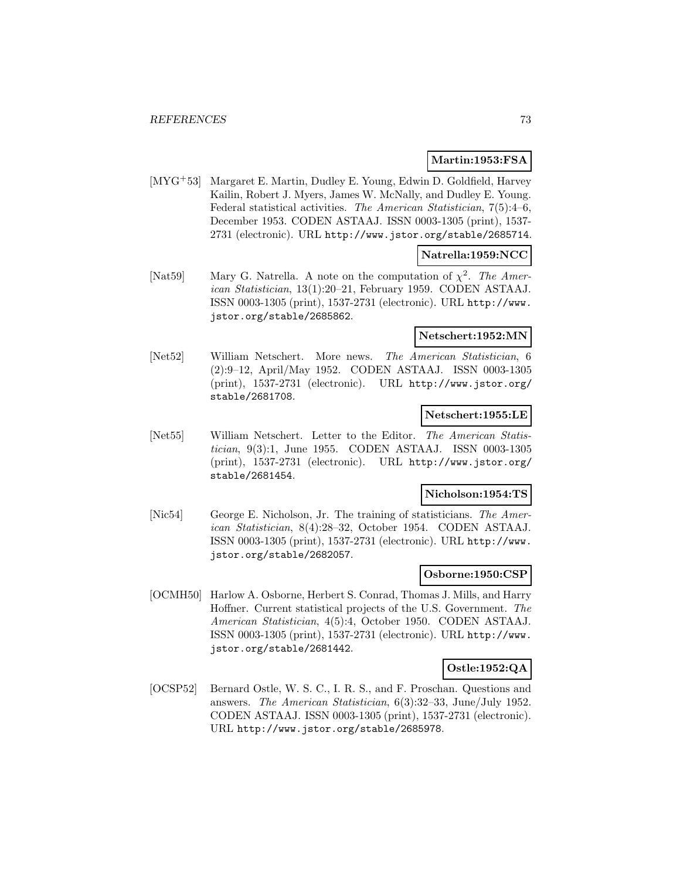**Martin:1953:FSA**

[MYG+53] Margaret E. Martin, Dudley E. Young, Edwin D. Goldfield, Harvey Kailin, Robert J. Myers, James W. McNally, and Dudley E. Young. Federal statistical activities. *The American Statistician*, 7(5):4–6, December 1953. CODEN ASTAAJ. ISSN 0003-1305 (print), 1537-2731 (electronic). URL http://www.jstor.org/stable/2685714.

**Natrella:1959:NCC**

[Nat59] Mary G. Natrella. A note on the computation of $\chi^2$. *The American Statistician*, 13(1):20–21, February 1959. CODEN ASTAAJ. ISSN 0003-1305 (print), 1537-2731 (electronic). URL http://www.jstor.org/stable/2685862.

**Netschert:1952:MN**

[Net52] William Netschert. More news. *The American Statistician*, 6 (2):9–12, April/May 1952. CODEN ASTAAJ. ISSN 0003-1305 (print), 1537-2731 (electronic). URL http://www.jstor.org/stable/2681708.

**Netschert:1955:LE**

[Net55] William Netschert. Letter to the Editor. *The American Statistician*, 9(3):1, June 1955. CODEN ASTAAJ. ISSN 0003-1305 (print), 1537-2731 (electronic). URL http://www.jstor.org/stable/2681454.

**Nicholson:1954:TS**

[Nic54] George E. Nicholson, Jr. The training of statisticians. *The American Statistician*, 8(4):28–32, October 1954. CODEN ASTAAJ. ISSN 0003-1305 (print), 1537-2731 (electronic). URL http://www.jstor.org/stable/2682057.

**Osborne:1950:CSP**

[OCMH50] Harlow A. Osborne, Herbert S. Conrad, Thomas J. Mills, and Harry Hoffner. Current statistical projects of the U.S. Government. *The American Statistician*, 4(5):4, October 1950. CODEN ASTAAJ. ISSN 0003-1305 (print), 1537-2731 (electronic). URL http://www.jstor.org/stable/2681442.

**Ostle:1952:QA**

[OCSP52] Bernard Ostle, W. S. C., I. R. S., and F. Proschan. Questions and answers. *The American Statistician*, 6(3):32–33, June/July 1952. CODEN ASTAAJ. ISSN 0003-1305 (print), 1537-2731 (electronic). URL http://www.jstor.org/stable/2685978.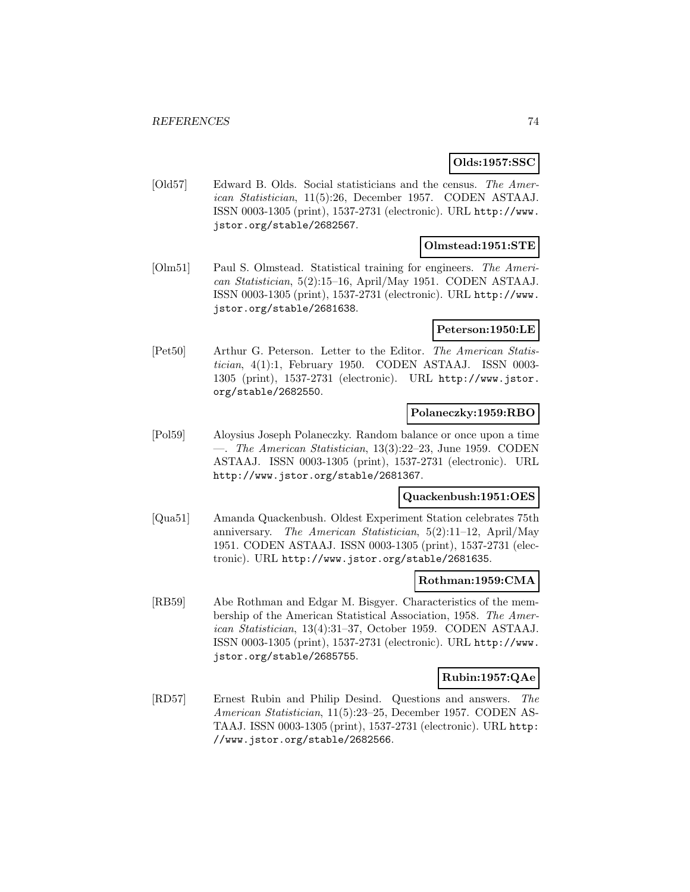**Olds:1957:SSC**

[Old57] Edward B. Olds. Social statisticians and the census. *The American Statistician*, 11(5):26, December 1957. CODEN ASTAAJ. ISSN 0003-1305 (print), 1537-2731 (electronic). URL http://www.jstor.org/stable/2682567.

**Olmstead:1951:STE**

[Olm51] Paul S. Olmstead. Statistical training for engineers. *The American Statistician*, 5(2):15–16, April/May 1951. CODEN ASTAAJ. ISSN 0003-1305 (print), 1537-2731 (electronic). URL http://www.jstor.org/stable/2681638.

**Peterson:1950:LE**

[Pet50] Arthur G. Peterson. Letter to the Editor. *The American Statistician*, 4(1):1, February 1950. CODEN ASTAAJ. ISSN 0003-1305 (print), 1537-2731 (electronic). URL http://www.jstor.org/stable/2682550.

**Polaneczky:1959:RBO**

[Pol59] Aloysius Joseph Polaneczky. Random balance or once upon a time —. *The American Statistician*, 13(3):22–23, June 1959. CODEN ASTAAJ. ISSN 0003-1305 (print), 1537-2731 (electronic). URL http://www.jstor.org/stable/2681367.

**Quackenbush:1951:OES**

[Qua51] Amanda Quackenbush. Oldest Experiment Station celebrates 75th anniversary. *The American Statistician*, 5(2):11–12, April/May 1951. CODEN ASTAAJ. ISSN 0003-1305 (print), 1537-2731 (electronic). URL http://www.jstor.org/stable/2681635.

**Rothman:1959:CMA**

[RB59] Abe Rothman and Edgar M. Bisgyer. Characteristics of the membership of the American Statistical Association, 1958. *The American Statistician*, 13(4):31–37, October 1959. CODEN ASTAAJ. ISSN 0003-1305 (print), 1537-2731 (electronic). URL http://www.jstor.org/stable/2685755.

**Rubin:1957:QAe**

[RD57] Ernest Rubin and Philip Desind. Questions and answers. *The American Statistician*, 11(5):23–25, December 1957. CODEN ASTAAJ. ISSN 0003-1305 (print), 1537-2731 (electronic). URL http://www.jstor.org/stable/2682566.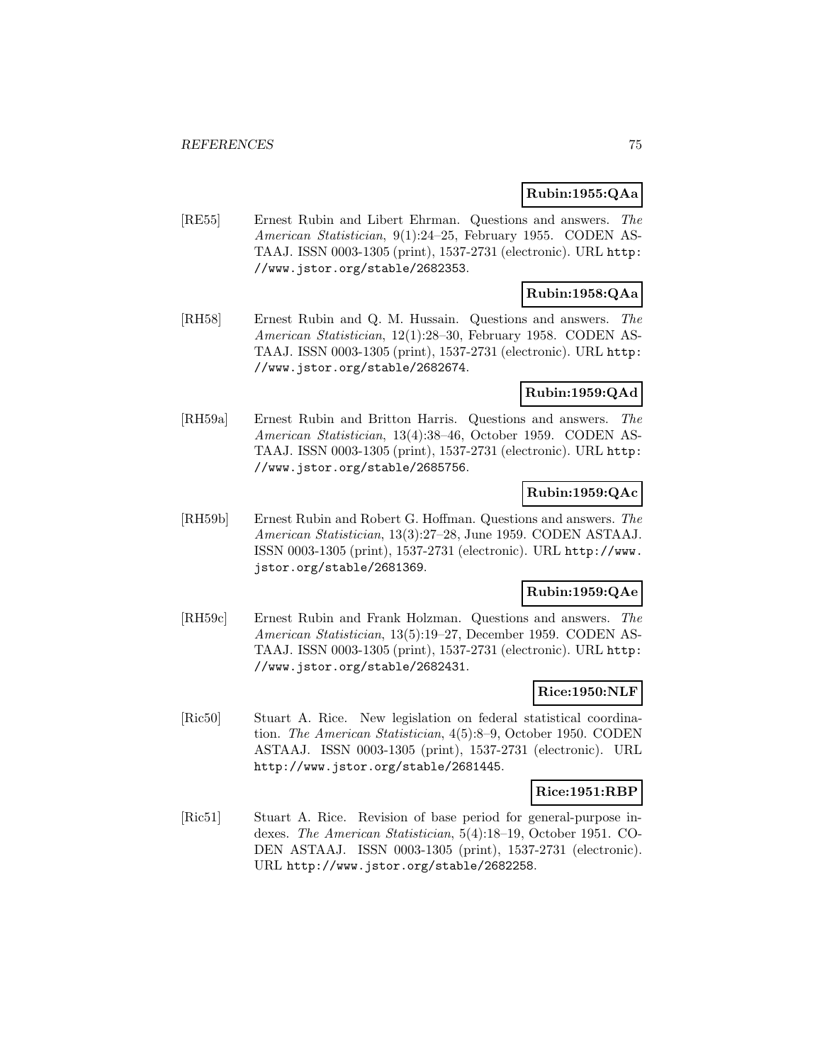**Rubin:1955:QAa**

[RE55] Ernest Rubin and Libert Ehrman. Questions and answers. *The American Statistician*, 9(1):24–25, February 1955. CODEN ASTAAJ. ISSN 0003-1305 (print), 1537-2731 (electronic). URL http://www.jstor.org/stable/2682353.

**Rubin:1958:QAa**

[RH58] Ernest Rubin and Q. M. Hussain. Questions and answers. *The American Statistician*, 12(1):28–30, February 1958. CODEN ASTAAJ. ISSN 0003-1305 (print), 1537-2731 (electronic). URL http://www.jstor.org/stable/2682674.

**Rubin:1959:QAd**

[RH59a] Ernest Rubin and Britton Harris. Questions and answers. *The American Statistician*, 13(4):38–46, October 1959. CODEN ASTAAJ. ISSN 0003-1305 (print), 1537-2731 (electronic). URL http://www.jstor.org/stable/2685756.

**Rubin:1959:QAc**

[RH59b] Ernest Rubin and Robert G. Hoffman. Questions and answers. *The American Statistician*, 13(3):27–28, June 1959. CODEN ASTAAJ. ISSN 0003-1305 (print), 1537-2731 (electronic). URL http://www.jstor.org/stable/2681369.

**Rubin:1959:QAe**

[RH59c] Ernest Rubin and Frank Holzman. Questions and answers. *The American Statistician*, 13(5):19–27, December 1959. CODEN ASTAAJ. ISSN 0003-1305 (print), 1537-2731 (electronic). URL http://www.jstor.org/stable/2682431.

**Rice:1950:NLF**

[Ric50] Stuart A. Rice. New legislation on federal statistical coordination. *The American Statistician*, 4(5):8–9, October 1950. CODEN ASTAAJ. ISSN 0003-1305 (print), 1537-2731 (electronic). URL http://www.jstor.org/stable/2681445.

**Rice:1951:RBP**

[Ric51] Stuart A. Rice. Revision of base period for general-purpose indexes. *The American Statistician*, 5(4):18–19, October 1951. CODEN ASTAAJ. ISSN 0003-1305 (print), 1537-2731 (electronic). URL http://www.jstor.org/stable/2682258.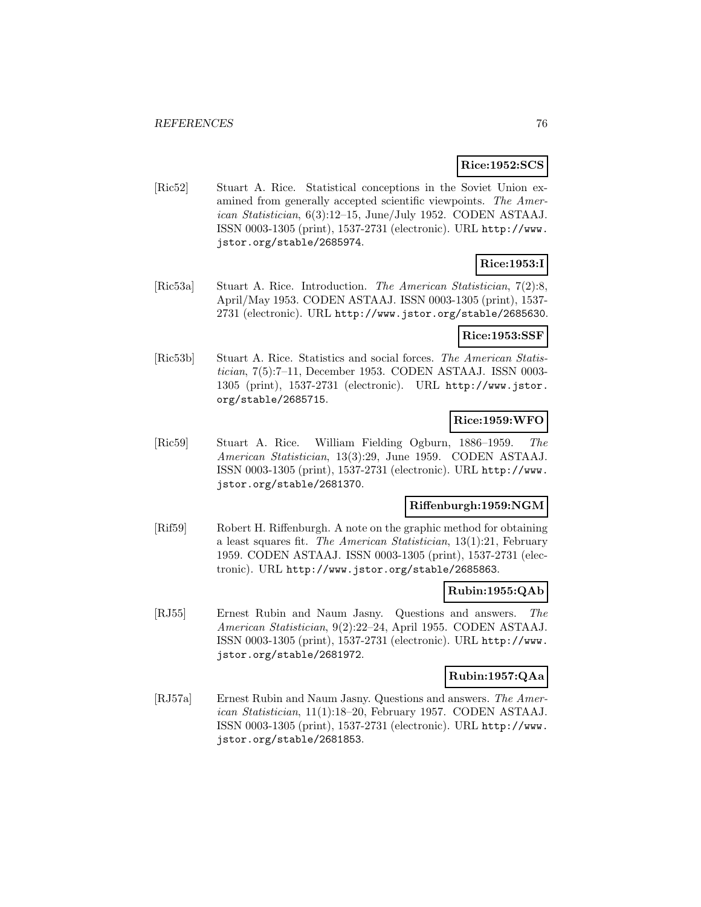**Rice:1952:SCS**

[Ric52] Stuart A. Rice. Statistical conceptions in the Soviet Union examined from generally accepted scientific viewpoints. *The American Statistician*, 6(3):12–15, June/July 1952. CODEN ASTAAJ. ISSN 0003-1305 (print), 1537-2731 (electronic). URL http://www.jstor.org/stable/2685974.

**Rice:1953:I**

[Ric53a] Stuart A. Rice. Introduction. *The American Statistician*, 7(2):8, April/May 1953. CODEN ASTAAJ. ISSN 0003-1305 (print), 1537-2731 (electronic). URL http://www.jstor.org/stable/2685630.

**Rice:1953:SSF**

[Ric53b] Stuart A. Rice. Statistics and social forces. *The American Statistician*, 7(5):7–11, December 1953. CODEN ASTAAJ. ISSN 0003-1305 (print), 1537-2731 (electronic). URL http://www.jstor.org/stable/2685715.

**Rice:1959:WFO**

[Ric59] Stuart A. Rice. William Fielding Ogburn, 1886–1959. *The American Statistician*, 13(3):29, June 1959. CODEN ASTAAJ. ISSN 0003-1305 (print), 1537-2731 (electronic). URL http://www.jstor.org/stable/2681370.

**Riffenburgh:1959:NGM**

[Rif59] Robert H. Riffenburgh. A note on the graphic method for obtaining a least squares fit. *The American Statistician*, 13(1):21, February 1959. CODEN ASTAAJ. ISSN 0003-1305 (print), 1537-2731 (electronic). URL http://www.jstor.org/stable/2685863.

**Rubin:1955:QAb**

[RJ55] Ernest Rubin and Naum Jasny. Questions and answers. *The American Statistician*, 9(2):22–24, April 1955. CODEN ASTAAJ. ISSN 0003-1305 (print), 1537-2731 (electronic). URL http://www.jstor.org/stable/2681972.

**Rubin:1957:QAa**

[RJ57a] Ernest Rubin and Naum Jasny. Questions and answers. *The American Statistician*, 11(1):18–20, February 1957. CODEN ASTAAJ. ISSN 0003-1305 (print), 1537-2731 (electronic). URL http://www.jstor.org/stable/2681853.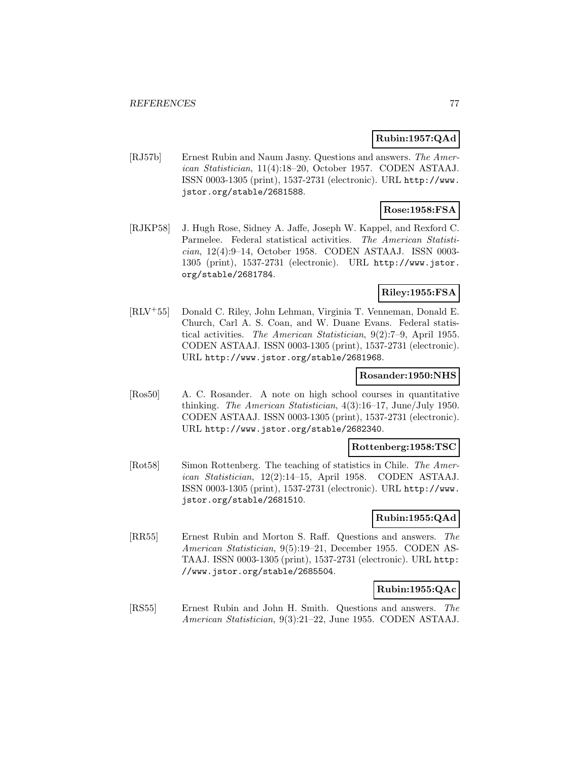**Rubin:1957:QAd**

[RJ57b] Ernest Rubin and Naum Jasny. Questions and answers. *The American Statistician*, 11(4):18–20, October 1957. CODEN ASTAAJ. ISSN 0003-1305 (print), 1537-2731 (electronic). URL http://www.jstor.org/stable/2681588.

**Rose:1958:FSA**

[RJKP58] J. Hugh Rose, Sidney A. Jaffe, Joseph W. Kappel, and Rexford C. Parmelee. Federal statistical activities. *The American Statistician*, 12(4):9–14, October 1958. CODEN ASTAAJ. ISSN 0003-1305 (print), 1537-2731 (electronic). URL http://www.jstor.org/stable/2681784.

**Riley:1955:FSA**

[RLV+55] Donald C. Riley, John Lehman, Virginia T. Venneman, Donald E. Church, Carl A. S. Coan, and W. Duane Evans. Federal statistical activities. *The American Statistician*, 9(2):7–9, April 1955. CODEN ASTAAJ. ISSN 0003-1305 (print), 1537-2731 (electronic). URL http://www.jstor.org/stable/2681968.

**Rosander:1950:NHS**

[Ros50] A. C. Rosander. A note on high school courses in quantitative thinking. *The American Statistician*, 4(3):16–17, June/July 1950. CODEN ASTAAJ. ISSN 0003-1305 (print), 1537-2731 (electronic). URL http://www.jstor.org/stable/2682340.

**Rottenberg:1958:TSC**

[Rot58] Simon Rottenberg. The teaching of statistics in Chile. *The American Statistician*, 12(2):14–15, April 1958. CODEN ASTAAJ. ISSN 0003-1305 (print), 1537-2731 (electronic). URL http://www.jstor.org/stable/2681510.

**Rubin:1955:QAd**

[RR55] Ernest Rubin and Morton S. Raff. Questions and answers. *The American Statistician*, 9(5):19–21, December 1955. CODEN ASTAAJ. ISSN 0003-1305 (print), 1537-2731 (electronic). URL http://www.jstor.org/stable/2685504.

**Rubin:1955:QAc**

[RS55] Ernest Rubin and John H. Smith. Questions and answers. *The American Statistician*, 9(3):21–22, June 1955. CODEN ASTAAJ.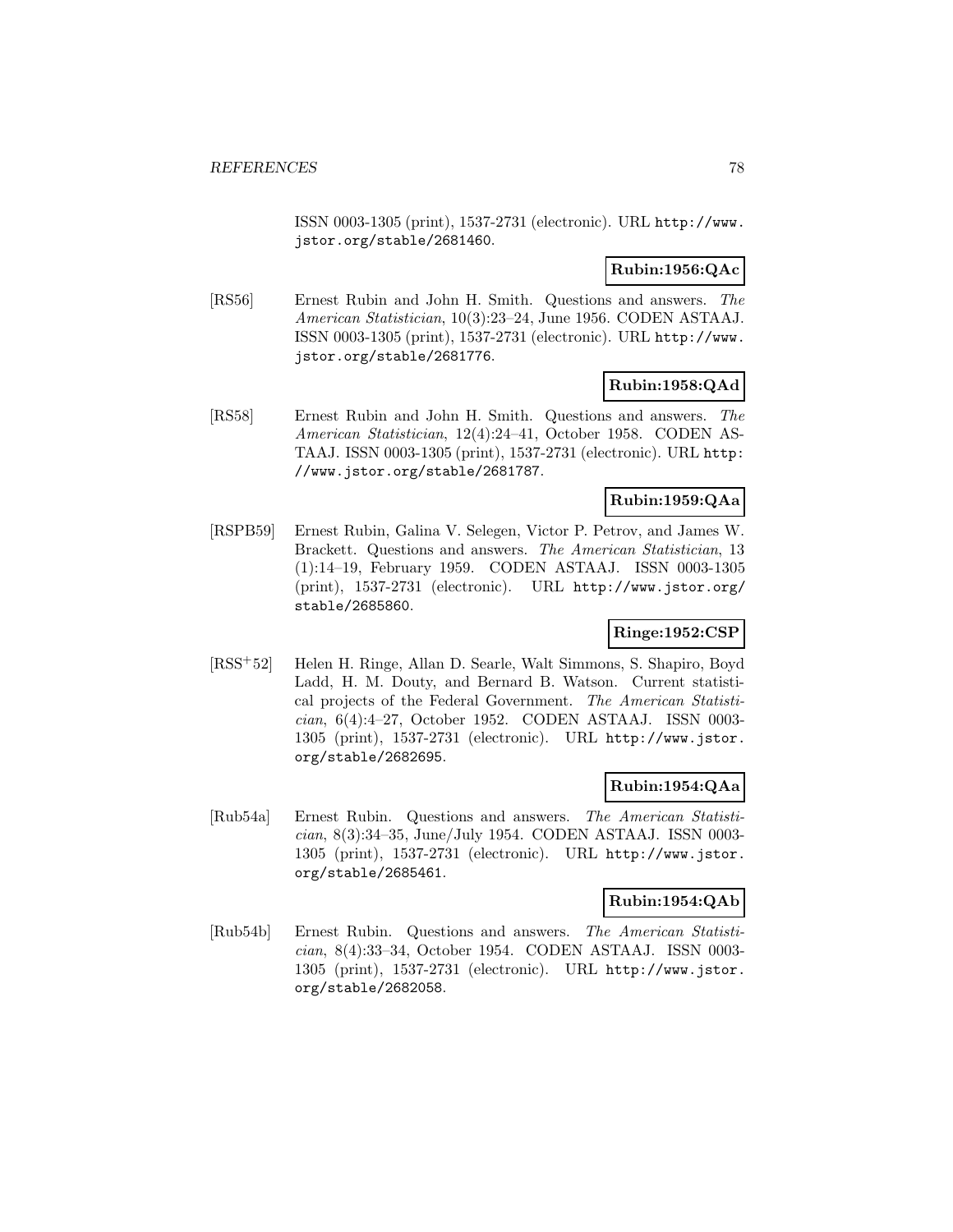ISSN 0003-1305 (print), 1537-2731 (electronic). URL http://www.jstor.org/stable/2681460.

**Rubin:1956:QAc**

[RS56] Ernest Rubin and John H. Smith. Questions and answers. *The American Statistician*, 10(3):23–24, June 1956. CODEN ASTAAJ. ISSN 0003-1305 (print), 1537-2731 (electronic). URL http://www.jstor.org/stable/2681776.

**Rubin:1958:QAd**

[RS58] Ernest Rubin and John H. Smith. Questions and answers. *The American Statistician*, 12(4):24–41, October 1958. CODEN ASTAAJ. ISSN 0003-1305 (print), 1537-2731 (electronic). URL http://www.jstor.org/stable/2681787.

**Rubin:1959:QAa**

[RSPB59] Ernest Rubin, Galina V. Selegen, Victor P. Petrov, and James W. Brackett. Questions and answers. *The American Statistician*, 13 (1):14–19, February 1959. CODEN ASTAAJ. ISSN 0003-1305 (print), 1537-2731 (electronic). URL http://www.jstor.org/stable/2685860.

**Ringe:1952:CSP**

[RSS+52] Helen H. Ringe, Allan D. Searle, Walt Simmons, S. Shapiro, Boyd Ladd, H. M. Douty, and Bernard B. Watson. Current statistical projects of the Federal Government. *The American Statistician*, 6(4):4–27, October 1952. CODEN ASTAAJ. ISSN 0003-1305 (print), 1537-2731 (electronic). URL http://www.jstor.org/stable/2682695.

**Rubin:1954:QAa**

[Rub54a] Ernest Rubin. Questions and answers. *The American Statistician*, 8(3):34–35, June/July 1954. CODEN ASTAAJ. ISSN 0003-1305 (print), 1537-2731 (electronic). URL http://www.jstor.org/stable/2685461.

**Rubin:1954:QAb**

[Rub54b] Ernest Rubin. Questions and answers. *The American Statistician*, 8(4):33–34, October 1954. CODEN ASTAAJ. ISSN 0003-1305 (print), 1537-2731 (electronic). URL http://www.jstor.org/stable/2682058.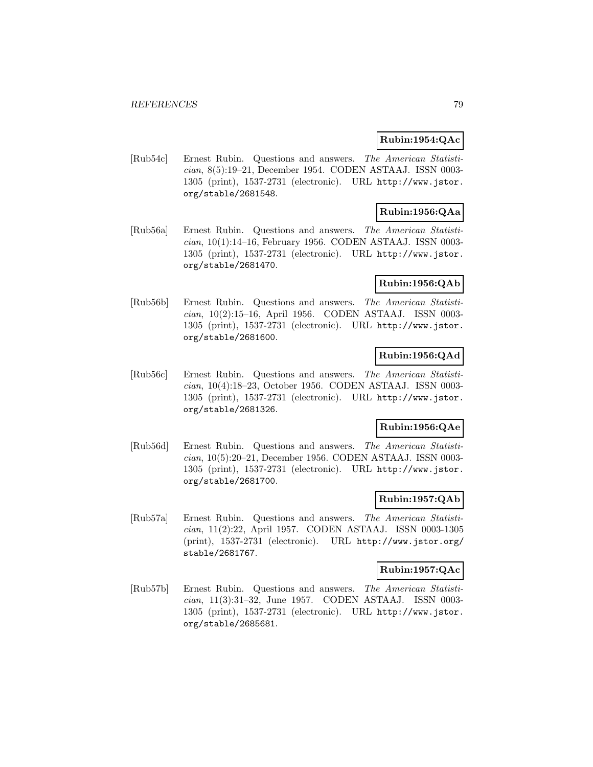**Rubin:1954:QAc**

[Rub54c] Ernest Rubin. Questions and answers. *The American Statistician*, 8(5):19–21, December 1954. CODEN ASTAAJ. ISSN 0003-1305 (print), 1537-2731 (electronic). URL http://www.jstor.org/stable/2681548.

**Rubin:1956:QAa**

[Rub56a] Ernest Rubin. Questions and answers. *The American Statistician*, 10(1):14–16, February 1956. CODEN ASTAAJ. ISSN 0003-1305 (print), 1537-2731 (electronic). URL http://www.jstor.org/stable/2681470.

**Rubin:1956:QAb**

[Rub56b] Ernest Rubin. Questions and answers. *The American Statistician*, 10(2):15–16, April 1956. CODEN ASTAAJ. ISSN 0003-1305 (print), 1537-2731 (electronic). URL http://www.jstor.org/stable/2681600.

**Rubin:1956:QAd**

[Rub56c] Ernest Rubin. Questions and answers. *The American Statistician*, 10(4):18–23, October 1956. CODEN ASTAAJ. ISSN 0003-1305 (print), 1537-2731 (electronic). URL http://www.jstor.org/stable/2681326.

**Rubin:1956:QAe**

[Rub56d] Ernest Rubin. Questions and answers. *The American Statistician*, 10(5):20–21, December 1956. CODEN ASTAAJ. ISSN 0003-1305 (print), 1537-2731 (electronic). URL http://www.jstor.org/stable/2681700.

**Rubin:1957:QAb**

[Rub57a] Ernest Rubin. Questions and answers. *The American Statistician*, 11(2):22, April 1957. CODEN ASTAAJ. ISSN 0003-1305 (print), 1537-2731 (electronic). URL http://www.jstor.org/stable/2681767.

**Rubin:1957:QAc**

[Rub57b] Ernest Rubin. Questions and answers. *The American Statistician*, 11(3):31–32, June 1957. CODEN ASTAAJ. ISSN 0003-1305 (print), 1537-2731 (electronic). URL http://www.jstor.org/stable/2685681.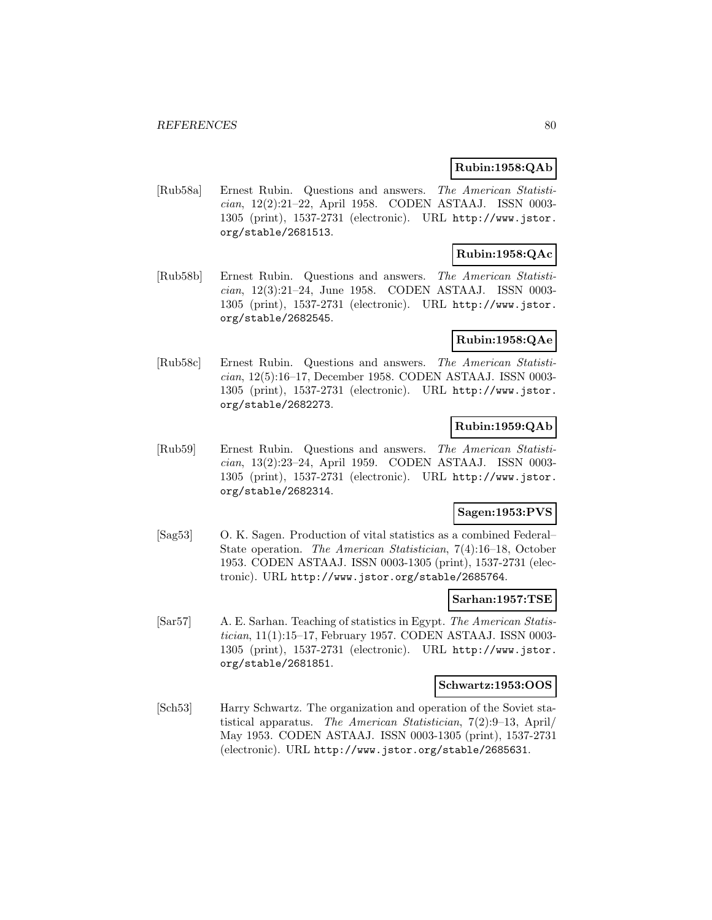**Rubin:1958:QAb**

[Rub58a] Ernest Rubin. Questions and answers. *The American Statistician*, 12(2):21–22, April 1958. CODEN ASTAAJ. ISSN 0003-1305 (print), 1537-2731 (electronic). URL http://www.jstor.org/stable/2681513.

**Rubin:1958:QAc**

[Rub58b] Ernest Rubin. Questions and answers. *The American Statistician*, 12(3):21–24, June 1958. CODEN ASTAAJ. ISSN 0003-1305 (print), 1537-2731 (electronic). URL http://www.jstor.org/stable/2682545.

**Rubin:1958:QAe**

[Rub58c] Ernest Rubin. Questions and answers. *The American Statistician*, 12(5):16–17, December 1958. CODEN ASTAAJ. ISSN 0003-1305 (print), 1537-2731 (electronic). URL http://www.jstor.org/stable/2682273.

**Rubin:1959:QAb**

[Rub59] Ernest Rubin. Questions and answers. *The American Statistician*, 13(2):23–24, April 1959. CODEN ASTAAJ. ISSN 0003-1305 (print), 1537-2731 (electronic). URL http://www.jstor.org/stable/2682314.

**Sagen:1953:PVS**

[Sag53] O. K. Sagen. Production of vital statistics as a combined Federal–State operation. *The American Statistician*, 7(4):16–18, October 1953. CODEN ASTAAJ. ISSN 0003-1305 (print), 1537-2731 (electronic). URL http://www.jstor.org/stable/2685764.

**Sarhan:1957:TSE**

[Sar57] A. E. Sarhan. Teaching of statistics in Egypt. *The American Statistician*, 11(1):15–17, February 1957. CODEN ASTAAJ. ISSN 0003-1305 (print), 1537-2731 (electronic). URL http://www.jstor.org/stable/2681851.

**Schwartz:1953:OOS**

[Sch53] Harry Schwartz. The organization and operation of the Soviet statistical apparatus. *The American Statistician*, 7(2):9–13, April/May 1953. CODEN ASTAAJ. ISSN 0003-1305 (print), 1537-2731 (electronic). URL http://www.jstor.org/stable/2685631.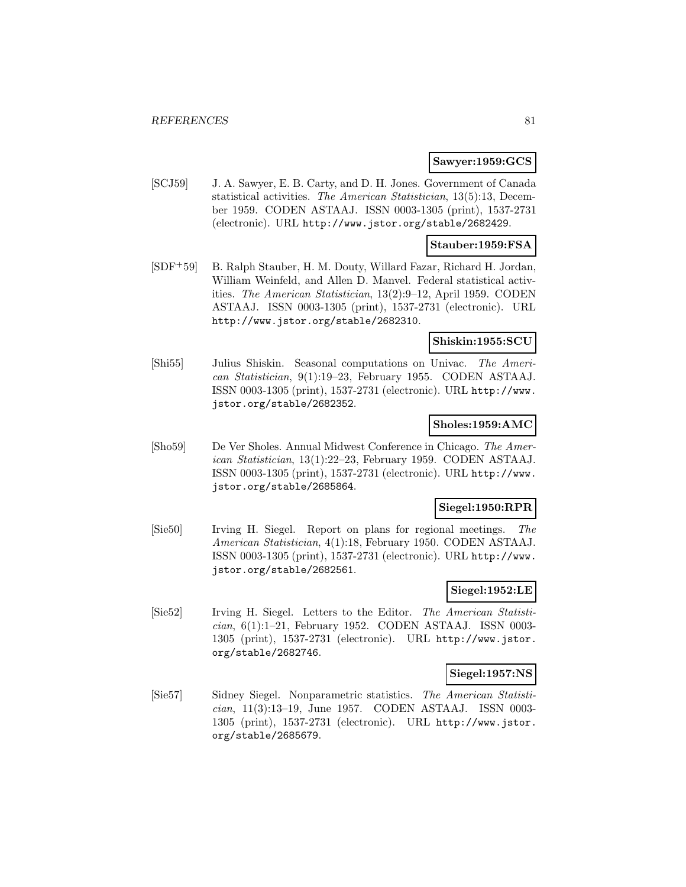**Sawyer:1959:GCS**

[SCJ59] J. A. Sawyer, E. B. Carty, and D. H. Jones. Government of Canada statistical activities. *The American Statistician*, 13(5):13, December 1959. CODEN ASTAAJ. ISSN 0003-1305 (print), 1537-2731 (electronic). URL http://www.jstor.org/stable/2682429.

**Stauber:1959:FSA**

[SDF+59] B. Ralph Stauber, H. M. Douty, Willard Fazar, Richard H. Jordan, William Weinfeld, and Allen D. Manvel. Federal statistical activities. *The American Statistician*, 13(2):9–12, April 1959. CODEN ASTAAJ. ISSN 0003-1305 (print), 1537-2731 (electronic). URL http://www.jstor.org/stable/2682310.

**Shiskin:1955:SCU**

[Shi55] Julius Shiskin. Seasonal computations on Univac. *The American Statistician*, 9(1):19–23, February 1955. CODEN ASTAAJ. ISSN 0003-1305 (print), 1537-2731 (electronic). URL http://www.jstor.org/stable/2682352.

**Sholes:1959:AMC**

[Sho59] De Ver Sholes. Annual Midwest Conference in Chicago. *The American Statistician*, 13(1):22–23, February 1959. CODEN ASTAAJ. ISSN 0003-1305 (print), 1537-2731 (electronic). URL http://www.jstor.org/stable/2685864.

**Siegel:1950:RPR**

[Sie50] Irving H. Siegel. Report on plans for regional meetings. *The American Statistician*, 4(1):18, February 1950. CODEN ASTAAJ. ISSN 0003-1305 (print), 1537-2731 (electronic). URL http://www.jstor.org/stable/2682561.

**Siegel:1952:LE**

[Sie52] Irving H. Siegel. Letters to the Editor. *The American Statistician*, 6(1):1–21, February 1952. CODEN ASTAAJ. ISSN 0003-1305 (print), 1537-2731 (electronic). URL http://www.jstor.org/stable/2682746.

**Siegel:1957:NS**

[Sie57] Sidney Siegel. Nonparametric statistics. *The American Statistician*, 11(3):13–19, June 1957. CODEN ASTAAJ. ISSN 0003-1305 (print), 1537-2731 (electronic). URL http://www.jstor.org/stable/2685679.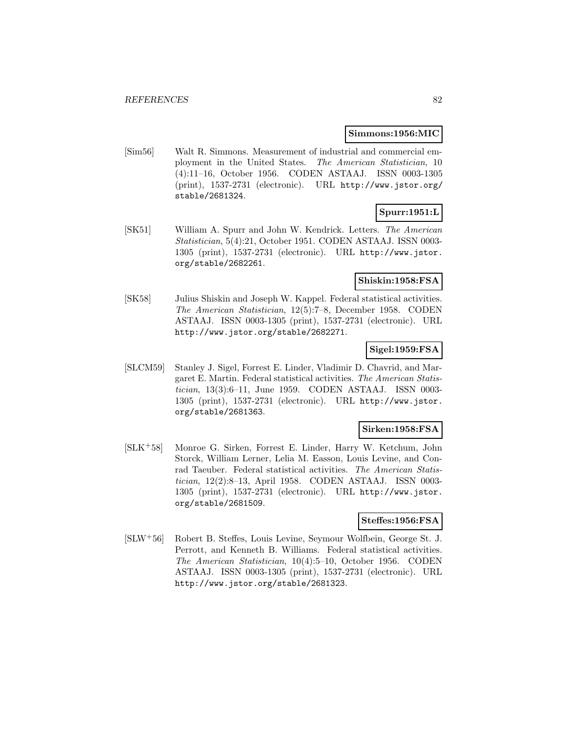**Simmons:1956:MIC**

[Sim56] Walt R. Simmons. Measurement of industrial and commercial employment in the United States. *The American Statistician*, 10 (4):11–16, October 1956. CODEN ASTAAJ. ISSN 0003-1305 (print), 1537-2731 (electronic). URL http://www.jstor.org/stable/2681324.

**Spurr:1951:L**

[SK51] William A. Spurr and John W. Kendrick. Letters. *The American Statistician*, 5(4):21, October 1951. CODEN ASTAAJ. ISSN 0003-1305 (print), 1537-2731 (electronic). URL http://www.jstor.org/stable/2682261.

**Shiskin:1958:FSA**

[SK58] Julius Shiskin and Joseph W. Kappel. Federal statistical activities. *The American Statistician*, 12(5):7–8, December 1958. CODEN ASTAAJ. ISSN 0003-1305 (print), 1537-2731 (electronic). URL http://www.jstor.org/stable/2682271.

**Sigel:1959:FSA**

[SLCM59] Stanley J. Sigel, Forrest E. Linder, Vladimir D. Chavrid, and Margaret E. Martin. Federal statistical activities. *The American Statistician*, 13(3):6–11, June 1959. CODEN ASTAAJ. ISSN 0003-1305 (print), 1537-2731 (electronic). URL http://www.jstor.org/stable/2681363.

**Sirken:1958:FSA**

[SLK+58] Monroe G. Sirken, Forrest E. Linder, Harry W. Ketchum, John Storck, William Lerner, Lelia M. Easson, Louis Levine, and Conrad Taeuber. Federal statistical activities. *The American Statistician*, 12(2):8–13, April 1958. CODEN ASTAAJ. ISSN 0003-1305 (print), 1537-2731 (electronic). URL http://www.jstor.org/stable/2681509.

**Steffes:1956:FSA**

[SLW+56] Robert B. Steffes, Louis Levine, Seymour Wolfbein, George St. J. Perrott, and Kenneth B. Williams. Federal statistical activities. *The American Statistician*, 10(4):5–10, October 1956. CODEN ASTAAJ. ISSN 0003-1305 (print), 1537-2731 (electronic). URL http://www.jstor.org/stable/2681323.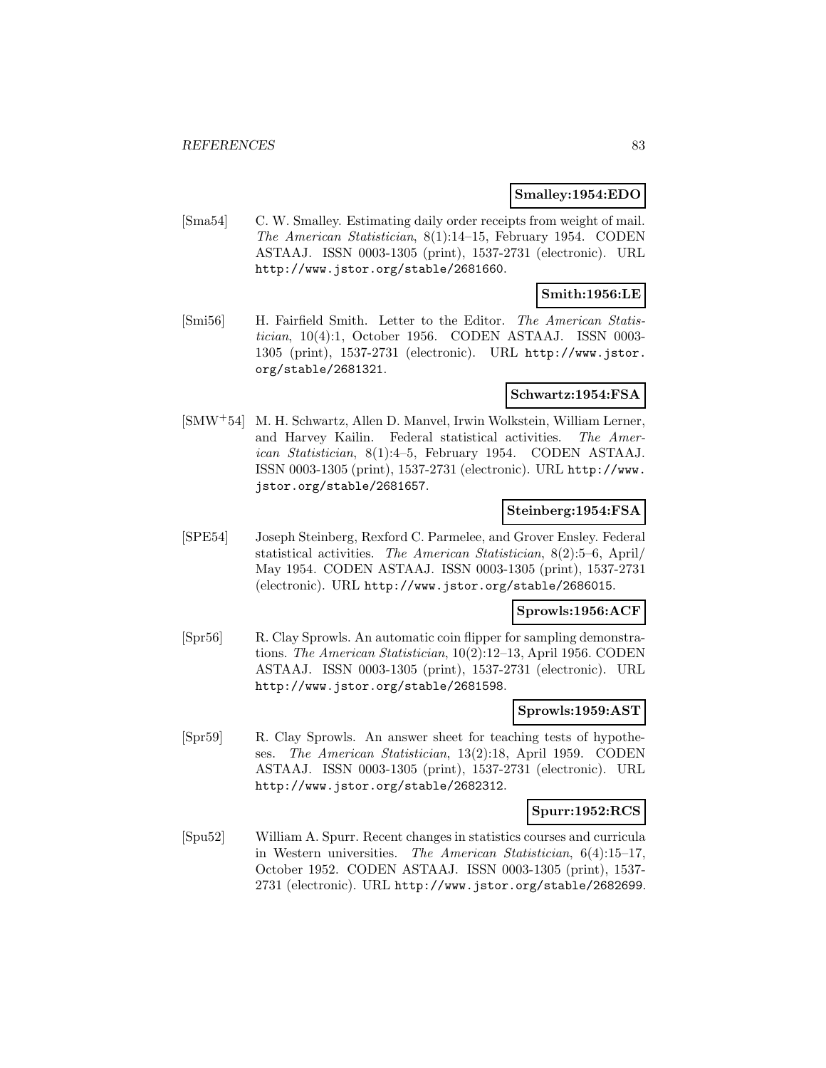**Smalley:1954:EDO**

[Sma54] C. W. Smalley. Estimating daily order receipts from weight of mail. *The American Statistician*, 8(1):14–15, February 1954. CODEN ASTAAJ. ISSN 0003-1305 (print), 1537-2731 (electronic). URL http://www.jstor.org/stable/2681660.

**Smith:1956:LE**

[Smi56] H. Fairfield Smith. Letter to the Editor. *The American Statistician*, 10(4):1, October 1956. CODEN ASTAAJ. ISSN 0003-1305 (print), 1537-2731 (electronic). URL http://www.jstor.org/stable/2681321.

**Schwartz:1954:FSA**

[SMW+54] M. H. Schwartz, Allen D. Manvel, Irwin Wolkstein, William Lerner, and Harvey Kailin. Federal statistical activities. *The American Statistician*, 8(1):4–5, February 1954. CODEN ASTAAJ. ISSN 0003-1305 (print), 1537-2731 (electronic). URL http://www.jstor.org/stable/2681657.

**Steinberg:1954:FSA**

[SPE54] Joseph Steinberg, Rexford C. Parmelee, and Grover Ensley. Federal statistical activities. *The American Statistician*, 8(2):5–6, April/May 1954. CODEN ASTAAJ. ISSN 0003-1305 (print), 1537-2731 (electronic). URL http://www.jstor.org/stable/2686015.

**Sprowls:1956:ACF**

[Spr56] R. Clay Sprowls. An automatic coin flipper for sampling demonstrations. *The American Statistician*, 10(2):12–13, April 1956. CODEN ASTAAJ. ISSN 0003-1305 (print), 1537-2731 (electronic). URL http://www.jstor.org/stable/2681598.

**Sprowls:1959:AST**

[Spr59] R. Clay Sprowls. An answer sheet for teaching tests of hypotheses. *The American Statistician*, 13(2):18, April 1959. CODEN ASTAAJ. ISSN 0003-1305 (print), 1537-2731 (electronic). URL http://www.jstor.org/stable/2682312.

**Spurr:1952:RCS**

[Spu52] William A. Spurr. Recent changes in statistics courses and curricula in Western universities. *The American Statistician*, 6(4):15–17, October 1952. CODEN ASTAAJ. ISSN 0003-1305 (print), 1537-2731 (electronic). URL http://www.jstor.org/stable/2682699.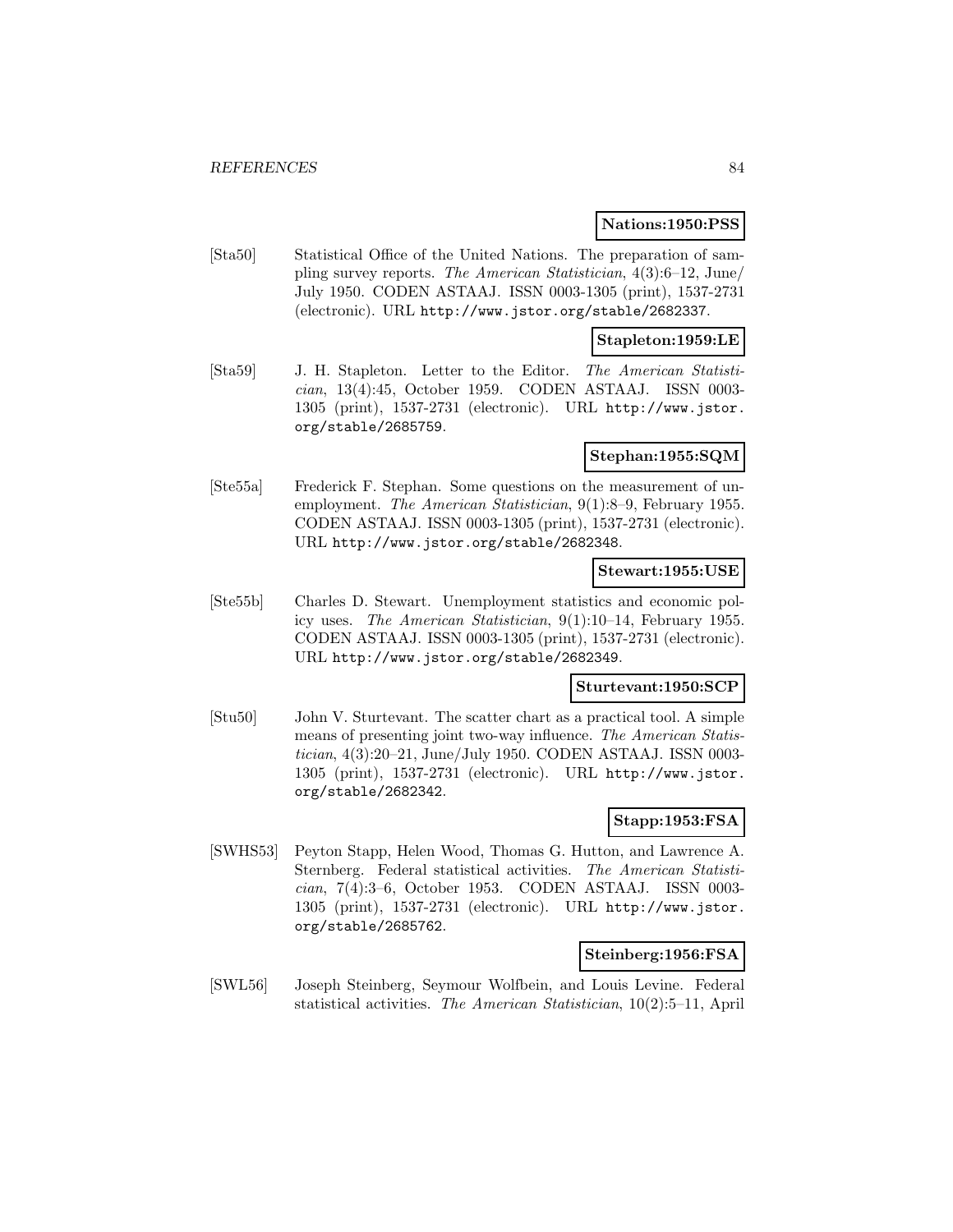**Nations:1950:PSS**

[Sta50] Statistical Office of the United Nations. The preparation of sampling survey reports. *The American Statistician*, 4(3):6–12, June/July 1950. CODEN ASTAAJ. ISSN 0003-1305 (print), 1537-2731 (electronic). URL http://www.jstor.org/stable/2682337.

**Stapleton:1959:LE**

[Sta59] J. H. Stapleton. Letter to the Editor. *The American Statistician*, 13(4):45, October 1959. CODEN ASTAAJ. ISSN 0003-1305 (print), 1537-2731 (electronic). URL http://www.jstor.org/stable/2685759.

**Stephan:1955:SQM**

[Ste55a] Frederick F. Stephan. Some questions on the measurement of unemployment. *The American Statistician*, 9(1):8–9, February 1955. CODEN ASTAAJ. ISSN 0003-1305 (print), 1537-2731 (electronic). URL http://www.jstor.org/stable/2682348.

**Stewart:1955:USE**

[Ste55b] Charles D. Stewart. Unemployment statistics and economic policy uses. *The American Statistician*, 9(1):10–14, February 1955. CODEN ASTAAJ. ISSN 0003-1305 (print), 1537-2731 (electronic). URL http://www.jstor.org/stable/2682349.

**Sturtevant:1950:SCP**

[Stu50] John V. Sturtevant. The scatter chart as a practical tool. A simple means of presenting joint two-way influence. *The American Statistician*, 4(3):20–21, June/July 1950. CODEN ASTAAJ. ISSN 0003-1305 (print), 1537-2731 (electronic). URL http://www.jstor.org/stable/2682342.

**Stapp:1953:FSA**

[SWHS53] Peyton Stapp, Helen Wood, Thomas G. Hutton, and Lawrence A. Sternberg. Federal statistical activities. *The American Statistician*, 7(4):3–6, October 1953. CODEN ASTAAJ. ISSN 0003-1305 (print), 1537-2731 (electronic). URL http://www.jstor.org/stable/2685762.

**Steinberg:1956:FSA**

[SWL56] Joseph Steinberg, Seymour Wolfbein, and Louis Levine. Federal statistical activities. *The American Statistician*, 10(2):5–11, April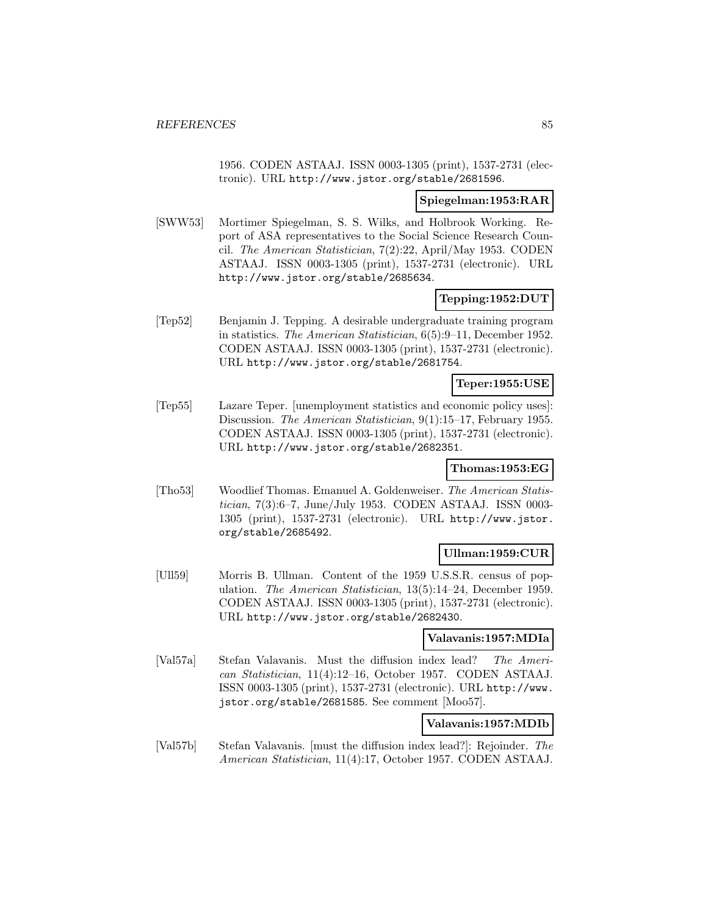1956. CODEN ASTAAJ. ISSN 0003-1305 (print), 1537-2731 (electronic). URL http://www.jstor.org/stable/2681596.

**Spiegelman:1953:RAR**

[SWW53] Mortimer Spiegelman, S. S. Wilks, and Holbrook Working. Report of ASA representatives to the Social Science Research Council. *The American Statistician*, 7(2):22, April/May 1953. CODEN ASTAAJ. ISSN 0003-1305 (print), 1537-2731 (electronic). URL http://www.jstor.org/stable/2685634.

**Tepping:1952:DUT**

[Tep52] Benjamin J. Tepping. A desirable undergraduate training program in statistics. *The American Statistician*, 6(5):9–11, December 1952. CODEN ASTAAJ. ISSN 0003-1305 (print), 1537-2731 (electronic). URL http://www.jstor.org/stable/2681754.

**Teper:1955:USE**

[Tep55] Lazare Teper. [unemployment statistics and economic policy uses]: Discussion. *The American Statistician*, 9(1):15–17, February 1955. CODEN ASTAAJ. ISSN 0003-1305 (print), 1537-2731 (electronic). URL http://www.jstor.org/stable/2682351.

**Thomas:1953:EG**

[Tho53] Woodlief Thomas. Emanuel A. Goldenweiser. *The American Statistician*, 7(3):6–7, June/July 1953. CODEN ASTAAJ. ISSN 0003-1305 (print), 1537-2731 (electronic). URL http://www.jstor.org/stable/2685492.

**Ullman:1959:CUR**

[Ull59] Morris B. Ullman. Content of the 1959 U.S.S.R. census of population. *The American Statistician*, 13(5):14–24, December 1959. CODEN ASTAAJ. ISSN 0003-1305 (print), 1537-2731 (electronic). URL http://www.jstor.org/stable/2682430.

**Valavanis:1957:MDIa**

[Val57a] Stefan Valavanis. Must the diffusion index lead? *The American Statistician*, 11(4):12–16, October 1957. CODEN ASTAAJ. ISSN 0003-1305 (print), 1537-2731 (electronic). URL http://www.jstor.org/stable/2681585. See comment [Moo57].

**Valavanis:1957:MDIb**

[Val57b] Stefan Valavanis. [must the diffusion index lead?]: Rejoinder. *The American Statistician*, 11(4):17, October 1957. CODEN ASTAAJ.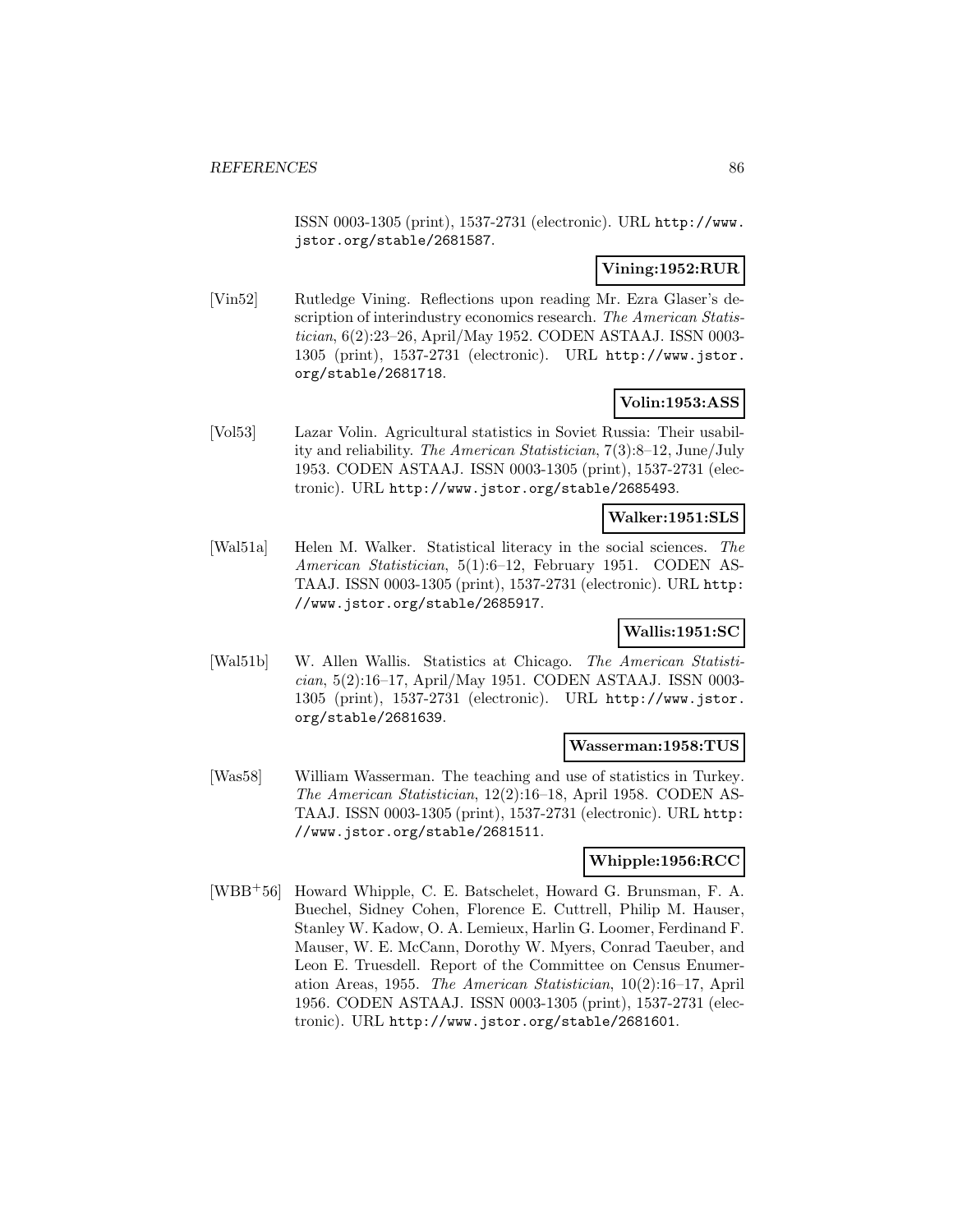ISSN 0003-1305 (print), 1537-2731 (electronic). URL http://www.jstor.org/stable/2681587.

**Vining:1952:RUR**

[Vin52] Rutledge Vining. Reflections upon reading Mr. Ezra Glaser's description of interindustry economics research. *The American Statistician*, 6(2):23–26, April/May 1952. CODEN ASTAAJ. ISSN 0003-1305 (print), 1537-2731 (electronic). URL http://www.jstor.org/stable/2681718.

**Volin:1953:ASS**

[Vol53] Lazar Volin. Agricultural statistics in Soviet Russia: Their usability and reliability. *The American Statistician*, 7(3):8–12, June/July 1953. CODEN ASTAAJ. ISSN 0003-1305 (print), 1537-2731 (electronic). URL http://www.jstor.org/stable/2685493.

**Walker:1951:SLS**

[Wal51a] Helen M. Walker. Statistical literacy in the social sciences. *The American Statistician*, 5(1):6–12, February 1951. CODEN ASTAAJ. ISSN 0003-1305 (print), 1537-2731 (electronic). URL http://www.jstor.org/stable/2685917.

**Wallis:1951:SC**

[Wal51b] W. Allen Wallis. Statistics at Chicago. *The American Statistician*, 5(2):16–17, April/May 1951. CODEN ASTAAJ. ISSN 0003-1305 (print), 1537-2731 (electronic). URL http://www.jstor.org/stable/2681639.

**Wasserman:1958:TUS**

[Was58] William Wasserman. The teaching and use of statistics in Turkey. *The American Statistician*, 12(2):16–18, April 1958. CODEN ASTAAJ. ISSN 0003-1305 (print), 1537-2731 (electronic). URL http://www.jstor.org/stable/2681511.

**Whipple:1956:RCC**

[WBB+56] Howard Whipple, C. E. Batschelet, Howard G. Brunsman, F. A. Buechel, Sidney Cohen, Florence E. Cuttrell, Philip M. Hauser, Stanley W. Kadow, O. A. Lemieux, Harlin G. Loomer, Ferdinand F. Mauser, W. E. McCann, Dorothy W. Myers, Conrad Taeuber, and Leon E. Truesdell. Report of the Committee on Census Enumeration Areas, 1955. *The American Statistician*, 10(2):16–17, April 1956. CODEN ASTAAJ. ISSN 0003-1305 (print), 1537-2731 (electronic). URL http://www.jstor.org/stable/2681601.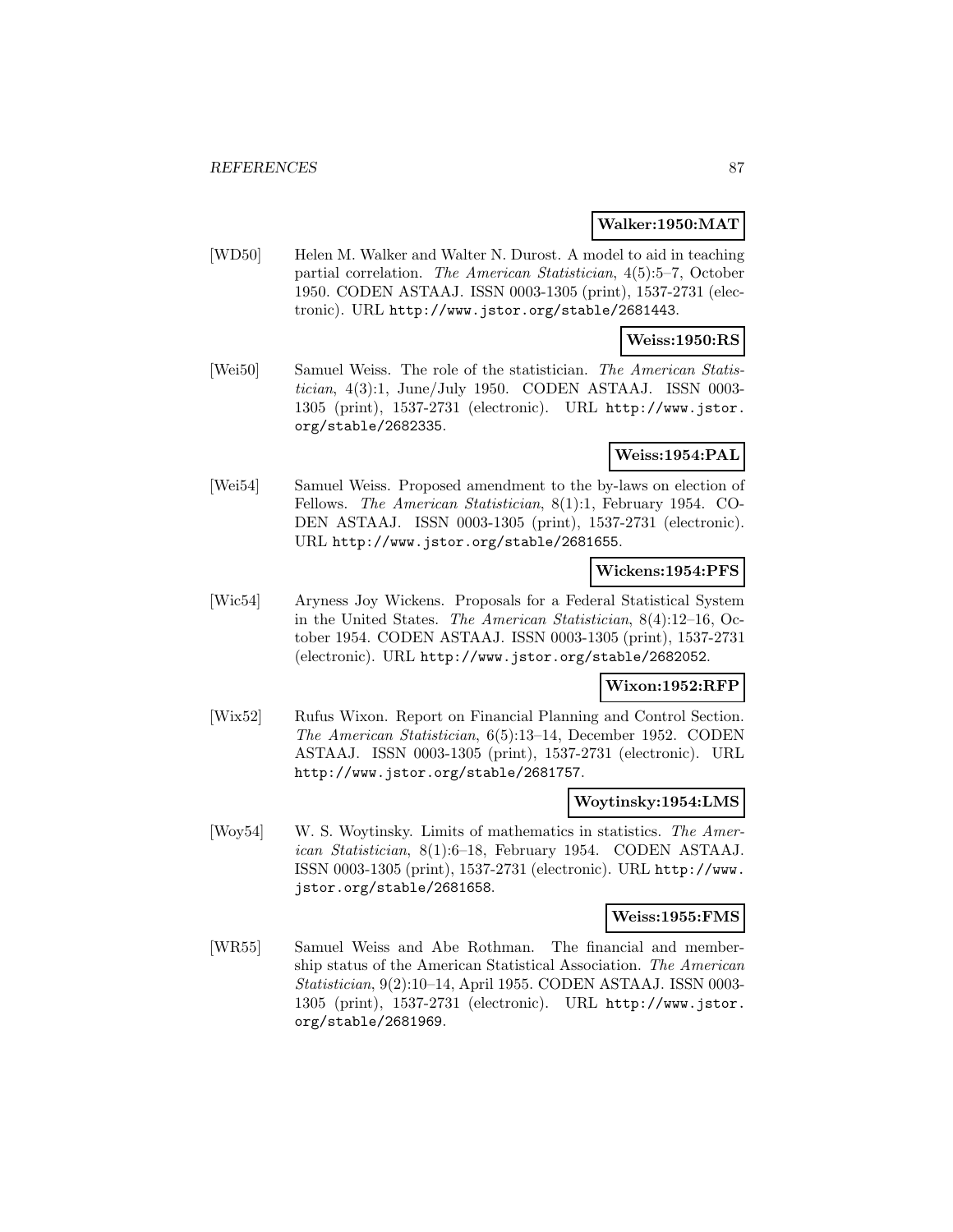**Walker:1950:MAT**

[WD50] Helen M. Walker and Walter N. Durost. A model to aid in teaching partial correlation. *The American Statistician*, 4(5):5–7, October 1950. CODEN ASTAAJ. ISSN 0003-1305 (print), 1537-2731 (electronic). URL http://www.jstor.org/stable/2681443.

**Weiss:1950:RS**

[Wei50] Samuel Weiss. The role of the statistician. *The American Statistician*, 4(3):1, June/July 1950. CODEN ASTAAJ. ISSN 0003-1305 (print), 1537-2731 (electronic). URL http://www.jstor.org/stable/2682335.

**Weiss:1954:PAL**

[Wei54] Samuel Weiss. Proposed amendment to the by-laws on election of Fellows. *The American Statistician*, 8(1):1, February 1954. CODEN ASTAAJ. ISSN 0003-1305 (print), 1537-2731 (electronic). URL http://www.jstor.org/stable/2681655.

**Wickens:1954:PFS**

[Wic54] Aryness Joy Wickens. Proposals for a Federal Statistical System in the United States. *The American Statistician*, 8(4):12–16, October 1954. CODEN ASTAAJ. ISSN 0003-1305 (print), 1537-2731 (electronic). URL http://www.jstor.org/stable/2682052.

**Wixon:1952:RFP**

[Wix52] Rufus Wixon. Report on Financial Planning and Control Section. *The American Statistician*, 6(5):13–14, December 1952. CODEN ASTAAJ. ISSN 0003-1305 (print), 1537-2731 (electronic). URL http://www.jstor.org/stable/2681757.

**Woytinsky:1954:LMS**

[Woy54] W. S. Woytinsky. Limits of mathematics in statistics. *The American Statistician*, 8(1):6–18, February 1954. CODEN ASTAAJ. ISSN 0003-1305 (print), 1537-2731 (electronic). URL http://www.jstor.org/stable/2681658.

**Weiss:1955:FMS**

[WR55] Samuel Weiss and Abe Rothman. The financial and membership status of the American Statistical Association. *The American Statistician*, 9(2):10–14, April 1955. CODEN ASTAAJ. ISSN 0003-1305 (print), 1537-2731 (electronic). URL http://www.jstor.org/stable/2681969.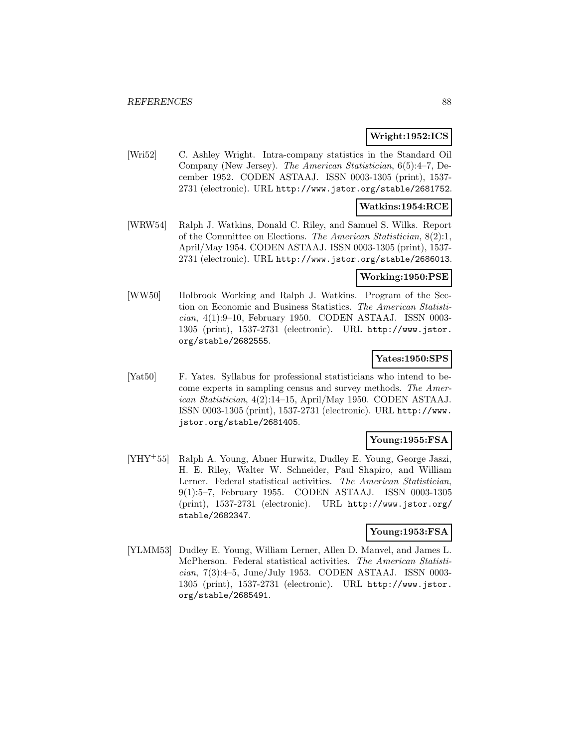**Wright:1952:ICS**

[Wri52] C. Ashley Wright. Intra-company statistics in the Standard Oil Company (New Jersey). *The American Statistician*, 6(5):4–7, December 1952. CODEN ASTAAJ. ISSN 0003-1305 (print), 1537-2731 (electronic). URL http://www.jstor.org/stable/2681752.

**Watkins:1954:RCE**

[WRW54] Ralph J. Watkins, Donald C. Riley, and Samuel S. Wilks. Report of the Committee on Elections. *The American Statistician*, 8(2):1, April/May 1954. CODEN ASTAAJ. ISSN 0003-1305 (print), 1537-2731 (electronic). URL http://www.jstor.org/stable/2686013.

**Working:1950:PSE**

[WW50] Holbrook Working and Ralph J. Watkins. Program of the Section on Economic and Business Statistics. *The American Statistician*, 4(1):9–10, February 1950. CODEN ASTAAJ. ISSN 0003-1305 (print), 1537-2731 (electronic). URL http://www.jstor.org/stable/2682555.

**Yates:1950:SPS**

[Yat50] F. Yates. Syllabus for professional statisticians who intend to become experts in sampling census and survey methods. *The American Statistician*, 4(2):14–15, April/May 1950. CODEN ASTAAJ. ISSN 0003-1305 (print), 1537-2731 (electronic). URL http://www.jstor.org/stable/2681405.

**Young:1955:FSA**

[YHY+55] Ralph A. Young, Abner Hurwitz, Dudley E. Young, George Jaszi, H. E. Riley, Walter W. Schneider, Paul Shapiro, and William Lerner. Federal statistical activities. *The American Statistician*, 9(1):5–7, February 1955. CODEN ASTAAJ. ISSN 0003-1305 (print), 1537-2731 (electronic). URL http://www.jstor.org/stable/2682347.

**Young:1953:FSA**

[YLMM53] Dudley E. Young, William Lerner, Allen D. Manvel, and James L. McPherson. Federal statistical activities. *The American Statistician*, 7(3):4–5, June/July 1953. CODEN ASTAAJ. ISSN 0003-1305 (print), 1537-2731 (electronic). URL http://www.jstor.org/stable/2685491.